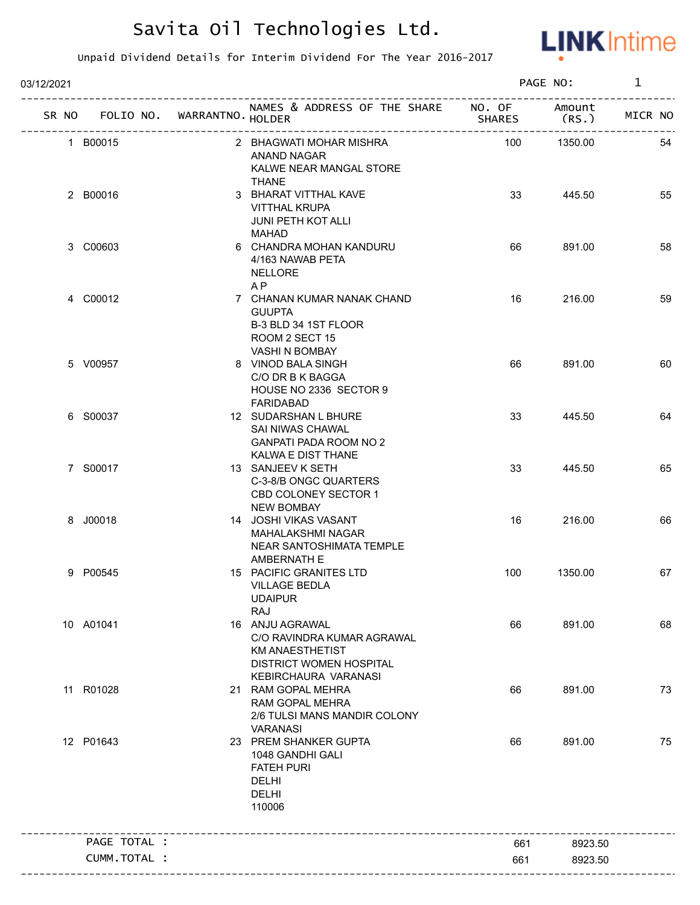# Savita Oil Technologies Ltd.

Unpaid Dividend Details for Interim Dividend For The Year 2016-2017

03/12/2021 PAGE NO: 1

| SR NO | FOLIO NO. | WARRANTNO. | NAMES & ADDRESS OF THE SHARE HOLDER | NO. OF SHARES | Amount (RS.) | MICR NO |
|---|---|---|---|---|---|---|
| 1 | B00015 | 2 | BHAGWATI MOHAR MISHRA<br>ANAND NAGAR<br>KALWE NEAR MANGAL STORE<br>THANE | 100 | 1350.00 | 54 |
| 2 | B00016 | 3 | BHARAT VITTHAL KAVE<br>VITTHAL KRUPA<br>JUNI PETH KOT ALLI<br>MAHAD | 33 | 445.50 | 55 |
| 3 | C00603 | 6 | CHANDRA MOHAN KANDURU<br>4/163 NAWAB PETA<br>NELLORE<br>A P | 66 | 891.00 | 58 |
| 4 | C00012 | 7 | CHANAN KUMAR NANAK CHAND<br>GUUPTA<br>B-3 BLD 34 1ST FLOOR<br>ROOM 2 SECT 15<br>VASHI N BOMBAY | 16 | 216.00 | 59 |
| 5 | V00957 | 8 | VINOD BALA SINGH<br>C/O DR B K BAGGA<br>HOUSE NO 2336 SECTOR 9<br>FARIDABAD | 66 | 891.00 | 60 |
| 6 | S00037 | 12 | SUDARSHAN L BHURE<br>SAI NIWAS CHAWAL<br>GANPATI PADA ROOM NO 2<br>KALWA E DIST THANE | 33 | 445.50 | 64 |
| 7 | S00017 | 13 | SANJEEV K SETH<br>C-3-8/B ONGC QUARTERS<br>CBD COLONEY SECTOR 1<br>NEW BOMBAY | 33 | 445.50 | 65 |
| 8 | J00018 | 14 | JOSHI VIKAS VASANT<br>MAHALAKSHMI NAGAR<br>NEAR SANTOSHIMATA TEMPLE<br>AMBERNATH E | 16 | 216.00 | 66 |
| 9 | P00545 | 15 | PACIFIC GRANITES LTD<br>VILLAGE BEDLA<br>UDAIPUR<br>RAJ | 100 | 1350.00 | 67 |
| 10 | A01041 | 16 | ANJU AGRAWAL<br>C/O RAVINDRA KUMAR AGRAWAL<br>KM ANAESTHETIST<br>DISTRICT WOMEN HOSPITAL<br>KEBIRCHAURA VARANASI | 66 | 891.00 | 68 |
| 11 | R01028 | 21 | RAM GOPAL MEHRA<br>RAM GOPAL MEHRA<br>2/6 TULSI MANS MANDIR COLONY<br>VARANASI | 66 | 891.00 | 73 |
| 12 | P01643 | 23 | PREM SHANKER GUPTA<br>1048 GANDHI GALI<br>FATEH PURI<br>DELHI<br>DELHI<br>110006 | 66 | 891.00 | 75 |
| | PAGE TOTAL : | | | 661 | 8923.50 | |
| | CUMM.TOTAL : | | | 661 | 8923.50 | |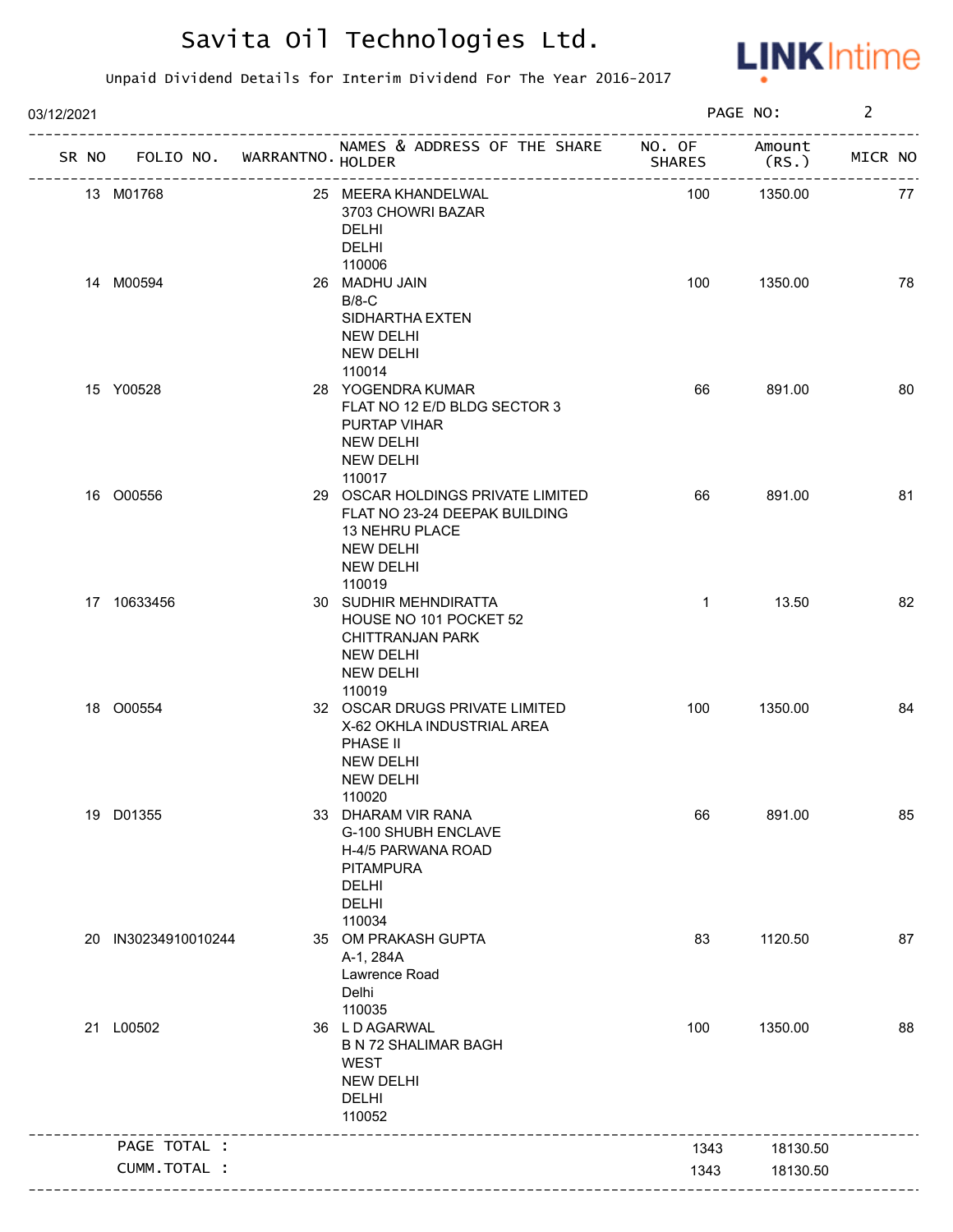# Savita Oil Technologies Ltd.

Unpaid Dividend Details for Interim Dividend For The Year 2016-2017

03/12/2021

| SR NO | FOLIO NO. | WARRANTNO. | NAMES & ADDRESS OF THE SHARE HOLDER | NO. OF SHARES | Amount (RS.) | MICR NO |
|---|---|---|---|---|---|---|
| 13 | M01768 | 25 | MEERA KHANDELWAL<br>3703 CHOWRI BAZAR<br>DELHI<br>DELHI<br>110006 | 100 | 1350.00 | 77 |
| 14 | M00594 | 26 | MADHU JAIN<br>B/8-C<br>SIDHARTHA EXTEN<br>NEW DELHI<br>NEW DELHI<br>110014 | 100 | 1350.00 | 78 |
| 15 | Y00528 | 28 | YOGENDRA KUMAR<br>FLAT NO 12 E/D BLDG SECTOR 3<br>PURTAP VIHAR<br>NEW DELHI<br>NEW DELHI<br>110017 | 66 | 891.00 | 80 |
| 16 | O00556 | 29 | OSCAR HOLDINGS PRIVATE LIMITED<br>FLAT NO 23-24 DEEPAK BUILDING<br>13 NEHRU PLACE<br>NEW DELHI<br>NEW DELHI<br>110019 | 66 | 891.00 | 81 |
| 17 | 10633456 | 30 | SUDHIR MEHNDIRATTA<br>HOUSE NO 101 POCKET 52<br>CHITTRANJAN PARK<br>NEW DELHI<br>NEW DELHI<br>110019 | 1 | 13.50 | 82 |
| 18 | O00554 | 32 | OSCAR DRUGS PRIVATE LIMITED<br>X-62 OKHLA INDUSTRIAL AREA<br>PHASE II<br>NEW DELHI<br>NEW DELHI<br>110020 | 100 | 1350.00 | 84 |
| 19 | D01355 | 33 | DHARAM VIR RANA<br>G-100 SHUBH ENCLAVE<br>H-4/5 PARWANA ROAD<br>PITAMPURA<br>DELHI<br>DELHI<br>110034 | 66 | 891.00 | 85 |
| 20 | IN30234910010244 | 35 | OM PRAKASH GUPTA<br>A-1, 284A<br>Lawrence Road<br>Delhi<br>110035 | 83 | 1120.50 | 87 |
| 21 | L00502 | 36 | L D AGARWAL<br>B N 72 SHALIMAR BAGH<br>WEST<br>NEW DELHI<br>DELHI<br>110052 | 100 | 1350.00 | 88 |
| | PAGE TOTAL : | | | 1343 | 18130.50 | |
| | CUMM.TOTAL : | | | 1343 | 18130.50 | |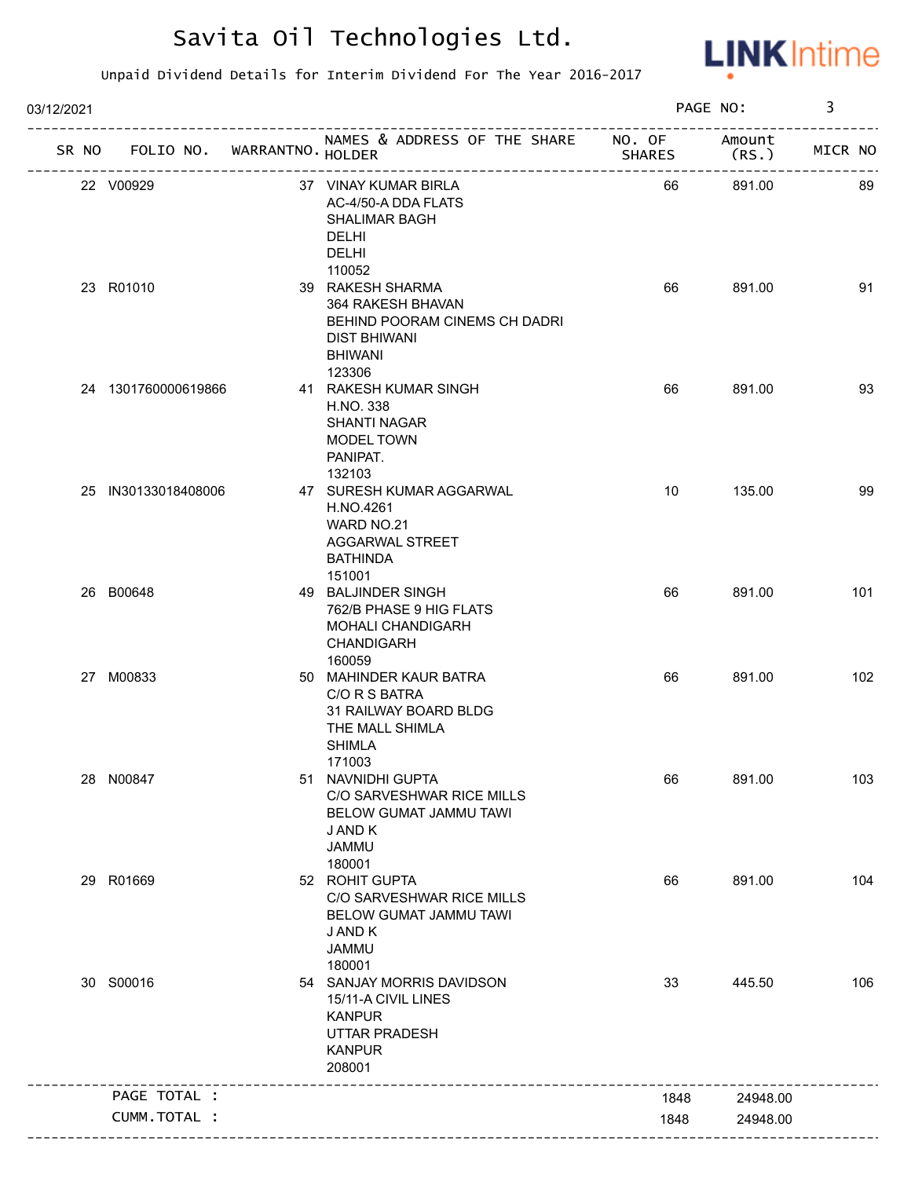# Savita Oil Technologies Ltd.

Unpaid Dividend Details for Interim Dividend For The Year 2016-2017

03/12/2021

| SR NO | FOLIO NO. | WARRANTNO. | NAMES & ADDRESS OF THE SHARE HOLDER | NO. OF SHARES | Amount (RS.) | MICR NO |
|---|---|---|---|---|---|---|
| 22 | V00929 | 37 | VINAY KUMAR BIRLA<br>AC-4/50-A DDA FLATS<br>SHALIMAR BAGH<br>DELHI<br>DELHI<br>110052 | 66 | 891.00 | 89 |
| 23 | R01010 | 39 | RAKESH SHARMA<br>364 RAKESH BHAVAN<br>BEHIND POORAM CINEMS CH DADRI<br>DIST BHIWANI<br>BHIWANI<br>123306 | 66 | 891.00 | 91 |
| 24 | 1301760000619866 | 41 | RAKESH KUMAR SINGH<br>H.NO. 338<br>SHANTI NAGAR<br>MODEL TOWN<br>PANIPAT.<br>132103 | 66 | 891.00 | 93 |
| 25 | IN30133018408006 | 47 | SURESH KUMAR AGGARWAL<br>H.NO.4261<br>WARD NO.21<br>AGGARWAL STREET<br>BATHINDA<br>151001 | 10 | 135.00 | 99 |
| 26 | B00648 | 49 | BALJINDER SINGH<br>762/B PHASE 9 HIG FLATS<br>MOHALI CHANDIGARH<br>CHANDIGARH<br>160059 | 66 | 891.00 | 101 |
| 27 | M00833 | 50 | MAHINDER KAUR BATRA<br>C/O R S BATRA<br>31 RAILWAY BOARD BLDG<br>THE MALL SHIMLA<br>SHIMLA<br>171003 | 66 | 891.00 | 102 |
| 28 | N00847 | 51 | NAVNIDHI GUPTA<br>C/O SARVESHWAR RICE MILLS<br>BELOW GUMAT JAMMU TAWI<br>J AND K<br>JAMMU<br>180001 | 66 | 891.00 | 103 |
| 29 | R01669 | 52 | ROHIT GUPTA<br>C/O SARVESHWAR RICE MILLS<br>BELOW GUMAT JAMMU TAWI<br>J AND K<br>JAMMU<br>180001 | 66 | 891.00 | 104 |
| 30 | S00016 | 54 | SANJAY MORRIS DAVIDSON<br>15/11-A CIVIL LINES<br>KANPUR<br>UTTAR PRADESH<br>KANPUR<br>208001 | 33 | 445.50 | 106 |
| | PAGE TOTAL : | | | 1848 | 24948.00 | |
| | CUMM.TOTAL : | | | 1848 | 24948.00 | |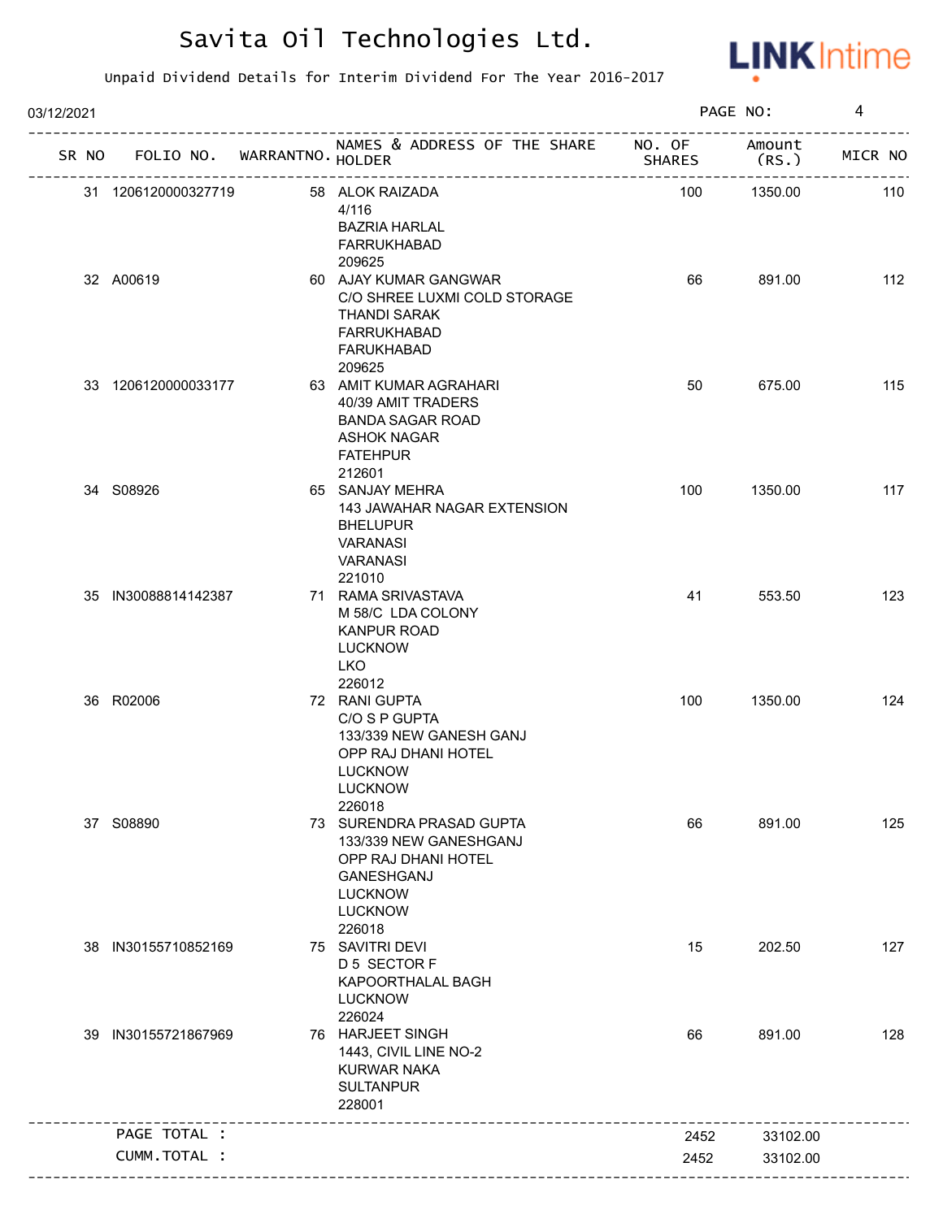# Savita Oil Technologies Ltd.

Unpaid Dividend Details for Interim Dividend For The Year 2016-2017

03/12/2021

| SR NO | FOLIO NO. | WARRANTNO. | NAMES & ADDRESS OF THE SHARE HOLDER | NO. OF SHARES | Amount (RS.) | MICR NO |
|---|---|---|---|---|---|---|
| 31 | 1206120000327719 | 58 | ALOK RAIZADA<br>4/116<br>BAZRIA HARLAL<br>FARRUKHABAD<br>209625 | 100 | 1350.00 | 110 |
| 32 | A00619 | 60 | AJAY KUMAR GANGWAR<br>C/O SHREE LUXMI COLD STORAGE<br>THANDI SARAK<br>FARRUKHABAD<br>FARUKHABAD<br>209625 | 66 | 891.00 | 112 |
| 33 | 1206120000033177 | 63 | AMIT KUMAR AGRAHARI<br>40/39 AMIT TRADERS<br>BANDA SAGAR ROAD<br>ASHOK NAGAR<br>FATEHPUR<br>212601 | 50 | 675.00 | 115 |
| 34 | S08926 | 65 | SANJAY MEHRA<br>143 JAWAHAR NAGAR EXTENSION<br>BHELUPUR<br>VARANASI<br>VARANASI<br>221010 | 100 | 1350.00 | 117 |
| 35 | IN30088814142387 | 71 | RAMA SRIVASTAVA<br>M 58/C LDA COLONY<br>KANPUR ROAD<br>LUCKNOW<br>LKO<br>226012 | 41 | 553.50 | 123 |
| 36 | R02006 | 72 | RANI GUPTA<br>C/O S P GUPTA<br>133/339 NEW GANESH GANJ<br>OPP RAJ DHANI HOTEL<br>LUCKNOW<br>LUCKNOW<br>226018 | 100 | 1350.00 | 124 |
| 37 | S08890 | 73 | SURENDRA PRASAD GUPTA<br>133/339 NEW GANESHGANJ<br>OPP RAJ DHANI HOTEL<br>GANESHGANJ<br>LUCKNOW<br>LUCKNOW<br>226018 | 66 | 891.00 | 125 |
| 38 | IN30155710852169 | 75 | SAVITRI DEVI<br>D 5 SECTOR F<br>KAPOORTHALAL BAGH<br>LUCKNOW<br>226024 | 15 | 202.50 | 127 |
| 39 | IN30155721867969 | 76 | HARJEET SINGH<br>1443, CIVIL LINE NO-2<br>KURWAR NAKA<br>SULTANPUR<br>228001 | 66 | 891.00 | 128 |
| | PAGE TOTAL : | | | 2452 | 33102.00 | |
| | CUMM.TOTAL : | | | 2452 | 33102.00 | |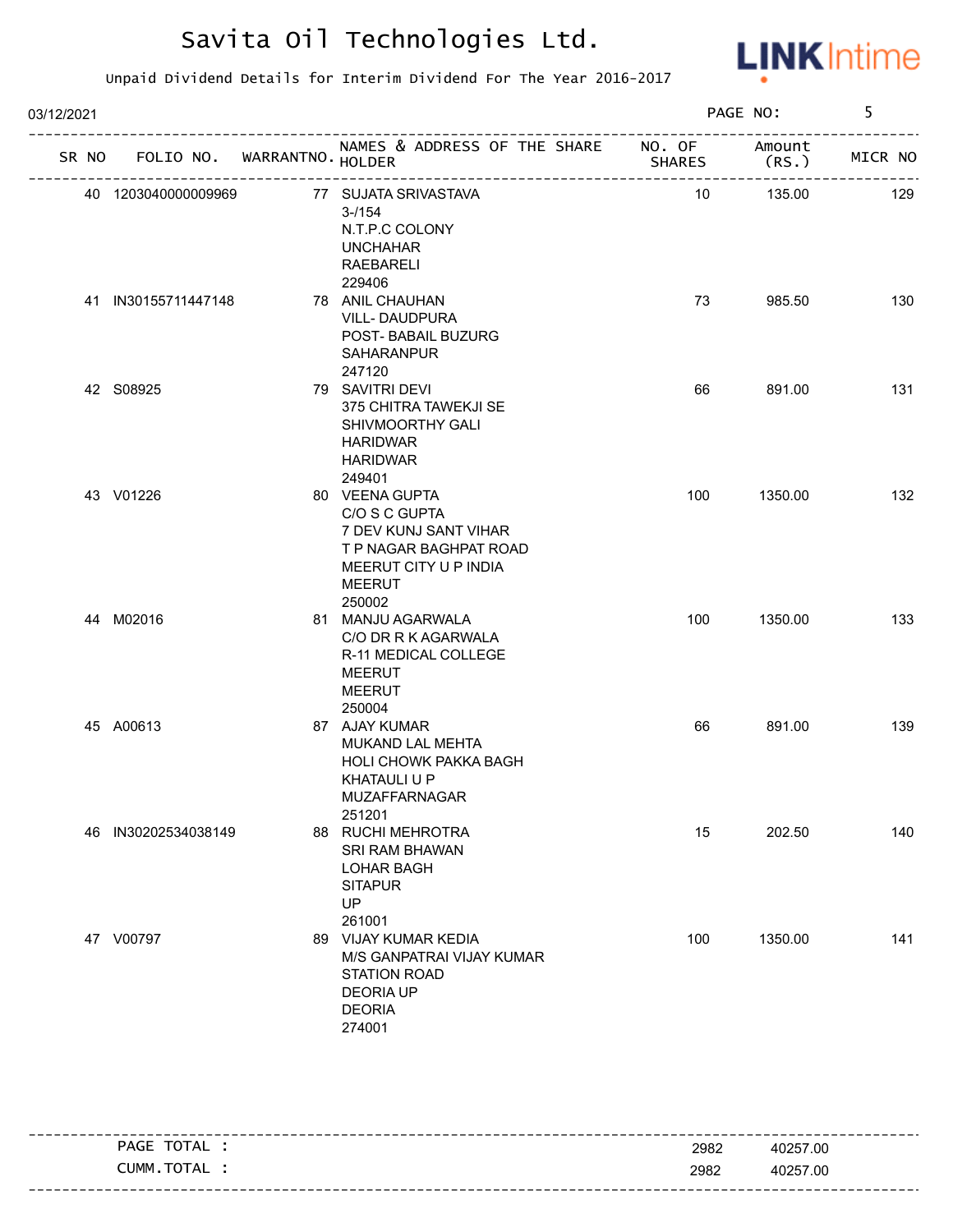# Savita Oil Technologies Ltd.

Unpaid Dividend Details for Interim Dividend For The Year 2016-2017

03/12/2021

| SR NO | FOLIO NO. | WARRANTNO. | NAMES & ADDRESS OF THE SHARE HOLDER | NO. OF SHARES | Amount (RS.) | MICR NO |
|---|---|---|---|---|---|---|
| 40 | 1203040000009969 | 77 | SUJATA SRIVASTAVA<br>3-/154<br>N.T.P.C COLONY<br>UNCHAHAR<br>RAEBARELI<br>229406 | 10 | 135.00 | 129 |
| 41 | IN30155711447148 | 78 | ANIL CHAUHAN<br>VILL- DAUDPURA<br>POST- BABAIL BUZURG<br>SAHARANPUR<br>247120 | 73 | 985.50 | 130 |
| 42 | S08925 | 79 | SAVITRI DEVI<br>375 CHITRA TAWEKJI SE<br>SHIVMOORTHY GALI<br>HARIDWAR<br>HARIDWAR<br>249401 | 66 | 891.00 | 131 |
| 43 | V01226 | 80 | VEENA GUPTA<br>C/O S C GUPTA<br>7 DEV KUNJ SANT VIHAR<br>T P NAGAR BAGHPAT ROAD<br>MEERUT CITY U P INDIA<br>MEERUT<br>250002 | 100 | 1350.00 | 132 |
| 44 | M02016 | 81 | MANJU AGARWALA<br>C/O DR R K AGARWALA<br>R-11 MEDICAL COLLEGE<br>MEERUT<br>MEERUT<br>250004 | 100 | 1350.00 | 133 |
| 45 | A00613 | 87 | AJAY KUMAR<br>MUKAND LAL MEHTA<br>HOLI CHOWK PAKKA BAGH<br>KHATAULI U P<br>MUZAFFARNAGAR<br>251201 | 66 | 891.00 | 139 |
| 46 | IN30202534038149 | 88 | RUCHI MEHROTRA<br>SRI RAM BHAWAN<br>LOHAR BAGH<br>SITAPUR<br>UP<br>261001 | 15 | 202.50 | 140 |
| 47 | V00797 | 89 | VIJAY KUMAR KEDIA<br>M/S GANPATRAI VIJAY KUMAR<br>STATION ROAD<br>DEORIA UP<br>DEORIA<br>274001 | 100 | 1350.00 | 141 |

| | | |
|---|---|---|
| PAGE TOTAL : | 2982 | 40257.00 |
| CUMM.TOTAL : | 2982 | 40257.00 |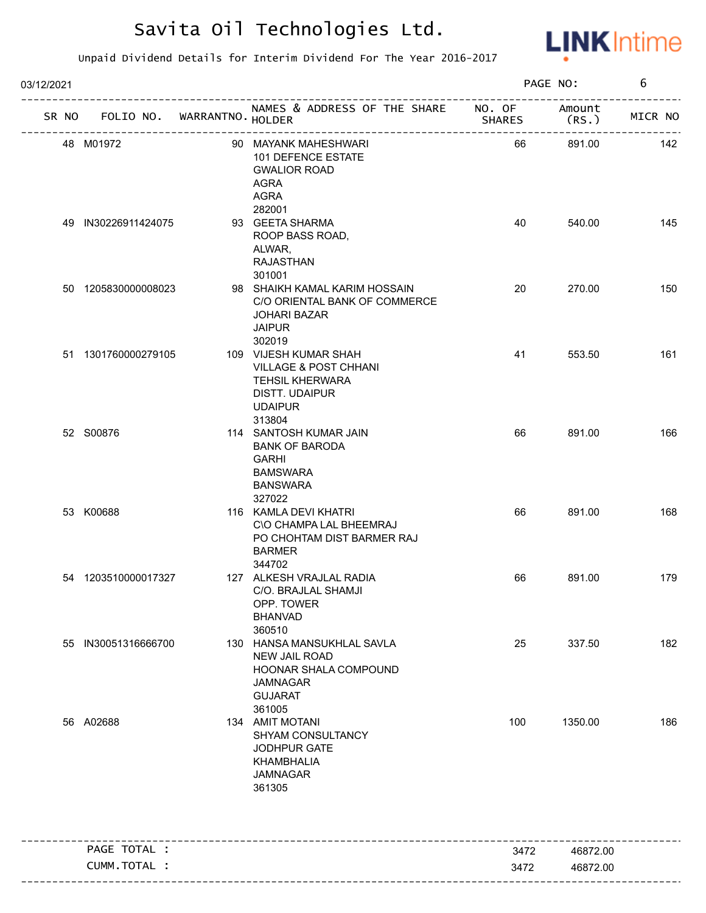# Savita Oil Technologies Ltd.

Unpaid Dividend Details for Interim Dividend For The Year 2016-2017

03/12/2021

| SR NO | FOLIO NO. | WARRANTNO. | NAMES & ADDRESS OF THE SHARE HOLDER | NO. OF SHARES | Amount (RS.) | MICR NO |
|---|---|---|---|---|---|---|
| 48 | M01972 | 90 | MAYANK MAHESHWARI<br>101 DEFENCE ESTATE<br>GWALIOR ROAD<br>AGRA<br>AGRA<br>282001 | 66 | 891.00 | 142 |
| 49 | IN30226911424075 | 93 | GEETA SHARMA<br>ROOP BASS ROAD,<br>ALWAR,<br>RAJASTHAN<br>301001 | 40 | 540.00 | 145 |
| 50 | 1205830000008023 | 98 | SHAIKH KAMAL KARIM HOSSAIN<br>C/O ORIENTAL BANK OF COMMERCE<br>JOHARI BAZAR<br>JAIPUR<br>302019 | 20 | 270.00 | 150 |
| 51 | 1301760000279105 | 109 | VIJESH KUMAR SHAH<br>VILLAGE & POST CHHANI<br>TEHSIL KHERWARA<br>DISTT. UDAIPUR<br>UDAIPUR<br>313804 | 41 | 553.50 | 161 |
| 52 | S00876 | 114 | SANTOSH KUMAR JAIN<br>BANK OF BARODA<br>GARHI<br>BAMSWARA<br>BANSWARA<br>327022 | 66 | 891.00 | 166 |
| 53 | K00688 | 116 | KAMLA DEVI KHATRI<br>C\O CHAMPA LAL BHEEMRAJ<br>PO CHOHTAM DIST BARMER RAJ<br>BARMER<br>344702 | 66 | 891.00 | 168 |
| 54 | 1203510000017327 | 127 | ALKESH VRAJLAL RADIA<br>C/O. BRAJLAL SHAMJI<br>OPP. TOWER<br>BHANVAD<br>360510 | 66 | 891.00 | 179 |
| 55 | IN30051316666700 | 130 | HANSA MANSUKHLAL SAVLA<br>NEW JAIL ROAD<br>HOONAR SHALA COMPOUND<br>JAMNAGAR<br>GUJARAT<br>361005 | 25 | 337.50 | 182 |
| 56 | A02688 | 134 | AMIT MOTANI<br>SHYAM CONSULTANCY<br>JODHPUR GATE<br>KHAMBHALIA<br>JAMNAGAR<br>361305 | 100 | 1350.00 | 186 |

| | NO. OF SHARES | Amount (RS.) |
|---|---|---|
| PAGE TOTAL : | 3472 | 46872.00 |
| CUMM.TOTAL : | 3472 | 46872.00 |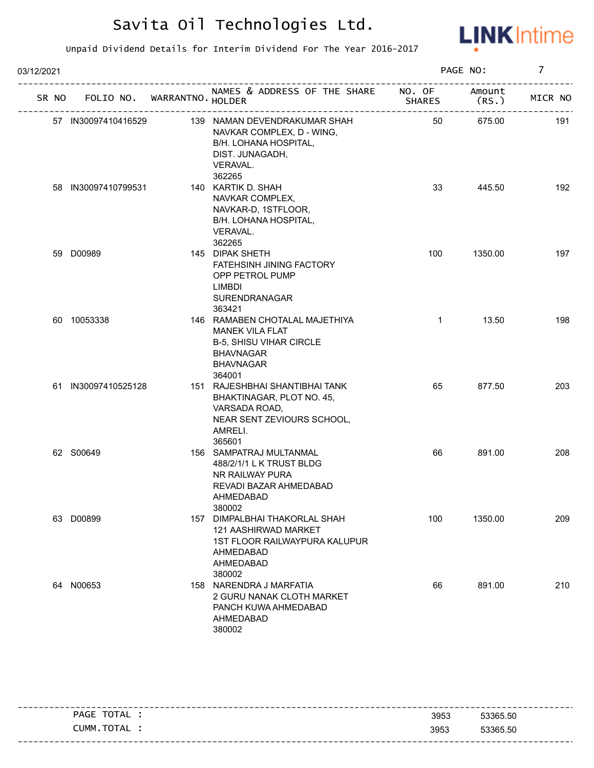# Savita Oil Technologies Ltd.

Unpaid Dividend Details for Interim Dividend For The Year 2016-2017

03/12/2021

| SR NO | FOLIO NO. | WARRANTNO. | NAMES & ADDRESS OF THE SHARE HOLDER | NO. OF SHARES | Amount (RS.) | MICR NO |
|---|---|---|---|---|---|---|
| 57 | IN30097410416529 | 139 | NAMAN DEVENDRAKUMAR SHAH<br>NAVKAR COMPLEX, D - WING,<br>B/H. LOHANA HOSPITAL,<br>DIST. JUNAGADH,<br>VERAVAL.<br>362265 | 50 | 675.00 | 191 |
| 58 | IN30097410799531 | 140 | KARTIK D. SHAH<br>NAVKAR COMPLEX,<br>NAVKAR-D, 1STFLOOR,<br>B/H. LOHANA HOSPITAL,<br>VERAVAL.<br>362265 | 33 | 445.50 | 192 |
| 59 | D00989 | 145 | DIPAK SHETH<br>FATEHSINH JINING FACTORY<br>OPP PETROL PUMP<br>LIMBDI<br>SURENDRANAGAR<br>363421 | 100 | 1350.00 | 197 |
| 60 | 10053338 | 146 | RAMABEN CHOTALAL MAJETHIYA<br>MANEK VILA FLAT<br>B-5, SHISU VIHAR CIRCLE<br>BHAVNAGAR<br>BHAVNAGAR<br>364001 | 1 | 13.50 | 198 |
| 61 | IN30097410525128 | 151 | RAJESHBHAI SHANTIBHAI TANK<br>BHAKTINAGAR, PLOT NO. 45,<br>VARSADA ROAD,<br>NEAR SENT ZEVIOURS SCHOOL,<br>AMRELI.<br>365601 | 65 | 877.50 | 203 |
| 62 | S00649 | 156 | SAMPATRAJ MULTANMAL<br>488/2/1/1 L K TRUST BLDG<br>NR RAILWAY PURA<br>REVADI BAZAR AHMEDABAD<br>AHMEDABAD<br>380002 | 66 | 891.00 | 208 |
| 63 | D00899 | 157 | DIMPALBHAI THAKORLAL SHAH<br>121 AASHIRWAD MARKET<br>1ST FLOOR RAILWAYPURA KALUPUR<br>AHMEDABAD<br>AHMEDABAD<br>380002 | 100 | 1350.00 | 209 |
| 64 | N00653 | 158 | NARENDRA J MARFATIA<br>2 GURU NANAK CLOTH MARKET<br>PANCH KUWA AHMEDABAD<br>AHMEDABAD<br>380002 | 66 | 891.00 | 210 |

| | NO. OF SHARES | Amount (RS.) |
|---|---|---|
| PAGE TOTAL : | 3953 | 53365.50 |
| CUMM.TOTAL : | 3953 | 53365.50 |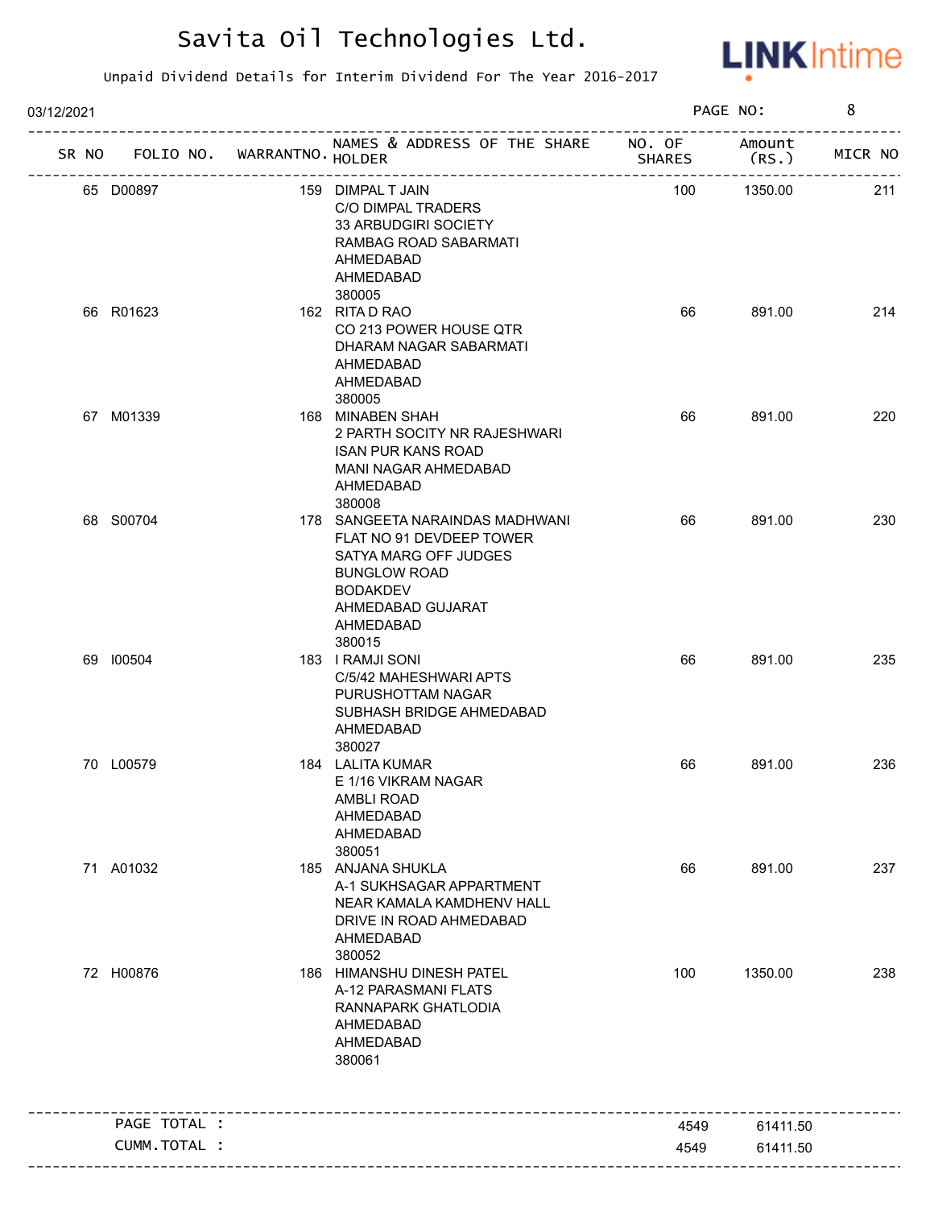# Savita Oil Technologies Ltd.

Unpaid Dividend Details for Interim Dividend For The Year 2016-2017

03/12/2021

| SR NO | FOLIO NO. | WARRANTNO. | NAMES & ADDRESS OF THE SHARE HOLDER | NO. OF SHARES | Amount (RS.) | MICR NO |
|---|---|---|---|---|---|---|
| 65 | D00897 | 159 | DIMPAL T JAIN<br>C/O DIMPAL TRADERS<br>33 ARBUDGIRI SOCIETY<br>RAMBAG ROAD SABARMATI<br>AHMEDABAD<br>AHMEDABAD<br>380005 | 100 | 1350.00 | 211 |
| 66 | R01623 | 162 | RITA D RAO<br>CO 213 POWER HOUSE QTR<br>DHARAM NAGAR SABARMATI<br>AHMEDABAD<br>AHMEDABAD<br>380005 | 66 | 891.00 | 214 |
| 67 | M01339 | 168 | MINABEN SHAH<br>2 PARTH SOCITY NR RAJESHWARI<br>ISAN PUR KANS ROAD<br>MANI NAGAR AHMEDABAD<br>AHMEDABAD<br>380008 | 66 | 891.00 | 220 |
| 68 | S00704 | 178 | SANGEETA NARAINDAS MADHWANI<br>FLAT NO 91 DEVDEEP TOWER<br>SATYA MARG OFF JUDGES<br>BUNGLOW ROAD<br>BODAKDEV<br>AHMEDABAD GUJARAT<br>AHMEDABAD<br>380015 | 66 | 891.00 | 230 |
| 69 | I00504 | 183 | I RAMJI SONI<br>C/5/42 MAHESHWARI APTS<br>PURUSHOTTAM NAGAR<br>SUBHASH BRIDGE AHMEDABAD<br>AHMEDABAD<br>380027 | 66 | 891.00 | 235 |
| 70 | L00579 | 184 | LALITA KUMAR<br>E 1/16 VIKRAM NAGAR<br>AMBLI ROAD<br>AHMEDABAD<br>AHMEDABAD<br>380051 | 66 | 891.00 | 236 |
| 71 | A01032 | 185 | ANJANA SHUKLA<br>A-1 SUKHSAGAR APPARTMENT<br>NEAR KAMALA KAMDHENV HALL<br>DRIVE IN ROAD AHMEDABAD<br>AHMEDABAD<br>380052 | 66 | 891.00 | 237 |
| 72 | H00876 | 186 | HIMANSHU DINESH PATEL<br>A-12 PARASMANI FLATS<br>RANNAPARK GHATLODIA<br>AHMEDABAD<br>AHMEDABAD<br>380061 | 100 | 1350.00 | 238 |

| | NO. OF SHARES | Amount (RS.) |
|---|---|---|
| PAGE TOTAL : | 4549 | 61411.50 |
| CUMM.TOTAL : | 4549 | 61411.50 |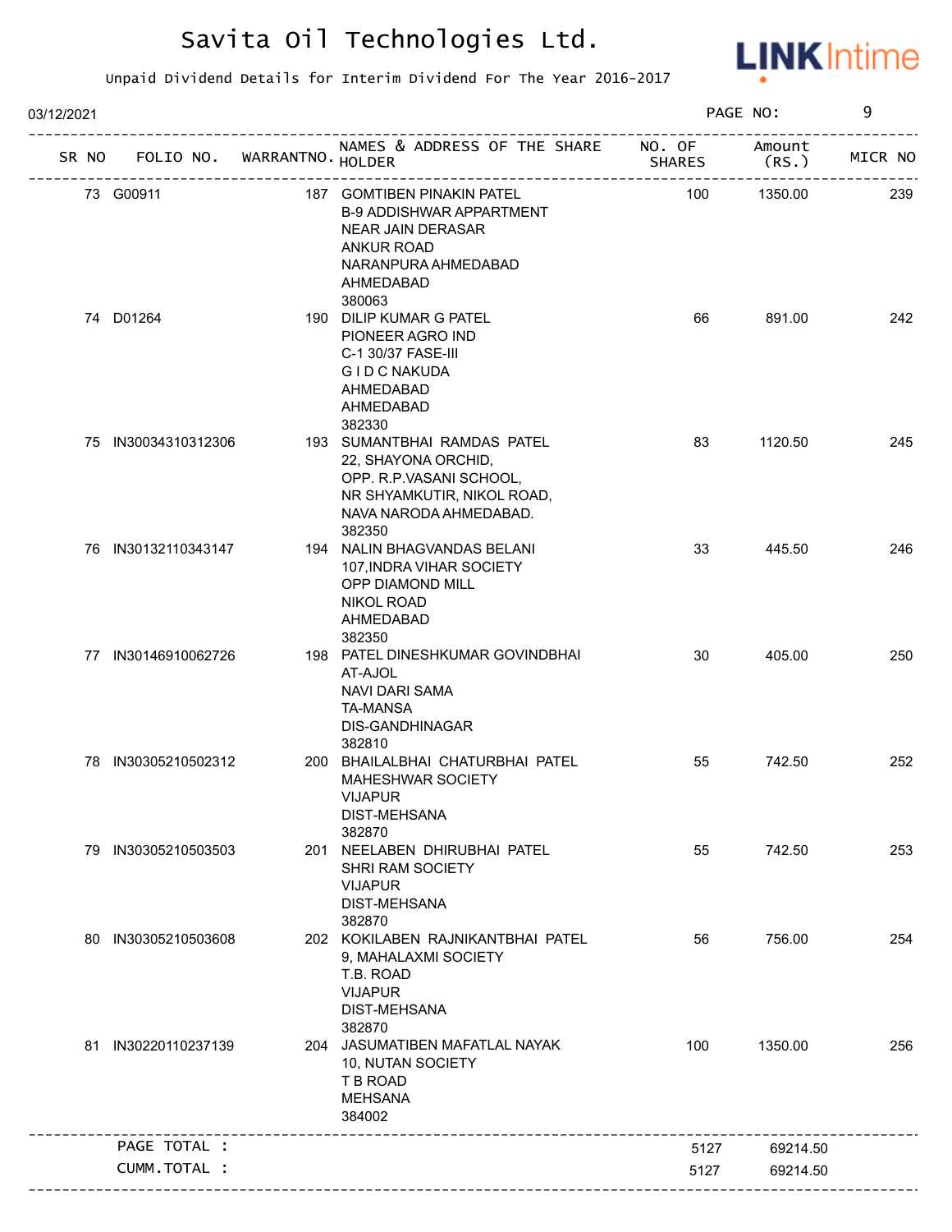# Savita Oil Technologies Ltd.

Unpaid Dividend Details for Interim Dividend For The Year 2016-2017

03/12/2021

| SR NO | FOLIO NO. | WARRANTNO. | NAMES & ADDRESS OF THE SHARE HOLDER | NO. OF SHARES | Amount (RS.) | MICR NO |
|---|---|---|---|---|---|---|
| 73 | G00911 | 187 | GOMTIBEN PINAKIN PATEL B-9 ADDISHWAR APPARTMENT NEAR JAIN DERASAR ANKUR ROAD NARANPURA AHMEDABAD AHMEDABAD 380063 | 100 | 1350.00 | 239 |
| 74 | D01264 | 190 | DILIP KUMAR G PATEL PIONEER AGRO IND C-1 30/37 FASE-III G I D C NAKUDA AHMEDABAD AHMEDABAD 382330 | 66 | 891.00 | 242 |
| 75 | IN30034310312306 | 193 | SUMANTBHAI RAMDAS PATEL 22, SHAYONA ORCHID, OPP. R.P.VASANI SCHOOL, NR SHYAMKUTIR, NIKOL ROAD, NAVA NARODA AHMEDABAD. 382350 | 83 | 1120.50 | 245 |
| 76 | IN30132110343147 | 194 | NALIN BHAGVANDAS BELANI 107,INDRA VIHAR SOCIETY OPP DIAMOND MILL NIKOL ROAD AHMEDABAD 382350 | 33 | 445.50 | 246 |
| 77 | IN30146910062726 | 198 | PATEL DINESHKUMAR GOVINDBHAI AT-AJOL NAVI DARI SAMA TA-MANSA DIS-GANDHINAGAR 382810 | 30 | 405.00 | 250 |
| 78 | IN30305210502312 | 200 | BHAILALBHAI CHATURBHAI PATEL MAHESHWAR SOCIETY VIJAPUR DIST-MEHSANA 382870 | 55 | 742.50 | 252 |
| 79 | IN30305210503503 | 201 | NEELABEN DHIRUBHAI PATEL SHRI RAM SOCIETY VIJAPUR DIST-MEHSANA 382870 | 55 | 742.50 | 253 |
| 80 | IN30305210503608 | 202 | KOKILABEN RAJNIKANTBHAI PATEL 9, MAHALAXMI SOCIETY T.B. ROAD VIJAPUR DIST-MEHSANA 382870 | 56 | 756.00 | 254 |
| 81 | IN30220110237139 | 204 | JASUMATIBEN MAFATLAL NAYAK 10, NUTAN SOCIETY T B ROAD MEHSANA 384002 | 100 | 1350.00 | 256 |
| | PAGE TOTAL : | | | 5127 | 69214.50 | |
| | CUMM.TOTAL : | | | 5127 | 69214.50 | |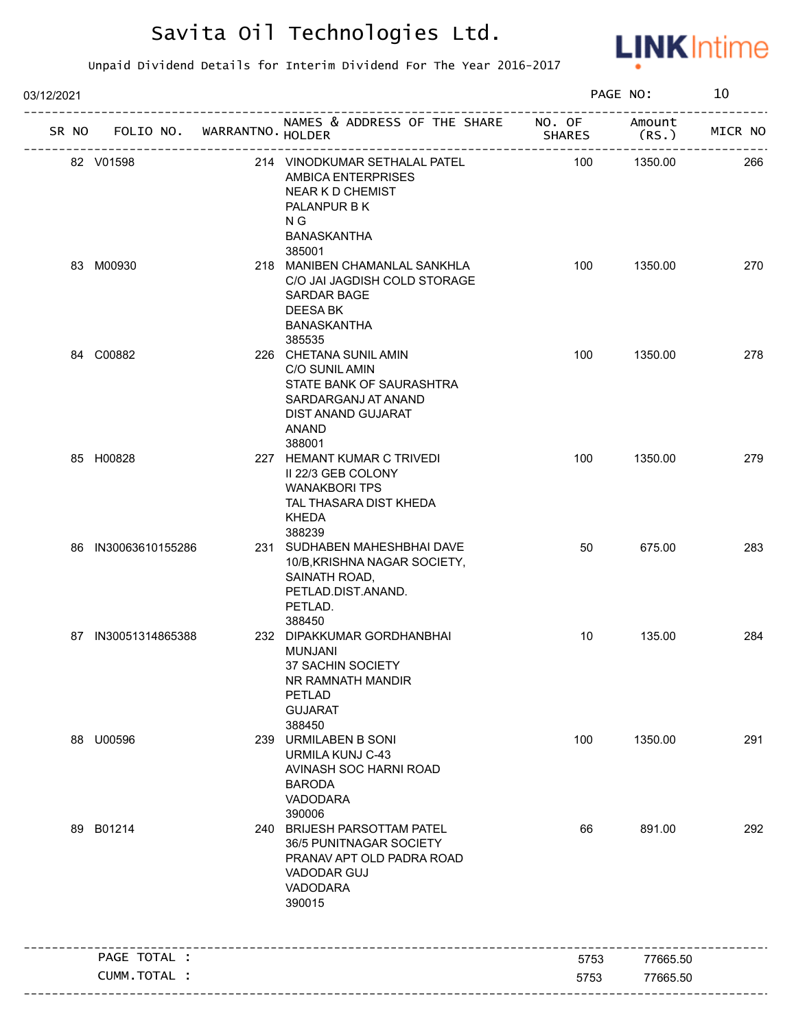# Savita Oil Technologies Ltd.

Unpaid Dividend Details for Interim Dividend For The Year 2016-2017

03/12/2021

| SR NO | FOLIO NO. | WARRANTNO. | NAMES & ADDRESS OF THE SHARE HOLDER | NO. OF SHARES | Amount (RS.) | MICR NO |
|---|---|---|---|---|---|---|
| 82 | V01598 | 214 | VINODKUMAR SETHALAL PATEL<br>AMBICA ENTERPRISES<br>NEAR K D CHEMIST<br>PALANPUR B K<br>N G<br>BANASKANTHA<br>385001 | 100 | 1350.00 | 266 |
| 83 | M00930 | 218 | MANIBEN CHAMANLAL SANKHLA<br>C/O JAI JAGDISH COLD STORAGE<br>SARDAR BAGE<br>DEESA BK<br>BANASKANTHA<br>385535 | 100 | 1350.00 | 270 |
| 84 | C00882 | 226 | CHETANA SUNIL AMIN<br>C/O SUNIL AMIN<br>STATE BANK OF SAURASHTRA<br>SARDARGANJ AT ANAND<br>DIST ANAND GUJARAT<br>ANAND<br>388001 | 100 | 1350.00 | 278 |
| 85 | H00828 | 227 | HEMANT KUMAR C TRIVEDI<br>II 22/3 GEB COLONY<br>WANAKBORI TPS<br>TAL THASARA DIST KHEDA<br>KHEDA<br>388239 | 100 | 1350.00 | 279 |
| 86 | IN30063610155286 | 231 | SUDHABEN MAHESHBHAI DAVE<br>10/B,KRISHNA NAGAR SOCIETY,<br>SAINATH ROAD,<br>PETLAD.DIST.ANAND.<br>PETLAD.<br>388450 | 50 | 675.00 | 283 |
| 87 | IN30051314865388 | 232 | DIPAKKUMAR GORDHANBHAI MUNJANI<br>37 SACHIN SOCIETY<br>NR RAMNATH MANDIR<br>PETLAD<br>GUJARAT<br>388450 | 10 | 135.00 | 284 |
| 88 | U00596 | 239 | URMILABEN B SONI<br>URMILA KUNJ C-43<br>AVINASH SOC HARNI ROAD<br>BARODA<br>VADODARA<br>390006 | 100 | 1350.00 | 291 |
| 89 | B01214 | 240 | BRIJESH PARSOTTAM PATEL<br>36/5 PUNITNAGAR SOCIETY<br>PRANAV APT OLD PADRA ROAD<br>VADODAR GUJ<br>VADODARA<br>390015 | 66 | 891.00 | 292 |
| | PAGE TOTAL : | | | 5753 | 77665.50 | |
| | CUMM.TOTAL : | | | 5753 | 77665.50 | |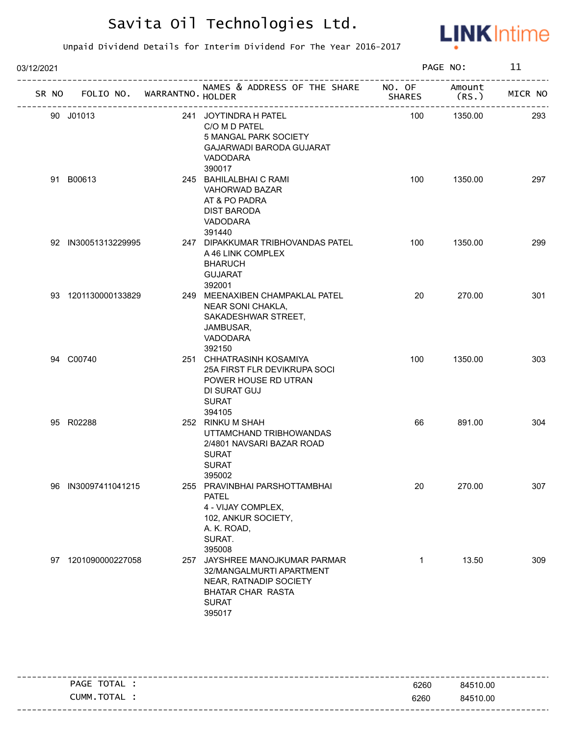# Savita Oil Technologies Ltd.

Unpaid Dividend Details for Interim Dividend For The Year 2016-2017

03/12/2021

| SR NO | FOLIO NO. | WARRANTNO. | NAMES & ADDRESS OF THE SHARE HOLDER | NO. OF SHARES | Amount (RS.) | MICR NO |
|---|---|---|---|---|---|---|
| 90 | J01013 | 241 | JOYTINDRA H PATEL<br>C/O M D PATEL<br>5 MANGAL PARK SOCIETY<br>GAJARWADI BARODA GUJARAT<br>VADODARA<br>390017 | 100 | 1350.00 | 293 |
| 91 | B00613 | 245 | BAHILALBHAI C RAMI<br>VAHORWAD BAZAR<br>AT & PO PADRA<br>DIST BARODA<br>VADODARA<br>391440 | 100 | 1350.00 | 297 |
| 92 | IN30051313229995 | 247 | DIPAKKUMAR TRIBHOVANDAS PATEL<br>A 46 LINK COMPLEX<br>BHARUCH<br>GUJARAT<br>392001 | 100 | 1350.00 | 299 |
| 93 | 1201130000133829 | 249 | MEENAXIBEN CHAMPAKLAL PATEL<br>NEAR SONI CHAKLA,<br>SAKADESHWAR STREET,<br>JAMBUSAR,<br>VADODARA<br>392150 | 20 | 270.00 | 301 |
| 94 | C00740 | 251 | CHHATRASINH KOSAMIYA<br>25A FIRST FLR DEVIKRUPA SOCI<br>POWER HOUSE RD UTRAN<br>DI SURAT GUJ<br>SURAT<br>394105 | 100 | 1350.00 | 303 |
| 95 | R02288 | 252 | RINKU M SHAH<br>UTTAMCHAND TRIBHOWANDAS<br>2/4801 NAVSARI BAZAR ROAD<br>SURAT<br>SURAT<br>395002 | 66 | 891.00 | 304 |
| 96 | IN30097411041215 | 255 | PRAVINBHAI PARSHOTTAMBHAI PATEL<br>4 - VIJAY COMPLEX,<br>102, ANKUR SOCIETY,<br>A. K. ROAD,<br>SURAT.<br>395008 | 20 | 270.00 | 307 |
| 97 | 1201090000227058 | 257 | JAYSHREE MANOJKUMAR PARMAR<br>32/MANGALMURTI APARTMENT<br>NEAR, RATNADIP SOCIETY<br>BHATAR CHAR RASTA<br>SURAT<br>395017 | 1 | 13.50 | 309 |

| | | |
|---|---|---|
| PAGE TOTAL : | 6260 | 84510.00 |
| CUMM.TOTAL : | 6260 | 84510.00 |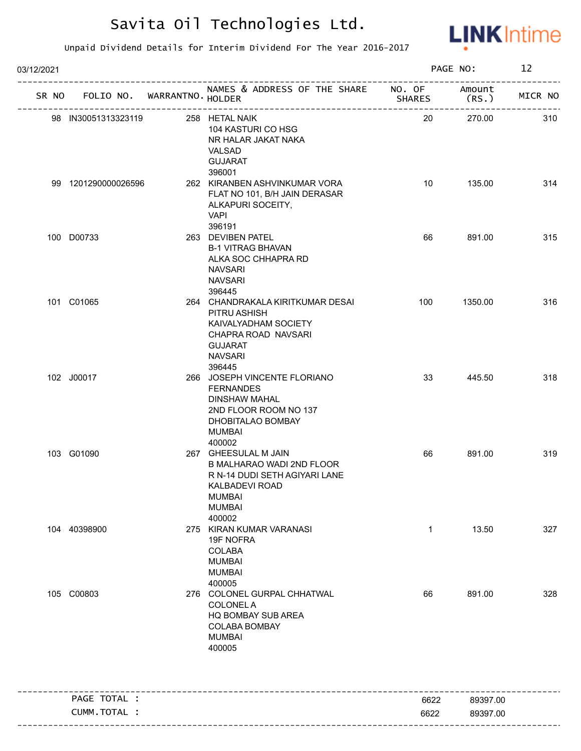# Savita Oil Technologies Ltd.

Unpaid Dividend Details for Interim Dividend For The Year 2016-2017

03/12/2021

| SR NO | FOLIO NO. | WARRANTNO. | NAMES & ADDRESS OF THE SHARE HOLDER | NO. OF SHARES | Amount (RS.) | MICR NO |
|---|---|---|---|---|---|---|
| 98 | IN30051313323119 | 258 | HETAL NAIK<br>104 KASTURI CO HSG<br>NR HALAR JAKAT NAKA<br>VALSAD<br>GUJARAT<br>396001 | 20 | 270.00 | 310 |
| 99 | 1201290000026596 | 262 | KIRANBEN ASHVINKUMAR VORA<br>FLAT NO 101, B/H JAIN DERASAR<br>ALKAPURI SOCEITY,<br>VAPI<br>396191 | 10 | 135.00 | 314 |
| 100 | D00733 | 263 | DEVIBEN PATEL<br>B-1 VITRAG BHAVAN<br>ALKA SOC CHHAPRA RD<br>NAVSARI<br>NAVSARI<br>396445 | 66 | 891.00 | 315 |
| 101 | C01065 | 264 | CHANDRAKALA KIRITKUMAR DESAI<br>PITRU ASHISH<br>KAIVALYADHAM SOCIETY<br>CHAPRA ROAD NAVSARI<br>GUJARAT<br>NAVSARI<br>396445 | 100 | 1350.00 | 316 |
| 102 | J00017 | 266 | JOSEPH VINCENTE FLORIANO FERNANDES<br>DINSHAW MAHAL<br>2ND FLOOR ROOM NO 137<br>DHOBITALAO BOMBAY<br>MUMBAI<br>400002 | 33 | 445.50 | 318 |
| 103 | G01090 | 267 | GHEESULAL M JAIN<br>B MALHARAO WADI 2ND FLOOR<br>R N-14 DUDI SETH AGIYARI LANE<br>KALBADEVI ROAD<br>MUMBAI<br>MUMBAI<br>400002 | 66 | 891.00 | 319 |
| 104 | 40398900 | 275 | KIRAN KUMAR VARANASI<br>19F NOFRA<br>COLABA<br>MUMBAI<br>MUMBAI<br>400005 | 1 | 13.50 | 327 |
| 105 | C00803 | 276 | COLONEL GURPAL CHHATWAL<br>COLONEL A<br>HQ BOMBAY SUB AREA<br>COLABA BOMBAY<br>MUMBAI<br>400005 | 66 | 891.00 | 328 |
| | PAGE TOTAL : | | | 6622 | 89397.00 | |
| | CUMM.TOTAL : | | | 6622 | 89397.00 | |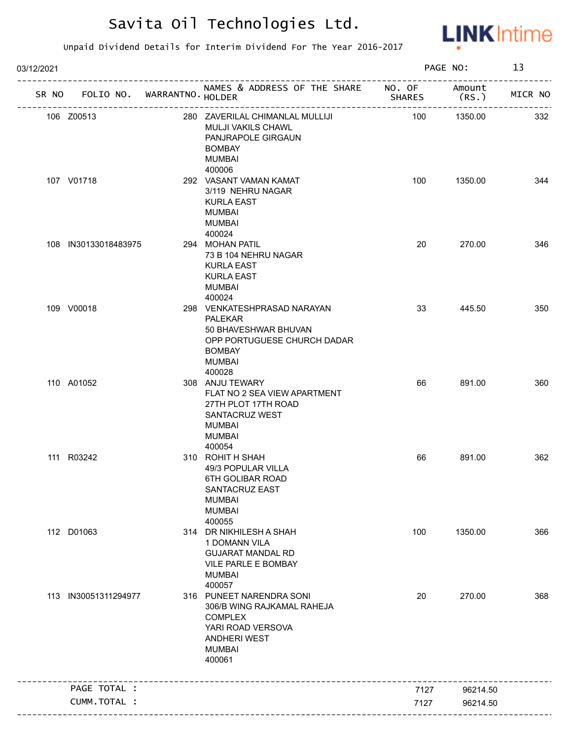# Savita Oil Technologies Ltd.

Unpaid Dividend Details for Interim Dividend For The Year 2016-2017

03/12/2021

| SR NO | FOLIO NO. | WARRANTNO. | NAMES & ADDRESS OF THE SHARE HOLDER | NO. OF SHARES | Amount (RS.) | MICR NO |
|---|---|---|---|---|---|---|
| 106 | Z00513 | 280 | ZAVERILAL CHIMANLAL MULLIJI<br>MULJI VAKILS CHAWL<br>PANJRAPOLE GIRGAUN<br>BOMBAY<br>MUMBAI<br>400006 | 100 | 1350.00 | 332 |
| 107 | V01718 | 292 | VASANT VAMAN KAMAT<br>3/119 NEHRU NAGAR<br>KURLA EAST<br>MUMBAI<br>MUMBAI<br>400024 | 100 | 1350.00 | 344 |
| 108 | IN30133018483975 | 294 | MOHAN PATIL<br>73 B 104 NEHRU NAGAR<br>KURLA EAST<br>KURLA EAST<br>MUMBAI<br>400024 | 20 | 270.00 | 346 |
| 109 | V00018 | 298 | VENKATESHPRASAD NARAYAN<br>PALEKAR<br>50 BHAVESHWAR BHUVAN<br>OPP PORTUGUESE CHURCH DADAR<br>BOMBAY<br>MUMBAI<br>400028 | 33 | 445.50 | 350 |
| 110 | A01052 | 308 | ANJU TEWARY<br>FLAT NO 2 SEA VIEW APARTMENT<br>27TH PLOT 17TH ROAD<br>SANTACRUZ WEST<br>MUMBAI<br>MUMBAI<br>400054 | 66 | 891.00 | 360 |
| 111 | R03242 | 310 | ROHIT H SHAH<br>49/3 POPULAR VILLA<br>6TH GOLIBAR ROAD<br>SANTACRUZ EAST<br>MUMBAI<br>MUMBAI<br>400055 | 66 | 891.00 | 362 |
| 112 | D01063 | 314 | DR NIKHILESH A SHAH<br>1 DOMANN VILA<br>GUJARAT MANDAL RD<br>VILE PARLE E BOMBAY<br>MUMBAI<br>400057 | 100 | 1350.00 | 366 |
| 113 | IN30051311294977 | 316 | PUNEET NARENDRA SONI<br>306/B WING RAJKAMAL RAHEJA<br>COMPLEX<br>YARI ROAD VERSOVA<br>ANDHERI WEST<br>MUMBAI<br>400061 | 20 | 270.00 | 368 |
| | PAGE TOTAL : | | | 7127 | 96214.50 | |
| | CUMM.TOTAL : | | | 7127 | 96214.50 | |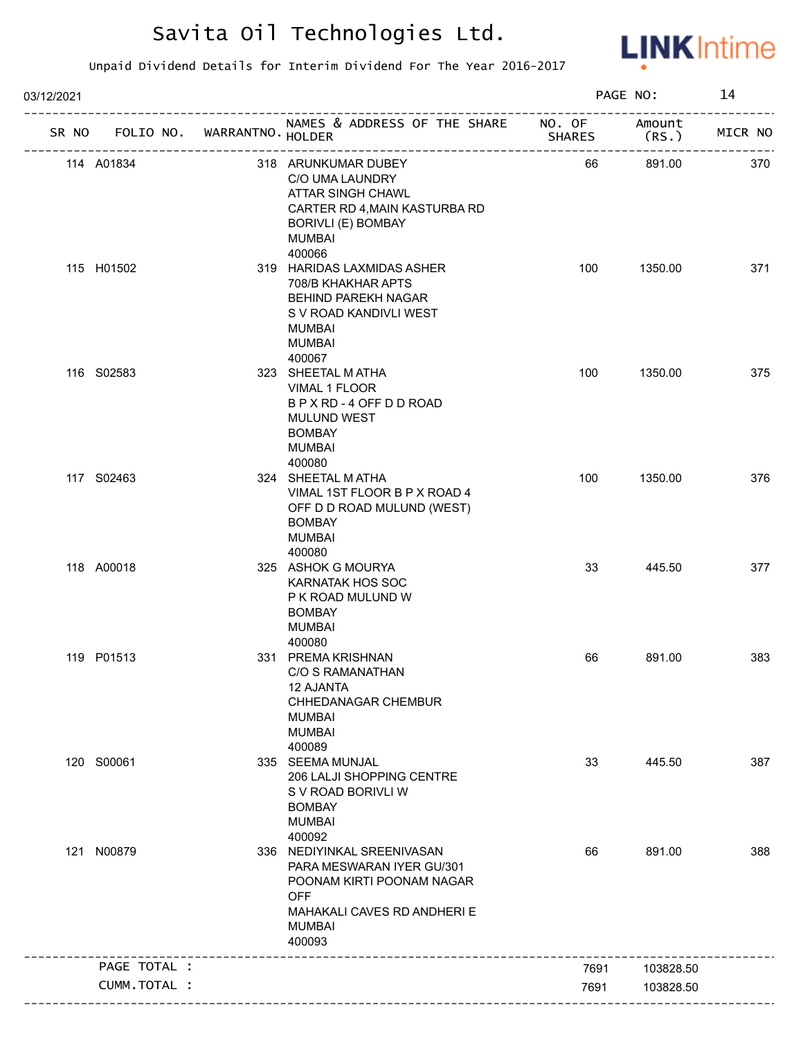# Savita Oil Technologies Ltd.

Unpaid Dividend Details for Interim Dividend For The Year 2016-2017

03/12/2021

| SR NO | FOLIO NO. | WARRANTNO. | NAMES & ADDRESS OF THE SHARE HOLDER | NO. OF SHARES | Amount (RS.) | MICR NO |
|---|---|---|---|---|---|---|
| 114 | A01834 | 318 | ARUNKUMAR DUBEY<br>C/O UMA LAUNDRY<br>ATTAR SINGH CHAWL<br>CARTER RD 4,MAIN KASTURBA RD<br>BORIVLI (E) BOMBAY<br>MUMBAI<br>400066 | 66 | 891.00 | 370 |
| 115 | H01502 | 319 | HARIDAS LAXMIDAS ASHER<br>708/B KHAKHAR APTS<br>BEHIND PAREKH NAGAR<br>S V ROAD KANDIVLI WEST<br>MUMBAI<br>MUMBAI<br>400067 | 100 | 1350.00 | 371 |
| 116 | S02583 | 323 | SHEETAL M ATHA<br>VIMAL 1 FLOOR<br>B P X RD - 4 OFF D D ROAD<br>MULUND WEST<br>BOMBAY<br>MUMBAI<br>400080 | 100 | 1350.00 | 375 |
| 117 | S02463 | 324 | SHEETAL M ATHA<br>VIMAL 1ST FLOOR B P X ROAD 4<br>OFF D D ROAD MULUND (WEST)<br>BOMBAY<br>MUMBAI<br>400080 | 100 | 1350.00 | 376 |
| 118 | A00018 | 325 | ASHOK G MOURYA<br>KARNATAK HOS SOC<br>P K ROAD MULUND W<br>BOMBAY<br>MUMBAI<br>400080 | 33 | 445.50 | 377 |
| 119 | P01513 | 331 | PREMA KRISHNAN<br>C/O S RAMANATHAN<br>12 AJANTA<br>CHHEDANAGAR CHEMBUR<br>MUMBAI<br>MUMBAI<br>400089 | 66 | 891.00 | 383 |
| 120 | S00061 | 335 | SEEMA MUNJAL<br>206 LALJI SHOPPING CENTRE<br>S V ROAD BORIVLI W<br>BOMBAY<br>MUMBAI<br>400092 | 33 | 445.50 | 387 |
| 121 | N00879 | 336 | NEDIYINKAL SREENIVASAN<br>PARA MESWARAN IYER GU/301<br>POONAM KIRTI POONAM NAGAR<br>OFF<br>MAHAKALI CAVES RD ANDHERI E<br>MUMBAI<br>400093 | 66 | 891.00 | 388 |
| | PAGE TOTAL : | | | 7691 | 103828.50 | |
| | CUMM.TOTAL : | | | 7691 | 103828.50 | |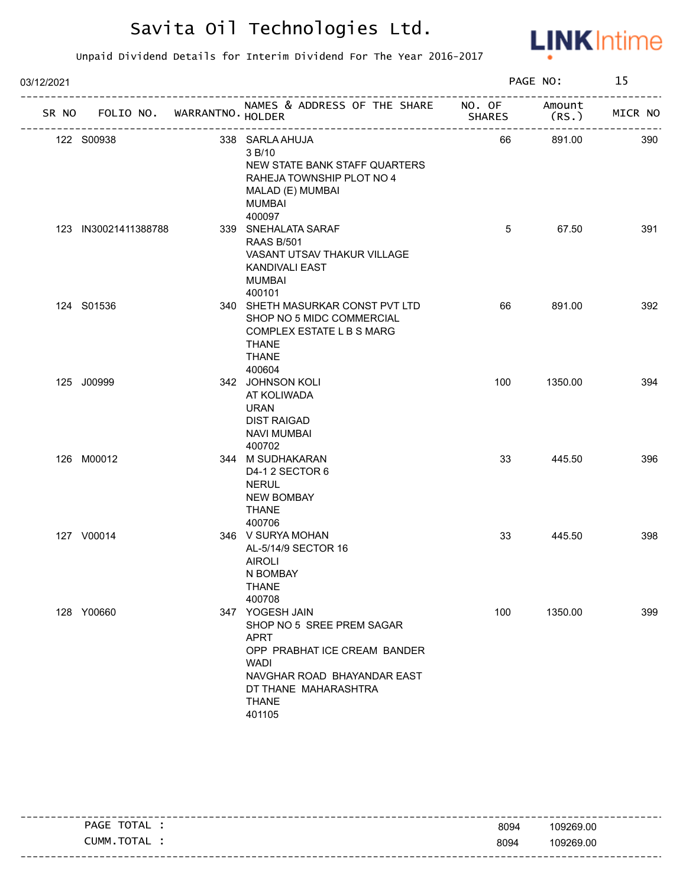# Savita Oil Technologies Ltd.

Unpaid Dividend Details for Interim Dividend For The Year 2016-2017

03/12/2021

| SR NO | FOLIO NO. | WARRANTNO. | NAMES & ADDRESS OF THE SHARE HOLDER | NO. OF SHARES | Amount (RS.) | MICR NO |
|---|---|---|---|---|---|---|
| 122 | S00938 | 338 | SARLA AHUJA<br>3 B/10<br>NEW STATE BANK STAFF QUARTERS<br>RAHEJA TOWNSHIP PLOT NO 4<br>MALAD (E) MUMBAI<br>MUMBAI<br>400097 | 66 | 891.00 | 390 |
| 123 | IN30021411388788 | 339 | SNEHALATA SARAF<br>RAAS B/501<br>VASANT UTSAV THAKUR VILLAGE<br>KANDIVALI EAST<br>MUMBAI<br>400101 | 5 | 67.50 | 391 |
| 124 | S01536 | 340 | SHETH MASURKAR CONST PVT LTD<br>SHOP NO 5 MIDC COMMERCIAL<br>COMPLEX ESTATE L B S MARG<br>THANE<br>THANE<br>400604 | 66 | 891.00 | 392 |
| 125 | J00999 | 342 | JOHNSON KOLI<br>AT KOLIWADA<br>URAN<br>DIST RAIGAD<br>NAVI MUMBAI<br>400702 | 100 | 1350.00 | 394 |
| 126 | M00012 | 344 | M SUDHAKARAN<br>D4-1 2 SECTOR 6<br>NERUL<br>NEW BOMBAY<br>THANE<br>400706 | 33 | 445.50 | 396 |
| 127 | V00014 | 346 | V SURYA MOHAN<br>AL-5/14/9 SECTOR 16<br>AIROLI<br>N BOMBAY<br>THANE<br>400708 | 33 | 445.50 | 398 |
| 128 | Y00660 | 347 | YOGESH JAIN<br>SHOP NO 5 SREE PREM SAGAR<br>APRT<br>OPP PRABHAT ICE CREAM BANDER<br>WADI<br>NAVGHAR ROAD BHAYANDAR EAST<br>DT THANE MAHARASHTRA<br>THANE<br>401105 | 100 | 1350.00 | 399 |

| | | |
|---|---|---|
| PAGE TOTAL : | 8094 | 109269.00 |
| CUMM.TOTAL : | 8094 | 109269.00 |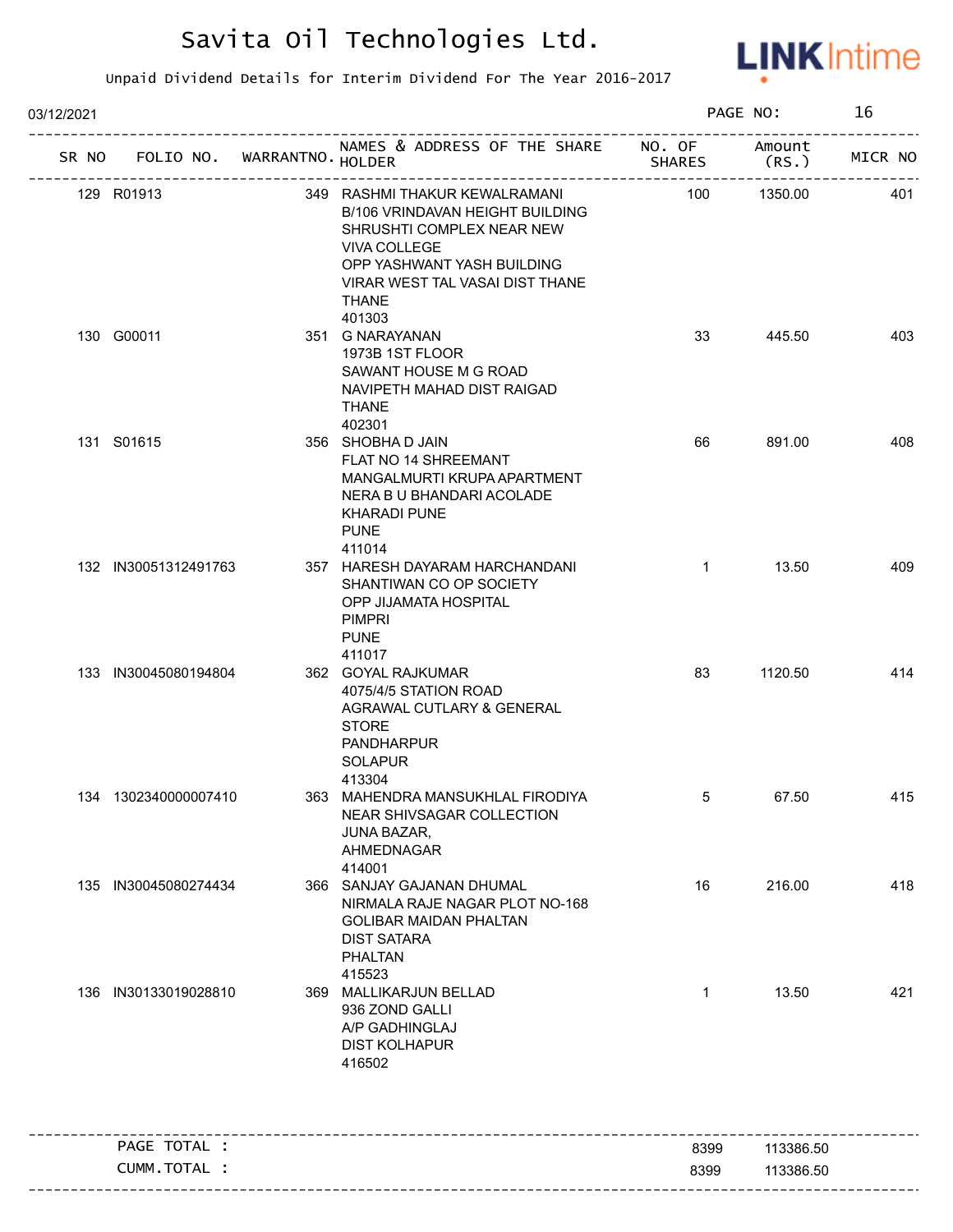# Savita Oil Technologies Ltd.

Unpaid Dividend Details for Interim Dividend For The Year 2016-2017

03/12/2021 PAGE NO: 16

| SR NO | FOLIO NO. | WARRANTNO. | NAMES & ADDRESS OF THE SHARE HOLDER | NO. OF SHARES | Amount (RS.) | MICR NO |
|---|---|---|---|---|---|---|
| 129 | R01913 | 349 | RASHMI THAKUR KEWALRAMANI B/106 VRINDAVAN HEIGHT BUILDING SHRUSHTI COMPLEX NEAR NEW VIVA COLLEGE OPP YASHWANT YASH BUILDING VIRAR WEST TAL VASAI DIST THANE THANE 401303 | 100 | 1350.00 | 401 |
| 130 | G00011 | 351 | G NARAYANAN 1973B 1ST FLOOR SAWANT HOUSE M G ROAD NAVIPETH MAHAD DIST RAIGAD THANE 402301 | 33 | 445.50 | 403 |
| 131 | S01615 | 356 | SHOBHA D JAIN FLAT NO 14 SHREEMANT MANGALMURTI KRUPA APARTMENT NERA B U BHANDARI ACOLADE KHARADI PUNE PUNE 411014 | 66 | 891.00 | 408 |
| 132 | IN30051312491763 | 357 | HARESH DAYARAM HARCHANDANI SHANTIWAN CO OP SOCIETY OPP JIJAMATA HOSPITAL PIMPRI PUNE 411017 | 1 | 13.50 | 409 |
| 133 | IN30045080194804 | 362 | GOYAL RAJKUMAR 4075/4/5 STATION ROAD AGRAWAL CUTLARY & GENERAL STORE PANDHARPUR SOLAPUR 413304 | 83 | 1120.50 | 414 |
| 134 | 1302340000007410 | 363 | MAHENDRA MANSUKHLAL FIRODIYA NEAR SHIVSAGAR COLLECTION JUNA BAZAR, AHMEDNAGAR 414001 | 5 | 67.50 | 415 |
| 135 | IN30045080274434 | 366 | SANJAY GAJANAN DHUMAL NIRMALA RAJE NAGAR PLOT NO-168 GOLIBAR MAIDAN PHALTAN DIST SATARA PHALTAN 415523 | 16 | 216.00 | 418 |
| 136 | IN30133019028810 | 369 | MALLIKARJUN BELLAD 936 ZOND GALLI A/P GADHINGLAJ DIST KOLHAPUR 416502 | 1 | 13.50 | 421 |

| | | |
|---|---|---|
| PAGE TOTAL : | 8399 | 113386.50 |
| CUMM.TOTAL : | 8399 | 113386.50 |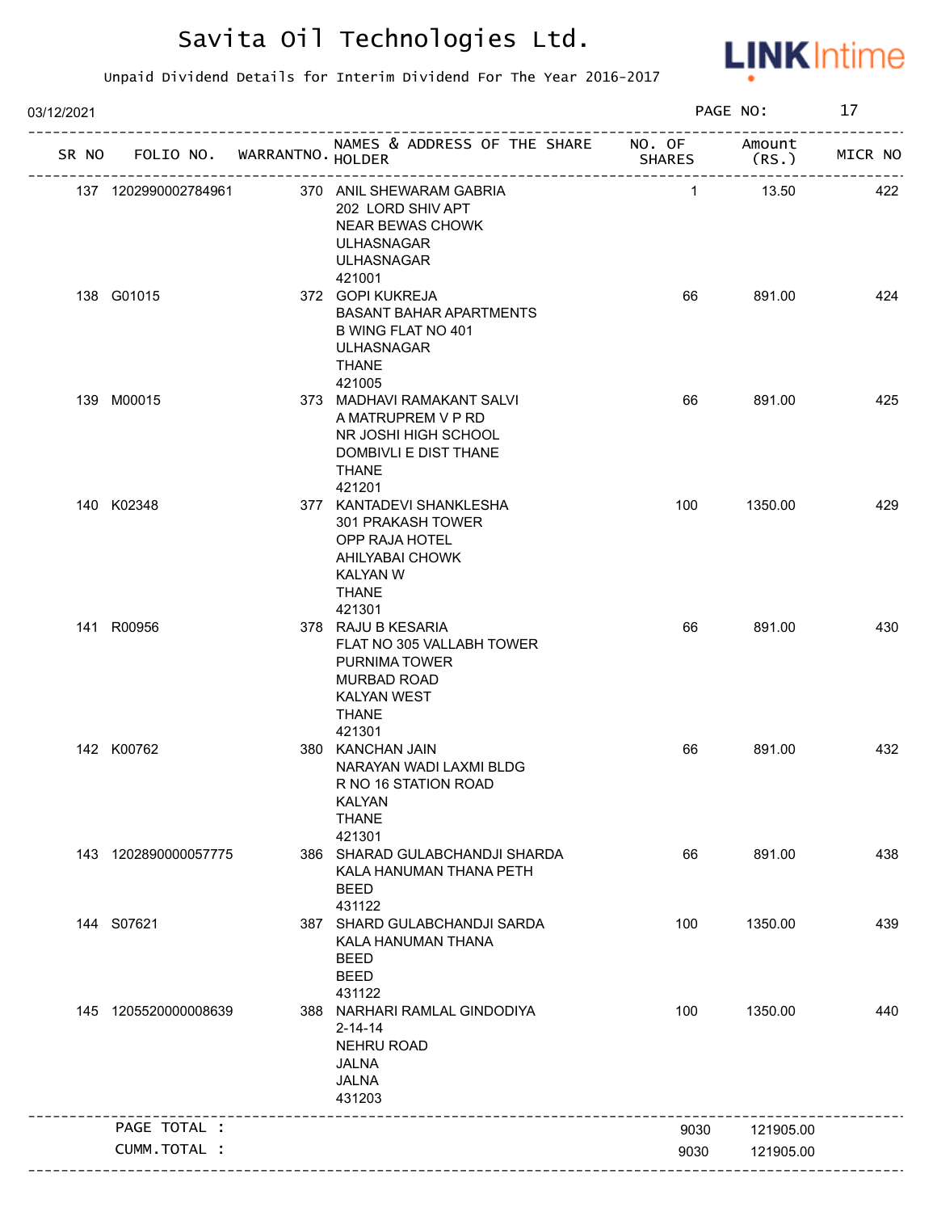# Savita Oil Technologies Ltd.

Unpaid Dividend Details for Interim Dividend For The Year 2016-2017

03/12/2021 PAGE NO: 17

| SR NO | FOLIO NO. | WARRANTNO. | NAMES & ADDRESS OF THE SHARE HOLDER | NO. OF SHARES | Amount (RS.) | MICR NO |
|---|---|---|---|---|---|---|
| 137 | 1202990002784961 | 370 | ANIL SHEWARAM GABRIA<br>202 LORD SHIV APT<br>NEAR BEWAS CHOWK<br>ULHASNAGAR<br>ULHASNAGAR<br>421001 | 1 | 13.50 | 422 |
| 138 | G01015 | 372 | GOPI KUKREJA<br>BASANT BAHAR APARTMENTS<br>B WING FLAT NO 401<br>ULHASNAGAR<br>THANE<br>421005 | 66 | 891.00 | 424 |
| 139 | M00015 | 373 | MADHAVI RAMAKANT SALVI<br>A MATRUPREM V P RD<br>NR JOSHI HIGH SCHOOL<br>DOMBIVLI E DIST THANE<br>THANE<br>421201 | 66 | 891.00 | 425 |
| 140 | K02348 | 377 | KANTADEVI SHANKLESHA<br>301 PRAKASH TOWER<br>OPP RAJA HOTEL<br>AHILYABAI CHOWK<br>KALYAN W<br>THANE<br>421301 | 100 | 1350.00 | 429 |
| 141 | R00956 | 378 | RAJU B KESARIA<br>FLAT NO 305 VALLABH TOWER<br>PURNIMA TOWER<br>MURBAD ROAD<br>KALYAN WEST<br>THANE<br>421301 | 66 | 891.00 | 430 |
| 142 | K00762 | 380 | KANCHAN JAIN<br>NARAYAN WADI LAXMI BLDG<br>R NO 16 STATION ROAD<br>KALYAN<br>THANE<br>421301 | 66 | 891.00 | 432 |
| 143 | 1202890000057775 | 386 | SHARAD GULABCHANDJI SHARDA<br>KALA HANUMAN THANA PETH<br>BEED<br>431122 | 66 | 891.00 | 438 |
| 144 | S07621 | 387 | SHARD GULABCHANDJI SARDA<br>KALA HANUMAN THANA<br>BEED<br>BEED<br>431122 | 100 | 1350.00 | 439 |
| 145 | 1205520000008639 | 388 | NARHARI RAMLAL GINDODIYA<br>2-14-14<br>NEHRU ROAD<br>JALNA<br>JALNA<br>431203 | 100 | 1350.00 | 440 |
| | PAGE TOTAL : | | | 9030 | 121905.00 | |
| | CUMM.TOTAL : | | | 9030 | 121905.00 | |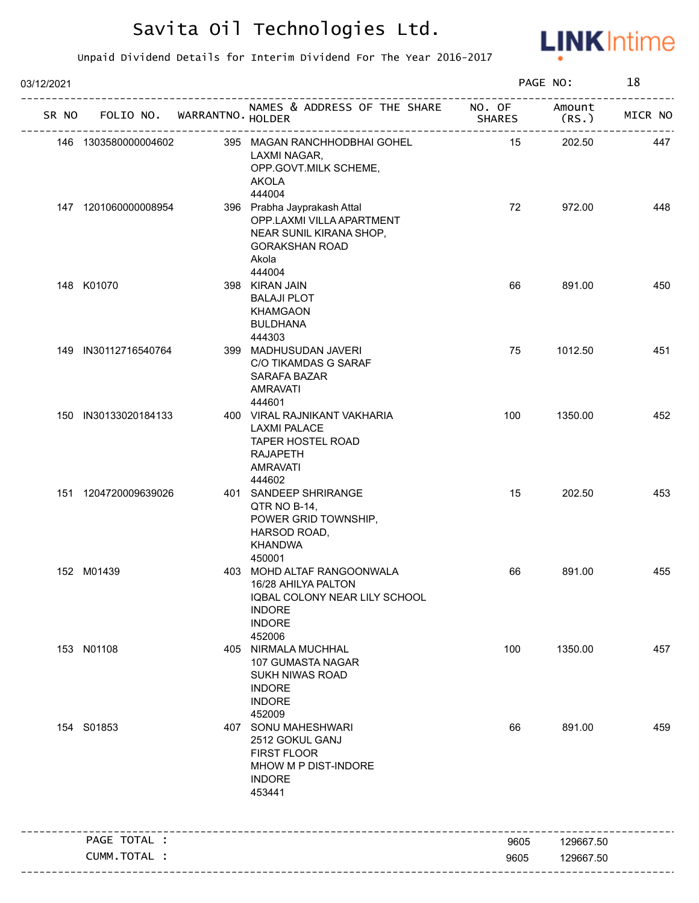# Savita Oil Technologies Ltd.

Unpaid Dividend Details for Interim Dividend For The Year 2016-2017

03/12/2021

| SR NO | FOLIO NO. | WARRANTNO. | NAMES & ADDRESS OF THE SHARE HOLDER | NO. OF SHARES | Amount (RS.) | MICR NO |
|---|---|---|---|---|---|---|
| 146 | 1303580000004602 | 395 | MAGAN RANCHHODBHAI GOHEL<br>LAXMI NAGAR,<br>OPP.GOVT.MILK SCHEME,<br>AKOLA<br>444004 | 15 | 202.50 | 447 |
| 147 | 1201060000008954 | 396 | Prabha Jayprakash Attal<br>OPP.LAXMI VILLA APARTMENT<br>NEAR SUNIL KIRANA SHOP,<br>GORAKSHAN ROAD<br>Akola<br>444004 | 72 | 972.00 | 448 |
| 148 | K01070 | 398 | KIRAN JAIN<br>BALAJI PLOT<br>KHAMGAON<br>BULDHANA<br>444303 | 66 | 891.00 | 450 |
| 149 | IN30112716540764 | 399 | MADHUSUDAN JAVERI<br>C/O TIKAMDAS G SARAF<br>SARAFA BAZAR<br>AMRAVATI<br>444601 | 75 | 1012.50 | 451 |
| 150 | IN30133020184133 | 400 | VIRAL RAJNIKANT VAKHARIA<br>LAXMI PALACE<br>TAPER HOSTEL ROAD<br>RAJAPETH<br>AMRAVATI<br>444602 | 100 | 1350.00 | 452 |
| 151 | 1204720009639026 | 401 | SANDEEP SHRIRANGE<br>QTR NO B-14,<br>POWER GRID TOWNSHIP,<br>HARSOD ROAD,<br>KHANDWA<br>450001 | 15 | 202.50 | 453 |
| 152 | M01439 | 403 | MOHD ALTAF RANGOONWALA<br>16/28 AHILYA PALTON<br>IQBAL COLONY NEAR LILY SCHOOL<br>INDORE<br>INDORE<br>452006 | 66 | 891.00 | 455 |
| 153 | N01108 | 405 | NIRMALA MUCHHAL<br>107 GUMASTA NAGAR<br>SUKH NIWAS ROAD<br>INDORE<br>INDORE<br>452009 | 100 | 1350.00 | 457 |
| 154 | S01853 | 407 | SONU MAHESHWARI<br>2512 GOKUL GANJ<br>FIRST FLOOR<br>MHOW M P DIST-INDORE<br>INDORE<br>453441 | 66 | 891.00 | 459 |
| | PAGE TOTAL : | | | 9605 | 129667.50 | |
| | CUMM.TOTAL : | | | 9605 | 129667.50 | |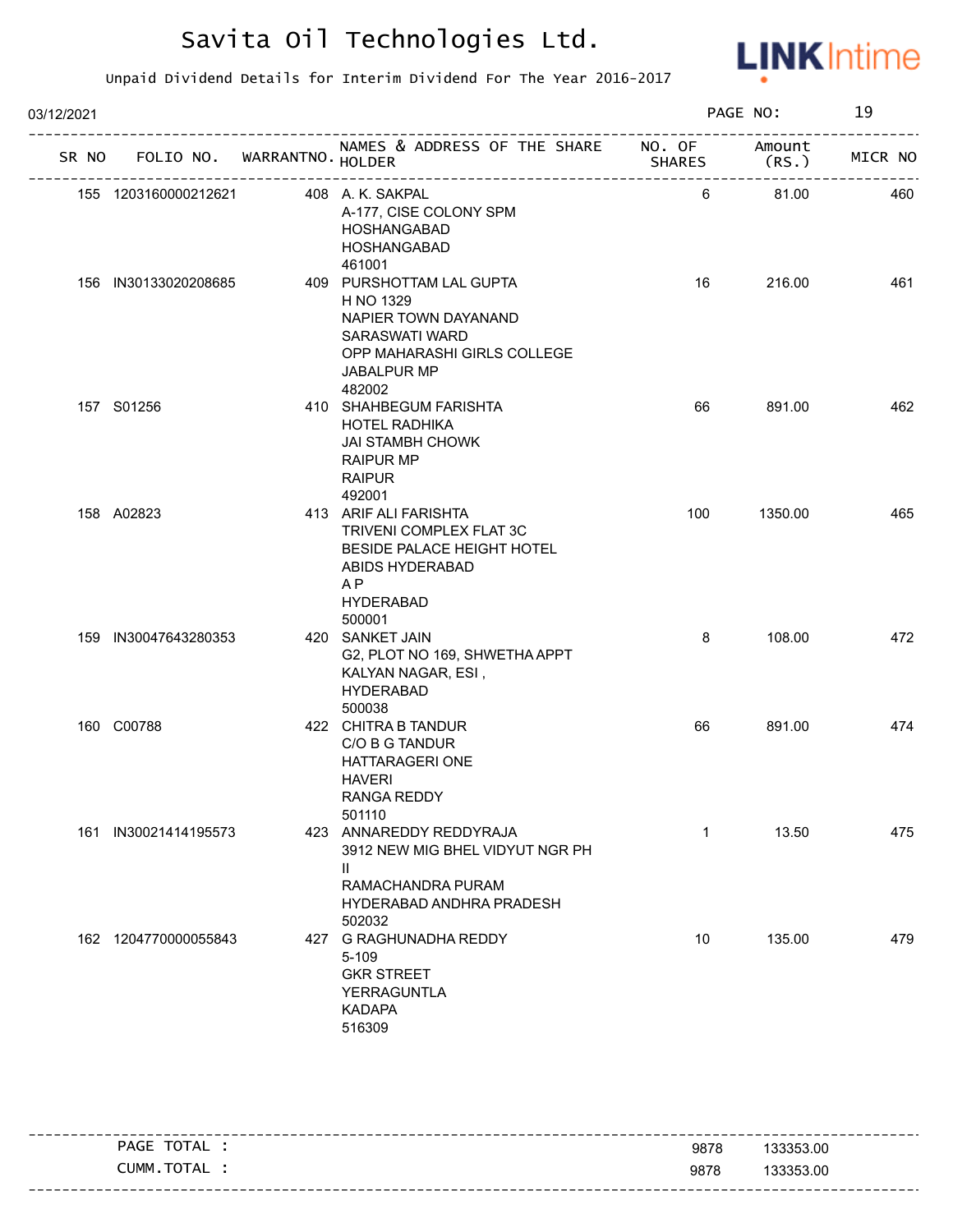# Savita Oil Technologies Ltd.

Unpaid Dividend Details for Interim Dividend For The Year 2016-2017

03/12/2021

| SR NO | FOLIO NO. | WARRANTNO. | NAMES & ADDRESS OF THE SHARE HOLDER | NO. OF SHARES | Amount (RS.) | MICR NO |
|---|---|---|---|---|---|---|
| 155 | 1203160000212621 | 408 | A. K. SAKPAL<br>A-177, CISE COLONY SPM<br>HOSHANGABAD<br>HOSHANGABAD<br>461001 | 6 | 81.00 | 460 |
| 156 | IN30133020208685 | 409 | PURSHOTTAM LAL GUPTA<br>H NO 1329<br>NAPIER TOWN DAYANAND<br>SARASWATI WARD<br>OPP MAHARASHI GIRLS COLLEGE<br>JABALPUR MP<br>482002 | 16 | 216.00 | 461 |
| 157 | S01256 | 410 | SHAHBEGUM FARISHTA<br>HOTEL RADHIKA<br>JAI STAMBH CHOWK<br>RAIPUR MP<br>RAIPUR<br>492001 | 66 | 891.00 | 462 |
| 158 | A02823 | 413 | ARIF ALI FARISHTA<br>TRIVENI COMPLEX FLAT 3C<br>BESIDE PALACE HEIGHT HOTEL<br>ABIDS HYDERABAD<br>A P<br>HYDERABAD<br>500001 | 100 | 1350.00 | 465 |
| 159 | IN30047643280353 | 420 | SANKET JAIN<br>G2, PLOT NO 169, SHWETHA APPT<br>KALYAN NAGAR, ESI ,<br>HYDERABAD<br>500038 | 8 | 108.00 | 472 |
| 160 | C00788 | 422 | CHITRA B TANDUR<br>C/O B G TANDUR<br>HATTARAGERI ONE<br>HAVERI<br>RANGA REDDY<br>501110 | 66 | 891.00 | 474 |
| 161 | IN30021414195573 | 423 | ANNAREDDY REDDYRAJA<br>3912 NEW MIG BHEL VIDYUT NGR PH II<br>RAMACHANDRA PURAM<br>HYDERABAD ANDHRA PRADESH<br>502032 | 1 | 13.50 | 475 |
| 162 | 1204770000055843 | 427 | G RAGHUNADHA REDDY<br>5-109<br>GKR STREET<br>YERRAGUNTLA<br>KADAPA<br>516309 | 10 | 135.00 | 479 |

| | NO. OF SHARES | Amount (RS.) |
|---|---|---|
| PAGE TOTAL : | 9878 | 133353.00 |
| CUMM.TOTAL : | 9878 | 133353.00 |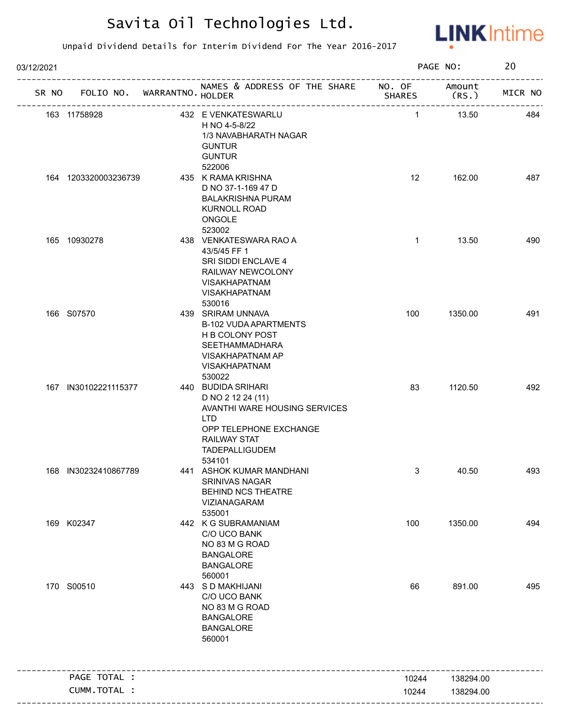# Savita Oil Technologies Ltd.

Unpaid Dividend Details for Interim Dividend For The Year 2016-2017

03/12/2021

| SR NO | FOLIO NO. | WARRANTNO. | NAMES & ADDRESS OF THE SHARE HOLDER | NO. OF SHARES | Amount (RS.) | MICR NO |
|---|---|---|---|---|---|---|
| 163 | 11758928 | 432 | E VENKATESWARLU<br>H NO 4-5-8/22<br>1/3 NAVABHARATH NAGAR<br>GUNTUR<br>GUNTUR<br>522006 | 1 | 13.50 | 484 |
| 164 | 1203320003236739 | 435 | K RAMA KRISHNA<br>D NO 37-1-169 47 D<br>BALAKRISHNA PURAM<br>KURNOLL ROAD<br>ONGOLE<br>523002 | 12 | 162.00 | 487 |
| 165 | 10930278 | 438 | VENKATESWARA RAO A<br>43/5/45 FF 1<br>SRI SIDDI ENCLAVE 4<br>RAILWAY NEWCOLONY<br>VISAKHAPATNAM<br>VISAKHAPATNAM<br>530016 | 1 | 13.50 | 490 |
| 166 | S07570 | 439 | SRIRAM UNNAVA<br>B-102 VUDA APARTMENTS<br>H B COLONY POST<br>SEETHAMMADHARA<br>VISAKHAPATNAM AP<br>VISAKHAPATNAM<br>530022 | 100 | 1350.00 | 491 |
| 167 | IN30102221115377 | 440 | BUDIDA SRIHARI<br>D NO 2 12 24 (11)<br>AVANTHI WARE HOUSING SERVICES LTD<br>OPP TELEPHONE EXCHANGE<br>RAILWAY STAT<br>TADEPALLIGUDEM<br>534101 | 83 | 1120.50 | 492 |
| 168 | IN30232410867789 | 441 | ASHOK KUMAR MANDHANI<br>SRINIVAS NAGAR<br>BEHIND NCS THEATRE<br>VIZIANAGARAM<br>535001 | 3 | 40.50 | 493 |
| 169 | K02347 | 442 | K G SUBRAMANIAM<br>C/O UCO BANK<br>NO 83 M G ROAD<br>BANGALORE<br>BANGALORE<br>560001 | 100 | 1350.00 | 494 |
| 170 | S00510 | 443 | S D MAKHIJANI<br>C/O UCO BANK<br>NO 83 M G ROAD<br>BANGALORE<br>BANGALORE<br>560001 | 66 | 891.00 | 495 |

| | | |
|---|---|---|
| PAGE TOTAL : | 10244 | 138294.00 |
| CUMM.TOTAL : | 10244 | 138294.00 |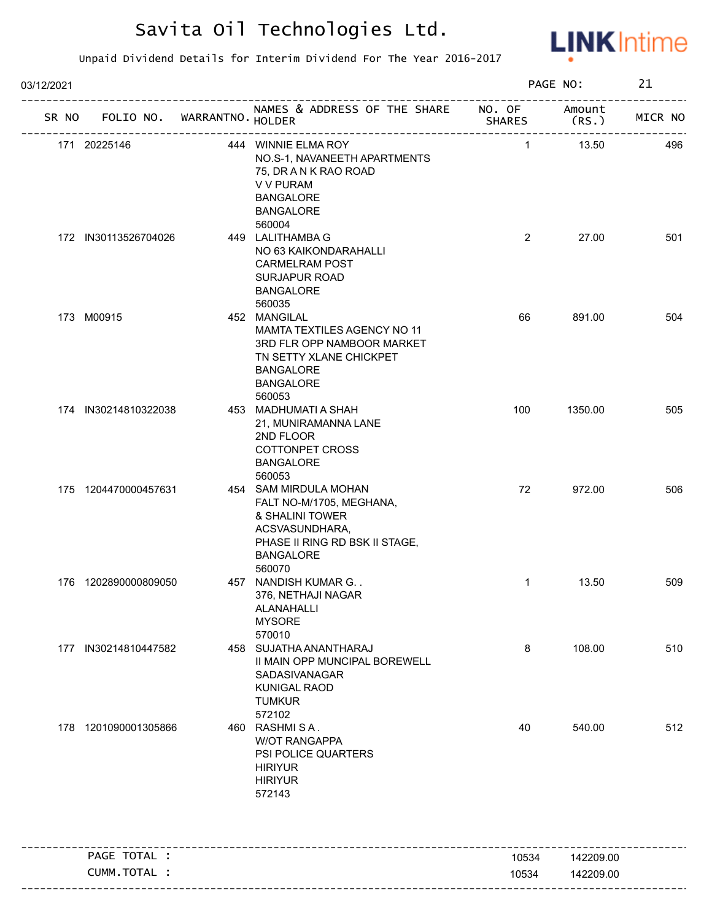# Savita Oil Technologies Ltd.

Unpaid Dividend Details for Interim Dividend For The Year 2016-2017

03/12/2021

| SR NO | FOLIO NO. | WARRANTNO. | NAMES & ADDRESS OF THE SHARE HOLDER | NO. OF SHARES | Amount (RS.) | MICR NO |
|---|---|---|---|---|---|---|
| 171 | 20225146 | 444 | WINNIE ELMA ROY<br>NO.S-1, NAVANEETH APARTMENTS<br>75, DR A N K RAO ROAD<br>V V PURAM<br>BANGALORE<br>BANGALORE<br>560004 | 1 | 13.50 | 496 |
| 172 | IN30113526704026 | 449 | LALITHAMBA G<br>NO 63 KAIKONDARAHALLI<br>CARMELRAM POST<br>SURJAPUR ROAD<br>BANGALORE<br>560035 | 2 | 27.00 | 501 |
| 173 | M00915 | 452 | MANGILAL<br>MAMTA TEXTILES AGENCY NO 11<br>3RD FLR OPP NAMBOOR MARKET<br>TN SETTY XLANE CHICKPET<br>BANGALORE<br>BANGALORE<br>560053 | 66 | 891.00 | 504 |
| 174 | IN30214810322038 | 453 | MADHUMATI A SHAH<br>21, MUNIRAMANNA LANE<br>2ND FLOOR<br>COTTONPET CROSS<br>BANGALORE<br>560053 | 100 | 1350.00 | 505 |
| 175 | 1204470000457631 | 454 | SAM MIRDULA MOHAN<br>FALT NO-M/1705, MEGHANA,<br>& SHALINI TOWER<br>ACSVASUNDHARA,<br>PHASE II RING RD BSK II STAGE,<br>BANGALORE<br>560070 | 72 | 972.00 | 506 |
| 176 | 1202890000809050 | 457 | NANDISH KUMAR G. .<br>376, NETHAJI NAGAR<br>ALANAHALLI<br>MYSORE<br>570010 | 1 | 13.50 | 509 |
| 177 | IN30214810447582 | 458 | SUJATHA ANANTHARAJ<br>II MAIN OPP MUNCIPAL BOREWELL<br>SADASIVANAGAR<br>KUNIGAL RAOD<br>TUMKUR<br>572102 | 8 | 108.00 | 510 |
| 178 | 1201090001305866 | 460 | RASHMI S A .<br>W/OT RANGAPPA<br>PSI POLICE QUARTERS<br>HIRIYUR<br>HIRIYUR<br>572143 | 40 | 540.00 | 512 |

| | | |
|---|---|---|
| PAGE TOTAL : | 10534 | 142209.00 |
| CUMM.TOTAL : | 10534 | 142209.00 |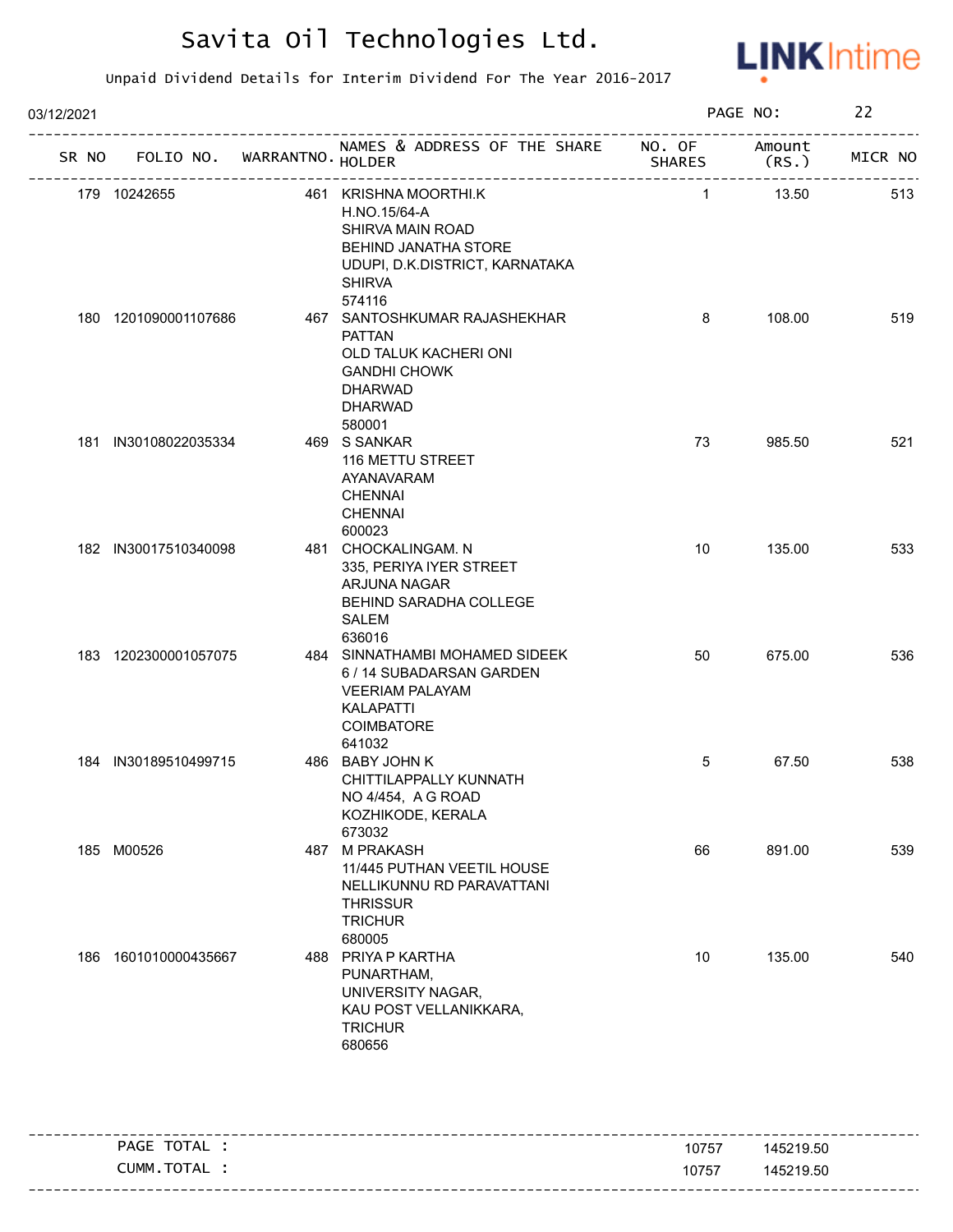# Savita Oil Technologies Ltd.

Unpaid Dividend Details for Interim Dividend For The Year 2016-2017

03/12/2021

| SR NO | FOLIO NO. | WARRANTNO. | NAMES & ADDRESS OF THE SHARE HOLDER | NO. OF SHARES | Amount (RS.) | MICR NO |
|---|---|---|---|---|---|---|
| 179 | 10242655 | 461 | KRISHNA MOORTHI.K<br>H.NO.15/64-A<br>SHIRVA MAIN ROAD<br>BEHIND JANATHA STORE<br>UDUPI, D.K.DISTRICT, KARNATAKA<br>SHIRVA<br>574116 | 1 | 13.50 | 513 |
| 180 | 1201090001107686 | 467 | SANTOSHKUMAR RAJASHEKHAR<br>PATTAN<br>OLD TALUK KACHERI ONI<br>GANDHI CHOWK<br>DHARWAD<br>DHARWAD<br>580001 | 8 | 108.00 | 519 |
| 181 | IN30108022035334 | 469 | S SANKAR<br>116 METTU STREET<br>AYANAVARAM<br>CHENNAI<br>CHENNAI<br>600023 | 73 | 985.50 | 521 |
| 182 | IN30017510340098 | 481 | CHOCKALINGAM. N<br>335, PERIYA IYER STREET<br>ARJUNA NAGAR<br>BEHIND SARADHA COLLEGE<br>SALEM<br>636016 | 10 | 135.00 | 533 |
| 183 | 1202300001057075 | 484 | SINNATHAMBI MOHAMED SIDEEK<br>6 / 14 SUBADARSAN GARDEN<br>VEERIAM PALAYAM<br>KALAPATTI<br>COIMBATORE<br>641032 | 50 | 675.00 | 536 |
| 184 | IN30189510499715 | 486 | BABY JOHN K<br>CHITTILAPPALLY KUNNATH<br>NO 4/454, A G ROAD<br>KOZHIKODE, KERALA<br>673032 | 5 | 67.50 | 538 |
| 185 | M00526 | 487 | M PRAKASH<br>11/445 PUTHAN VEETIL HOUSE<br>NELLIKUNNU RD PARAVATTANI<br>THRISSUR<br>TRICHUR<br>680005 | 66 | 891.00 | 539 |
| 186 | 1601010000435667 | 488 | PRIYA P KARTHA<br>PUNARTHAM,<br>UNIVERSITY NAGAR,<br>KAU POST VELLANIKKARA,<br>TRICHUR<br>680656 | 10 | 135.00 | 540 |

| | NO. OF SHARES | Amount (RS.) |
|---|---|---|
| PAGE TOTAL : | 10757 | 145219.50 |
| CUMM.TOTAL : | 10757 | 145219.50 |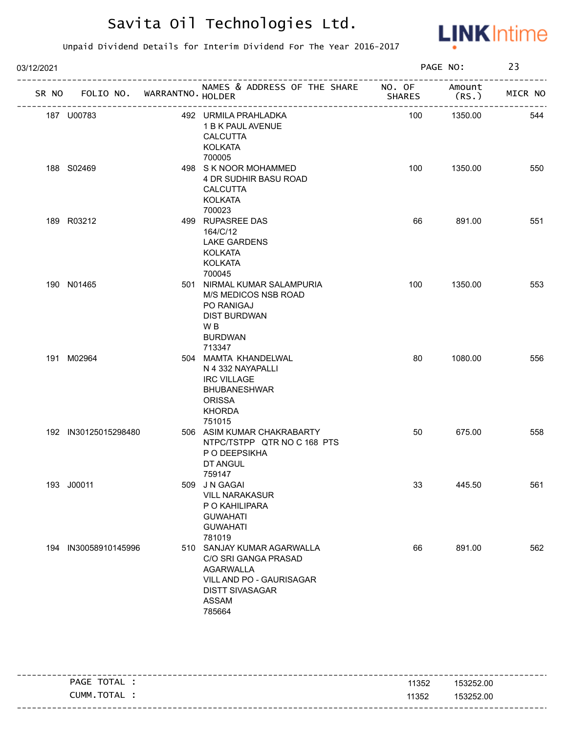# Savita Oil Technologies Ltd.

Unpaid Dividend Details for Interim Dividend For The Year 2016-2017

03/12/2021

| SR NO | FOLIO NO. | WARRANTNO. | NAMES & ADDRESS OF THE SHARE HOLDER | NO. OF SHARES | Amount (RS.) | MICR NO |
|---|---|---|---|---|---|---|
| 187 | U00783 | 492 | URMILA PRAHLADKA<br>1 B K PAUL AVENUE<br>CALCUTTA<br>KOLKATA<br>700005 | 100 | 1350.00 | 544 |
| 188 | S02469 | 498 | S K NOOR MOHAMMED<br>4 DR SUDHIR BASU ROAD<br>CALCUTTA<br>KOLKATA<br>700023 | 100 | 1350.00 | 550 |
| 189 | R03212 | 499 | RUPASREE DAS<br>164/C/12<br>LAKE GARDENS<br>KOLKATA<br>KOLKATA<br>700045 | 66 | 891.00 | 551 |
| 190 | N01465 | 501 | NIRMAL KUMAR SALAMPURIA<br>M/S MEDICOS NSB ROAD<br>PO RANIGAJ<br>DIST BURDWAN<br>W B<br>BURDWAN<br>713347 | 100 | 1350.00 | 553 |
| 191 | M02964 | 504 | MAMTA KHANDELWAL<br>N 4 332 NAYAPALLI<br>IRC VILLAGE<br>BHUBANESHWAR<br>ORISSA<br>KHORDA<br>751015 | 80 | 1080.00 | 556 |
| 192 | IN30125015298480 | 506 | ASIM KUMAR CHAKRABARTY<br>NTPC/TSTPP QTR NO C 168 PTS<br>P O DEEPSIKHA<br>DT ANGUL<br>759147 | 50 | 675.00 | 558 |
| 193 | J00011 | 509 | J N GAGAI<br>VILL NARAKASUR<br>P O KAHILIPARA<br>GUWAHATI<br>GUWAHATI<br>781019 | 33 | 445.50 | 561 |
| 194 | IN30058910145996 | 510 | SANJAY KUMAR AGARWALLA<br>C/O SRI GANGA PRASAD<br>AGARWALLA<br>VILL AND PO - GAURISAGAR<br>DISTT SIVASAGAR<br>ASSAM<br>785664 | 66 | 891.00 | 562 |

| | NO. OF SHARES | Amount (RS.) |
|---|---|---|
| PAGE TOTAL : | 11352 | 153252.00 |
| CUMM.TOTAL : | 11352 | 153252.00 |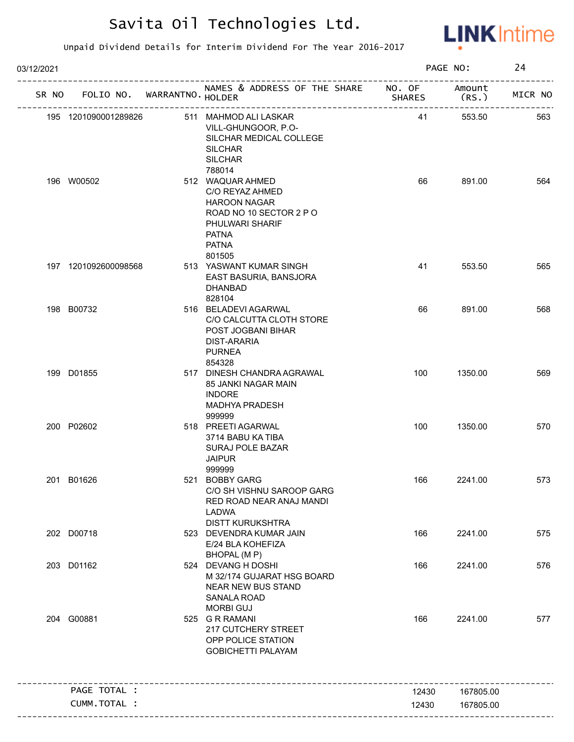# Savita Oil Technologies Ltd.

Unpaid Dividend Details for Interim Dividend For The Year 2016-2017

03/12/2021

| SR NO | FOLIO NO. | WARRANTNO. | NAMES & ADDRESS OF THE SHARE HOLDER | NO. OF SHARES | Amount (RS.) | MICR NO |
|---|---|---|---|---|---|---|
| 195 | 1201090001289826 | 511 | MAHMOD ALI LASKAR VILL-GHUNGOOR, P.O- SILCHAR MEDICAL COLLEGE SILCHAR SILCHAR 788014 | 41 | 553.50 | 563 |
| 196 | W00502 | 512 | WAQUAR AHMED C/O REYAZ AHMED HAROON NAGAR ROAD NO 10 SECTOR 2 P O PHULWARI SHARIF PATNA PATNA 801505 | 66 | 891.00 | 564 |
| 197 | 1201092600098568 | 513 | YASWANT KUMAR SINGH EAST BASURIA, BANSJORA DHANBAD 828104 | 41 | 553.50 | 565 |
| 198 | B00732 | 516 | BELADEVI AGARWAL C/O CALCUTTA CLOTH STORE POST JOGBANI BIHAR DIST-ARARIA PURNEA 854328 | 66 | 891.00 | 568 |
| 199 | D01855 | 517 | DINESH CHANDRA AGRAWAL 85 JANKI NAGAR MAIN INDORE MADHYA PRADESH 999999 | 100 | 1350.00 | 569 |
| 200 | P02602 | 518 | PREETI AGARWAL 3714 BABU KA TIBA SURAJ POLE BAZAR JAIPUR 999999 | 100 | 1350.00 | 570 |
| 201 | B01626 | 521 | BOBBY GARG C/O SH VISHNU SAROOP GARG RED ROAD NEAR ANAJ MANDI LADWA DISTT KURUKSHTRA | 166 | 2241.00 | 573 |
| 202 | D00718 | 523 | DEVENDRA KUMAR JAIN E/24 BLA KOHEFIZA BHOPAL (M P) | 166 | 2241.00 | 575 |
| 203 | D01162 | 524 | DEVANG H DOSHI M 32/174 GUJARAT HSG BOARD NEAR NEW BUS STAND SANALA ROAD MORBI GUJ | 166 | 2241.00 | 576 |
| 204 | G00881 | 525 | G R RAMANI 217 CUTCHERY STREET OPP POLICE STATION GOBICHETTI PALAYAM | 166 | 2241.00 | 577 |
| | PAGE TOTAL : | | | 12430 | 167805.00 | |
| | CUMM.TOTAL : | | | 12430 | 167805.00 | |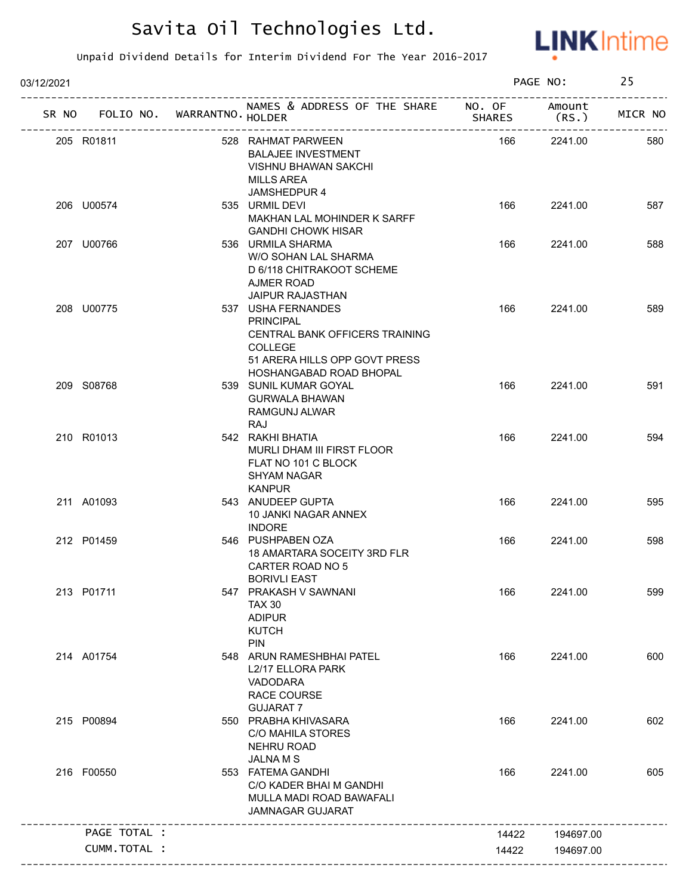# Savita Oil Technologies Ltd.

Unpaid Dividend Details for Interim Dividend For The Year 2016-2017

03/12/2021

| SR NO | FOLIO NO. | WARRANTNO. | NAMES & ADDRESS OF THE SHARE HOLDER | NO. OF SHARES | Amount (RS.) | MICR NO |
|---|---|---|---|---|---|---|
| 205 | R01811 | 528 | RAHMAT PARWEEN<br>BALAJEE INVESTMENT<br>VISHNU BHAWAN SAKCHI<br>MILLS AREA<br>JAMSHEDPUR 4 | 166 | 2241.00 | 580 |
| 206 | U00574 | 535 | URMIL DEVI<br>MAKHAN LAL MOHINDER K SARFF<br>GANDHI CHOWK HISAR | 166 | 2241.00 | 587 |
| 207 | U00766 | 536 | URMILA SHARMA<br>W/O SOHAN LAL SHARMA<br>D 6/118 CHITRAKOOT SCHEME<br>AJMER ROAD<br>JAIPUR RAJASTHAN | 166 | 2241.00 | 588 |
| 208 | U00775 | 537 | USHA FERNANDES<br>PRINCIPAL<br>CENTRAL BANK OFFICERS TRAINING<br>COLLEGE<br>51 ARERA HILLS OPP GOVT PRESS<br>HOSHANGABAD ROAD BHOPAL | 166 | 2241.00 | 589 |
| 209 | S08768 | 539 | SUNIL KUMAR GOYAL<br>GURWALA BHAWAN<br>RAMGUNJ ALWAR<br>RAJ | 166 | 2241.00 | 591 |
| 210 | R01013 | 542 | RAKHI BHATIA<br>MURLI DHAM III FIRST FLOOR<br>FLAT NO 101 C BLOCK<br>SHYAM NAGAR<br>KANPUR | 166 | 2241.00 | 594 |
| 211 | A01093 | 543 | ANUDEEP GUPTA<br>10 JANKI NAGAR ANNEX<br>INDORE | 166 | 2241.00 | 595 |
| 212 | P01459 | 546 | PUSHPABEN OZA<br>18 AMARTARA SOCEITY 3RD FLR<br>CARTER ROAD NO 5<br>BORIVLI EAST | 166 | 2241.00 | 598 |
| 213 | P01711 | 547 | PRAKASH V SAWNANI<br>TAX 30<br>ADIPUR<br>KUTCH<br>PIN | 166 | 2241.00 | 599 |
| 214 | A01754 | 548 | ARUN RAMESHBHAI PATEL<br>L2/17 ELLORA PARK<br>VADODARA<br>RACE COURSE<br>GUJARAT 7 | 166 | 2241.00 | 600 |
| 215 | P00894 | 550 | PRABHA KHIVASARA<br>C/O MAHILA STORES<br>NEHRU ROAD<br>JALNA M S | 166 | 2241.00 | 602 |
| 216 | F00550 | 553 | FATEMA GANDHI<br>C/O KADER BHAI M GANDHI<br>MULLA MADI ROAD BAWAFALI<br>JAMNAGAR GUJARAT | 166 | 2241.00 | 605 |
| | PAGE TOTAL : | | | 14422 | 194697.00 | |
| | CUMM.TOTAL : | | | 14422 | 194697.00 | |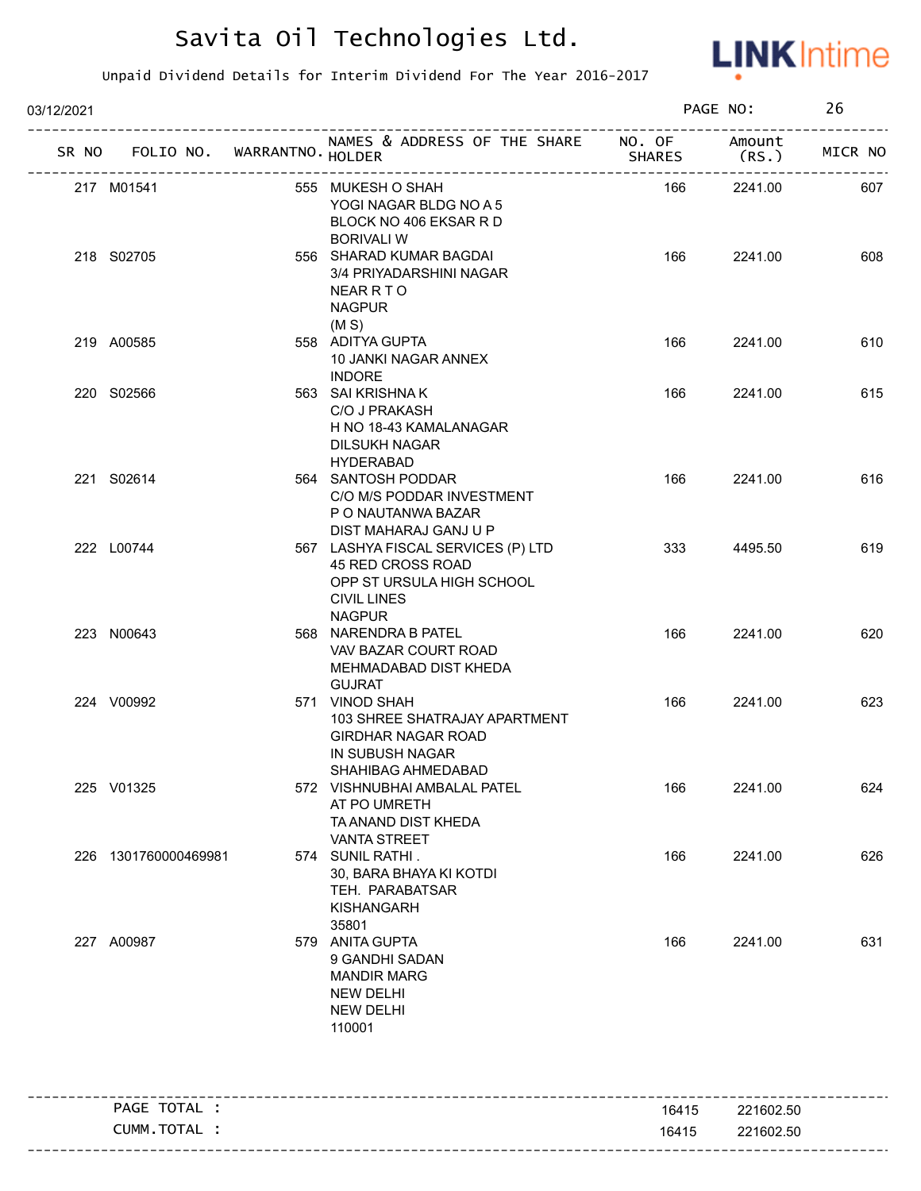# Savita Oil Technologies Ltd.

Unpaid Dividend Details for Interim Dividend For The Year 2016-2017

03/12/2021 PAGE NO: 26

| SR NO | FOLIO NO. | WARRANTNO. | NAMES & ADDRESS OF THE SHARE HOLDER | NO. OF SHARES | Amount (RS.) | MICR NO |
|---|---|---|---|---|---|---|
| 217 | M01541 | 555 | MUKESH O SHAH<br>YOGI NAGAR BLDG NO A 5<br>BLOCK NO 406 EKSAR R D<br>BORIVALI W | 166 | 2241.00 | 607 |
| 218 | S02705 | 556 | SHARAD KUMAR BAGDAI<br>3/4 PRIYADARSHINI NAGAR<br>NEAR R T O<br>NAGPUR<br>(M S) | 166 | 2241.00 | 608 |
| 219 | A00585 | 558 | ADITYA GUPTA<br>10 JANKI NAGAR ANNEX<br>INDORE | 166 | 2241.00 | 610 |
| 220 | S02566 | 563 | SAI KRISHNA K<br>C/O J PRAKASH<br>H NO 18-43 KAMALANAGAR<br>DILSUKH NAGAR<br>HYDERABAD | 166 | 2241.00 | 615 |
| 221 | S02614 | 564 | SANTOSH PODDAR<br>C/O M/S PODDAR INVESTMENT<br>P O NAUTANWA BAZAR<br>DIST MAHARAJ GANJ U P | 166 | 2241.00 | 616 |
| 222 | L00744 | 567 | LASHYA FISCAL SERVICES (P) LTD<br>45 RED CROSS ROAD<br>OPP ST URSULA HIGH SCHOOL<br>CIVIL LINES<br>NAGPUR | 333 | 4495.50 | 619 |
| 223 | N00643 | 568 | NARENDRA B PATEL<br>VAV BAZAR COURT ROAD<br>MEHMADABAD DIST KHEDA<br>GUJRAT | 166 | 2241.00 | 620 |
| 224 | V00992 | 571 | VINOD SHAH<br>103 SHREE SHATRAJAY APARTMENT<br>GIRDHAR NAGAR ROAD<br>IN SUBUSH NAGAR<br>SHAHIBAG AHMEDABAD | 166 | 2241.00 | 623 |
| 225 | V01325 | 572 | VISHNUBHAI AMBALAL PATEL<br>AT PO UMRETH<br>TA ANAND DIST KHEDA<br>VANTA STREET | 166 | 2241.00 | 624 |
| 226 | 1301760000469981 | 574 | SUNIL RATHI .<br>30, BARA BHAYA KI KOTDI<br>TEH. PARABATSAR<br>KISHANGARH<br>35801 | 166 | 2241.00 | 626 |
| 227 | A00987 | 579 | ANITA GUPTA<br>9 GANDHI SADAN<br>MANDIR MARG<br>NEW DELHI<br>NEW DELHI<br>110001 | 166 | 2241.00 | 631 |
| | PAGE TOTAL : | | | 16415 | 221602.50 | |
| | CUMM.TOTAL : | | | 16415 | 221602.50 | |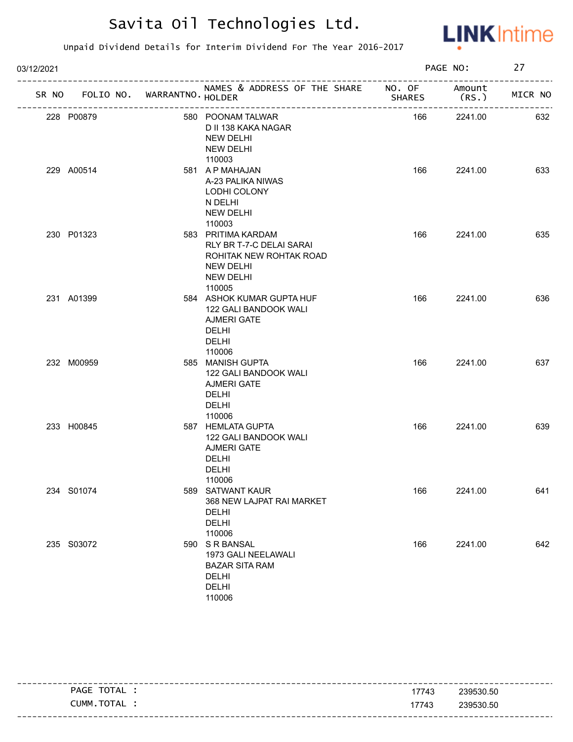# Savita Oil Technologies Ltd.

Unpaid Dividend Details for Interim Dividend For The Year 2016-2017

03/12/2021

PAGE NO: 27

| SR NO | FOLIO NO. | WARRANTNO. | NAMES & ADDRESS OF THE SHARE HOLDER | NO. OF SHARES | Amount (RS.) | MICR NO |
|---|---|---|---|---|---|---|
| 228 | P00879 | 580 | POONAM TALWAR<br>D II 138 KAKA NAGAR<br>NEW DELHI<br>NEW DELHI<br>110003 | 166 | 2241.00 | 632 |
| 229 | A00514 | 581 | A P MAHAJAN<br>A-23 PALIKA NIWAS<br>LODHI COLONY<br>N DELHI<br>NEW DELHI<br>110003 | 166 | 2241.00 | 633 |
| 230 | P01323 | 583 | PRITIMA KARDAM<br>RLY BR T-7-C DELAI SARAI<br>ROHITAK NEW ROHTAK ROAD<br>NEW DELHI<br>NEW DELHI<br>110005 | 166 | 2241.00 | 635 |
| 231 | A01399 | 584 | ASHOK KUMAR GUPTA HUF<br>122 GALI BANDOOK WALI<br>AJMERI GATE<br>DELHI<br>DELHI<br>110006 | 166 | 2241.00 | 636 |
| 232 | M00959 | 585 | MANISH GUPTA<br>122 GALI BANDOOK WALI<br>AJMERI GATE<br>DELHI<br>DELHI<br>110006 | 166 | 2241.00 | 637 |
| 233 | H00845 | 587 | HEMLATA GUPTA<br>122 GALI BANDOOK WALI<br>AJMERI GATE<br>DELHI<br>DELHI<br>110006 | 166 | 2241.00 | 639 |
| 234 | S01074 | 589 | SATWANT KAUR<br>368 NEW LAJPAT RAI MARKET<br>DELHI<br>DELHI<br>110006 | 166 | 2241.00 | 641 |
| 235 | S03072 | 590 | S R BANSAL<br>1973 GALI NEELAWALI<br>BAZAR SITA RAM<br>DELHI<br>DELHI<br>110006 | 166 | 2241.00 | 642 |

| | NO. OF SHARES | Amount (RS.) |
|---|---|---|
| PAGE TOTAL : | 17743 | 239530.50 |
| CUMM.TOTAL : | 17743 | 239530.50 |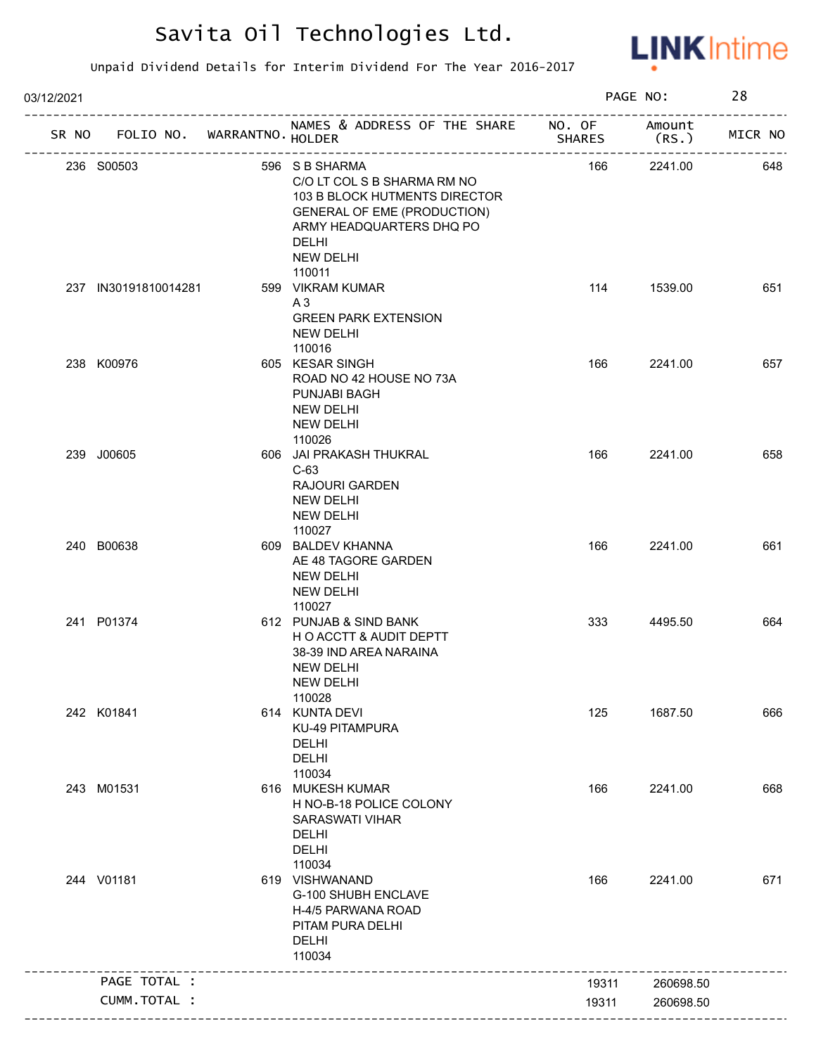# Savita Oil Technologies Ltd.

Unpaid Dividend Details for Interim Dividend For The Year 2016-2017

03/12/2021

| SR NO | FOLIO NO. | WARRANTNO. | NAMES & ADDRESS OF THE SHARE HOLDER | NO. OF SHARES | Amount (RS.) | MICR NO |
|---|---|---|---|---|---|---|
| 236 | S00503 | 596 | S B SHARMA C/O LT COL S B SHARMA RM NO 103 B BLOCK HUTMENTS DIRECTOR GENERAL OF EME (PRODUCTION) ARMY HEADQUARTERS DHQ PO DELHI NEW DELHI 110011 | 166 | 2241.00 | 648 |
| 237 | IN30191810014281 | 599 | VIKRAM KUMAR A 3 GREEN PARK EXTENSION NEW DELHI 110016 | 114 | 1539.00 | 651 |
| 238 | K00976 | 605 | KESAR SINGH ROAD NO 42 HOUSE NO 73A PUNJABI BAGH NEW DELHI NEW DELHI 110026 | 166 | 2241.00 | 657 |
| 239 | J00605 | 606 | JAI PRAKASH THUKRAL C-63 RAJOURI GARDEN NEW DELHI NEW DELHI 110027 | 166 | 2241.00 | 658 |
| 240 | B00638 | 609 | BALDEV KHANNA AE 48 TAGORE GARDEN NEW DELHI NEW DELHI 110027 | 166 | 2241.00 | 661 |
| 241 | P01374 | 612 | PUNJAB & SIND BANK H O ACCTT & AUDIT DEPTT 38-39 IND AREA NARAINA NEW DELHI NEW DELHI 110028 | 333 | 4495.50 | 664 |
| 242 | K01841 | 614 | KUNTA DEVI KU-49 PITAMPURA DELHI DELHI 110034 | 125 | 1687.50 | 666 |
| 243 | M01531 | 616 | MUKESH KUMAR H NO-B-18 POLICE COLONY SARASWATI VIHAR DELHI DELHI 110034 | 166 | 2241.00 | 668 |
| 244 | V01181 | 619 | VISHWANAND G-100 SHUBH ENCLAVE H-4/5 PARWANA ROAD PITAM PURA DELHI DELHI 110034 | 166 | 2241.00 | 671 |
| | PAGE TOTAL : | | | 19311 | 260698.50 | |
| | CUMM.TOTAL : | | | 19311 | 260698.50 | |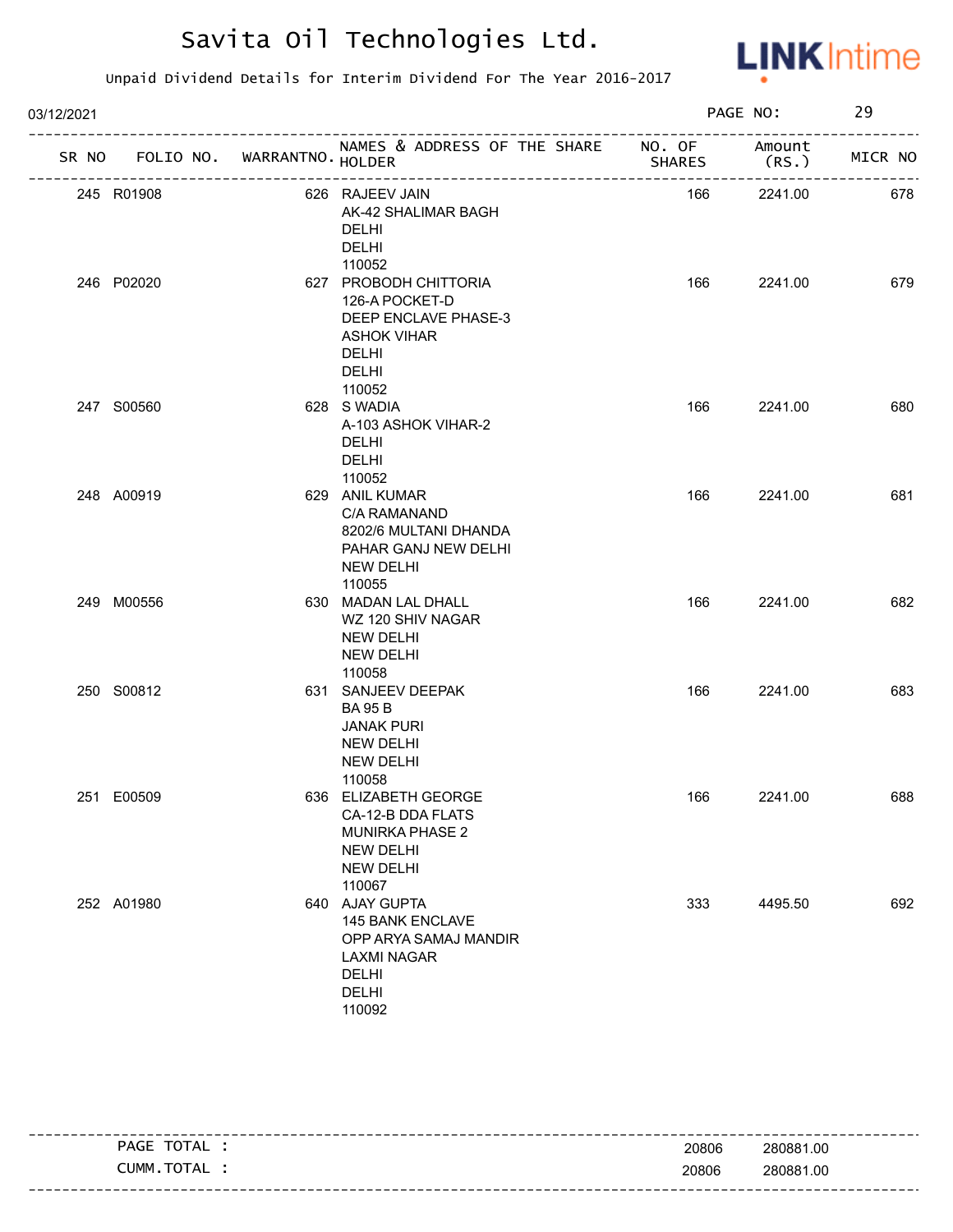# Savita Oil Technologies Ltd.

Unpaid Dividend Details for Interim Dividend For The Year 2016-2017

03/12/2021

PAGE NO: 29

| SR NO | FOLIO NO. | WARRANTNO. | NAMES & ADDRESS OF THE SHARE HOLDER | NO. OF SHARES | Amount (RS.) | MICR NO |
|---|---|---|---|---|---|---|
| 245 | R01908 | 626 | RAJEEV JAIN<br>AK-42 SHALIMAR BAGH<br>DELHI<br>DELHI<br>110052 | 166 | 2241.00 | 678 |
| 246 | P02020 | 627 | PROBODH CHITTORIA<br>126-A POCKET-D<br>DEEP ENCLAVE PHASE-3<br>ASHOK VIHAR<br>DELHI<br>DELHI<br>110052 | 166 | 2241.00 | 679 |
| 247 | S00560 | 628 | S WADIA<br>A-103 ASHOK VIHAR-2<br>DELHI<br>DELHI<br>110052 | 166 | 2241.00 | 680 |
| 248 | A00919 | 629 | ANIL KUMAR<br>C/A RAMANAND<br>8202/6 MULTANI DHANDA<br>PAHAR GANJ NEW DELHI<br>NEW DELHI<br>110055 | 166 | 2241.00 | 681 |
| 249 | M00556 | 630 | MADAN LAL DHALL<br>WZ 120 SHIV NAGAR<br>NEW DELHI<br>NEW DELHI<br>110058 | 166 | 2241.00 | 682 |
| 250 | S00812 | 631 | SANJEEV DEEPAK<br>BA 95 B<br>JANAK PURI<br>NEW DELHI<br>NEW DELHI<br>110058 | 166 | 2241.00 | 683 |
| 251 | E00509 | 636 | ELIZABETH GEORGE<br>CA-12-B DDA FLATS<br>MUNIRKA PHASE 2<br>NEW DELHI<br>NEW DELHI<br>110067 | 166 | 2241.00 | 688 |
| 252 | A01980 | 640 | AJAY GUPTA<br>145 BANK ENCLAVE<br>OPP ARYA SAMAJ MANDIR<br>LAXMI NAGAR<br>DELHI<br>DELHI<br>110092 | 333 | 4495.50 | 692 |

| | NO. OF SHARES | Amount (RS.) |
|---|---|---|
| PAGE TOTAL : | 20806 | 280881.00 |
| CUMM.TOTAL : | 20806 | 280881.00 |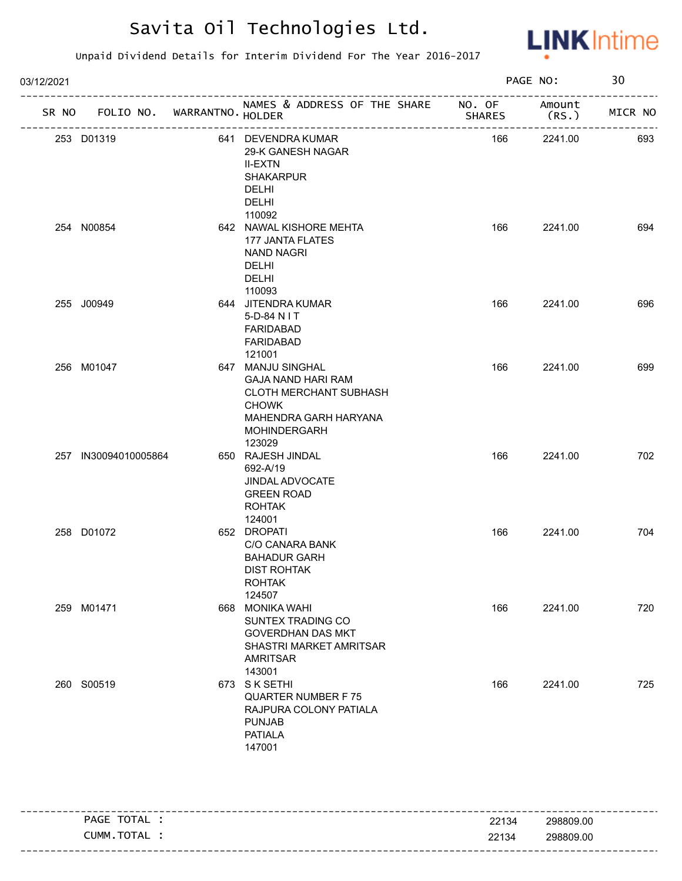# Savita Oil Technologies Ltd.

Unpaid Dividend Details for Interim Dividend For The Year 2016-2017

03/12/2021

| SR NO | FOLIO NO. | WARRANTNO. | NAMES & ADDRESS OF THE SHARE HOLDER | NO. OF SHARES | Amount (RS.) | MICR NO |
|---|---|---|---|---|---|---|
| 253 | D01319 | 641 | DEVENDRA KUMAR<br>29-K GANESH NAGAR<br>II-EXTN<br>SHAKARPUR<br>DELHI<br>DELHI<br>110092 | 166 | 2241.00 | 693 |
| 254 | N00854 | 642 | NAWAL KISHORE MEHTA<br>177 JANTA FLATES<br>NAND NAGRI<br>DELHI<br>DELHI<br>110093 | 166 | 2241.00 | 694 |
| 255 | J00949 | 644 | JITENDRA KUMAR<br>5-D-84 N I T<br>FARIDABAD<br>FARIDABAD<br>121001 | 166 | 2241.00 | 696 |
| 256 | M01047 | 647 | MANJU SINGHAL<br>GAJA NAND HARI RAM<br>CLOTH MERCHANT SUBHASH<br>CHOWK<br>MAHENDRA GARH HARYANA<br>MOHINDERGARH<br>123029 | 166 | 2241.00 | 699 |
| 257 | IN30094010005864 | 650 | RAJESH JINDAL<br>692-A/19<br>JINDAL ADVOCATE<br>GREEN ROAD<br>ROHTAK<br>124001 | 166 | 2241.00 | 702 |
| 258 | D01072 | 652 | DROPATI<br>C/O CANARA BANK<br>BAHADUR GARH<br>DIST ROHTAK<br>ROHTAK<br>124507 | 166 | 2241.00 | 704 |
| 259 | M01471 | 668 | MONIKA WAHI<br>SUNTEX TRADING CO<br>GOVERDHAN DAS MKT<br>SHASTRI MARKET AMRITSAR<br>AMRITSAR<br>143001 | 166 | 2241.00 | 720 |
| 260 | S00519 | 673 | S K SETHI<br>QUARTER NUMBER F 75<br>RAJPURA COLONY PATIALA<br>PUNJAB<br>PATIALA<br>147001 | 166 | 2241.00 | 725 |

| | | |
|---|---|---|
| PAGE TOTAL : | 22134 | 298809.00 |
| CUMM.TOTAL : | 22134 | 298809.00 |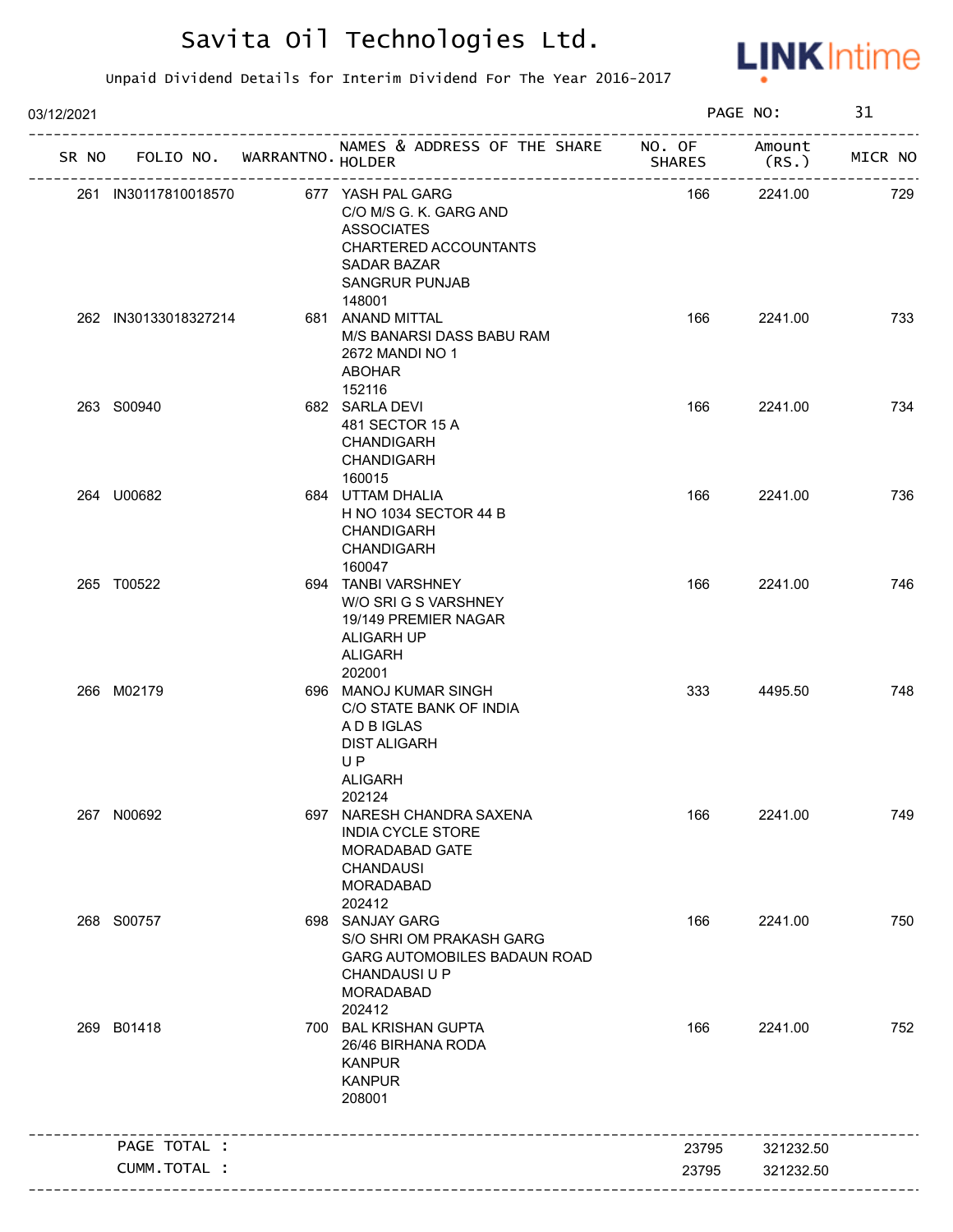# Savita Oil Technologies Ltd.

Unpaid Dividend Details for Interim Dividend For The Year 2016-2017

03/12/2021

| SR NO | FOLIO NO. | WARRANTNO. | NAMES & ADDRESS OF THE SHARE HOLDER | NO. OF SHARES | Amount (RS.) | MICR NO |
|---|---|---|---|---|---|---|
| 261 | IN30117810018570 | 677 | YASH PAL GARG C/O M/S G. K. GARG AND ASSOCIATES CHARTERED ACCOUNTANTS SADAR BAZAR SANGRUR PUNJAB 148001 | 166 | 2241.00 | 729 |
| 262 | IN30133018327214 | 681 | ANAND MITTAL M/S BANARSI DASS BABU RAM 2672 MANDI NO 1 ABOHAR 152116 | 166 | 2241.00 | 733 |
| 263 | S00940 | 682 | SARLA DEVI 481 SECTOR 15 A CHANDIGARH CHANDIGARH 160015 | 166 | 2241.00 | 734 |
| 264 | U00682 | 684 | UTTAM DHALIA H NO 1034 SECTOR 44 B CHANDIGARH CHANDIGARH 160047 | 166 | 2241.00 | 736 |
| 265 | T00522 | 694 | TANBI VARSHNEY W/O SRI G S VARSHNEY 19/149 PREMIER NAGAR ALIGARH UP ALIGARH 202001 | 166 | 2241.00 | 746 |
| 266 | M02179 | 696 | MANOJ KUMAR SINGH C/O STATE BANK OF INDIA A D B IGLAS DIST ALIGARH U P ALIGARH 202124 | 333 | 4495.50 | 748 |
| 267 | N00692 | 697 | NARESH CHANDRA SAXENA INDIA CYCLE STORE MORADABAD GATE CHANDAUSI MORADABAD 202412 | 166 | 2241.00 | 749 |
| 268 | S00757 | 698 | SANJAY GARG S/O SHRI OM PRAKASH GARG GARG AUTOMOBILES BADAUN ROAD CHANDAUSI U P MORADABAD 202412 | 166 | 2241.00 | 750 |
| 269 | B01418 | 700 | BAL KRISHAN GUPTA 26/46 BIRHANA RODA KANPUR KANPUR 208001 | 166 | 2241.00 | 752 |
| | PAGE TOTAL : | | | 23795 | 321232.50 | |
| | CUMM.TOTAL : | | | 23795 | 321232.50 | |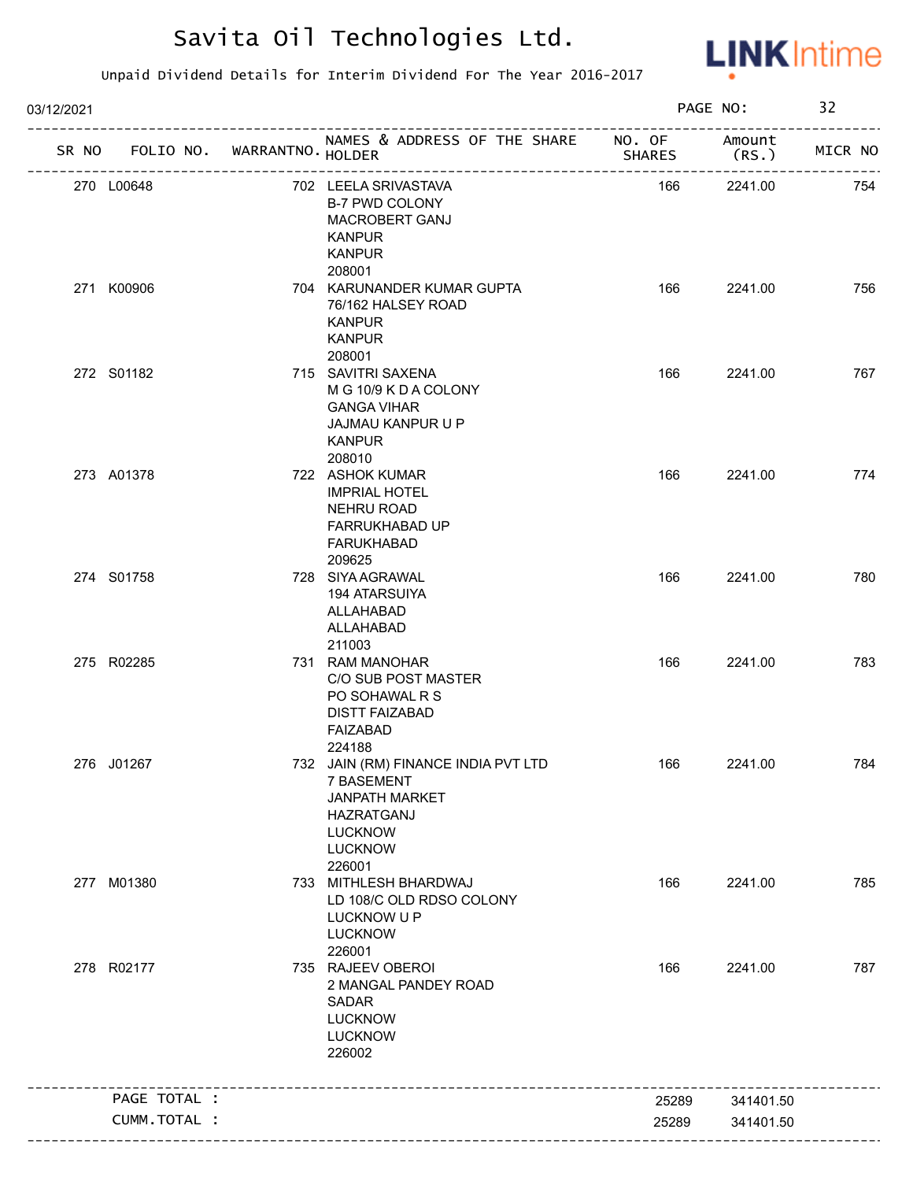# Savita Oil Technologies Ltd.

Unpaid Dividend Details for Interim Dividend For The Year 2016-2017

03/12/2021

| SR NO | FOLIO NO. | WARRANTNO. | NAMES & ADDRESS OF THE SHARE HOLDER | NO. OF SHARES | Amount (RS.) | MICR NO |
|---|---|---|---|---|---|---|
| 270 | L00648 | 702 | LEELA SRIVASTAVA B-7 PWD COLONY MACROBERT GANJ KANPUR KANPUR 208001 | 166 | 2241.00 | 754 |
| 271 | K00906 | 704 | KARUNANDER KUMAR GUPTA 76/162 HALSEY ROAD KANPUR KANPUR 208001 | 166 | 2241.00 | 756 |
| 272 | S01182 | 715 | SAVITRI SAXENA M G 10/9 K D A COLONY GANGA VIHAR JAJMAU KANPUR U P KANPUR 208010 | 166 | 2241.00 | 767 |
| 273 | A01378 | 722 | ASHOK KUMAR IMPRIAL HOTEL NEHRU ROAD FARRUKHABAD UP FARUKHABAD 209625 | 166 | 2241.00 | 774 |
| 274 | S01758 | 728 | SIYA AGRAWAL 194 ATARSUIYA ALLAHABAD ALLAHABAD 211003 | 166 | 2241.00 | 780 |
| 275 | R02285 | 731 | RAM MANOHAR C/O SUB POST MASTER PO SOHAWAL R S DISTT FAIZABAD FAIZABAD 224188 | 166 | 2241.00 | 783 |
| 276 | J01267 | 732 | JAIN (RM) FINANCE INDIA PVT LTD 7 BASEMENT JANPATH MARKET HAZRATGANJ LUCKNOW LUCKNOW 226001 | 166 | 2241.00 | 784 |
| 277 | M01380 | 733 | MITHLESH BHARDWAJ LD 108/C OLD RDSO COLONY LUCKNOW U P LUCKNOW 226001 | 166 | 2241.00 | 785 |
| 278 | R02177 | 735 | RAJEEV OBEROI 2 MANGAL PANDEY ROAD SADAR LUCKNOW LUCKNOW 226002 | 166 | 2241.00 | 787 |
| | PAGE TOTAL : | | | 25289 | 341401.50 | |
| | CUMM.TOTAL : | | | 25289 | 341401.50 | |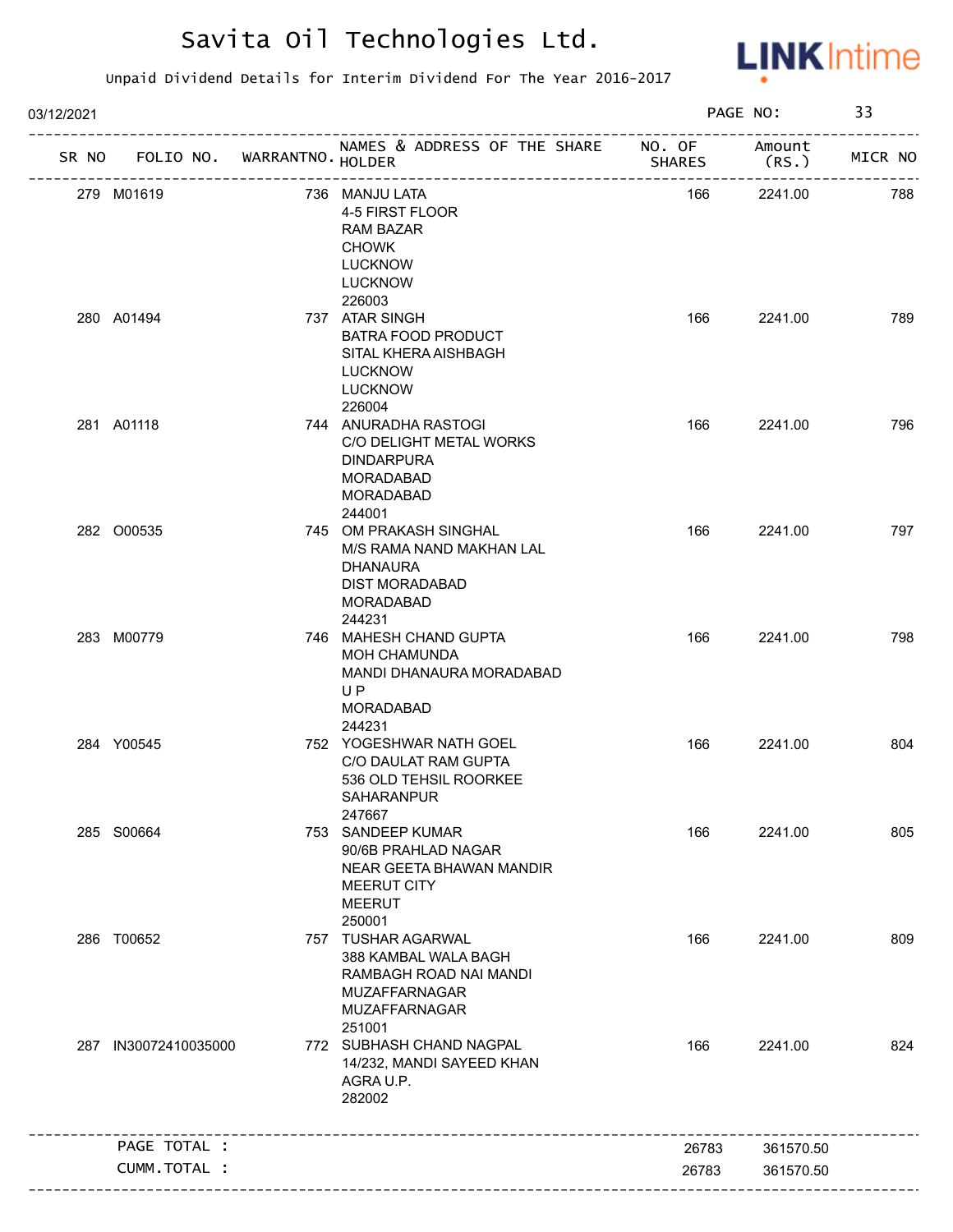# Savita Oil Technologies Ltd.

Unpaid Dividend Details for Interim Dividend For The Year 2016-2017

03/12/2021

| SR NO | FOLIO NO. | WARRANTNO. | NAMES & ADDRESS OF THE SHARE HOLDER | NO. OF SHARES | Amount (RS.) | MICR NO |
|---|---|---|---|---|---|---|
| 279 | M01619 | 736 | MANJU LATA<br>4-5 FIRST FLOOR<br>RAM BAZAR<br>CHOWK<br>LUCKNOW<br>LUCKNOW<br>226003 | 166 | 2241.00 | 788 |
| 280 | A01494 | 737 | ATAR SINGH<br>BATRA FOOD PRODUCT<br>SITAL KHERA AISHBAGH<br>LUCKNOW<br>LUCKNOW<br>226004 | 166 | 2241.00 | 789 |
| 281 | A01118 | 744 | ANURADHA RASTOGI<br>C/O DELIGHT METAL WORKS<br>DINDARPURA<br>MORADABAD<br>MORADABAD<br>244001 | 166 | 2241.00 | 796 |
| 282 | O00535 | 745 | OM PRAKASH SINGHAL<br>M/S RAMA NAND MAKHAN LAL<br>DHANAURA<br>DIST MORADABAD<br>MORADABAD<br>244231 | 166 | 2241.00 | 797 |
| 283 | M00779 | 746 | MAHESH CHAND GUPTA<br>MOH CHAMUNDA<br>MANDI DHANAURA MORADABAD<br>U P<br>MORADABAD<br>244231 | 166 | 2241.00 | 798 |
| 284 | Y00545 | 752 | YOGESHWAR NATH GOEL<br>C/O DAULAT RAM GUPTA<br>536 OLD TEHSIL ROORKEE<br>SAHARANPUR<br>247667 | 166 | 2241.00 | 804 |
| 285 | S00664 | 753 | SANDEEP KUMAR<br>90/6B PRAHLAD NAGAR<br>NEAR GEETA BHAWAN MANDIR<br>MEERUT CITY<br>MEERUT<br>250001 | 166 | 2241.00 | 805 |
| 286 | T00652 | 757 | TUSHAR AGARWAL<br>388 KAMBAL WALA BAGH<br>RAMBAGH ROAD NAI MANDI<br>MUZAFFARNAGAR<br>MUZAFFARNAGAR<br>251001 | 166 | 2241.00 | 809 |
| 287 | IN30072410035000 | 772 | SUBHASH CHAND NAGPAL<br>14/232, MANDI SAYEED KHAN<br>AGRA U.P.<br>282002 | 166 | 2241.00 | 824 |
| | PAGE TOTAL : | | | 26783 | 361570.50 | |
| | CUMM.TOTAL : | | | 26783 | 361570.50 | |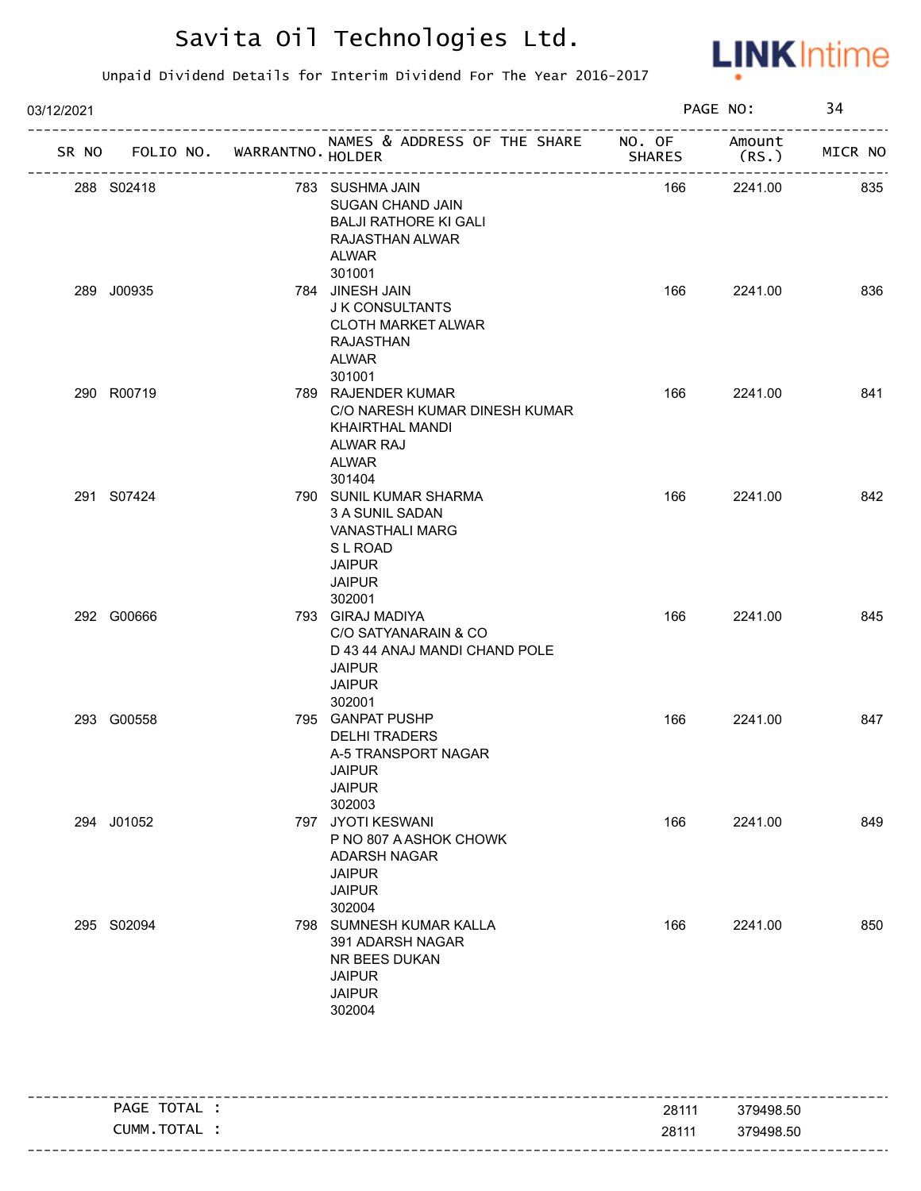# Savita Oil Technologies Ltd.

Unpaid Dividend Details for Interim Dividend For The Year 2016-2017

03/12/2021 PAGE NO: 34

| SR NO | FOLIO NO. | WARRANTNO. | NAMES & ADDRESS OF THE SHARE HOLDER | NO. OF SHARES | Amount (RS.) | MICR NO |
|---|---|---|---|---|---|---|
| 288 | S02418 | 783 | SUSHMA JAIN<br>SUGAN CHAND JAIN<br>BALJI RATHORE KI GALI<br>RAJASTHAN ALWAR<br>ALWAR<br>301001 | 166 | 2241.00 | 835 |
| 289 | J00935 | 784 | JINESH JAIN<br>J K CONSULTANTS<br>CLOTH MARKET ALWAR<br>RAJASTHAN<br>ALWAR<br>301001 | 166 | 2241.00 | 836 |
| 290 | R00719 | 789 | RAJENDER KUMAR<br>C/O NARESH KUMAR DINESH KUMAR<br>KHAIRTHAL MANDI<br>ALWAR RAJ<br>ALWAR<br>301404 | 166 | 2241.00 | 841 |
| 291 | S07424 | 790 | SUNIL KUMAR SHARMA<br>3 A SUNIL SADAN<br>VANASTHALI MARG<br>S L ROAD<br>JAIPUR<br>JAIPUR<br>302001 | 166 | 2241.00 | 842 |
| 292 | G00666 | 793 | GIRAJ MADIYA<br>C/O SATYANARAIN & CO<br>D 43 44 ANAJ MANDI CHAND POLE<br>JAIPUR<br>JAIPUR<br>302001 | 166 | 2241.00 | 845 |
| 293 | G00558 | 795 | GANPAT PUSHP<br>DELHI TRADERS<br>A-5 TRANSPORT NAGAR<br>JAIPUR<br>JAIPUR<br>302003 | 166 | 2241.00 | 847 |
| 294 | J01052 | 797 | JYOTI KESWANI<br>P NO 807 A ASHOK CHOWK<br>ADARSH NAGAR<br>JAIPUR<br>JAIPUR<br>302004 | 166 | 2241.00 | 849 |
| 295 | S02094 | 798 | SUMNESH KUMAR KALLA<br>391 ADARSH NAGAR<br>NR BEES DUKAN<br>JAIPUR<br>JAIPUR<br>302004 | 166 | 2241.00 | 850 |

| | NO. OF SHARES | Amount (RS.) |
|---|---|---|
| PAGE TOTAL : | 28111 | 379498.50 |
| CUMM.TOTAL : | 28111 | 379498.50 |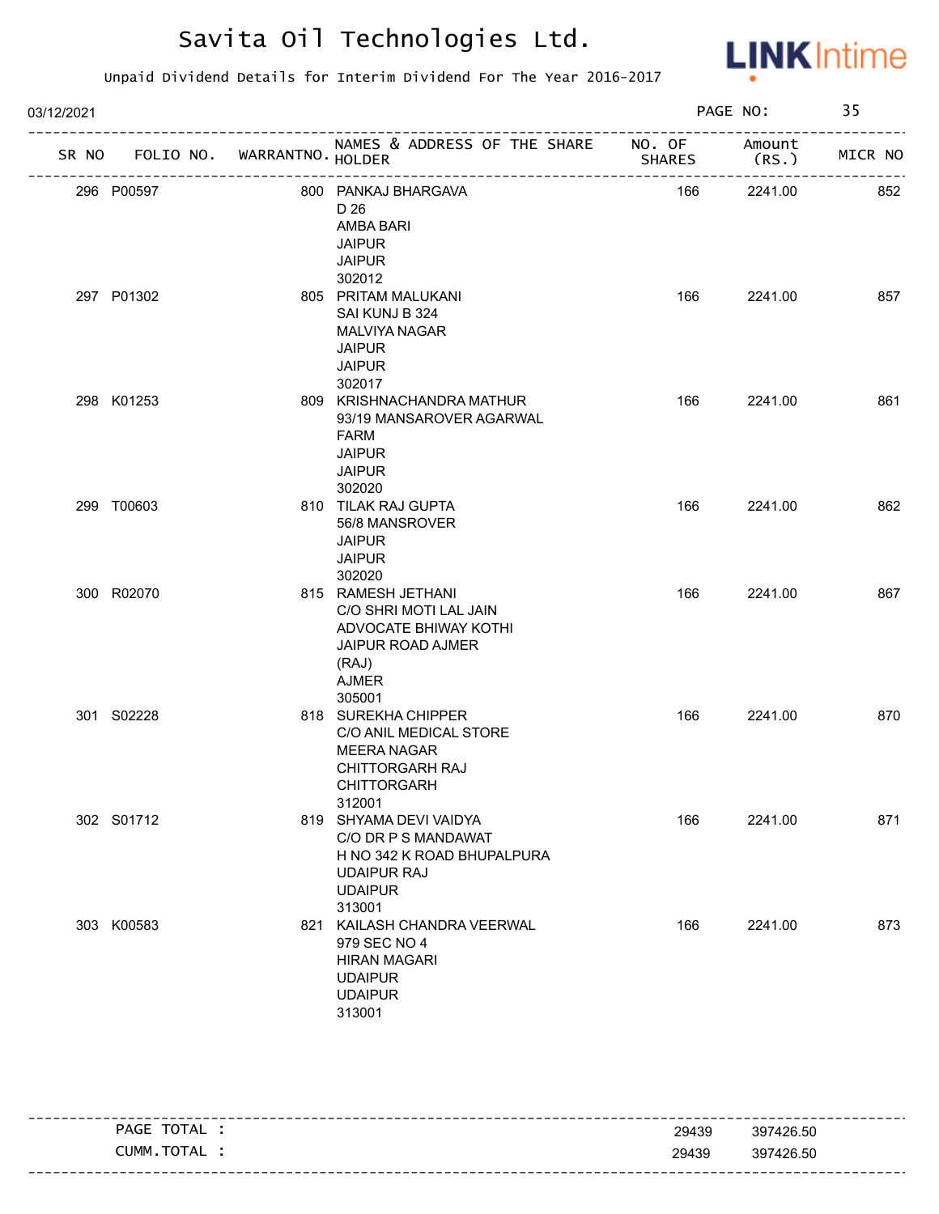# Savita Oil Technologies Ltd.

Unpaid Dividend Details for Interim Dividend For The Year 2016-2017

03/12/2021

| SR NO | FOLIO NO. | WARRANTNO. | NAMES & ADDRESS OF THE SHARE HOLDER | NO. OF SHARES | Amount (RS.) | MICR NO |
|---|---|---|---|---|---|---|
| 296 | P00597 | 800 | PANKAJ BHARGAVA D 26 AMBA BARI JAIPUR JAIPUR 302012 | 166 | 2241.00 | 852 |
| 297 | P01302 | 805 | PRITAM MALUKANI SAI KUNJ B 324 MALVIYA NAGAR JAIPUR JAIPUR 302017 | 166 | 2241.00 | 857 |
| 298 | K01253 | 809 | KRISHNACHANDRA MATHUR 93/19 MANSAROVER AGARWAL FARM JAIPUR JAIPUR 302020 | 166 | 2241.00 | 861 |
| 299 | T00603 | 810 | TILAK RAJ GUPTA 56/8 MANSROVER JAIPUR JAIPUR 302020 | 166 | 2241.00 | 862 |
| 300 | R02070 | 815 | RAMESH JETHANI C/O SHRI MOTI LAL JAIN ADVOCATE BHIWAY KOTHI JAIPUR ROAD AJMER (RAJ) AJMER 305001 | 166 | 2241.00 | 867 |
| 301 | S02228 | 818 | SUREKHA CHIPPER C/O ANIL MEDICAL STORE MEERA NAGAR CHITTORGARH RAJ CHITTORGARH 312001 | 166 | 2241.00 | 870 |
| 302 | S01712 | 819 | SHYAMA DEVI VAIDYA C/O DR P S MANDAWAT H NO 342 K ROAD BHUPALPURA UDAIPUR RAJ UDAIPUR 313001 | 166 | 2241.00 | 871 |
| 303 | K00583 | 821 | KAILASH CHANDRA VEERWAL 979 SEC NO 4 HIRAN MAGARI UDAIPUR UDAIPUR 313001 | 166 | 2241.00 | 873 |

| | NO. OF SHARES | Amount (RS.) |
|---|---|---|
| PAGE TOTAL : | 29439 | 397426.50 |
| CUMM.TOTAL : | 29439 | 397426.50 |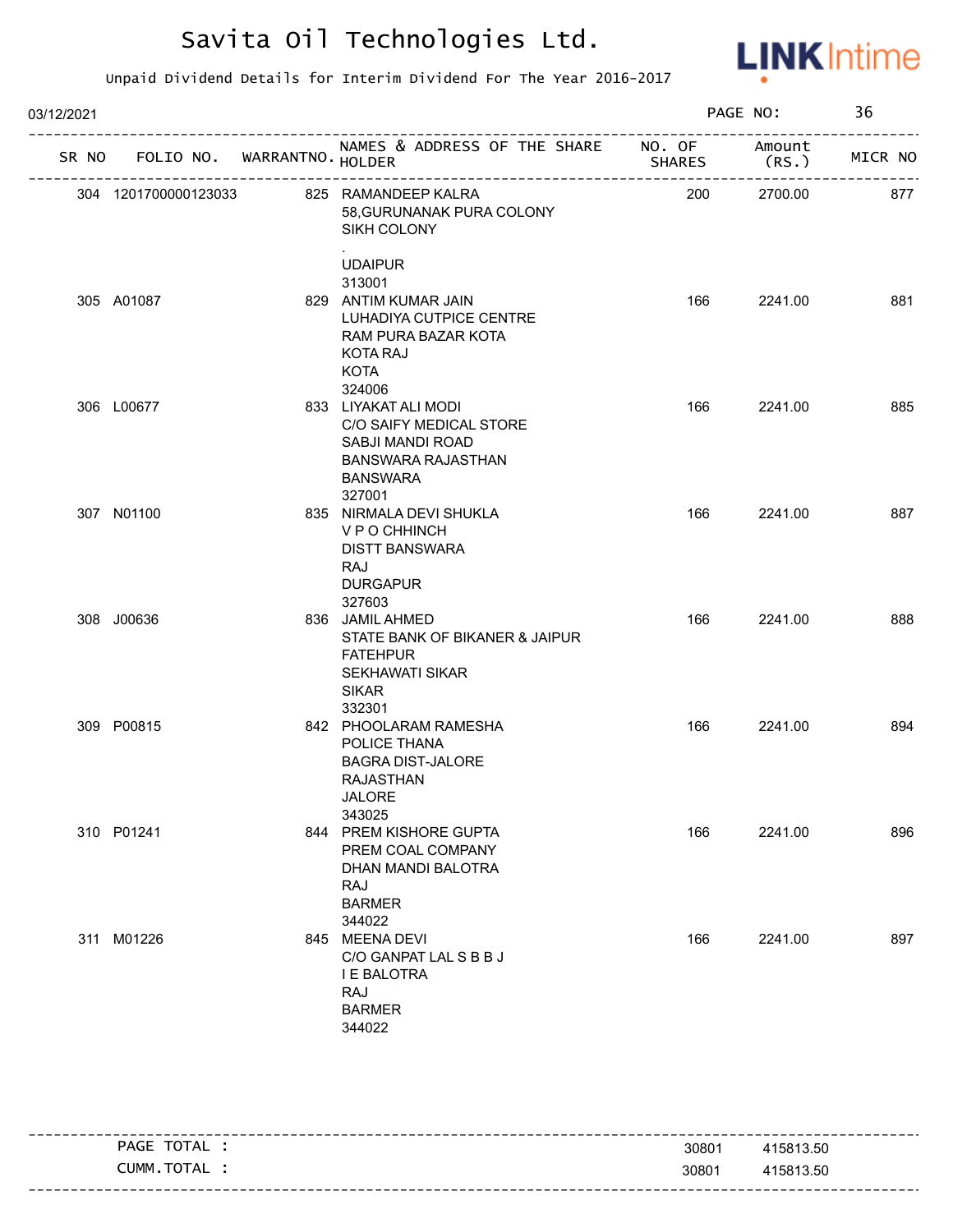# Savita Oil Technologies Ltd.

Unpaid Dividend Details for Interim Dividend For The Year 2016-2017

03/12/2021

| SR NO | FOLIO NO. | WARRANTNO. | NAMES & ADDRESS OF THE SHARE HOLDER | NO. OF SHARES | Amount (RS.) | MICR NO |
|---|---|---|---|---|---|---|
| 304 | 1201700000123033 | 825 | RAMANDEEP KALRA<br>58,GURUNANAK PURA COLONY<br>SIKH COLONY<br>.<br>UDAIPUR<br>313001 | 200 | 2700.00 | 877 |
| 305 | A01087 | 829 | ANTIM KUMAR JAIN<br>LUHADIYA CUTPICE CENTRE<br>RAM PURA BAZAR KOTA<br>KOTA RAJ<br>KOTA<br>324006 | 166 | 2241.00 | 881 |
| 306 | L00677 | 833 | LIYAKAT ALI MODI<br>C/O SAIFY MEDICAL STORE<br>SABJI MANDI ROAD<br>BANSWARA RAJASTHAN<br>BANSWARA<br>327001 | 166 | 2241.00 | 885 |
| 307 | N01100 | 835 | NIRMALA DEVI SHUKLA<br>V P O CHHINCH<br>DISTT BANSWARA<br>RAJ<br>DURGAPUR<br>327603 | 166 | 2241.00 | 887 |
| 308 | J00636 | 836 | JAMIL AHMED<br>STATE BANK OF BIKANER & JAIPUR<br>FATEHPUR<br>SEKHAWATI SIKAR<br>SIKAR<br>332301 | 166 | 2241.00 | 888 |
| 309 | P00815 | 842 | PHOOLARAM RAMESHA<br>POLICE THANA<br>BAGRA DIST-JALORE<br>RAJASTHAN<br>JALORE<br>343025 | 166 | 2241.00 | 894 |
| 310 | P01241 | 844 | PREM KISHORE GUPTA<br>PREM COAL COMPANY<br>DHAN MANDI BALOTRA<br>RAJ<br>BARMER<br>344022 | 166 | 2241.00 | 896 |
| 311 | M01226 | 845 | MEENA DEVI<br>C/O GANPAT LAL S B B J<br>I E BALOTRA<br>RAJ<br>BARMER<br>344022 | 166 | 2241.00 | 897 |

| | NO. OF SHARES | Amount (RS.) |
|---|---|---|
| PAGE TOTAL : | 30801 | 415813.50 |
| CUMM.TOTAL : | 30801 | 415813.50 |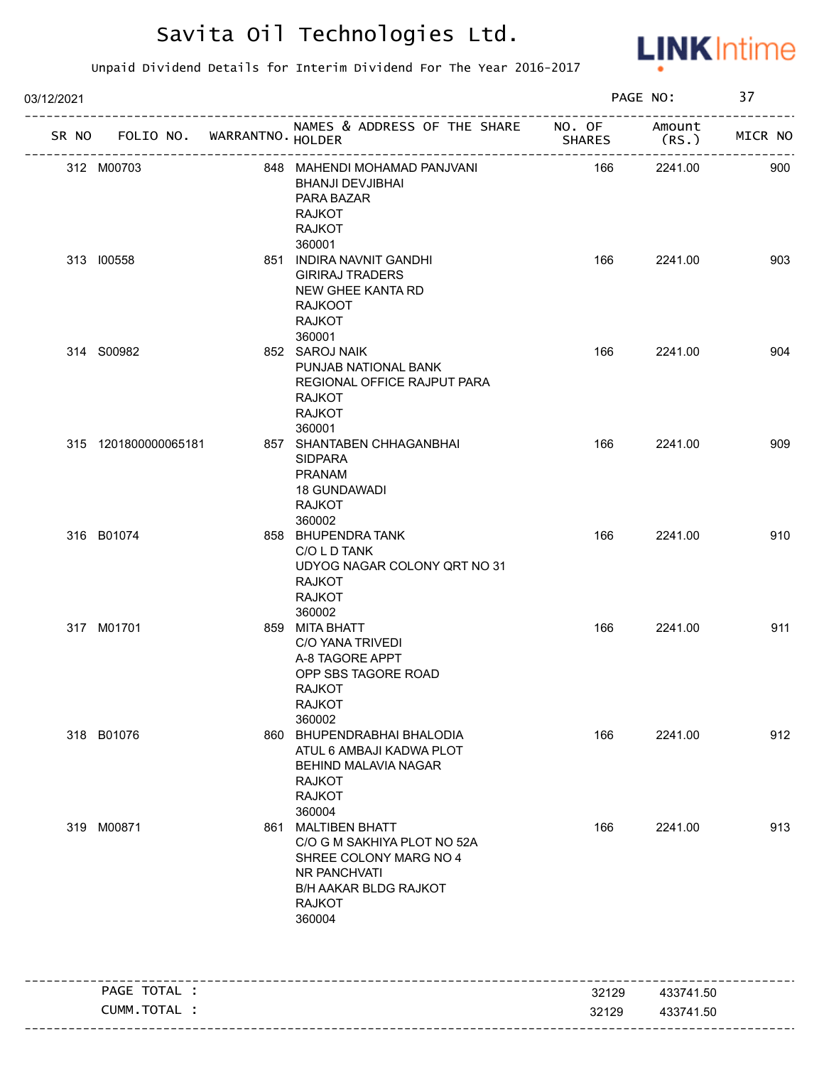# Savita Oil Technologies Ltd.

Unpaid Dividend Details for Interim Dividend For The Year 2016-2017

03/12/2021

| SR NO | FOLIO NO. | WARRANTNO. | NAMES & ADDRESS OF THE SHARE HOLDER | NO. OF SHARES | Amount (RS.) | MICR NO |
|---|---|---|---|---|---|---|
| 312 | M00703 | 848 | MAHENDI MOHAMAD PANJVANI BHANJI DEVJIBHAI PARA BAZAR RAJKOT RAJKOT 360001 | 166 | 2241.00 | 900 |
| 313 | I00558 | 851 | INDIRA NAVNIT GANDHI GIRIRAJ TRADERS NEW GHEE KANTA RD RAJKOOT RAJKOT 360001 | 166 | 2241.00 | 903 |
| 314 | S00982 | 852 | SAROJ NAIK PUNJAB NATIONAL BANK REGIONAL OFFICE RAJPUT PARA RAJKOT RAJKOT 360001 | 166 | 2241.00 | 904 |
| 315 | 1201800000065181 | 857 | SHANTABEN CHHAGANBHAI SIDPARA PRANAM 18 GUNDAWADI RAJKOT 360002 | 166 | 2241.00 | 909 |
| 316 | B01074 | 858 | BHUPENDRA TANK C/O L D TANK UDYOG NAGAR COLONY QRT NO 31 RAJKOT RAJKOT 360002 | 166 | 2241.00 | 910 |
| 317 | M01701 | 859 | MITA BHATT C/O YANA TRIVEDI A-8 TAGORE APPT OPP SBS TAGORE ROAD RAJKOT RAJKOT 360002 | 166 | 2241.00 | 911 |
| 318 | B01076 | 860 | BHUPENDRABHAI BHALODIA ATUL 6 AMBAJI KADWA PLOT BEHIND MALAVIA NAGAR RAJKOT RAJKOT 360004 | 166 | 2241.00 | 912 |
| 319 | M00871 | 861 | MALTIBEN BHATT C/O G M SAKHIYA PLOT NO 52A SHREE COLONY MARG NO 4 NR PANCHVATI B/H AAKAR BLDG RAJKOT RAJKOT 360004 | 166 | 2241.00 | 913 |

| | NO. OF SHARES | Amount (RS.) |
|---|---|---|
| PAGE TOTAL : | 32129 | 433741.50 |
| CUMM.TOTAL : | 32129 | 433741.50 |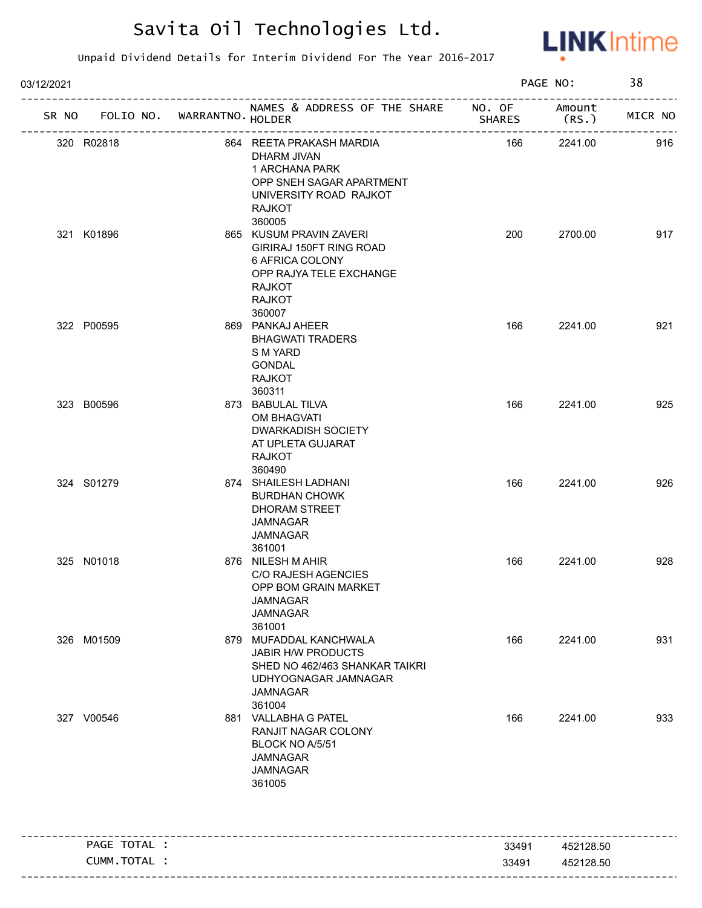# Savita Oil Technologies Ltd.

Unpaid Dividend Details for Interim Dividend For The Year 2016-2017

03/12/2021

| SR NO | FOLIO NO. | WARRANTNO. | NAMES & ADDRESS OF THE SHARE HOLDER | NO. OF SHARES | Amount (RS.) | MICR NO |
|---|---|---|---|---|---|---|
| 320 | R02818 | 864 | REETA PRAKASH MARDIA<br>DHARM JIVAN<br>1 ARCHANA PARK<br>OPP SNEH SAGAR APARTMENT<br>UNIVERSITY ROAD RAJKOT<br>RAJKOT<br>360005 | 166 | 2241.00 | 916 |
| 321 | K01896 | 865 | KUSUM PRAVIN ZAVERI<br>GIRIRAJ 150FT RING ROAD<br>6 AFRICA COLONY<br>OPP RAJYA TELE EXCHANGE<br>RAJKOT<br>RAJKOT<br>360007 | 200 | 2700.00 | 917 |
| 322 | P00595 | 869 | PANKAJ AHEER<br>BHAGWATI TRADERS<br>S M YARD<br>GONDAL<br>RAJKOT<br>360311 | 166 | 2241.00 | 921 |
| 323 | B00596 | 873 | BABULAL TILVA<br>OM BHAGVATI<br>DWARKADISH SOCIETY<br>AT UPLETA GUJARAT<br>RAJKOT<br>360490 | 166 | 2241.00 | 925 |
| 324 | S01279 | 874 | SHAILESH LADHANI<br>BURDHAN CHOWK<br>DHORAM STREET<br>JAMNAGAR<br>JAMNAGAR<br>361001 | 166 | 2241.00 | 926 |
| 325 | N01018 | 876 | NILESH M AHIR<br>C/O RAJESH AGENCIES<br>OPP BOM GRAIN MARKET<br>JAMNAGAR<br>JAMNAGAR<br>361001 | 166 | 2241.00 | 928 |
| 326 | M01509 | 879 | MUFADDAL KANCHWALA<br>JABIR H/W PRODUCTS<br>SHED NO 462/463 SHANKAR TAIKRI<br>UDHYOGNAGAR JAMNAGAR<br>JAMNAGAR<br>361004 | 166 | 2241.00 | 931 |
| 327 | V00546 | 881 | VALLABHA G PATEL<br>RANJIT NAGAR COLONY<br>BLOCK NO A/5/51<br>JAMNAGAR<br>JAMNAGAR<br>361005 | 166 | 2241.00 | 933 |
| | PAGE TOTAL : | | | 33491 | 452128.50 | |
| | CUMM.TOTAL : | | | 33491 | 452128.50 | |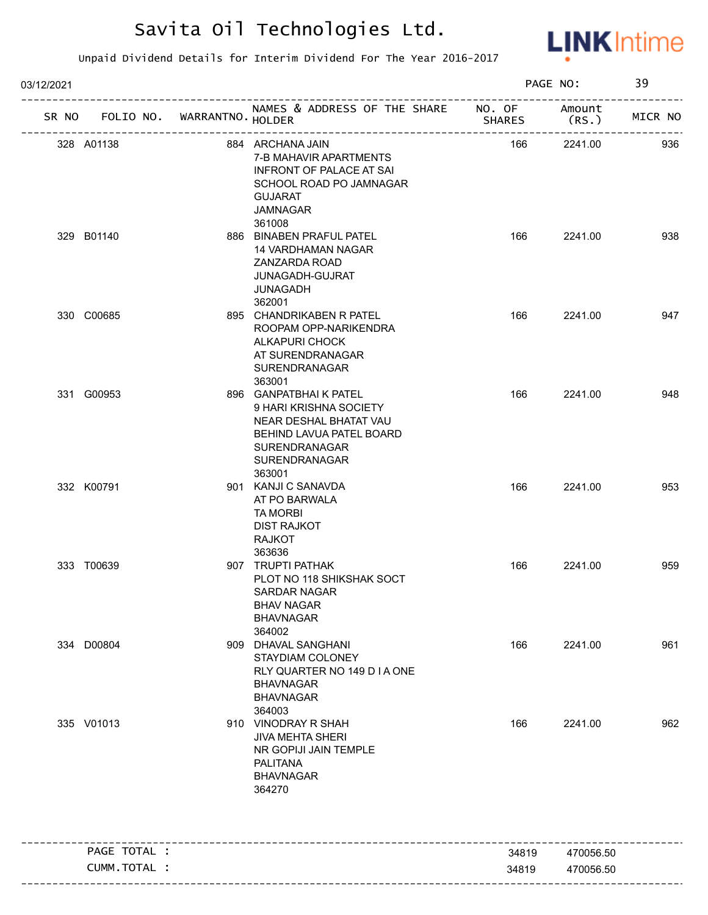# Savita Oil Technologies Ltd.

Unpaid Dividend Details for Interim Dividend For The Year 2016-2017

03/12/2021

| SR NO | FOLIO NO. | WARRANTNO. | NAMES & ADDRESS OF THE SHARE HOLDER | NO. OF SHARES | Amount (RS.) | MICR NO |
|---|---|---|---|---|---|---|
| 328 | A01138 | 884 | ARCHANA JAIN<br>7-B MAHAVIR APARTMENTS<br>INFRONT OF PALACE AT SAI<br>SCHOOL ROAD PO JAMNAGAR<br>GUJARAT<br>JAMNAGAR<br>361008 | 166 | 2241.00 | 936 |
| 329 | B01140 | 886 | BINABEN PRAFUL PATEL<br>14 VARDHAMAN NAGAR<br>ZANZARDA ROAD<br>JUNAGADH-GUJRAT<br>JUNAGADH<br>362001 | 166 | 2241.00 | 938 |
| 330 | C00685 | 895 | CHANDRIKABEN R PATEL<br>ROOPAM OPP-NARIKENDRA<br>ALKAPURI CHOCK<br>AT SURENDRANAGAR<br>SURENDRANAGAR<br>363001 | 166 | 2241.00 | 947 |
| 331 | G00953 | 896 | GANPATBHAI K PATEL<br>9 HARI KRISHNA SOCIETY<br>NEAR DESHAL BHATAT VAU<br>BEHIND LAVUA PATEL BOARD<br>SURENDRANAGAR<br>SURENDRANAGAR<br>363001 | 166 | 2241.00 | 948 |
| 332 | K00791 | 901 | KANJI C SANAVDA<br>AT PO BARWALA<br>TA MORBI<br>DIST RAJKOT<br>RAJKOT<br>363636 | 166 | 2241.00 | 953 |
| 333 | T00639 | 907 | TRUPTI PATHAK<br>PLOT NO 118 SHIKSHAK SOCT<br>SARDAR NAGAR<br>BHAV NAGAR<br>BHAVNAGAR<br>364002 | 166 | 2241.00 | 959 |
| 334 | D00804 | 909 | DHAVAL SANGHANI<br>STAYDIAM COLONEY<br>RLY QUARTER NO 149 D I A ONE<br>BHAVNAGAR<br>BHAVNAGAR<br>364003 | 166 | 2241.00 | 961 |
| 335 | V01013 | 910 | VINODRAY R SHAH<br>JIVA MEHTA SHERI<br>NR GOPIJI JAIN TEMPLE<br>PALITANA<br>BHAVNAGAR<br>364270 | 166 | 2241.00 | 962 |

| | NO. OF SHARES | Amount (RS.) |
|---|---|---|
| PAGE TOTAL : | 34819 | 470056.50 |
| CUMM.TOTAL : | 34819 | 470056.50 |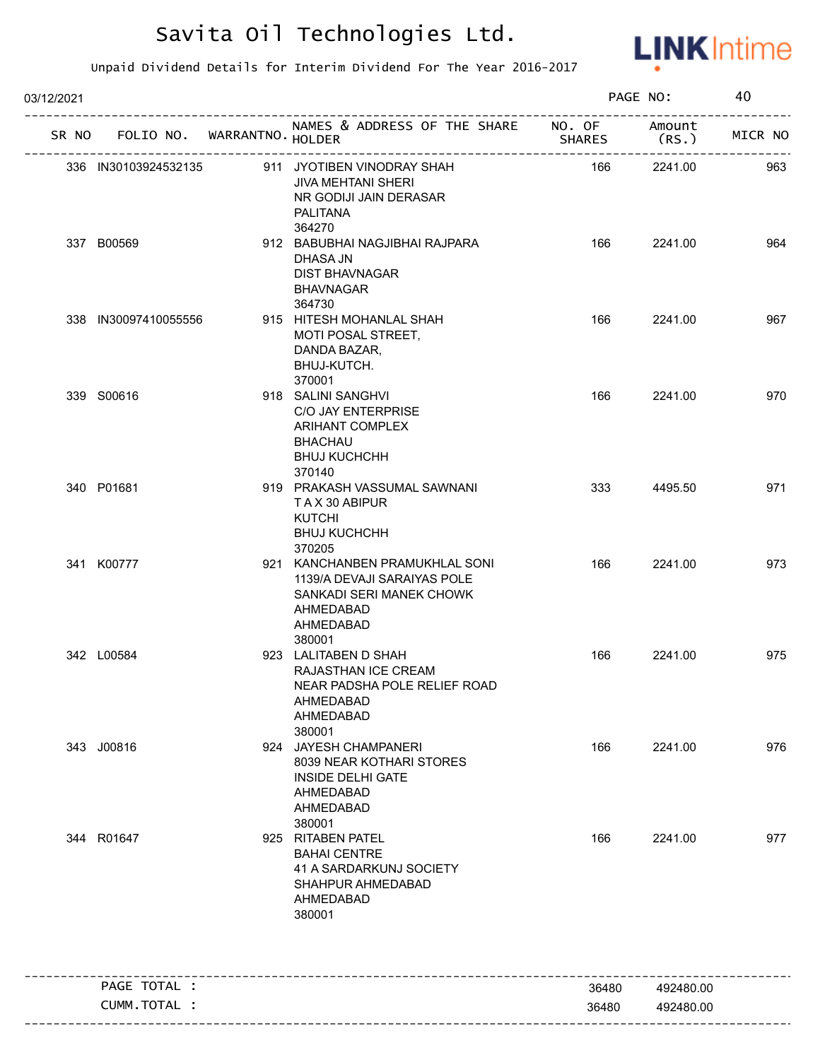# Savita Oil Technologies Ltd.

Unpaid Dividend Details for Interim Dividend For The Year 2016-2017

03/12/2021 PAGE NO: 40

| SR NO | FOLIO NO. | WARRANTNO. | NAMES & ADDRESS OF THE SHARE HOLDER | NO. OF SHARES | Amount (RS.) | MICR NO |
|---|---|---|---|---|---|---|
| 336 | IN30103924532135 | 911 | JYOTIBEN VINODRAY SHAH<br>JIVA MEHTANI SHERI<br>NR GODIJI JAIN DERASAR<br>PALITANA<br>364270 | 166 | 2241.00 | 963 |
| 337 | B00569 | 912 | BABUBHAI NAGJIBHAI RAJPARA<br>DHASA JN<br>DIST BHAVNAGAR<br>BHAVNAGAR<br>364730 | 166 | 2241.00 | 964 |
| 338 | IN30097410055556 | 915 | HITESH MOHANLAL SHAH<br>MOTI POSAL STREET,<br>DANDA BAZAR,<br>BHUJ-KUTCH.<br>370001 | 166 | 2241.00 | 967 |
| 339 | S00616 | 918 | SALINI SANGHVI<br>C/O JAY ENTERPRISE<br>ARIHANT COMPLEX<br>BHACHAU<br>BHUJ KUCHCHH<br>370140 | 166 | 2241.00 | 970 |
| 340 | P01681 | 919 | PRAKASH VASSUMAL SAWNANI<br>T A X 30 ABIPUR<br>KUTCHI<br>BHUJ KUCHCHH<br>370205 | 333 | 4495.50 | 971 |
| 341 | K00777 | 921 | KANCHANBEN PRAMUKHLAL SONI<br>1139/A DEVAJI SARAIYAS POLE<br>SANKADI SERI MANEK CHOWK<br>AHMEDABAD<br>AHMEDABAD<br>380001 | 166 | 2241.00 | 973 |
| 342 | L00584 | 923 | LALITABEN D SHAH<br>RAJASTHAN ICE CREAM<br>NEAR PADSHA POLE RELIEF ROAD<br>AHMEDABAD<br>AHMEDABAD<br>380001 | 166 | 2241.00 | 975 |
| 343 | J00816 | 924 | JAYESH CHAMPANERI<br>8039 NEAR KOTHARI STORES<br>INSIDE DELHI GATE<br>AHMEDABAD<br>AHMEDABAD<br>380001 | 166 | 2241.00 | 976 |
| 344 | R01647 | 925 | RITABEN PATEL<br>BAHAI CENTRE<br>41 A SARDARKUNJ SOCIETY<br>SHAHPUR AHMEDABAD<br>AHMEDABAD<br>380001 | 166 | 2241.00 | 977 |

| | | |
|---|---|---|
| PAGE TOTAL : | 36480 | 492480.00 |
| CUMM.TOTAL : | 36480 | 492480.00 |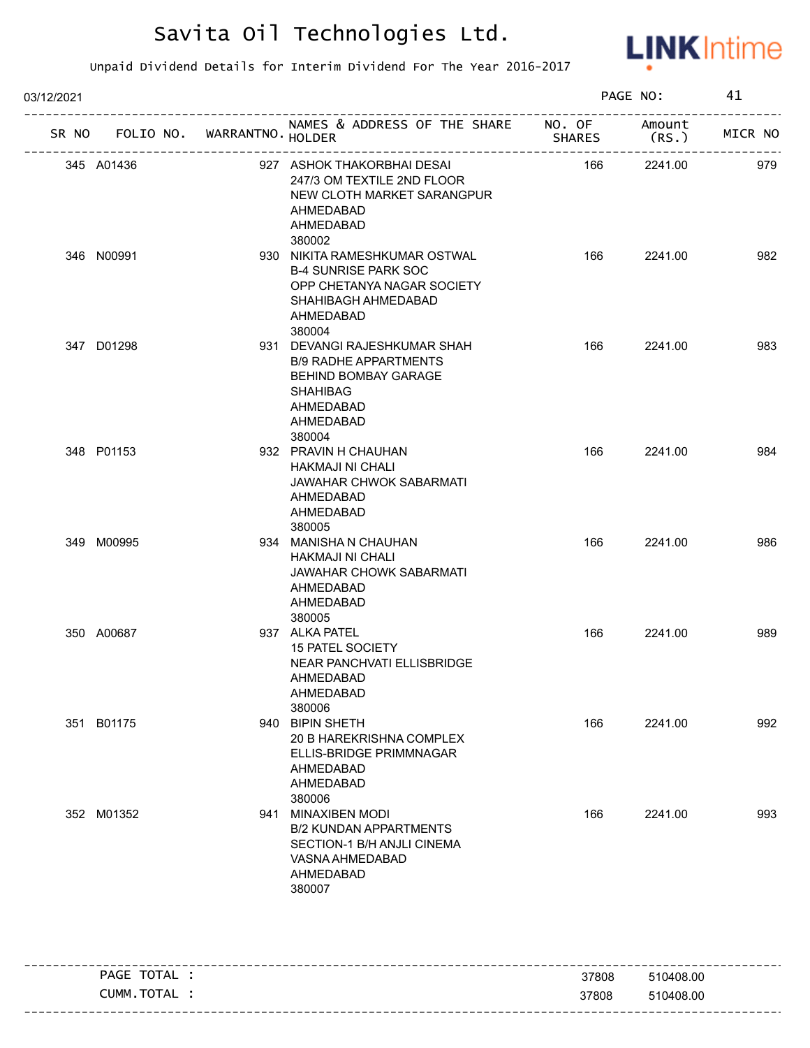# Savita Oil Technologies Ltd.

Unpaid Dividend Details for Interim Dividend For The Year 2016-2017

03/12/2021

| SR NO | FOLIO NO. | WARRANTNO. | NAMES & ADDRESS OF THE SHARE HOLDER | NO. OF SHARES | Amount (RS.) | MICR NO |
|---|---|---|---|---|---|---|
| 345 | A01436 | 927 | ASHOK THAKORBHAI DESAI<br>247/3 OM TEXTILE 2ND FLOOR<br>NEW CLOTH MARKET SARANGPUR<br>AHMEDABAD<br>AHMEDABAD<br>380002 | 166 | 2241.00 | 979 |
| 346 | N00991 | 930 | NIKITA RAMESHKUMAR OSTWAL<br>B-4 SUNRISE PARK SOC<br>OPP CHETANYA NAGAR SOCIETY<br>SHAHIBAGH AHMEDABAD<br>AHMEDABAD<br>380004 | 166 | 2241.00 | 982 |
| 347 | D01298 | 931 | DEVANGI RAJESHKUMAR SHAH<br>B/9 RADHE APPARTMENTS<br>BEHIND BOMBAY GARAGE<br>SHAHIBAG<br>AHMEDABAD<br>AHMEDABAD<br>380004 | 166 | 2241.00 | 983 |
| 348 | P01153 | 932 | PRAVIN H CHAUHAN<br>HAKMAJI NI CHALI<br>JAWAHAR CHWOK SABARMATI<br>AHMEDABAD<br>AHMEDABAD<br>380005 | 166 | 2241.00 | 984 |
| 349 | M00995 | 934 | MANISHA N CHAUHAN<br>HAKMAJI NI CHALI<br>JAWAHAR CHOWK SABARMATI<br>AHMEDABAD<br>AHMEDABAD<br>380005 | 166 | 2241.00 | 986 |
| 350 | A00687 | 937 | ALKA PATEL<br>15 PATEL SOCIETY<br>NEAR PANCHVATI ELLISBRIDGE<br>AHMEDABAD<br>AHMEDABAD<br>380006 | 166 | 2241.00 | 989 |
| 351 | B01175 | 940 | BIPIN SHETH<br>20 B HAREKRISHNA COMPLEX<br>ELLIS-BRIDGE PRIMMNAGAR<br>AHMEDABAD<br>AHMEDABAD<br>380006 | 166 | 2241.00 | 992 |
| 352 | M01352 | 941 | MINAXIBEN MODI<br>B/2 KUNDAN APPARTMENTS<br>SECTION-1 B/H ANJLI CINEMA<br>VASNA AHMEDABAD<br>AHMEDABAD<br>380007 | 166 | 2241.00 | 993 |

| | NO. OF SHARES | Amount (RS.) |
|---|---|---|
| PAGE TOTAL : | 37808 | 510408.00 |
| CUMM.TOTAL : | 37808 | 510408.00 |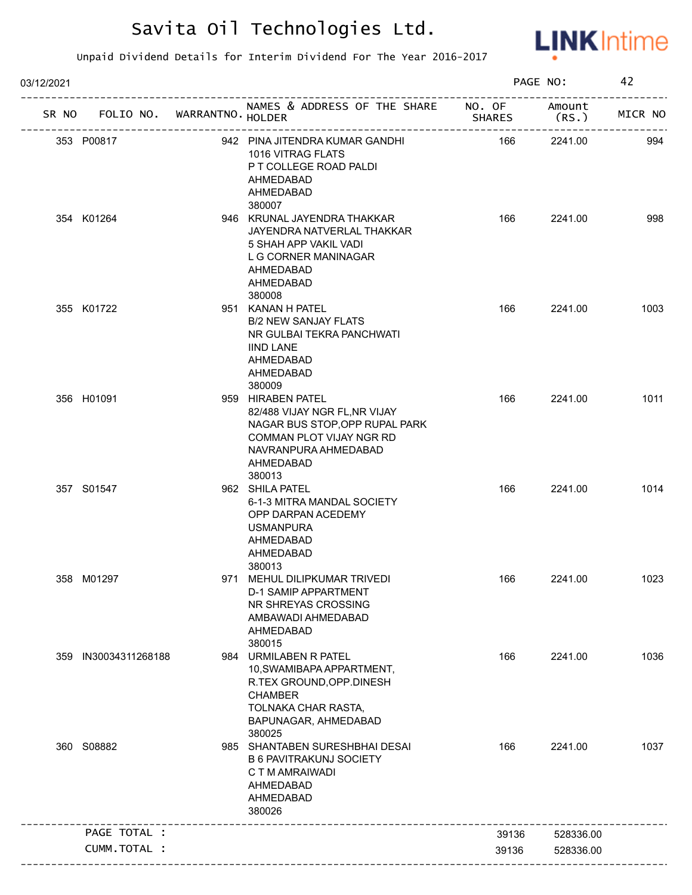# Savita Oil Technologies Ltd.

Unpaid Dividend Details for Interim Dividend For The Year 2016-2017

03/12/2021

| SR NO | FOLIO NO. | WARRANTNO. | NAMES & ADDRESS OF THE SHARE HOLDER | NO. OF SHARES | Amount (RS.) | MICR NO |
|---|---|---|---|---|---|---|
| 353 | P00817 | 942 | PINA JITENDRA KUMAR GANDHI<br>1016 VITRAG FLATS<br>P T COLLEGE ROAD PALDI<br>AHMEDABAD<br>AHMEDABAD<br>380007 | 166 | 2241.00 | 994 |
| 354 | K01264 | 946 | KRUNAL JAYENDRA THAKKAR<br>JAYENDRA NATVERLAL THAKKAR<br>5 SHAH APP VAKIL VADI<br>L G CORNER MANINAGAR<br>AHMEDABAD<br>AHMEDABAD<br>380008 | 166 | 2241.00 | 998 |
| 355 | K01722 | 951 | KANAN H PATEL<br>B/2 NEW SANJAY FLATS<br>NR GULBAI TEKRA PANCHWATI<br>IIND LANE<br>AHMEDABAD<br>AHMEDABAD<br>380009 | 166 | 2241.00 | 1003 |
| 356 | H01091 | 959 | HIRABEN PATEL<br>82/488 VIJAY NGR FL,NR VIJAY<br>NAGAR BUS STOP,OPP RUPAL PARK<br>COMMAN PLOT VIJAY NGR RD<br>NAVRANPURA AHMEDABAD<br>AHMEDABAD<br>380013 | 166 | 2241.00 | 1011 |
| 357 | S01547 | 962 | SHILA PATEL<br>6-1-3 MITRA MANDAL SOCIETY<br>OPP DARPAN ACEDEMY<br>USMANPURA<br>AHMEDABAD<br>AHMEDABAD<br>380013 | 166 | 2241.00 | 1014 |
| 358 | M01297 | 971 | MEHUL DILIPKUMAR TRIVEDI<br>D-1 SAMIP APPARTMENT<br>NR SHREYAS CROSSING<br>AMBAWADI AHMEDABAD<br>AHMEDABAD<br>380015 | 166 | 2241.00 | 1023 |
| 359 | IN30034311268188 | 984 | URMILABEN R PATEL<br>10,SWAMIBAPA APPARTMENT,<br>R.TEX GROUND,OPP.DINESH<br>CHAMBER<br>TOLNAKA CHAR RASTA,<br>BAPUNAGAR, AHMEDABAD<br>380025 | 166 | 2241.00 | 1036 |
| 360 | S08882 | 985 | SHANTABEN SURESHBHAI DESAI<br>B 6 PAVITRAKUNJ SOCIETY<br>C T M AMRAIWADI<br>AHMEDABAD<br>AHMEDABAD<br>380026 | 166 | 2241.00 | 1037 |
| | PAGE TOTAL : | | | 39136 | 528336.00 | |
| | CUMM.TOTAL : | | | 39136 | 528336.00 | |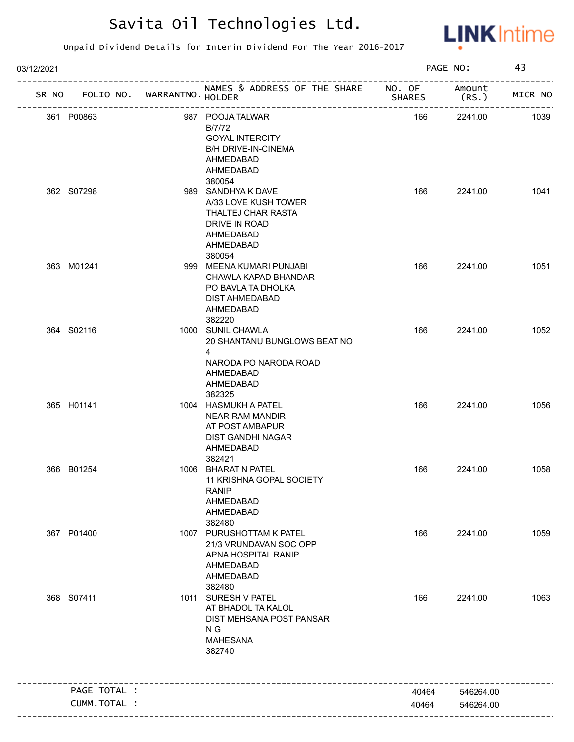# Savita Oil Technologies Ltd.

Unpaid Dividend Details for Interim Dividend For The Year 2016-2017

03/12/2021

| SR NO | FOLIO NO. | WARRANTNO. | NAMES & ADDRESS OF THE SHARE HOLDER | NO. OF SHARES | Amount (RS.) | MICR NO |
|---|---|---|---|---|---|---|
| 361 | P00863 | 987 | POOJA TALWAR B/7/72 GOYAL INTERCITY B/H DRIVE-IN-CINEMA AHMEDABAD AHMEDABAD 380054 | 166 | 2241.00 | 1039 |
| 362 | S07298 | 989 | SANDHYA K DAVE A/33 LOVE KUSH TOWER THALTEJ CHAR RASTA DRIVE IN ROAD AHMEDABAD AHMEDABAD 380054 | 166 | 2241.00 | 1041 |
| 363 | M01241 | 999 | MEENA KUMARI PUNJABI CHAWLA KAPAD BHANDAR PO BAVLA TA DHOLKA DIST AHMEDABAD AHMEDABAD 382220 | 166 | 2241.00 | 1051 |
| 364 | S02116 | 1000 | SUNIL CHAWLA 20 SHANTANU BUNGLOWS BEAT NO 4 NARODA PO NARODA ROAD AHMEDABAD AHMEDABAD 382325 | 166 | 2241.00 | 1052 |
| 365 | H01141 | 1004 | HASMUKH A PATEL NEAR RAM MANDIR AT POST AMBAPUR DIST GANDHI NAGAR AHMEDABAD 382421 | 166 | 2241.00 | 1056 |
| 366 | B01254 | 1006 | BHARAT N PATEL 11 KRISHNA GOPAL SOCIETY RANIP AHMEDABAD AHMEDABAD 382480 | 166 | 2241.00 | 1058 |
| 367 | P01400 | 1007 | PURUSHOTTAM K PATEL 21/3 VRUNDAVAN SOC OPP APNA HOSPITAL RANIP AHMEDABAD AHMEDABAD 382480 | 166 | 2241.00 | 1059 |
| 368 | S07411 | 1011 | SURESH V PATEL AT BHADOL TA KALOL DIST MEHSANA POST PANSAR N G MAHESANA 382740 | 166 | 2241.00 | 1063 |
| | PAGE TOTAL : | | | 40464 | 546264.00 | |
| | CUMM.TOTAL : | | | 40464 | 546264.00 | |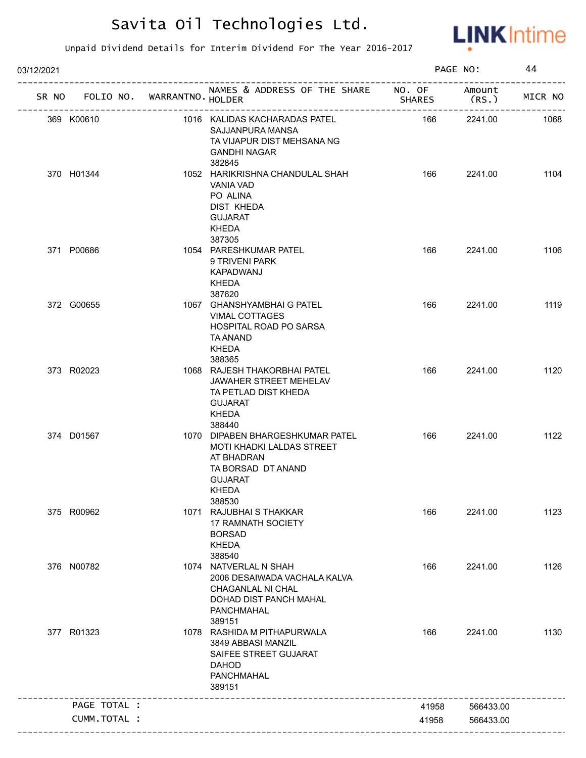# Savita Oil Technologies Ltd.

Unpaid Dividend Details for Interim Dividend For The Year 2016-2017

03/12/2021

| SR NO | FOLIO NO. | WARRANTNO. | NAMES & ADDRESS OF THE SHARE HOLDER | NO. OF SHARES | Amount (RS.) | MICR NO |
|---|---|---|---|---|---|---|
| 369 | K00610 | 1016 | KALIDAS KACHARADAS PATEL SAJJANPURA MANSA TA VIJAPUR DIST MEHSANA NG GANDHI NAGAR 382845 | 166 | 2241.00 | 1068 |
| 370 | H01344 | 1052 | HARIKRISHNA CHANDULAL SHAH VANIA VAD PO ALINA DIST KHEDA GUJARAT KHEDA 387305 | 166 | 2241.00 | 1104 |
| 371 | P00686 | 1054 | PARESHKUMAR PATEL 9 TRIVENI PARK KAPADWANJ KHEDA 387620 | 166 | 2241.00 | 1106 |
| 372 | G00655 | 1067 | GHANSHYAMBHAI G PATEL VIMAL COTTAGES HOSPITAL ROAD PO SARSA TA ANAND KHEDA 388365 | 166 | 2241.00 | 1119 |
| 373 | R02023 | 1068 | RAJESH THAKORBHAI PATEL JAWAHER STREET MEHELAV TA PETLAD DIST KHEDA GUJARAT KHEDA 388440 | 166 | 2241.00 | 1120 |
| 374 | D01567 | 1070 | DIPABEN BHARGESHKUMAR PATEL MOTI KHADKI LALDAS STREET AT BHADRAN TA BORSAD DT ANAND GUJARAT KHEDA 388530 | 166 | 2241.00 | 1122 |
| 375 | R00962 | 1071 | RAJUBHAI S THAKKAR 17 RAMNATH SOCIETY BORSAD KHEDA 388540 | 166 | 2241.00 | 1123 |
| 376 | N00782 | 1074 | NATVERLAL N SHAH 2006 DESAIWADA VACHALA KALVA CHAGANLAL NI CHAL DOHAD DIST PANCH MAHAL PANCHMAHAL 389151 | 166 | 2241.00 | 1126 |
| 377 | R01323 | 1078 | RASHIDA M PITHAPURWALA 3849 ABBASI MANZIL SAIFEE STREET GUJARAT DAHOD PANCHMAHAL 389151 | 166 | 2241.00 | 1130 |
| | PAGE TOTAL : | | | 41958 | 566433.00 | |
| | CUMM.TOTAL : | | | 41958 | 566433.00 | |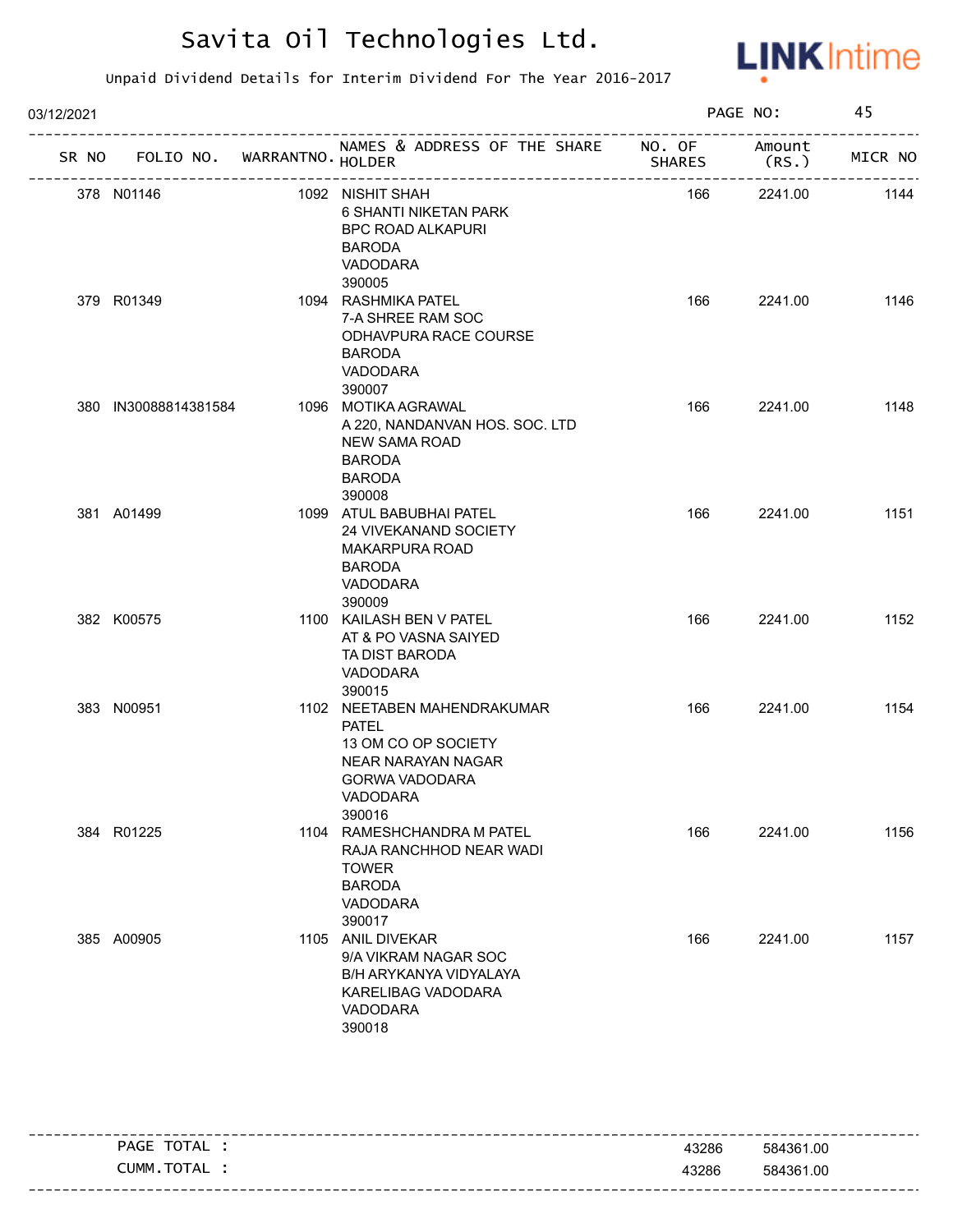# Savita Oil Technologies Ltd.

Unpaid Dividend Details for Interim Dividend For The Year 2016-2017

03/12/2021

| SR NO | FOLIO NO. | WARRANTNO. | NAMES & ADDRESS OF THE SHARE HOLDER | NO. OF SHARES | Amount (RS.) | MICR NO |
|---|---|---|---|---|---|---|
| 378 | N01146 | 1092 | NISHIT SHAH<br>6 SHANTI NIKETAN PARK<br>BPC ROAD ALKAPURI<br>BARODA<br>VADODARA<br>390005 | 166 | 2241.00 | 1144 |
| 379 | R01349 | 1094 | RASHMIKA PATEL<br>7-A SHREE RAM SOC<br>ODHAVPURA RACE COURSE<br>BARODA<br>VADODARA<br>390007 | 166 | 2241.00 | 1146 |
| 380 | IN30088814381584 | 1096 | MOTIKA AGRAWAL<br>A 220, NANDANVAN HOS. SOC. LTD<br>NEW SAMA ROAD<br>BARODA<br>BARODA<br>390008 | 166 | 2241.00 | 1148 |
| 381 | A01499 | 1099 | ATUL BABUBHAI PATEL<br>24 VIVEKANAND SOCIETY<br>MAKARPURA ROAD<br>BARODA<br>VADODARA<br>390009 | 166 | 2241.00 | 1151 |
| 382 | K00575 | 1100 | KAILASH BEN V PATEL<br>AT & PO VASNA SAIYED<br>TA DIST BARODA<br>VADODARA<br>390015 | 166 | 2241.00 | 1152 |
| 383 | N00951 | 1102 | NEETABEN MAHENDRAKUMAR PATEL<br>13 OM CO OP SOCIETY<br>NEAR NARAYAN NAGAR<br>GORWA VADODARA<br>VADODARA<br>390016 | 166 | 2241.00 | 1154 |
| 384 | R01225 | 1104 | RAMESHCHANDRA M PATEL<br>RAJA RANCHHOD NEAR WADI TOWER<br>BARODA<br>VADODARA<br>390017 | 166 | 2241.00 | 1156 |
| 385 | A00905 | 1105 | ANIL DIVEKAR<br>9/A VIKRAM NAGAR SOC<br>B/H ARYKANYA VIDYALAYA<br>KARELIBAG VADODARA<br>VADODARA<br>390018 | 166 | 2241.00 | 1157 |

| | NO. OF SHARES | Amount (RS.) |
|---|---|---|
| PAGE TOTAL : | 43286 | 584361.00 |
| CUMM.TOTAL : | 43286 | 584361.00 |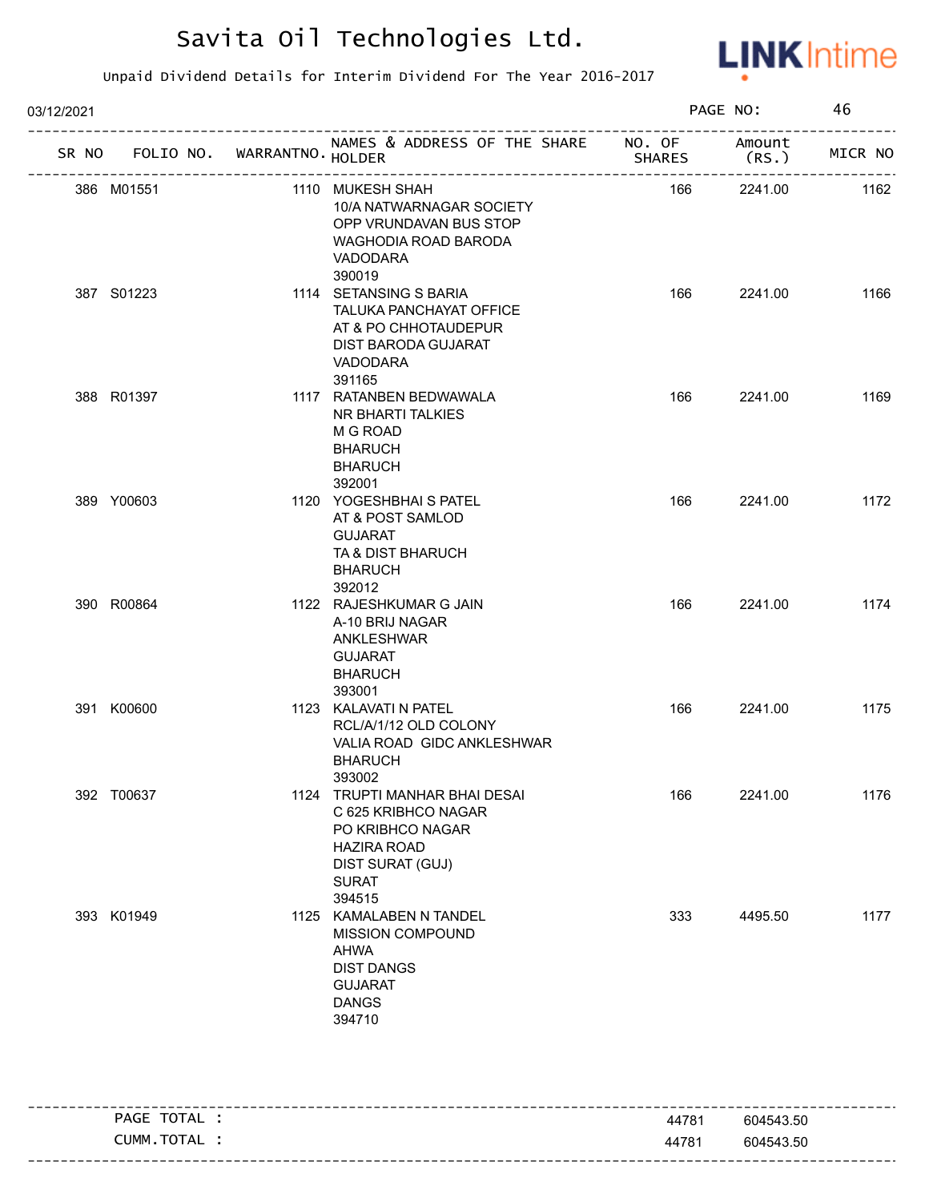# Savita Oil Technologies Ltd.

Unpaid Dividend Details for Interim Dividend For The Year 2016-2017

03/12/2021

| SR NO | FOLIO NO. | WARRANTNO. | NAMES & ADDRESS OF THE SHARE HOLDER | NO. OF SHARES | Amount (RS.) | MICR NO |
|---|---|---|---|---|---|---|
| 386 | M01551 | 1110 | MUKESH SHAH<br>10/A NATWARNAGAR SOCIETY<br>OPP VRUNDAVAN BUS STOP<br>WAGHODIA ROAD BARODA<br>VADODARA<br>390019 | 166 | 2241.00 | 1162 |
| 387 | S01223 | 1114 | SETANSING S BARIA<br>TALUKA PANCHAYAT OFFICE<br>AT & PO CHHOTAUDEPUR<br>DIST BARODA GUJARAT<br>VADODARA<br>391165 | 166 | 2241.00 | 1166 |
| 388 | R01397 | 1117 | RATANBEN BEDWAWALA<br>NR BHARTI TALKIES<br>M G ROAD<br>BHARUCH<br>BHARUCH<br>392001 | 166 | 2241.00 | 1169 |
| 389 | Y00603 | 1120 | YOGESHBHAI S PATEL<br>AT & POST SAMLOD<br>GUJARAT<br>TA & DIST BHARUCH<br>BHARUCH<br>392012 | 166 | 2241.00 | 1172 |
| 390 | R00864 | 1122 | RAJESHKUMAR G JAIN<br>A-10 BRIJ NAGAR<br>ANKLESHWAR<br>GUJARAT<br>BHARUCH<br>393001 | 166 | 2241.00 | 1174 |
| 391 | K00600 | 1123 | KALAVATI N PATEL<br>RCL/A/1/12 OLD COLONY<br>VALIA ROAD GIDC ANKLESHWAR<br>BHARUCH<br>393002 | 166 | 2241.00 | 1175 |
| 392 | T00637 | 1124 | TRUPTI MANHAR BHAI DESAI<br>C 625 KRIBHCO NAGAR<br>PO KRIBHCO NAGAR<br>HAZIRA ROAD<br>DIST SURAT (GUJ)<br>SURAT<br>394515 | 166 | 2241.00 | 1176 |
| 393 | K01949 | 1125 | KAMALABEN N TANDEL<br>MISSION COMPOUND<br>AHWA<br>DIST DANGS<br>GUJARAT<br>DANGS<br>394710 | 333 | 4495.50 | 1177 |

| | NO. OF SHARES | Amount (RS.) |
|---|---|---|
| PAGE TOTAL : | 44781 | 604543.50 |
| CUMM.TOTAL : | 44781 | 604543.50 |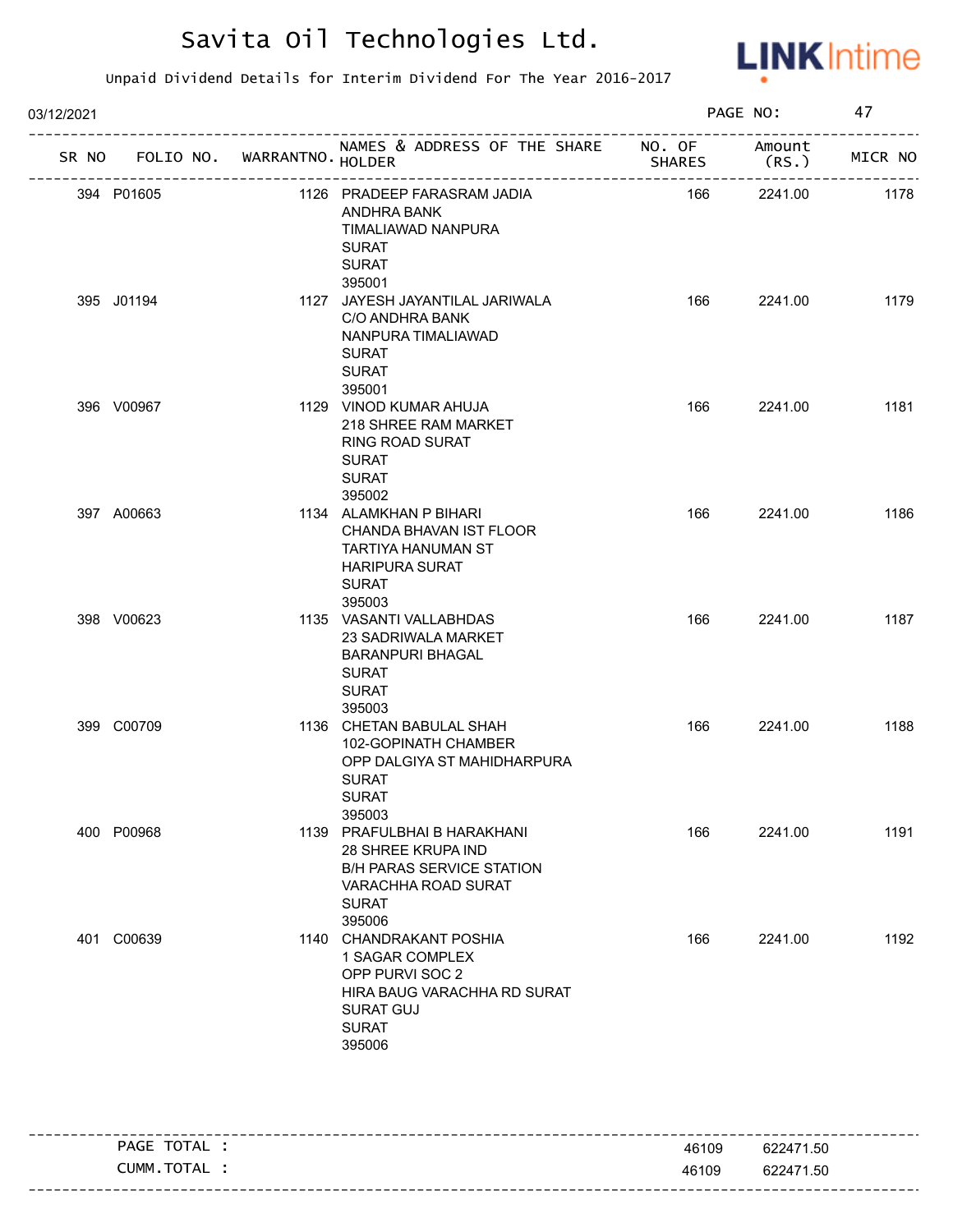# Savita Oil Technologies Ltd.

Unpaid Dividend Details for Interim Dividend For The Year 2016-2017

03/12/2021

| SR NO | FOLIO NO. | WARRANTNO. | NAMES & ADDRESS OF THE SHARE HOLDER | NO. OF SHARES | Amount (RS.) | MICR NO |
|---|---|---|---|---|---|---|
| 394 | P01605 | 1126 | PRADEEP FARASRAM JADIA<br>ANDHRA BANK<br>TIMALIAWAD NANPURA<br>SURAT<br>SURAT<br>395001 | 166 | 2241.00 | 1178 |
| 395 | J01194 | 1127 | JAYESH JAYANTILAL JARIWALA<br>C/O ANDHRA BANK<br>NANPURA TIMALIAWAD<br>SURAT<br>SURAT<br>395001 | 166 | 2241.00 | 1179 |
| 396 | V00967 | 1129 | VINOD KUMAR AHUJA<br>218 SHREE RAM MARKET<br>RING ROAD SURAT<br>SURAT<br>SURAT<br>395002 | 166 | 2241.00 | 1181 |
| 397 | A00663 | 1134 | ALAMKHAN P BIHARI<br>CHANDA BHAVAN IST FLOOR<br>TARTIYA HANUMAN ST<br>HARIPURA SURAT<br>SURAT<br>395003 | 166 | 2241.00 | 1186 |
| 398 | V00623 | 1135 | VASANTI VALLABHDAS<br>23 SADRIWALA MARKET<br>BARANPURI BHAGAL<br>SURAT<br>SURAT<br>395003 | 166 | 2241.00 | 1187 |
| 399 | C00709 | 1136 | CHETAN BABULAL SHAH<br>102-GOPINATH CHAMBER<br>OPP DALGIYA ST MAHIDHARPURA<br>SURAT<br>SURAT<br>395003 | 166 | 2241.00 | 1188 |
| 400 | P00968 | 1139 | PRAFULBHAI B HARAKHANI<br>28 SHREE KRUPA IND<br>B/H PARAS SERVICE STATION<br>VARACHHA ROAD SURAT<br>SURAT<br>395006 | 166 | 2241.00 | 1191 |
| 401 | C00639 | 1140 | CHANDRAKANT POSHIA<br>1 SAGAR COMPLEX<br>OPP PURVI SOC 2<br>HIRA BAUG VARACHHA RD SURAT<br>SURAT GUJ<br>SURAT<br>395006 | 166 | 2241.00 | 1192 |

| | NO. OF SHARES | Amount (RS.) |
|---|---|---|
| PAGE TOTAL : | 46109 | 622471.50 |
| CUMM.TOTAL : | 46109 | 622471.50 |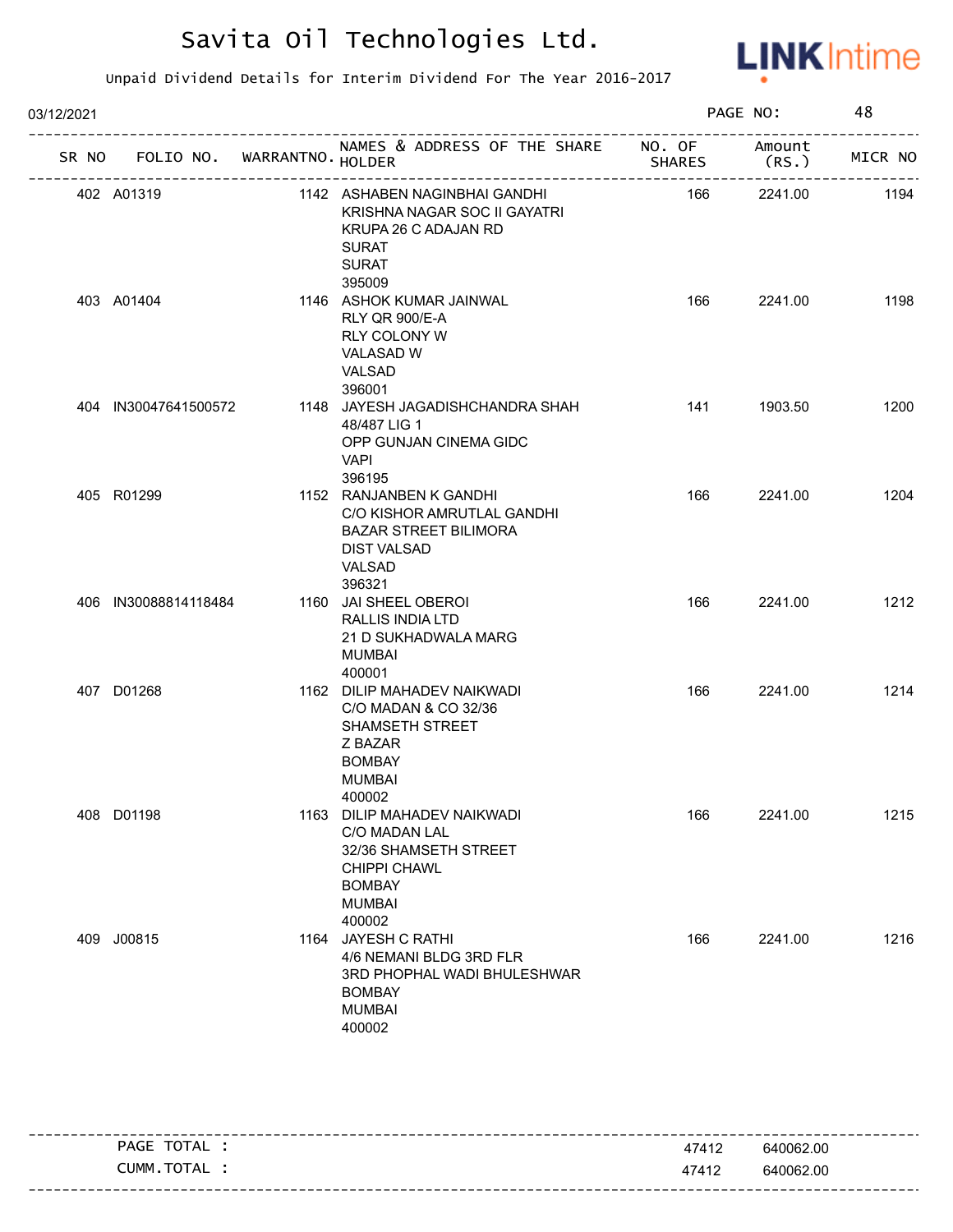# Savita Oil Technologies Ltd.

Unpaid Dividend Details for Interim Dividend For The Year 2016-2017

03/12/2021 PAGE NO: 48

| SR NO | FOLIO NO. | WARRANTNO. | NAMES & ADDRESS OF THE SHARE HOLDER | NO. OF SHARES | Amount (RS.) | MICR NO |
|---|---|---|---|---|---|---|
| 402 | A01319 | 1142 | ASHABEN NAGINBHAI GANDHI<br>KRISHNA NAGAR SOC II GAYATRI<br>KRUPA 26 C ADAJAN RD<br>SURAT<br>SURAT<br>395009 | 166 | 2241.00 | 1194 |
| 403 | A01404 | 1146 | ASHOK KUMAR JAINWAL<br>RLY QR 900/E-A<br>RLY COLONY W<br>VALASAD W<br>VALSAD<br>396001 | 166 | 2241.00 | 1198 |
| 404 | IN30047641500572 | 1148 | JAYESH JAGADISHCHANDRA SHAH<br>48/487 LIG 1<br>OPP GUNJAN CINEMA GIDC<br>VAPI<br>396195 | 141 | 1903.50 | 1200 |
| 405 | R01299 | 1152 | RANJANBEN K GANDHI<br>C/O KISHOR AMRUTLAL GANDHI<br>BAZAR STREET BILIMORA<br>DIST VALSAD<br>VALSAD<br>396321 | 166 | 2241.00 | 1204 |
| 406 | IN30088814118484 | 1160 | JAI SHEEL OBEROI<br>RALLIS INDIA LTD<br>21 D SUKHADWALA MARG<br>MUMBAI<br>400001 | 166 | 2241.00 | 1212 |
| 407 | D01268 | 1162 | DILIP MAHADEV NAIKWADI<br>C/O MADAN & CO 32/36<br>SHAMSETH STREET<br>Z BAZAR<br>BOMBAY<br>MUMBAI<br>400002 | 166 | 2241.00 | 1214 |
| 408 | D01198 | 1163 | DILIP MAHADEV NAIKWADI<br>C/O MADAN LAL<br>32/36 SHAMSETH STREET<br>CHIPPI CHAWL<br>BOMBAY<br>MUMBAI<br>400002 | 166 | 2241.00 | 1215 |
| 409 | J00815 | 1164 | JAYESH C RATHI<br>4/6 NEMANI BLDG 3RD FLR<br>3RD PHOPHAL WADI BHULESHWAR<br>BOMBAY<br>MUMBAI<br>400002 | 166 | 2241.00 | 1216 |

| | NO. OF SHARES | Amount (RS.) |
|---|---|---|
| PAGE TOTAL : | 47412 | 640062.00 |
| CUMM.TOTAL : | 47412 | 640062.00 |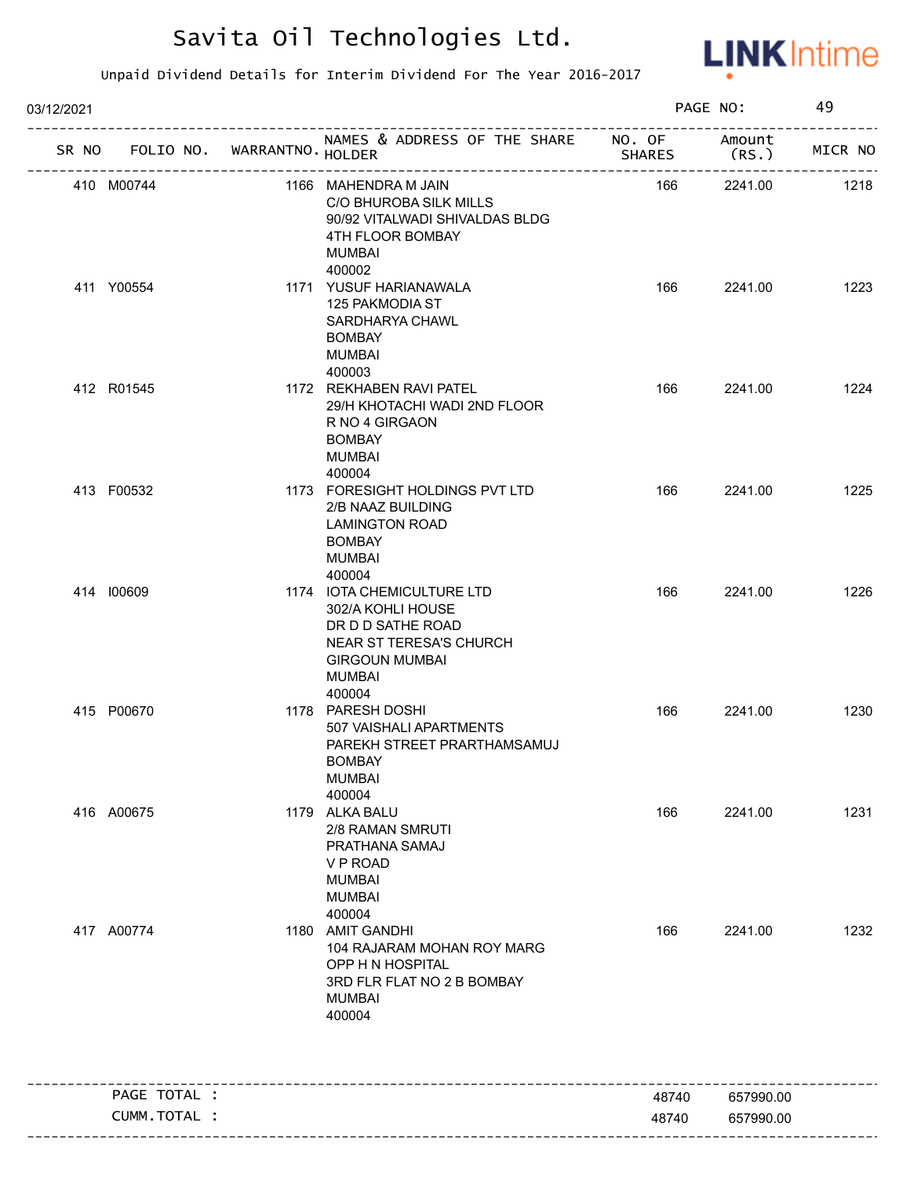# Savita Oil Technologies Ltd.

Unpaid Dividend Details for Interim Dividend For The Year 2016-2017

03/12/2021 PAGE NO: 49

| SR NO | FOLIO NO. | WARRANTNO. | NAMES & ADDRESS OF THE SHARE HOLDER | NO. OF SHARES | Amount (RS.) | MICR NO |
|---|---|---|---|---|---|---|
| 410 | M00744 | 1166 | MAHENDRA M JAIN C/O BHUROBA SILK MILLS 90/92 VITALWADI SHIVALDAS BLDG 4TH FLOOR BOMBAY MUMBAI 400002 | 166 | 2241.00 | 1218 |
| 411 | Y00554 | 1171 | YUSUF HARIANAWALA 125 PAKMODIA ST SARDHARYA CHAWL BOMBAY MUMBAI 400003 | 166 | 2241.00 | 1223 |
| 412 | R01545 | 1172 | REKHABEN RAVI PATEL 29/H KHOTACHI WADI 2ND FLOOR R NO 4 GIRGAON BOMBAY MUMBAI 400004 | 166 | 2241.00 | 1224 |
| 413 | F00532 | 1173 | FORESIGHT HOLDINGS PVT LTD 2/B NAAZ BUILDING LAMINGTON ROAD BOMBAY MUMBAI 400004 | 166 | 2241.00 | 1225 |
| 414 | I00609 | 1174 | IOTA CHEMICULTURE LTD 302/A KOHLI HOUSE DR D D SATHE ROAD NEAR ST TERESA'S CHURCH GIRGOUN MUMBAI MUMBAI 400004 | 166 | 2241.00 | 1226 |
| 415 | P00670 | 1178 | PARESH DOSHI 507 VAISHALI APARTMENTS PAREKH STREET PRARTHAMSAMUJ BOMBAY MUMBAI 400004 | 166 | 2241.00 | 1230 |
| 416 | A00675 | 1179 | ALKA BALU 2/8 RAMAN SMRUTI PRATHANA SAMAJ V P ROAD MUMBAI MUMBAI 400004 | 166 | 2241.00 | 1231 |
| 417 | A00774 | 1180 | AMIT GANDHI 104 RAJARAM MOHAN ROY MARG OPP H N HOSPITAL 3RD FLR FLAT NO 2 B BOMBAY MUMBAI 400004 | 166 | 2241.00 | 1232 |

| | NO. OF SHARES | Amount (RS.) |
|---|---|---|
| PAGE TOTAL : | 48740 | 657990.00 |
| CUMM.TOTAL : | 48740 | 657990.00 |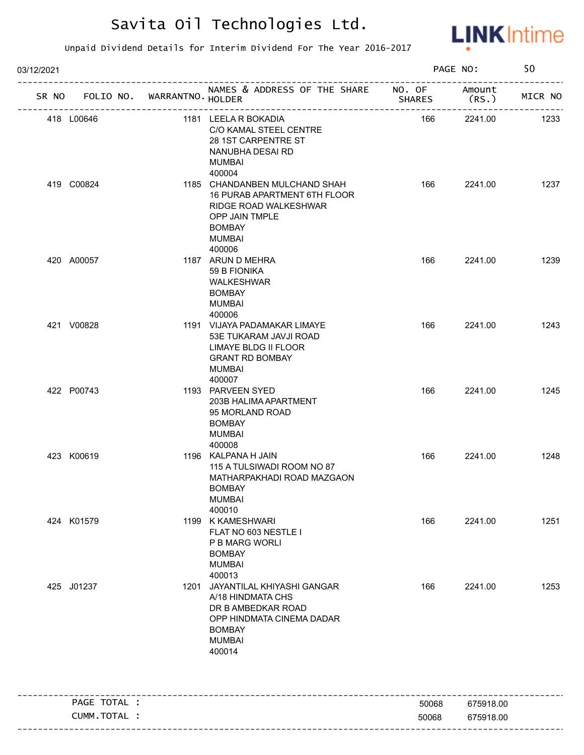# Savita Oil Technologies Ltd.

Unpaid Dividend Details for Interim Dividend For The Year 2016-2017

03/12/2021

| SR NO | FOLIO NO. | WARRANTNO. | NAMES & ADDRESS OF THE SHARE HOLDER | NO. OF SHARES | Amount (RS.) | MICR NO |
|---|---|---|---|---|---|---|
| 418 | L00646 | 1181 | LEELA R BOKADIA C/O KAMAL STEEL CENTRE 28 1ST CARPENTRE ST NANUBHA DESAI RD MUMBAI 400004 | 166 | 2241.00 | 1233 |
| 419 | C00824 | 1185 | CHANDANBEN MULCHAND SHAH 16 PURAB APARTMENT 6TH FLOOR RIDGE ROAD WALKESHWAR OPP JAIN TMPLE BOMBAY MUMBAI 400006 | 166 | 2241.00 | 1237 |
| 420 | A00057 | 1187 | ARUN D MEHRA 59 B FIONIKA WALKESHWAR BOMBAY MUMBAI 400006 | 166 | 2241.00 | 1239 |
| 421 | V00828 | 1191 | VIJAYA PADAMAKAR LIMAYE 53E TUKARAM JAVJI ROAD LIMAYE BLDG II FLOOR GRANT RD BOMBAY MUMBAI 400007 | 166 | 2241.00 | 1243 |
| 422 | P00743 | 1193 | PARVEEN SYED 203B HALIMA APARTMENT 95 MORLAND ROAD BOMBAY MUMBAI 400008 | 166 | 2241.00 | 1245 |
| 423 | K00619 | 1196 | KALPANA H JAIN 115 A TULSIWADI ROOM NO 87 MATHARPAKHADI ROAD MAZGAON BOMBAY MUMBAI 400010 | 166 | 2241.00 | 1248 |
| 424 | K01579 | 1199 | K KAMESHWARI FLAT NO 603 NESTLE I P B MARG WORLI BOMBAY MUMBAI 400013 | 166 | 2241.00 | 1251 |
| 425 | J01237 | 1201 | JAYANTILAL KHIYASHI GANGAR A/18 HINDMATA CHS DR B AMBEDKAR ROAD OPP HINDMATA CINEMA DADAR BOMBAY MUMBAI 400014 | 166 | 2241.00 | 1253 |

| | | |
|---|---|---|
| PAGE TOTAL : | 50068 | 675918.00 |
| CUMM.TOTAL : | 50068 | 675918.00 |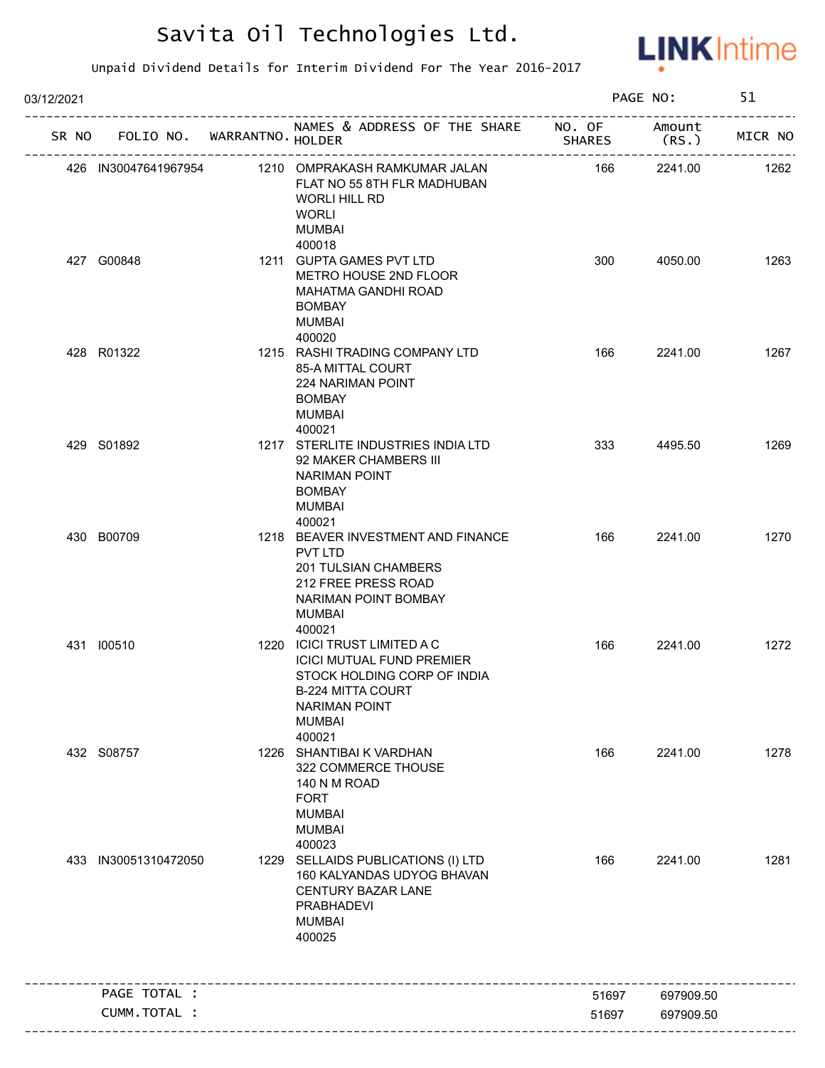# Savita Oil Technologies Ltd.

Unpaid Dividend Details for Interim Dividend For The Year 2016-2017

03/12/2021

| SR NO | FOLIO NO. | WARRANTNO. | NAMES & ADDRESS OF THE SHARE HOLDER | NO. OF SHARES | Amount (RS.) | MICR NO |
|---|---|---|---|---|---|---|
| 426 | IN30047641967954 | 1210 | OMPRAKASH RAMKUMAR JALAN FLAT NO 55 8TH FLR MADHUBAN WORLI HILL RD WORLI MUMBAI 400018 | 166 | 2241.00 | 1262 |
| 427 | G00848 | 1211 | GUPTA GAMES PVT LTD METRO HOUSE 2ND FLOOR MAHATMA GANDHI ROAD BOMBAY MUMBAI 400020 | 300 | 4050.00 | 1263 |
| 428 | R01322 | 1215 | RASHI TRADING COMPANY LTD 85-A MITTAL COURT 224 NARIMAN POINT BOMBAY MUMBAI 400021 | 166 | 2241.00 | 1267 |
| 429 | S01892 | 1217 | STERLITE INDUSTRIES INDIA LTD 92 MAKER CHAMBERS III NARIMAN POINT BOMBAY MUMBAI 400021 | 333 | 4495.50 | 1269 |
| 430 | B00709 | 1218 | BEAVER INVESTMENT AND FINANCE PVT LTD 201 TULSIAN CHAMBERS 212 FREE PRESS ROAD NARIMAN POINT BOMBAY MUMBAI 400021 | 166 | 2241.00 | 1270 |
| 431 | I00510 | 1220 | ICICI TRUST LIMITED A C ICICI MUTUAL FUND PREMIER STOCK HOLDING CORP OF INDIA B-224 MITTA COURT NARIMAN POINT MUMBAI 400021 | 166 | 2241.00 | 1272 |
| 432 | S08757 | 1226 | SHANTIBAI K VARDHAN 322 COMMERCE THOUSE 140 N M ROAD FORT MUMBAI MUMBAI 400023 | 166 | 2241.00 | 1278 |
| 433 | IN30051310472050 | 1229 | SELLAIDS PUBLICATIONS (I) LTD 160 KALYANDAS UDYOG BHAVAN CENTURY BAZAR LANE PRABHADEVI MUMBAI 400025 | 166 | 2241.00 | 1281 |
| | PAGE TOTAL : | | | 51697 | 697909.50 | |
| | CUMM.TOTAL : | | | 51697 | 697909.50 | |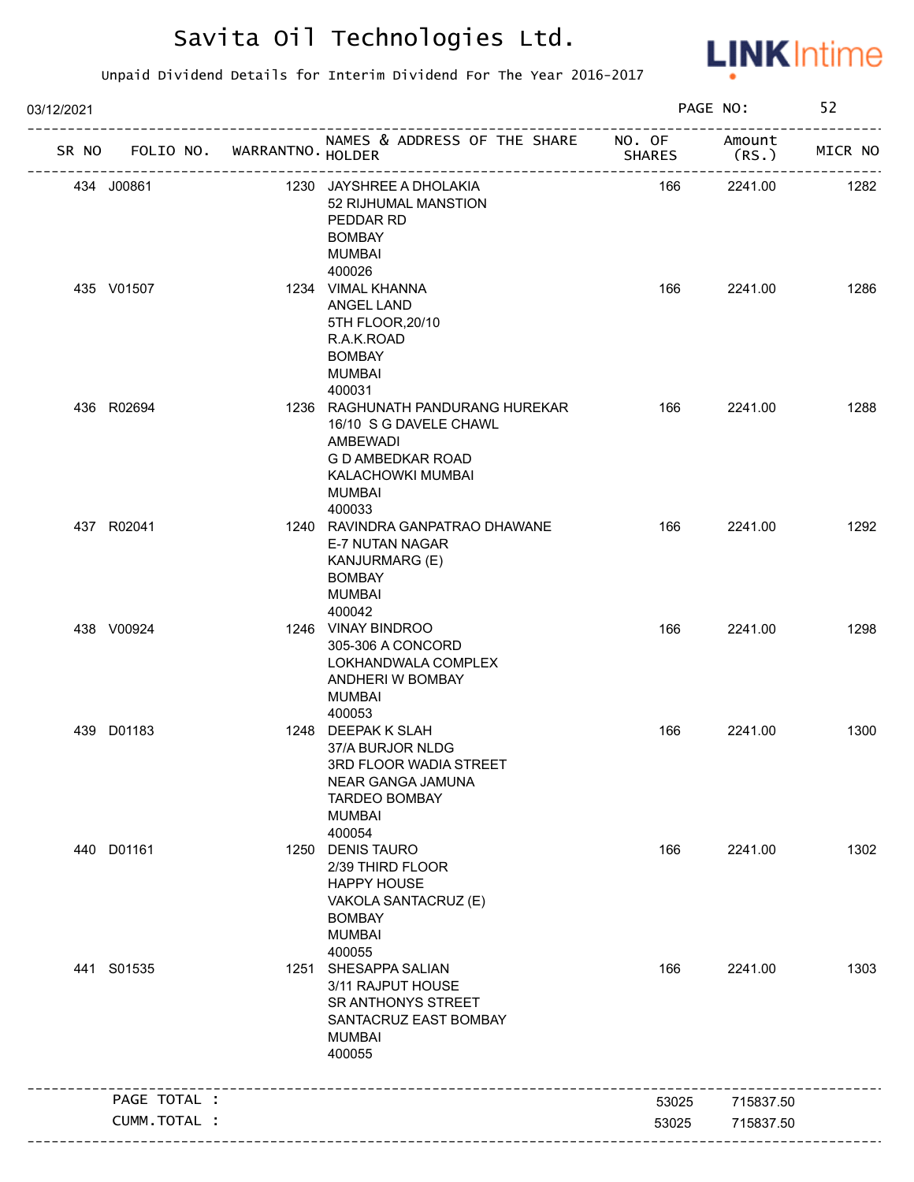# Savita Oil Technologies Ltd.

Unpaid Dividend Details for Interim Dividend For The Year 2016-2017

03/12/2021

| SR NO | FOLIO NO. | WARRANTNO. | NAMES & ADDRESS OF THE SHARE HOLDER | NO. OF SHARES | Amount (RS.) | MICR NO |
|---|---|---|---|---|---|---|
| 434 | J00861 | 1230 | JAYSHREE A DHOLAKIA<br>52 RIJHUMAL MANSTION<br>PEDDAR RD<br>BOMBAY<br>MUMBAI<br>400026 | 166 | 2241.00 | 1282 |
| 435 | V01507 | 1234 | VIMAL KHANNA<br>ANGEL LAND<br>5TH FLOOR,20/10<br>R.A.K.ROAD<br>BOMBAY<br>MUMBAI<br>400031 | 166 | 2241.00 | 1286 |
| 436 | R02694 | 1236 | RAGHUNATH PANDURANG HUREKAR<br>16/10 S G DAVELE CHAWL<br>AMBEWADI<br>G D AMBEDKAR ROAD<br>KALACHOWKI MUMBAI<br>MUMBAI<br>400033 | 166 | 2241.00 | 1288 |
| 437 | R02041 | 1240 | RAVINDRA GANPATRAO DHAWANE<br>E-7 NUTAN NAGAR<br>KANJURMARG (E)<br>BOMBAY<br>MUMBAI<br>400042 | 166 | 2241.00 | 1292 |
| 438 | V00924 | 1246 | VINAY BINDROO<br>305-306 A CONCORD<br>LOKHANDWALA COMPLEX<br>ANDHERI W BOMBAY<br>MUMBAI<br>400053 | 166 | 2241.00 | 1298 |
| 439 | D01183 | 1248 | DEEPAK K SLAH<br>37/A BURJOR NLDG<br>3RD FLOOR WADIA STREET<br>NEAR GANGA JAMUNA<br>TARDEO BOMBAY<br>MUMBAI<br>400054 | 166 | 2241.00 | 1300 |
| 440 | D01161 | 1250 | DENIS TAURO<br>2/39 THIRD FLOOR<br>HAPPY HOUSE<br>VAKOLA SANTACRUZ (E)<br>BOMBAY<br>MUMBAI<br>400055 | 166 | 2241.00 | 1302 |
| 441 | S01535 | 1251 | SHESAPPA SALIAN<br>3/11 RAJPUT HOUSE<br>SR ANTHONYS STREET<br>SANTACRUZ EAST BOMBAY<br>MUMBAI<br>400055 | 166 | 2241.00 | 1303 |
| | PAGE TOTAL : | | | 53025 | 715837.50 | |
| | CUMM.TOTAL : | | | 53025 | 715837.50 | |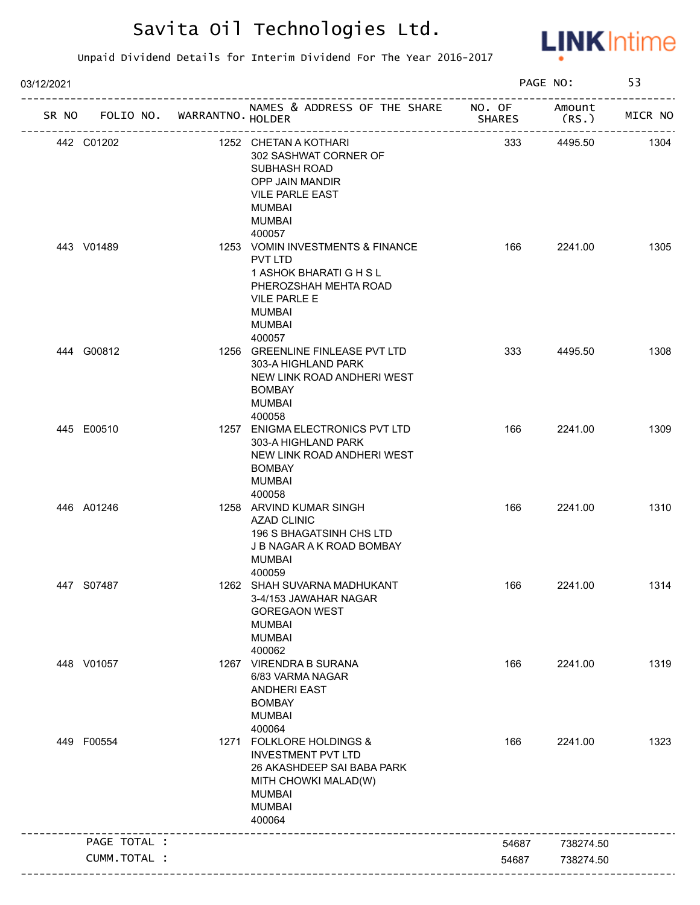# Savita Oil Technologies Ltd.

Unpaid Dividend Details for Interim Dividend For The Year 2016-2017

03/12/2021

| SR NO | FOLIO NO. | WARRANTNO. | NAMES & ADDRESS OF THE SHARE HOLDER | NO. OF SHARES | Amount (RS.) | MICR NO |
|---|---|---|---|---|---|---|
| 442 | C01202 | 1252 | CHETAN A KOTHARI 302 SASHWAT CORNER OF SUBHASH ROAD OPP JAIN MANDIR VILE PARLE EAST MUMBAI MUMBAI 400057 | 333 | 4495.50 | 1304 |
| 443 | V01489 | 1253 | VOMIN INVESTMENTS & FINANCE PVT LTD 1 ASHOK BHARATI G H S L PHEROZSHAH MEHTA ROAD VILE PARLE E MUMBAI MUMBAI 400057 | 166 | 2241.00 | 1305 |
| 444 | G00812 | 1256 | GREENLINE FINLEASE PVT LTD 303-A HIGHLAND PARK NEW LINK ROAD ANDHERI WEST BOMBAY MUMBAI 400058 | 333 | 4495.50 | 1308 |
| 445 | E00510 | 1257 | ENIGMA ELECTRONICS PVT LTD 303-A HIGHLAND PARK NEW LINK ROAD ANDHERI WEST BOMBAY MUMBAI 400058 | 166 | 2241.00 | 1309 |
| 446 | A01246 | 1258 | ARVIND KUMAR SINGH AZAD CLINIC 196 S BHAGATSINH CHS LTD J B NAGAR A K ROAD BOMBAY MUMBAI 400059 | 166 | 2241.00 | 1310 |
| 447 | S07487 | 1262 | SHAH SUVARNA MADHUKANT 3-4/153 JAWAHAR NAGAR GOREGAON WEST MUMBAI MUMBAI 400062 | 166 | 2241.00 | 1314 |
| 448 | V01057 | 1267 | VIRENDRA B SURANA 6/83 VARMA NAGAR ANDHERI EAST BOMBAY MUMBAI 400064 | 166 | 2241.00 | 1319 |
| 449 | F00554 | 1271 | FOLKLORE HOLDINGS & INVESTMENT PVT LTD 26 AKASHDEEP SAI BABA PARK MITH CHOWKI MALAD(W) MUMBAI MUMBAI 400064 | 166 | 2241.00 | 1323 |
| | PAGE TOTAL : | | | 54687 | 738274.50 | |
| | CUMM.TOTAL : | | | 54687 | 738274.50 | |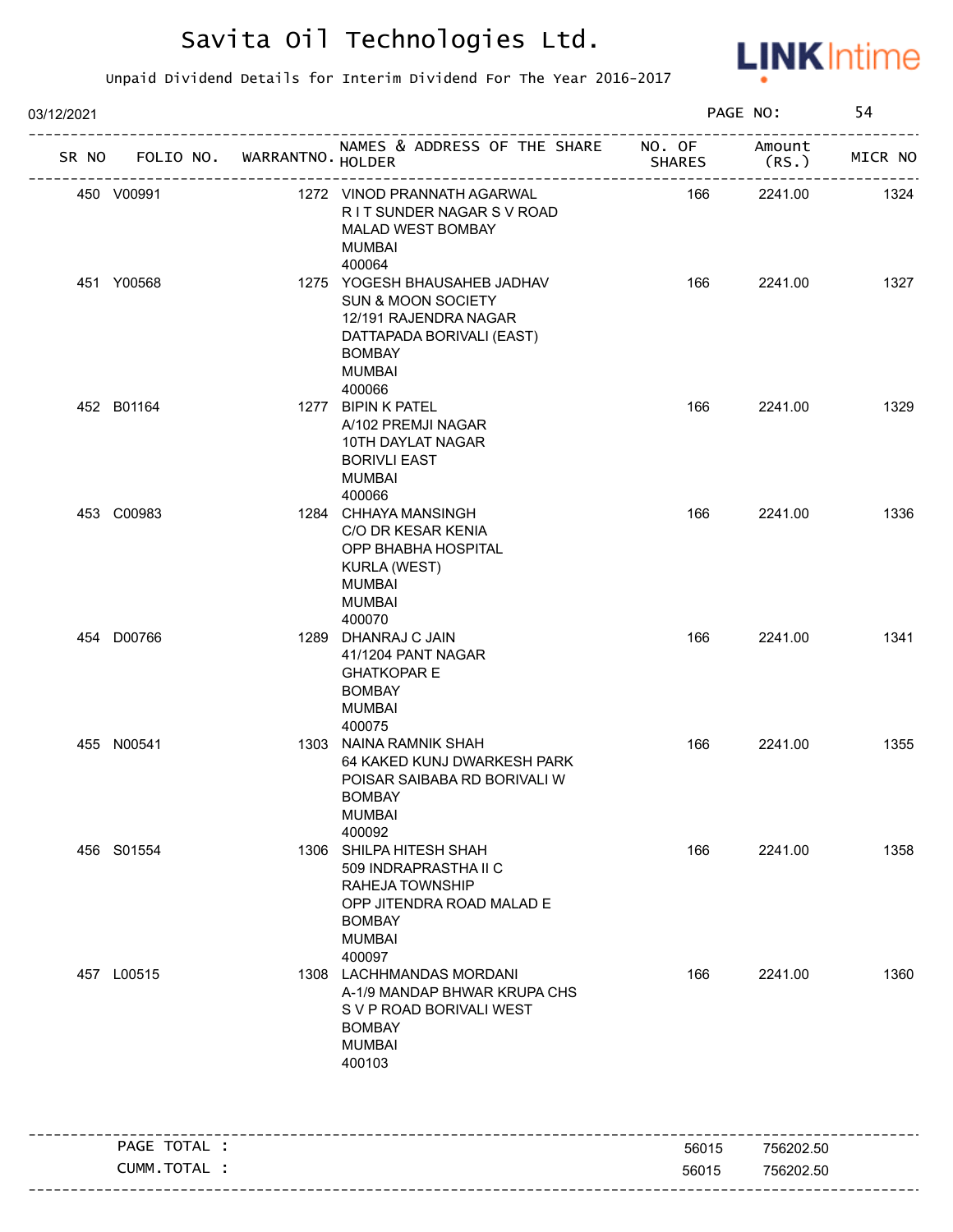# Savita Oil Technologies Ltd.

Unpaid Dividend Details for Interim Dividend For The Year 2016-2017

03/12/2021 PAGE NO: 54

| SR NO | FOLIO NO. | WARRANTNO. | NAMES & ADDRESS OF THE SHARE HOLDER | NO. OF SHARES | Amount (RS.) | MICR NO |
|---|---|---|---|---|---|---|
| 450 | V00991 | 1272 | VINOD PRANNATH AGARWAL<br>R I T SUNDER NAGAR S V ROAD<br>MALAD WEST BOMBAY<br>MUMBAI<br>400064 | 166 | 2241.00 | 1324 |
| 451 | Y00568 | 1275 | YOGESH BHAUSAHEB JADHAV<br>SUN & MOON SOCIETY<br>12/191 RAJENDRA NAGAR<br>DATTAPADA BORIVALI (EAST)<br>BOMBAY<br>MUMBAI<br>400066 | 166 | 2241.00 | 1327 |
| 452 | B01164 | 1277 | BIPIN K PATEL<br>A/102 PREMJI NAGAR<br>10TH DAYLAT NAGAR<br>BORIVLI EAST<br>MUMBAI<br>400066 | 166 | 2241.00 | 1329 |
| 453 | C00983 | 1284 | CHHAYA MANSINGH<br>C/O DR KESAR KENIA<br>OPP BHABHA HOSPITAL<br>KURLA (WEST)<br>MUMBAI<br>MUMBAI<br>400070 | 166 | 2241.00 | 1336 |
| 454 | D00766 | 1289 | DHANRAJ C JAIN<br>41/1204 PANT NAGAR<br>GHATKOPAR E<br>BOMBAY<br>MUMBAI<br>400075 | 166 | 2241.00 | 1341 |
| 455 | N00541 | 1303 | NAINA RAMNIK SHAH<br>64 KAKED KUNJ DWARKESH PARK<br>POISAR SAIBABA RD BORIVALI W<br>BOMBAY<br>MUMBAI<br>400092 | 166 | 2241.00 | 1355 |
| 456 | S01554 | 1306 | SHILPA HITESH SHAH<br>509 INDRAPRASTHA II C<br>RAHEJA TOWNSHIP<br>OPP JITENDRA ROAD MALAD E<br>BOMBAY<br>MUMBAI<br>400097 | 166 | 2241.00 | 1358 |
| 457 | L00515 | 1308 | LACHHMANDAS MORDANI<br>A-1/9 MANDAP BHWAR KRUPA CHS<br>S V P ROAD BORIVALI WEST<br>BOMBAY<br>MUMBAI<br>400103 | 166 | 2241.00 | 1360 |

| | NO. OF SHARES | Amount (RS.) |
|---|---|---|
| PAGE TOTAL : | 56015 | 756202.50 |
| CUMM.TOTAL : | 56015 | 756202.50 |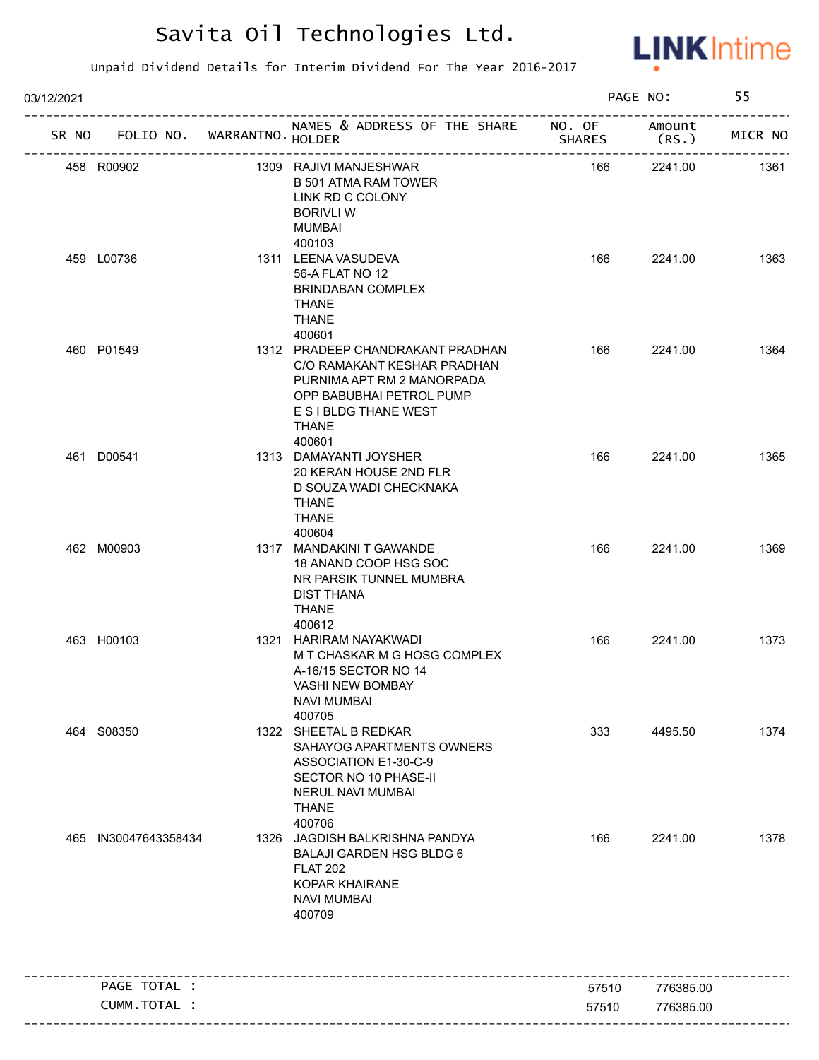# Savita Oil Technologies Ltd.

Unpaid Dividend Details for Interim Dividend For The Year 2016-2017

03/12/2021

| SR NO | FOLIO NO. | WARRANTNO. | NAMES & ADDRESS OF THE SHARE HOLDER | NO. OF SHARES | Amount (RS.) | MICR NO |
|---|---|---|---|---|---|---|
| 458 | R00902 | 1309 | RAJIVI MANJESHWAR<br>B 501 ATMA RAM TOWER<br>LINK RD C COLONY<br>BORIVLI W<br>MUMBAI<br>400103 | 166 | 2241.00 | 1361 |
| 459 | L00736 | 1311 | LEENA VASUDEVA<br>56-A FLAT NO 12<br>BRINDABAN COMPLEX<br>THANE<br>THANE<br>400601 | 166 | 2241.00 | 1363 |
| 460 | P01549 | 1312 | PRADEEP CHANDRAKANT PRADHAN<br>C/O RAMAKANT KESHAR PRADHAN<br>PURNIMA APT RM 2 MANORPADA<br>OPP BABUBHAI PETROL PUMP<br>E S I BLDG THANE WEST<br>THANE<br>400601 | 166 | 2241.00 | 1364 |
| 461 | D00541 | 1313 | DAMAYANTI JOYSHER<br>20 KERAN HOUSE 2ND FLR<br>D SOUZA WADI CHECKNAKA<br>THANE<br>THANE<br>400604 | 166 | 2241.00 | 1365 |
| 462 | M00903 | 1317 | MANDAKINI T GAWANDE<br>18 ANAND COOP HSG SOC<br>NR PARSIK TUNNEL MUMBRA<br>DIST THANA<br>THANE<br>400612 | 166 | 2241.00 | 1369 |
| 463 | H00103 | 1321 | HARIRAM NAYAKWADI<br>M T CHASKAR M G HOSG COMPLEX<br>A-16/15 SECTOR NO 14<br>VASHI NEW BOMBAY<br>NAVI MUMBAI<br>400705 | 166 | 2241.00 | 1373 |
| 464 | S08350 | 1322 | SHEETAL B REDKAR<br>SAHAYOG APARTMENTS OWNERS<br>ASSOCIATION E1-30-C-9<br>SECTOR NO 10 PHASE-II<br>NERUL NAVI MUMBAI<br>THANE<br>400706 | 333 | 4495.50 | 1374 |
| 465 | IN30047643358434 | 1326 | JAGDISH BALKRISHNA PANDYA<br>BALAJI GARDEN HSG BLDG 6<br>FLAT 202<br>KOPAR KHAIRANE<br>NAVI MUMBAI<br>400709 | 166 | 2241.00 | 1378 |

| | NO. OF SHARES | Amount (RS.) |
|---|---|---|
| PAGE TOTAL : | 57510 | 776385.00 |
| CUMM.TOTAL : | 57510 | 776385.00 |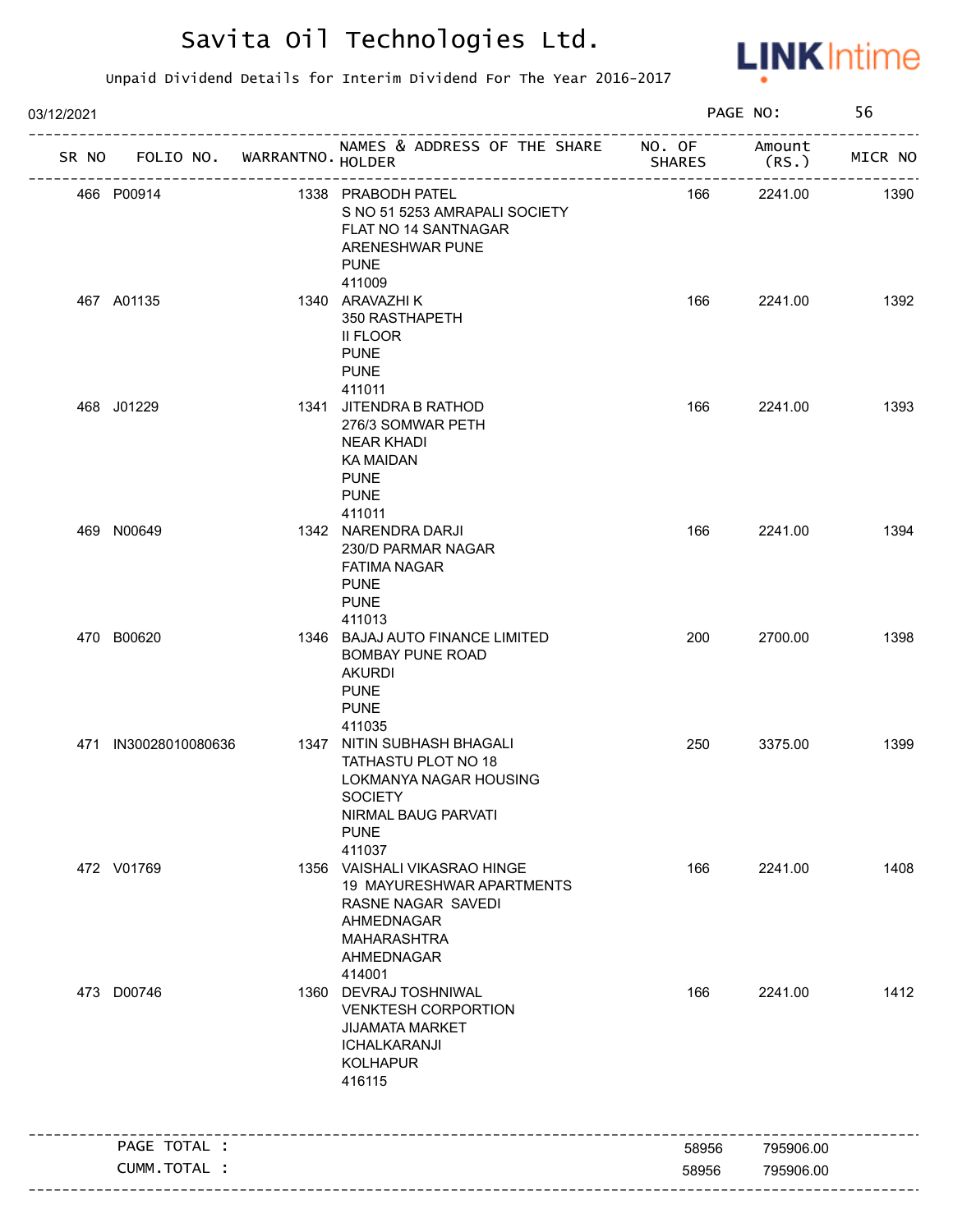# Savita Oil Technologies Ltd.

Unpaid Dividend Details for Interim Dividend For The Year 2016-2017

03/12/2021

| SR NO | FOLIO NO. | WARRANTNO. | NAMES & ADDRESS OF THE SHARE HOLDER | NO. OF SHARES | Amount (RS.) | MICR NO |
|---|---|---|---|---|---|---|
| 466 | P00914 | 1338 | PRABODH PATEL<br>S NO 51 5253 AMRAPALI SOCIETY<br>FLAT NO 14 SANTNAGAR<br>ARENESHWAR PUNE<br>PUNE<br>411009 | 166 | 2241.00 | 1390 |
| 467 | A01135 | 1340 | ARAVAZHI K<br>350 RASTHAPETH<br>II FLOOR<br>PUNE<br>PUNE<br>411011 | 166 | 2241.00 | 1392 |
| 468 | J01229 | 1341 | JITENDRA B RATHOD<br>276/3 SOMWAR PETH<br>NEAR KHADI<br>KA MAIDAN<br>PUNE<br>PUNE<br>411011 | 166 | 2241.00 | 1393 |
| 469 | N00649 | 1342 | NARENDRA DARJI<br>230/D PARMAR NAGAR<br>FATIMA NAGAR<br>PUNE<br>PUNE<br>411013 | 166 | 2241.00 | 1394 |
| 470 | B00620 | 1346 | BAJAJ AUTO FINANCE LIMITED<br>BOMBAY PUNE ROAD<br>AKURDI<br>PUNE<br>PUNE<br>411035 | 200 | 2700.00 | 1398 |
| 471 | IN30028010080636 | 1347 | NITIN SUBHASH BHAGALI<br>TATHASTU PLOT NO 18<br>LOKMANYA NAGAR HOUSING<br>SOCIETY<br>NIRMAL BAUG PARVATI<br>PUNE<br>411037 | 250 | 3375.00 | 1399 |
| 472 | V01769 | 1356 | VAISHALI VIKASRAO HINGE<br>19 MAYURESHWAR APARTMENTS<br>RASNE NAGAR SAVEDI<br>AHMEDNAGAR<br>MAHARASHTRA<br>AHMEDNAGAR<br>414001 | 166 | 2241.00 | 1408 |
| 473 | D00746 | 1360 | DEVRAJ TOSHNIWAL<br>VENKTESH CORPORTION<br>JIJAMATA MARKET<br>ICHALKARANJI<br>KOLHAPUR<br>416115 | 166 | 2241.00 | 1412 |
| | PAGE TOTAL : | | | 58956 | 795906.00 | |
| | CUMM.TOTAL : | | | 58956 | 795906.00 | |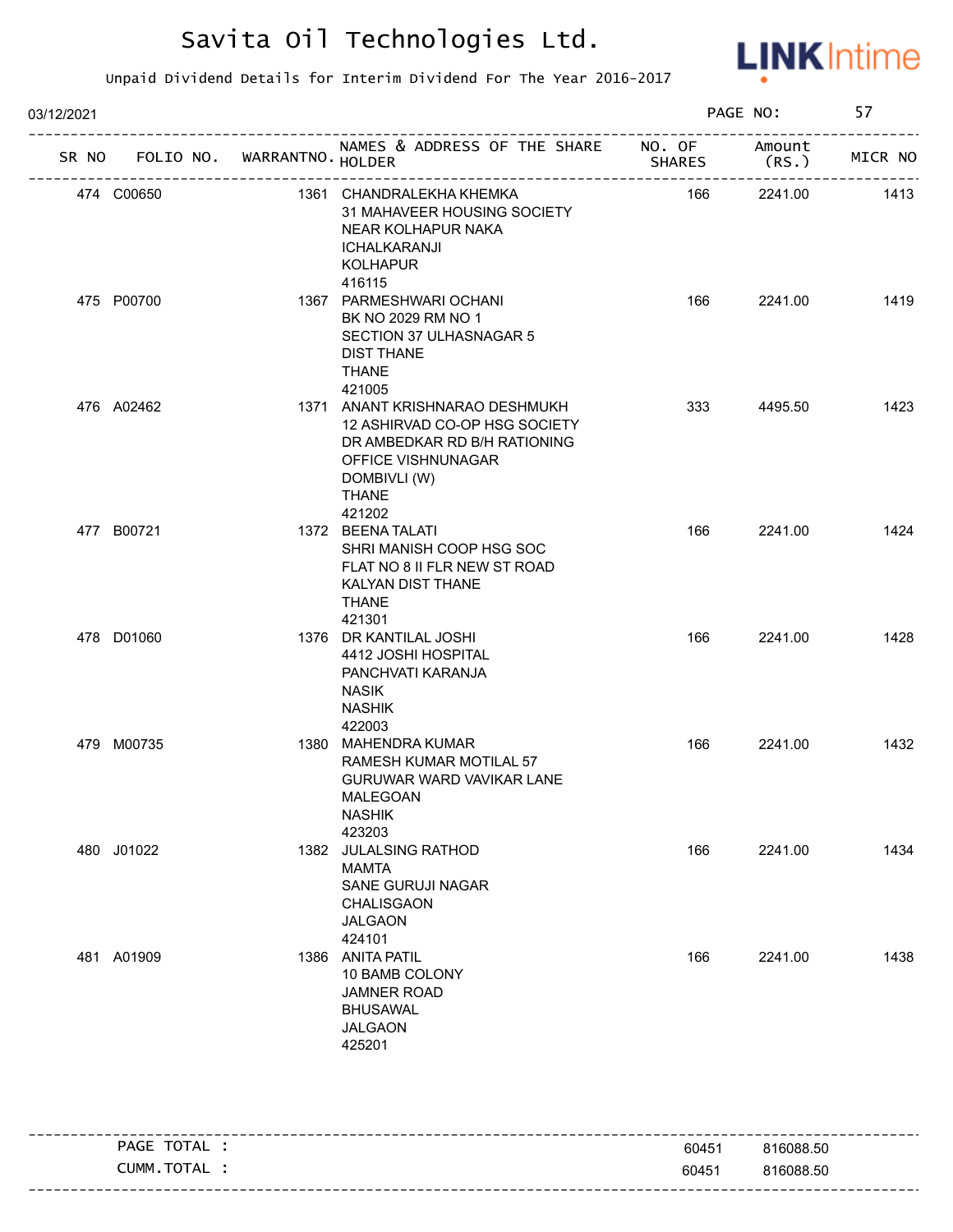# Savita Oil Technologies Ltd.

Unpaid Dividend Details for Interim Dividend For The Year 2016-2017

03/12/2021 PAGE NO: 57

| SR NO | FOLIO NO. | WARRANTNO. | NAMES & ADDRESS OF THE SHARE HOLDER | NO. OF SHARES | Amount (RS.) | MICR NO |
|---|---|---|---|---|---|---|
| 474 | C00650 | 1361 | CHANDRALEKHA KHEMKA 31 MAHAVEER HOUSING SOCIETY NEAR KOLHAPUR NAKA ICHALKARANJI KOLHAPUR 416115 | 166 | 2241.00 | 1413 |
| 475 | P00700 | 1367 | PARMESHWARI OCHANI BK NO 2029 RM NO 1 SECTION 37 ULHASNAGAR 5 DIST THANE THANE 421005 | 166 | 2241.00 | 1419 |
| 476 | A02462 | 1371 | ANANT KRISHNARAO DESHMUKH 12 ASHIRVAD CO-OP HSG SOCIETY DR AMBEDKAR RD B/H RATIONING OFFICE VISHNUNAGAR DOMBIVLI (W) THANE 421202 | 333 | 4495.50 | 1423 |
| 477 | B00721 | 1372 | BEENA TALATI SHRI MANISH COOP HSG SOC FLAT NO 8 II FLR NEW ST ROAD KALYAN DIST THANE THANE 421301 | 166 | 2241.00 | 1424 |
| 478 | D01060 | 1376 | DR KANTILAL JOSHI 4412 JOSHI HOSPITAL PANCHVATI KARANJA NASIK NASHIK 422003 | 166 | 2241.00 | 1428 |
| 479 | M00735 | 1380 | MAHENDRA KUMAR RAMESH KUMAR MOTILAL 57 GURUWAR WARD VAVIKAR LANE MALEGOAN NASHIK 423203 | 166 | 2241.00 | 1432 |
| 480 | J01022 | 1382 | JULALSING RATHOD MAMTA SANE GURUJI NAGAR CHALISGAON JALGAON 424101 | 166 | 2241.00 | 1434 |
| 481 | A01909 | 1386 | ANITA PATIL 10 BAMB COLONY JAMNER ROAD BHUSAWAL JALGAON 425201 | 166 | 2241.00 | 1438 |

| | NO. OF SHARES | Amount (RS.) |
|---|---|---|
| PAGE TOTAL : | 60451 | 816088.50 |
| CUMM.TOTAL : | 60451 | 816088.50 |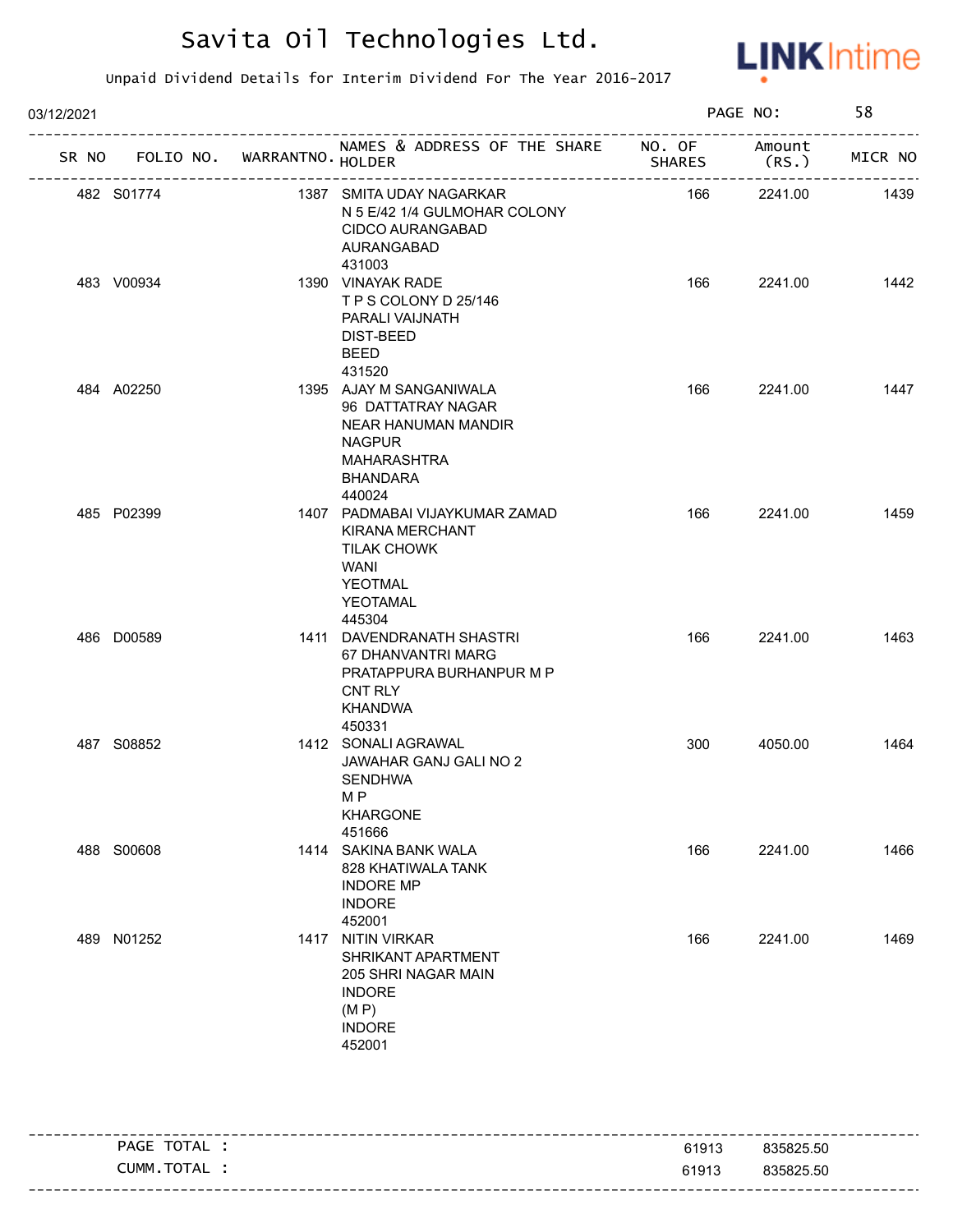# Savita Oil Technologies Ltd.

Unpaid Dividend Details for Interim Dividend For The Year 2016-2017

03/12/2021 PAGE NO: 58

| SR NO | FOLIO NO. | WARRANTNO. | NAMES & ADDRESS OF THE SHARE HOLDER | NO. OF SHARES | Amount (RS.) | MICR NO |
|---|---|---|---|---|---|---|
| 482 | S01774 | 1387 | SMITA UDAY NAGARKAR<br>N 5 E/42 1/4 GULMOHAR COLONY<br>CIDCO AURANGABAD<br>AURANGABAD<br>431003 | 166 | 2241.00 | 1439 |
| 483 | V00934 | 1390 | VINAYAK RADE<br>T P S COLONY D 25/146<br>PARALI VAIJNATH<br>DIST-BEED<br>BEED<br>431520 | 166 | 2241.00 | 1442 |
| 484 | A02250 | 1395 | AJAY M SANGANIWALA<br>96 DATTATRAY NAGAR<br>NEAR HANUMAN MANDIR<br>NAGPUR<br>MAHARASHTRA<br>BHANDARA<br>440024 | 166 | 2241.00 | 1447 |
| 485 | P02399 | 1407 | PADMABAI VIJAYKUMAR ZAMAD<br>KIRANA MERCHANT<br>TILAK CHOWK<br>WANI<br>YEOTMAL<br>YEOTAMAL<br>445304 | 166 | 2241.00 | 1459 |
| 486 | D00589 | 1411 | DAVENDRANATH SHASTRI<br>67 DHANVANTRI MARG<br>PRATAPPURA BURHANPUR M P<br>CNT RLY<br>KHANDWA<br>450331 | 166 | 2241.00 | 1463 |
| 487 | S08852 | 1412 | SONALI AGRAWAL<br>JAWAHAR GANJ GALI NO 2<br>SENDHWA<br>M P<br>KHARGONE<br>451666 | 300 | 4050.00 | 1464 |
| 488 | S00608 | 1414 | SAKINA BANK WALA<br>828 KHATIWALA TANK<br>INDORE MP<br>INDORE<br>452001 | 166 | 2241.00 | 1466 |
| 489 | N01252 | 1417 | NITIN VIRKAR<br>SHRIKANT APARTMENT<br>205 SHRI NAGAR MAIN<br>INDORE<br>(M P)<br>INDORE<br>452001 | 166 | 2241.00 | 1469 |

| | NO. OF SHARES | Amount (RS.) |
|---|---|---|
| PAGE TOTAL : | 61913 | 835825.50 |
| CUMM.TOTAL : | 61913 | 835825.50 |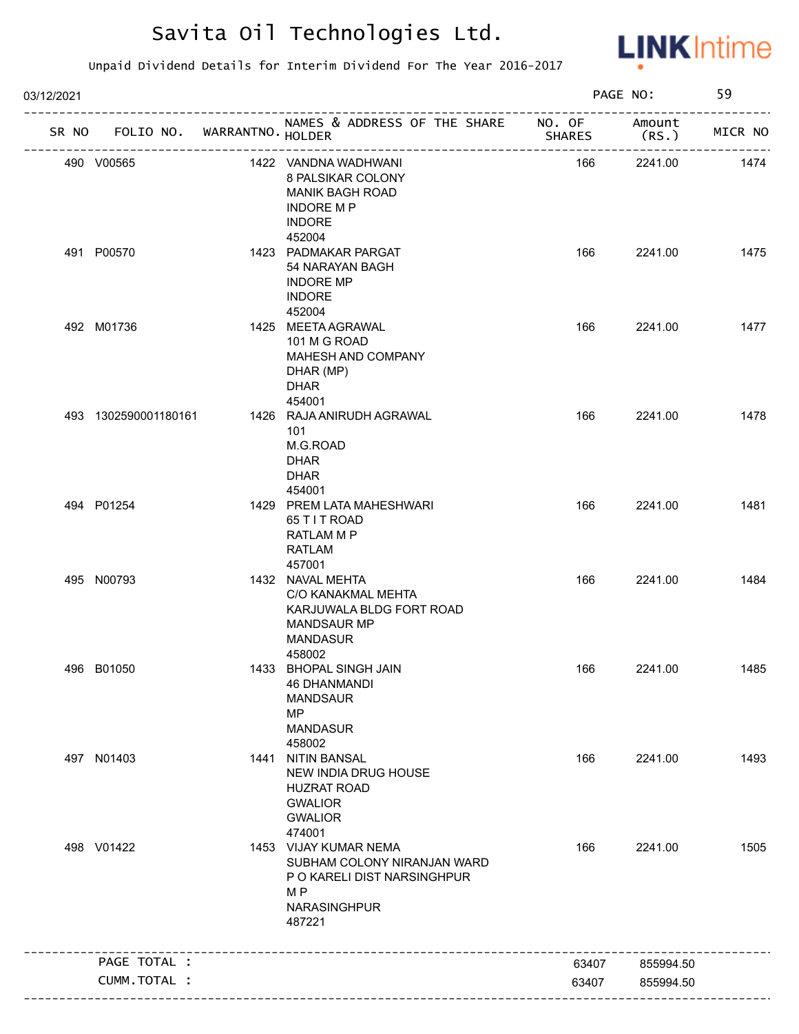# Savita Oil Technologies Ltd.

Unpaid Dividend Details for Interim Dividend For The Year 2016-2017

03/12/2021

| SR NO | FOLIO NO. | WARRANTNO. | NAMES & ADDRESS OF THE SHARE HOLDER | NO. OF SHARES | Amount (RS.) | MICR NO |
|---|---|---|---|---|---|---|
| 490 | V00565 | 1422 | VANDNA WADHWANI<br>8 PALSIKAR COLONY<br>MANIK BAGH ROAD<br>INDORE M P<br>INDORE<br>452004 | 166 | 2241.00 | 1474 |
| 491 | P00570 | 1423 | PADMAKAR PARGAT<br>54 NARAYAN BAGH<br>INDORE MP<br>INDORE<br>452004 | 166 | 2241.00 | 1475 |
| 492 | M01736 | 1425 | MEETA AGRAWAL<br>101 M G ROAD<br>MAHESH AND COMPANY<br>DHAR (MP)<br>DHAR<br>454001 | 166 | 2241.00 | 1477 |
| 493 | 1302590001180161 | 1426 | RAJA ANIRUDH AGRAWAL<br>101<br>M.G.ROAD<br>DHAR<br>DHAR<br>454001 | 166 | 2241.00 | 1478 |
| 494 | P01254 | 1429 | PREM LATA MAHESHWARI<br>65 T I T ROAD<br>RATLAM M P<br>RATLAM<br>457001 | 166 | 2241.00 | 1481 |
| 495 | N00793 | 1432 | NAVAL MEHTA<br>C/O KANAKMAL MEHTA<br>KARJUWALA BLDG FORT ROAD<br>MANDSAUR MP<br>MANDASUR<br>458002 | 166 | 2241.00 | 1484 |
| 496 | B01050 | 1433 | BHOPAL SINGH JAIN<br>46 DHANMANDI<br>MANDSAUR<br>MP<br>MANDASUR<br>458002 | 166 | 2241.00 | 1485 |
| 497 | N01403 | 1441 | NITIN BANSAL<br>NEW INDIA DRUG HOUSE<br>HUZRAT ROAD<br>GWALIOR<br>GWALIOR<br>474001 | 166 | 2241.00 | 1493 |
| 498 | V01422 | 1453 | VIJAY KUMAR NEMA<br>SUBHAM COLONY NIRANJAN WARD<br>P O KARELI DIST NARSINGHPUR<br>M P<br>NARASINGHPUR<br>487221 | 166 | 2241.00 | 1505 |
| | PAGE TOTAL : | | | 63407 | 855994.50 | |
| | CUMM.TOTAL : | | | 63407 | 855994.50 | |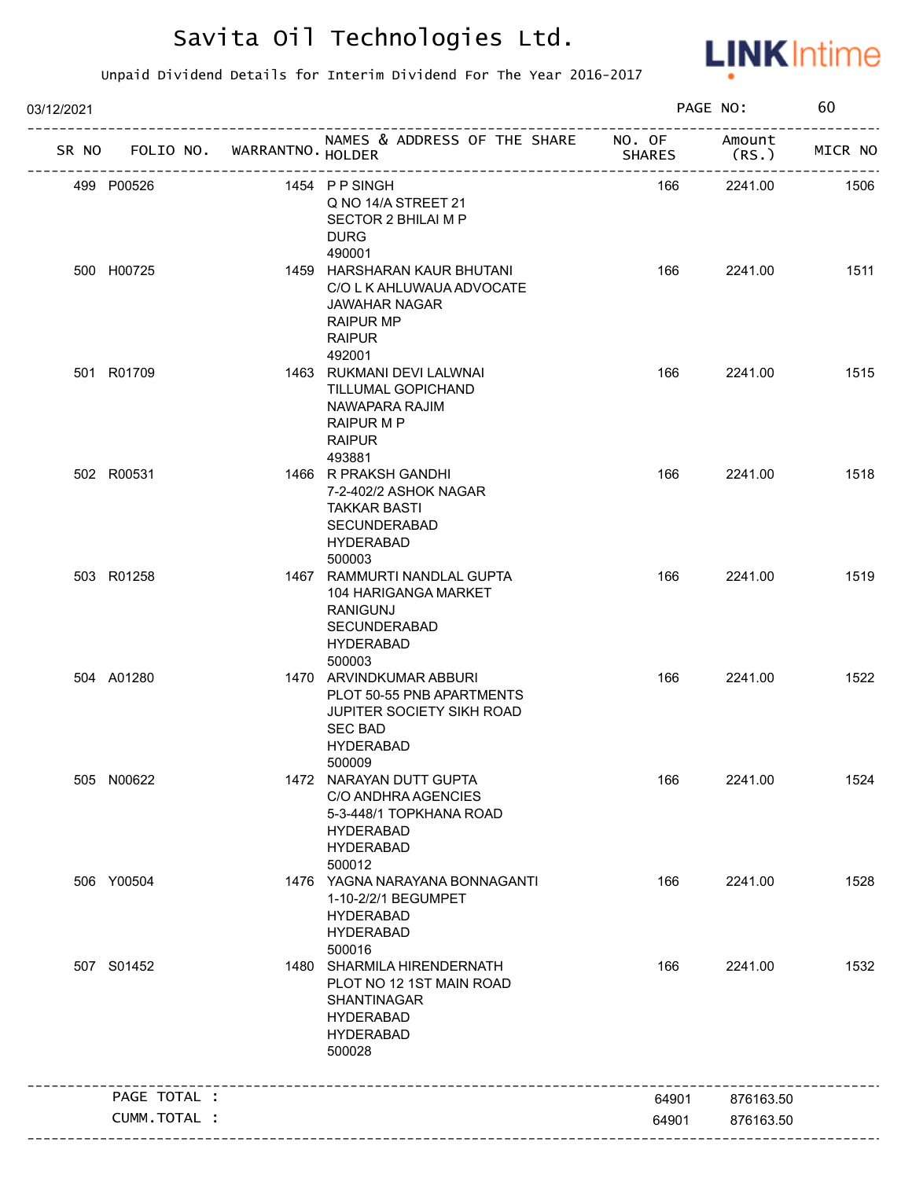# Savita Oil Technologies Ltd.

Unpaid Dividend Details for Interim Dividend For The Year 2016-2017

03/12/2021 PAGE NO: 60

| SR NO | FOLIO NO. | WARRANTNO. | NAMES & ADDRESS OF THE SHARE HOLDER | NO. OF SHARES | Amount (RS.) | MICR NO |
|---|---|---|---|---|---|---|
| 499 | P00526 | 1454 | P P SINGH<br>Q NO 14/A STREET 21<br>SECTOR 2 BHILAI M P<br>DURG<br>490001 | 166 | 2241.00 | 1506 |
| 500 | H00725 | 1459 | HARSHARAN KAUR BHUTANI<br>C/O L K AHLUWAUA ADVOCATE<br>JAWAHAR NAGAR<br>RAIPUR MP<br>RAIPUR<br>492001 | 166 | 2241.00 | 1511 |
| 501 | R01709 | 1463 | RUKMANI DEVI LALWNAI<br>TILLUMAL GOPICHAND<br>NAWAPARA RAJIM<br>RAIPUR M P<br>RAIPUR<br>493881 | 166 | 2241.00 | 1515 |
| 502 | R00531 | 1466 | R PRAKSH GANDHI<br>7-2-402/2 ASHOK NAGAR<br>TAKKAR BASTI<br>SECUNDERABAD<br>HYDERABAD<br>500003 | 166 | 2241.00 | 1518 |
| 503 | R01258 | 1467 | RAMMURTI NANDLAL GUPTA<br>104 HARIGANGA MARKET<br>RANIGUNJ<br>SECUNDERABAD<br>HYDERABAD<br>500003 | 166 | 2241.00 | 1519 |
| 504 | A01280 | 1470 | ARVINDKUMAR ABBURI<br>PLOT 50-55 PNB APARTMENTS<br>JUPITER SOCIETY SIKH ROAD<br>SEC BAD<br>HYDERABAD<br>500009 | 166 | 2241.00 | 1522 |
| 505 | N00622 | 1472 | NARAYAN DUTT GUPTA<br>C/O ANDHRA AGENCIES<br>5-3-448/1 TOPKHANA ROAD<br>HYDERABAD<br>HYDERABAD<br>500012 | 166 | 2241.00 | 1524 |
| 506 | Y00504 | 1476 | YAGNA NARAYANA BONNAGANTI<br>1-10-2/2/1 BEGUMPET<br>HYDERABAD<br>HYDERABAD<br>500016 | 166 | 2241.00 | 1528 |
| 507 | S01452 | 1480 | SHARMILA HIRENDERNATH<br>PLOT NO 12 1ST MAIN ROAD<br>SHANTINAGAR<br>HYDERABAD<br>HYDERABAD<br>500028 | 166 | 2241.00 | 1532 |
| | PAGE TOTAL : | | | 64901 | 876163.50 | |
| | CUMM.TOTAL : | | | 64901 | 876163.50 | |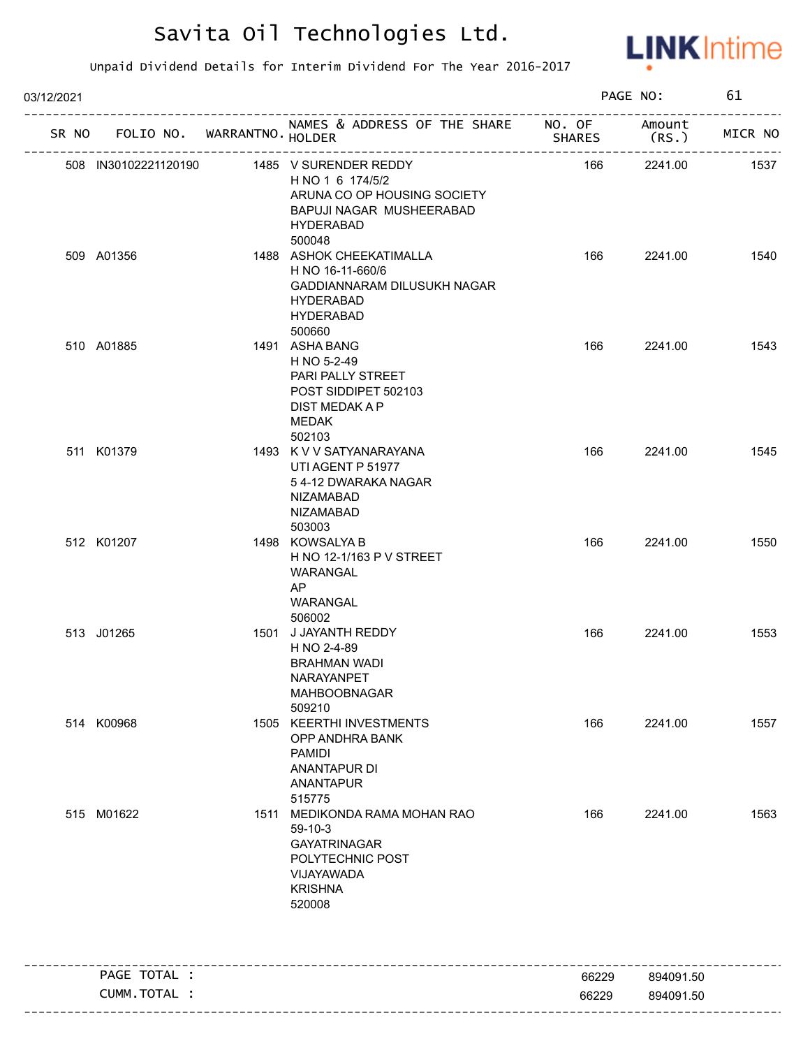# Savita Oil Technologies Ltd.

Unpaid Dividend Details for Interim Dividend For The Year 2016-2017

03/12/2021

| SR NO | FOLIO NO. | WARRANTNO. | NAMES & ADDRESS OF THE SHARE HOLDER | NO. OF SHARES | Amount (RS.) | MICR NO |
|---|---|---|---|---|---|---|
| 508 | IN30102221120190 | 1485 | V SURENDER REDDY<br>H NO 1 6 174/5/2<br>ARUNA CO OP HOUSING SOCIETY<br>BAPUJI NAGAR MUSHEERABAD<br>HYDERABAD<br>500048 | 166 | 2241.00 | 1537 |
| 509 | A01356 | 1488 | ASHOK CHEEKATIMALLA<br>H NO 16-11-660/6<br>GADDIANNARAM DILUSUKH NAGAR<br>HYDERABAD<br>HYDERABAD<br>500660 | 166 | 2241.00 | 1540 |
| 510 | A01885 | 1491 | ASHA BANG<br>H NO 5-2-49<br>PARI PALLY STREET<br>POST SIDDIPET 502103<br>DIST MEDAK A P<br>MEDAK<br>502103 | 166 | 2241.00 | 1543 |
| 511 | K01379 | 1493 | K V V SATYANARAYANA<br>UTI AGENT P 51977<br>5 4-12 DWARAKA NAGAR<br>NIZAMABAD<br>NIZAMABAD<br>503003 | 166 | 2241.00 | 1545 |
| 512 | K01207 | 1498 | KOWSALYA B<br>H NO 12-1/163 P V STREET<br>WARANGAL<br>AP<br>WARANGAL<br>506002 | 166 | 2241.00 | 1550 |
| 513 | J01265 | 1501 | J JAYANTH REDDY<br>H NO 2-4-89<br>BRAHMAN WADI<br>NARAYANPET<br>MAHBOOBNAGAR<br>509210 | 166 | 2241.00 | 1553 |
| 514 | K00968 | 1505 | KEERTHI INVESTMENTS<br>OPP ANDHRA BANK<br>PAMIDI<br>ANANTAPUR DI<br>ANANTAPUR<br>515775 | 166 | 2241.00 | 1557 |
| 515 | M01622 | 1511 | MEDIKONDA RAMA MOHAN RAO<br>59-10-3<br>GAYATRINAGAR<br>POLYTECHNIC POST<br>VIJAYAWADA<br>KRISHNA<br>520008 | 166 | 2241.00 | 1563 |
| | PAGE TOTAL : | | | 66229 | 894091.50 | |
| | CUMM.TOTAL : | | | 66229 | 894091.50 | |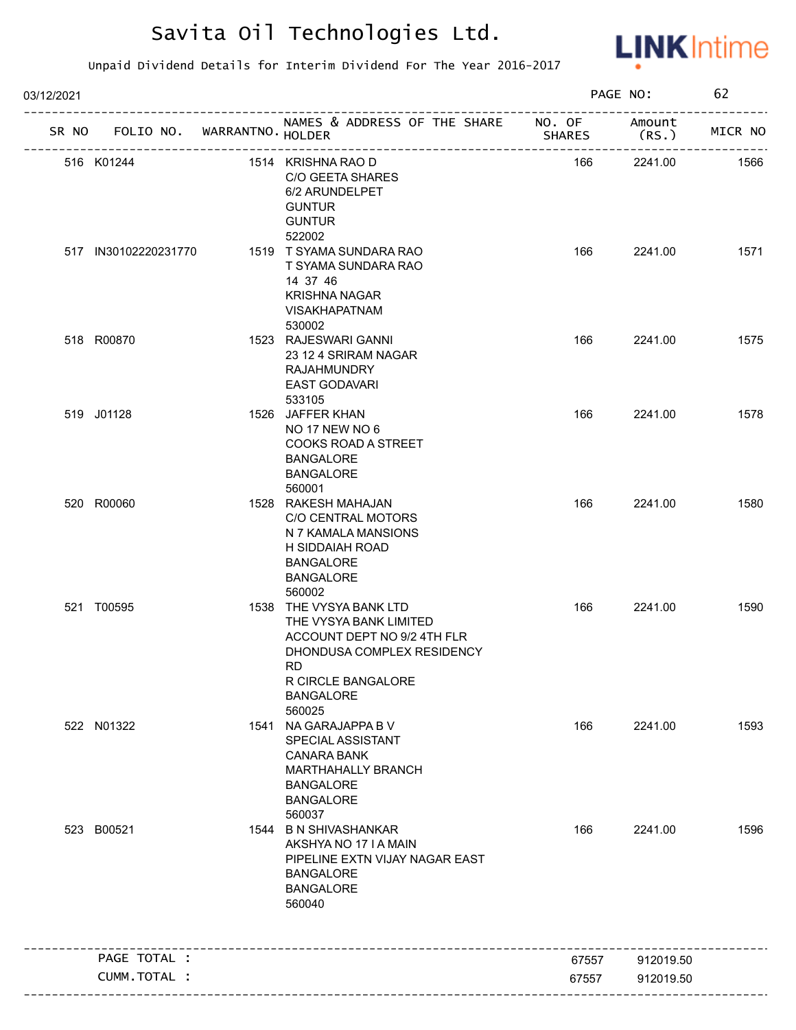# Savita Oil Technologies Ltd.

Unpaid Dividend Details for Interim Dividend For The Year 2016-2017

03/12/2021

| SR NO | FOLIO NO. | WARRANTNO. | NAMES & ADDRESS OF THE SHARE HOLDER | NO. OF SHARES | Amount (RS.) | MICR NO |
|---|---|---|---|---|---|---|
| 516 | K01244 | 1514 | KRISHNA RAO D<br>C/O GEETA SHARES<br>6/2 ARUNDELPET<br>GUNTUR<br>GUNTUR<br>522002 | 166 | 2241.00 | 1566 |
| 517 | IN30102220231770 | 1519 | T SYAMA SUNDARA RAO<br>T SYAMA SUNDARA RAO<br>14 37 46<br>KRISHNA NAGAR<br>VISAKHAPATNAM<br>530002 | 166 | 2241.00 | 1571 |
| 518 | R00870 | 1523 | RAJESWARI GANNI<br>23 12 4 SRIRAM NAGAR<br>RAJAHMUNDRY<br>EAST GODAVARI<br>533105 | 166 | 2241.00 | 1575 |
| 519 | J01128 | 1526 | JAFFER KHAN<br>NO 17 NEW NO 6<br>COOKS ROAD A STREET<br>BANGALORE<br>BANGALORE<br>560001 | 166 | 2241.00 | 1578 |
| 520 | R00060 | 1528 | RAKESH MAHAJAN<br>C/O CENTRAL MOTORS<br>N 7 KAMALA MANSIONS<br>H SIDDAIAH ROAD<br>BANGALORE<br>BANGALORE<br>560002 | 166 | 2241.00 | 1580 |
| 521 | T00595 | 1538 | THE VYSYA BANK LTD<br>THE VYSYA BANK LIMITED<br>ACCOUNT DEPT NO 9/2 4TH FLR<br>DHONDUSA COMPLEX RESIDENCY RD<br>R CIRCLE BANGALORE<br>BANGALORE<br>560025 | 166 | 2241.00 | 1590 |
| 522 | N01322 | 1541 | NA GARAJAPPA B V<br>SPECIAL ASSISTANT<br>CANARA BANK<br>MARTHAHALLY BRANCH<br>BANGALORE<br>BANGALORE<br>560037 | 166 | 2241.00 | 1593 |
| 523 | B00521 | 1544 | B N SHIVASHANKAR<br>AKSHYA NO 17 I A MAIN<br>PIPELINE EXTN VIJAY NAGAR EAST<br>BANGALORE<br>BANGALORE<br>560040 | 166 | 2241.00 | 1596 |
| | PAGE TOTAL : | | | 67557 | 912019.50 | |
| | CUMM.TOTAL : | | | 67557 | 912019.50 | |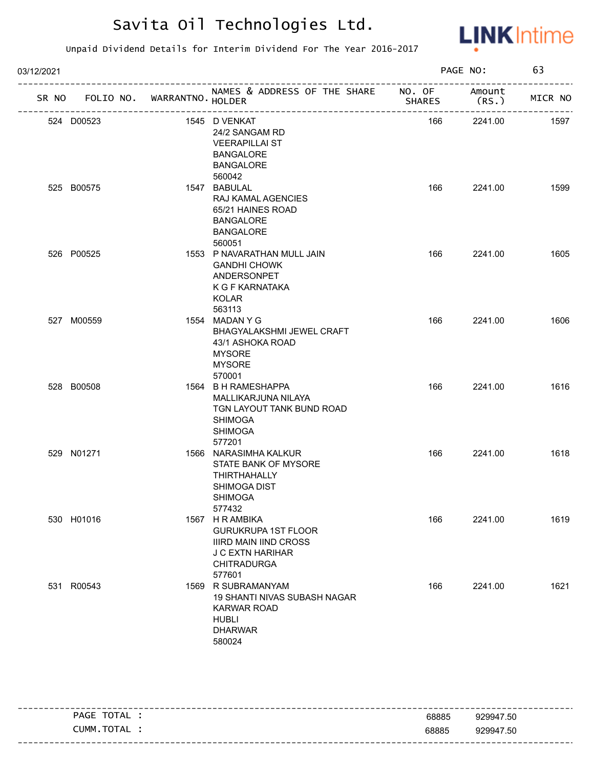# Savita Oil Technologies Ltd.

Unpaid Dividend Details for Interim Dividend For The Year 2016-2017

03/12/2021 PAGE NO: 63

| SR NO | FOLIO NO. | WARRANTNO. | NAMES & ADDRESS OF THE SHARE HOLDER | NO. OF SHARES | Amount (RS.) | MICR NO |
|---|---|---|---|---|---|---|
| 524 | D00523 | 1545 | D VENKAT<br>24/2 SANGAM RD<br>VEERAPILLAI ST<br>BANGALORE<br>BANGALORE<br>560042 | 166 | 2241.00 | 1597 |
| 525 | B00575 | 1547 | BABULAL<br>RAJ KAMAL AGENCIES<br>65/21 HAINES ROAD<br>BANGALORE<br>BANGALORE<br>560051 | 166 | 2241.00 | 1599 |
| 526 | P00525 | 1553 | P NAVARATHAN MULL JAIN<br>GANDHI CHOWK<br>ANDERSONPET<br>K G F KARNATAKA<br>KOLAR<br>563113 | 166 | 2241.00 | 1605 |
| 527 | M00559 | 1554 | MADAN Y G<br>BHAGYALAKSHMI JEWEL CRAFT<br>43/1 ASHOKA ROAD<br>MYSORE<br>MYSORE<br>570001 | 166 | 2241.00 | 1606 |
| 528 | B00508 | 1564 | B H RAMESHAPPA<br>MALLIKARJUNA NILAYA<br>TGN LAYOUT TANK BUND ROAD<br>SHIMOGA<br>SHIMOGA<br>577201 | 166 | 2241.00 | 1616 |
| 529 | N01271 | 1566 | NARASIMHA KALKUR<br>STATE BANK OF MYSORE<br>THIRTHAHALLY<br>SHIMOGA DIST<br>SHIMOGA<br>577432 | 166 | 2241.00 | 1618 |
| 530 | H01016 | 1567 | H R AMBIKA<br>GURUKRUPA 1ST FLOOR<br>IIIRD MAIN IIND CROSS<br>J C EXTN HARIHAR<br>CHITRADURGA<br>577601 | 166 | 2241.00 | 1619 |
| 531 | R00543 | 1569 | R SUBRAMANYAM<br>19 SHANTI NIVAS SUBASH NAGAR<br>KARWAR ROAD<br>HUBLI<br>DHARWAR<br>580024 | 166 | 2241.00 | 1621 |

| | | |
|---|---|---|
| PAGE TOTAL : | 68885 | 929947.50 |
| CUMM.TOTAL : | 68885 | 929947.50 |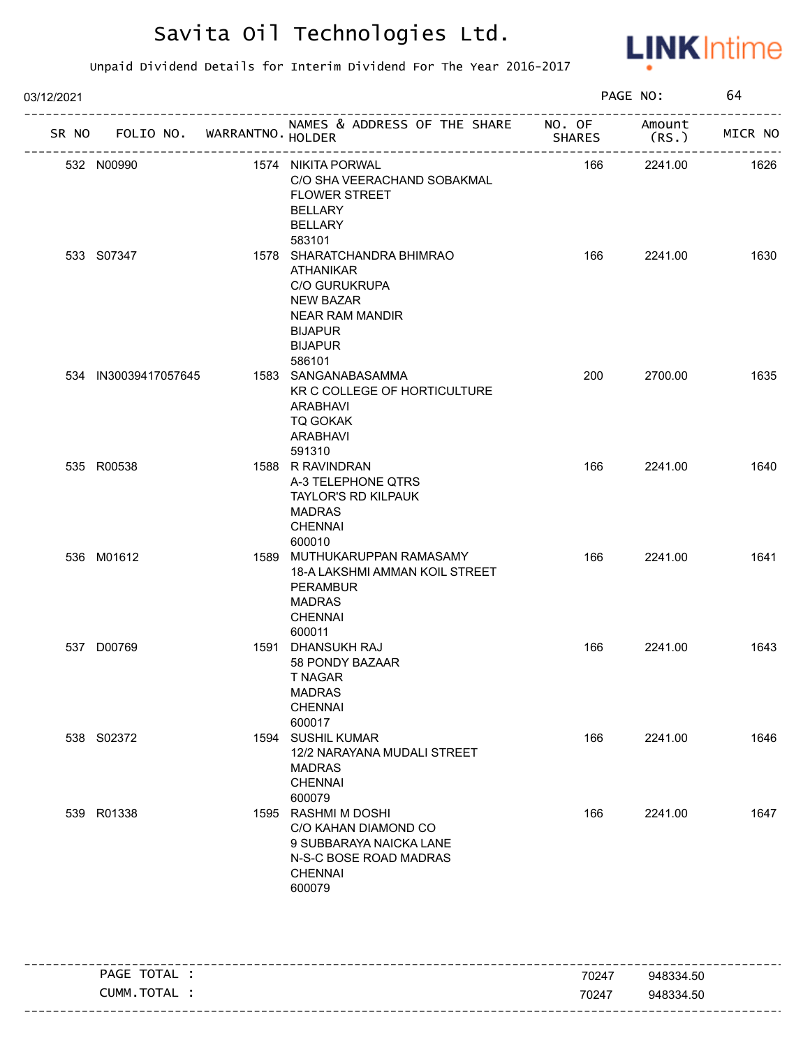# Savita Oil Technologies Ltd.

Unpaid Dividend Details for Interim Dividend For The Year 2016-2017

03/12/2021

| SR NO | FOLIO NO. | WARRANTNO. | NAMES & ADDRESS OF THE SHARE HOLDER | NO. OF SHARES | Amount (RS.) | MICR NO |
|---|---|---|---|---|---|---|
| 532 | N00990 | 1574 | NIKITA PORWAL C/O SHA VEERACHAND SOBAKMAL FLOWER STREET BELLARY BELLARY 583101 | 166 | 2241.00 | 1626 |
| 533 | S07347 | 1578 | SHARATCHANDRA BHIMRAO ATHANIKAR C/O GURUKRUPA NEW BAZAR NEAR RAM MANDIR BIJAPUR BIJAPUR 586101 | 166 | 2241.00 | 1630 |
| 534 | IN30039417057645 | 1583 | SANGANABASAMMA KR C COLLEGE OF HORTICULTURE ARABHAVI TQ GOKAK ARABHAVI 591310 | 200 | 2700.00 | 1635 |
| 535 | R00538 | 1588 | R RAVINDRAN A-3 TELEPHONE QTRS TAYLOR'S RD KILPAUK MADRAS CHENNAI 600010 | 166 | 2241.00 | 1640 |
| 536 | M01612 | 1589 | MUTHUKARUPPAN RAMASAMY 18-A LAKSHMI AMMAN KOIL STREET PERAMBUR MADRAS CHENNAI 600011 | 166 | 2241.00 | 1641 |
| 537 | D00769 | 1591 | DHANSUKH RAJ 58 PONDY BAZAAR T NAGAR MADRAS CHENNAI 600017 | 166 | 2241.00 | 1643 |
| 538 | S02372 | 1594 | SUSHIL KUMAR 12/2 NARAYANA MUDALI STREET MADRAS CHENNAI 600079 | 166 | 2241.00 | 1646 |
| 539 | R01338 | 1595 | RASHMI M DOSHI C/O KAHAN DIAMOND CO 9 SUBBARAYA NAICKA LANE N-S-C BOSE ROAD MADRAS CHENNAI 600079 | 166 | 2241.00 | 1647 |

| | NO. OF SHARES | Amount (RS.) |
|---|---|---|
| PAGE TOTAL : | 70247 | 948334.50 |
| CUMM.TOTAL : | 70247 | 948334.50 |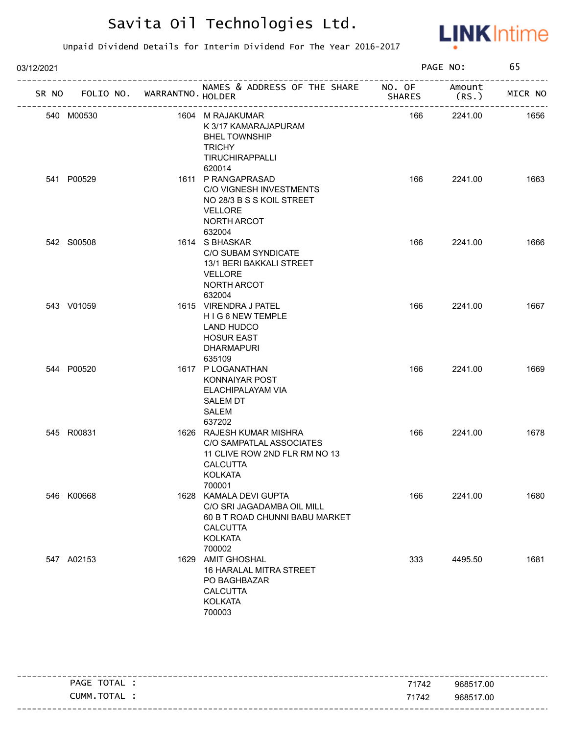# Savita Oil Technologies Ltd.

Unpaid Dividend Details for Interim Dividend For The Year 2016-2017

03/12/2021

| SR NO | FOLIO NO. | WARRANTNO. | NAMES & ADDRESS OF THE SHARE HOLDER | NO. OF SHARES | Amount (RS.) | MICR NO |
|---|---|---|---|---|---|---|
| 540 | M00530 | 1604 | M RAJAKUMAR K 3/17 KAMARAJAPURAM BHEL TOWNSHIP TRICHY TIRUCHIRAPPALLI 620014 | 166 | 2241.00 | 1656 |
| 541 | P00529 | 1611 | P RANGAPRASAD C/O VIGNESH INVESTMENTS NO 28/3 B S S KOIL STREET VELLORE NORTH ARCOT 632004 | 166 | 2241.00 | 1663 |
| 542 | S00508 | 1614 | S BHASKAR C/O SUBAM SYNDICATE 13/1 BERI BAKKALI STREET VELLORE NORTH ARCOT 632004 | 166 | 2241.00 | 1666 |
| 543 | V01059 | 1615 | VIRENDRA J PATEL H I G 6 NEW TEMPLE LAND HUDCO HOSUR EAST DHARMAPURI 635109 | 166 | 2241.00 | 1667 |
| 544 | P00520 | 1617 | P LOGANATHAN KONNAIYAR POST ELACHIPALAYAM VIA SALEM DT SALEM 637202 | 166 | 2241.00 | 1669 |
| 545 | R00831 | 1626 | RAJESH KUMAR MISHRA C/O SAMPATLAL ASSOCIATES 11 CLIVE ROW 2ND FLR RM NO 13 CALCUTTA KOLKATA 700001 | 166 | 2241.00 | 1678 |
| 546 | K00668 | 1628 | KAMALA DEVI GUPTA C/O SRI JAGADAMBA OIL MILL 60 B T ROAD CHUNNI BABU MARKET CALCUTTA KOLKATA 700002 | 166 | 2241.00 | 1680 |
| 547 | A02153 | 1629 | AMIT GHOSHAL 16 HARALAL MITRA STREET PO BAGHBAZAR CALCUTTA KOLKATA 700003 | 333 | 4495.50 | 1681 |

| | NO. OF SHARES | Amount (RS.) |
|---|---|---|
| PAGE TOTAL : | 71742 | 968517.00 |
| CUMM.TOTAL : | 71742 | 968517.00 |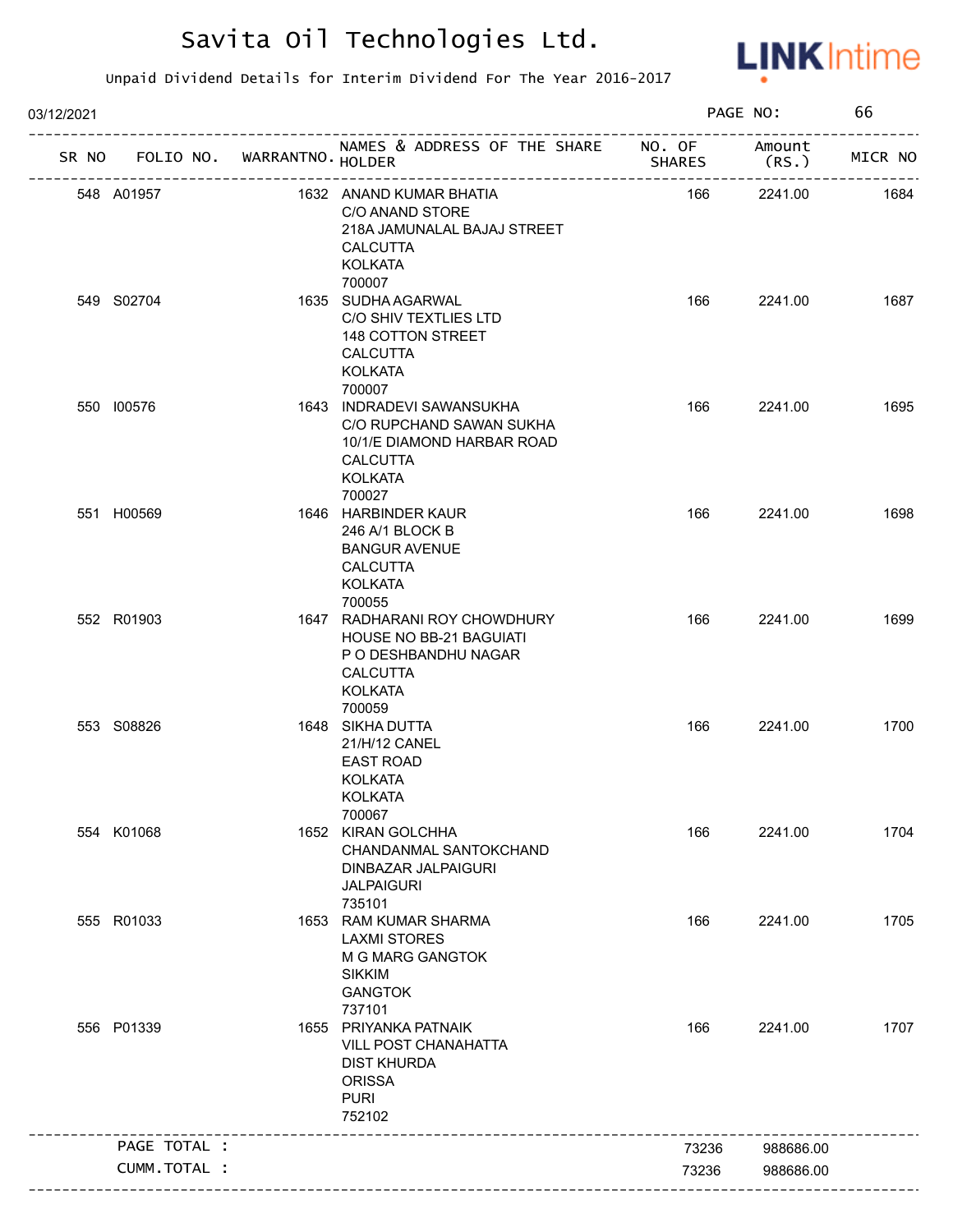# Savita Oil Technologies Ltd.

Unpaid Dividend Details for Interim Dividend For The Year 2016-2017

03/12/2021

| SR NO | FOLIO NO. | WARRANTNO. | NAMES & ADDRESS OF THE SHARE HOLDER | NO. OF SHARES | Amount (RS.) | MICR NO |
|---|---|---|---|---|---|---|
| 548 | A01957 | 1632 | ANAND KUMAR BHATIA C/O ANAND STORE 218A JAMUNALAL BAJAJ STREET CALCUTTA KOLKATA 700007 | 166 | 2241.00 | 1684 |
| 549 | S02704 | 1635 | SUDHA AGARWAL C/O SHIV TEXTLIES LTD 148 COTTON STREET CALCUTTA KOLKATA 700007 | 166 | 2241.00 | 1687 |
| 550 | I00576 | 1643 | INDRADEVI SAWANSUKHA C/O RUPCHAND SAWAN SUKHA 10/1/E DIAMOND HARBAR ROAD CALCUTTA KOLKATA 700027 | 166 | 2241.00 | 1695 |
| 551 | H00569 | 1646 | HARBINDER KAUR 246 A/1 BLOCK B BANGUR AVENUE CALCUTTA KOLKATA 700055 | 166 | 2241.00 | 1698 |
| 552 | R01903 | 1647 | RADHARANI ROY CHOWDHURY HOUSE NO BB-21 BAGUIATI P O DESHBANDHU NAGAR CALCUTTA KOLKATA 700059 | 166 | 2241.00 | 1699 |
| 553 | S08826 | 1648 | SIKHA DUTTA 21/H/12 CANEL EAST ROAD KOLKATA KOLKATA 700067 | 166 | 2241.00 | 1700 |
| 554 | K01068 | 1652 | KIRAN GOLCHHA CHANDANMAL SANTOKCHAND DINBAZAR JALPAIGURI JALPAIGURI 735101 | 166 | 2241.00 | 1704 |
| 555 | R01033 | 1653 | RAM KUMAR SHARMA LAXMI STORES M G MARG GANGTOK SIKKIM GANGTOK 737101 | 166 | 2241.00 | 1705 |
| 556 | P01339 | 1655 | PRIYANKA PATNAIK VILL POST CHANAHATTA DIST KHURDA ORISSA PURI 752102 | 166 | 2241.00 | 1707 |
| | PAGE TOTAL : | | | 73236 | 988686.00 | |
| | CUMM.TOTAL : | | | 73236 | 988686.00 | |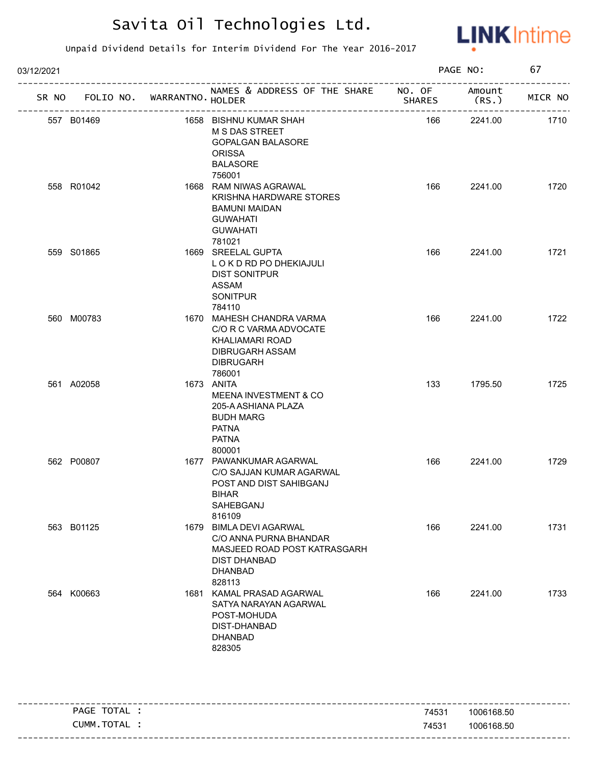# Savita Oil Technologies Ltd.

Unpaid Dividend Details for Interim Dividend For The Year 2016-2017

03/12/2021

| SR NO | FOLIO NO. | WARRANTNO. | NAMES & ADDRESS OF THE SHARE HOLDER | NO. OF SHARES | Amount (RS.) | MICR NO |
|---|---|---|---|---|---|---|
| 557 | B01469 | 1658 | BISHNU KUMAR SHAH<br>M S DAS STREET<br>GOPALGAN BALASORE<br>ORISSA<br>BALASORE<br>756001 | 166 | 2241.00 | 1710 |
| 558 | R01042 | 1668 | RAM NIWAS AGRAWAL<br>KRISHNA HARDWARE STORES<br>BAMUNI MAIDAN<br>GUWAHATI<br>GUWAHATI<br>781021 | 166 | 2241.00 | 1720 |
| 559 | S01865 | 1669 | SREELAL GUPTA<br>L O K D RD PO DHEKIAJULI<br>DIST SONITPUR<br>ASSAM<br>SONITPUR<br>784110 | 166 | 2241.00 | 1721 |
| 560 | M00783 | 1670 | MAHESH CHANDRA VARMA<br>C/O R C VARMA ADVOCATE<br>KHALIAMARI ROAD<br>DIBRUGARH ASSAM<br>DIBRUGARH<br>786001 | 166 | 2241.00 | 1722 |
| 561 | A02058 | 1673 | ANITA<br>MEENA INVESTMENT & CO<br>205-A ASHIANA PLAZA<br>BUDH MARG<br>PATNA<br>PATNA<br>800001 | 133 | 1795.50 | 1725 |
| 562 | P00807 | 1677 | PAWANKUMAR AGARWAL<br>C/O SAJJAN KUMAR AGARWAL<br>POST AND DIST SAHIBGANJ<br>BIHAR<br>SAHEBGANJ<br>816109 | 166 | 2241.00 | 1729 |
| 563 | B01125 | 1679 | BIMLA DEVI AGARWAL<br>C/O ANNA PURNA BHANDAR<br>MASJEED ROAD POST KATRASGARH<br>DIST DHANBAD<br>DHANBAD<br>828113 | 166 | 2241.00 | 1731 |
| 564 | K00663 | 1681 | KAMAL PRASAD AGARWAL<br>SATYA NARAYAN AGARWAL<br>POST-MOHUDA<br>DIST-DHANBAD<br>DHANBAD<br>828305 | 166 | 2241.00 | 1733 |

| | NO. OF SHARES | Amount (RS.) |
|---|---|---|
| PAGE TOTAL : | 74531 | 1006168.50 |
| CUMM.TOTAL : | 74531 | 1006168.50 |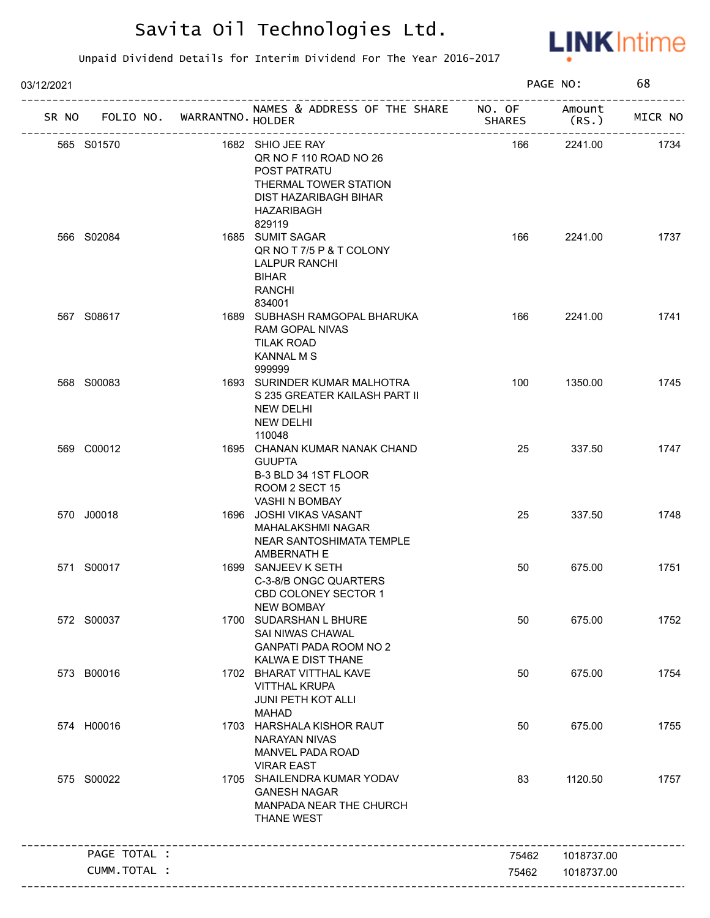# Savita Oil Technologies Ltd.

Unpaid Dividend Details for Interim Dividend For The Year 2016-2017

03/12/2021

PAGE NO: 68

| SR NO | FOLIO NO. | WARRANTNO. | NAMES & ADDRESS OF THE SHARE HOLDER | NO. OF SHARES | Amount (RS.) | MICR NO |
|---|---|---|---|---|---|---|
| 565 | S01570 | 1682 | SHIO JEE RAY QR NO F 110 ROAD NO 26 POST PATRATU THERMAL TOWER STATION DIST HAZARIBAGH BIHAR HAZARIBAGH 829119 | 166 | 2241.00 | 1734 |
| 566 | S02084 | 1685 | SUMIT SAGAR QR NO T 7/5 P & T COLONY LALPUR RANCHI BIHAR RANCHI 834001 | 166 | 2241.00 | 1737 |
| 567 | S08617 | 1689 | SUBHASH RAMGOPAL BHARUKA RAM GOPAL NIVAS TILAK ROAD KANNAL M S 999999 | 166 | 2241.00 | 1741 |
| 568 | S00083 | 1693 | SURINDER KUMAR MALHOTRA S 235 GREATER KAILASH PART II NEW DELHI NEW DELHI 110048 | 100 | 1350.00 | 1745 |
| 569 | C00012 | 1695 | CHANAN KUMAR NANAK CHAND GUUPTA B-3 BLD 34 1ST FLOOR ROOM 2 SECT 15 VASHI N BOMBAY | 25 | 337.50 | 1747 |
| 570 | J00018 | 1696 | JOSHI VIKAS VASANT MAHALAKSHMI NAGAR NEAR SANTOSHIMATA TEMPLE AMBERNATH E | 25 | 337.50 | 1748 |
| 571 | S00017 | 1699 | SANJEEV K SETH C-3-8/B ONGC QUARTERS CBD COLONEY SECTOR 1 NEW BOMBAY | 50 | 675.00 | 1751 |
| 572 | S00037 | 1700 | SUDARSHAN L BHURE SAI NIWAS CHAWAL GANPATI PADA ROOM NO 2 KALWA E DIST THANE | 50 | 675.00 | 1752 |
| 573 | B00016 | 1702 | BHARAT VITTHAL KAVE VITTHAL KRUPA JUNI PETH KOT ALLI MAHAD | 50 | 675.00 | 1754 |
| 574 | H00016 | 1703 | HARSHALA KISHOR RAUT NARAYAN NIVAS MANVEL PADA ROAD VIRAR EAST | 50 | 675.00 | 1755 |
| 575 | S00022 | 1705 | SHAILENDRA KUMAR YODAV GANESH NAGAR MANPADA NEAR THE CHURCH THANE WEST | 83 | 1120.50 | 1757 |
| | PAGE TOTAL : | | | 75462 | 1018737.00 | |
| | CUMM.TOTAL : | | | 75462 | 1018737.00 | |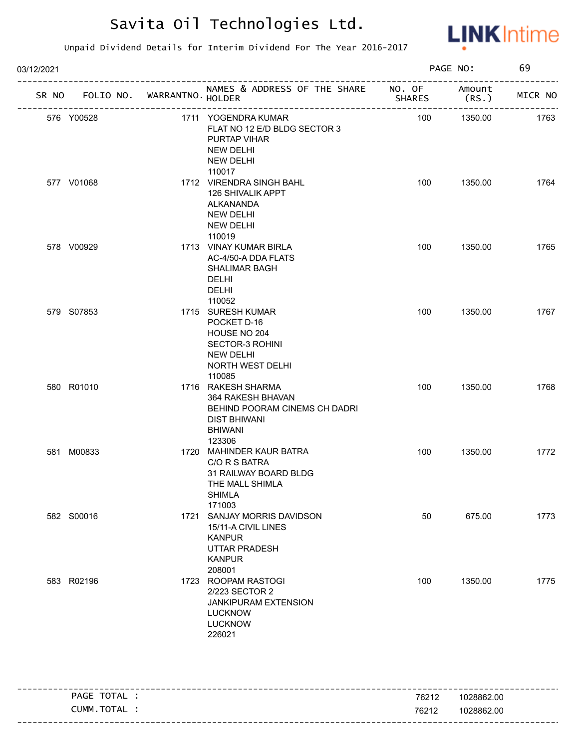# Savita Oil Technologies Ltd.

LINKIntime

Unpaid Dividend Details for Interim Dividend For The Year 2016-2017

03/12/2021

PAGE NO: 69

| SR NO | FOLIO NO. | WARRANTNO. | NAMES & ADDRESS OF THE SHARE HOLDER | NO. OF SHARES | Amount (RS.) | MICR NO |
|---|---|---|---|---|---|---|
| 576 | Y00528 | 1711 | YOGENDRA KUMAR<br>FLAT NO 12 E/D BLDG SECTOR 3<br>PURTAP VIHAR<br>NEW DELHI<br>NEW DELHI<br>110017 | 100 | 1350.00 | 1763 |
| 577 | V01068 | 1712 | VIRENDRA SINGH BAHL<br>126 SHIVALIK APPT<br>ALKANANDA<br>NEW DELHI<br>NEW DELHI<br>110019 | 100 | 1350.00 | 1764 |
| 578 | V00929 | 1713 | VINAY KUMAR BIRLA<br>AC-4/50-A DDA FLATS<br>SHALIMAR BAGH<br>DELHI<br>DELHI<br>110052 | 100 | 1350.00 | 1765 |
| 579 | S07853 | 1715 | SURESH KUMAR<br>POCKET D-16<br>HOUSE NO 204<br>SECTOR-3 ROHINI<br>NEW DELHI<br>NORTH WEST DELHI<br>110085 | 100 | 1350.00 | 1767 |
| 580 | R01010 | 1716 | RAKESH SHARMA<br>364 RAKESH BHAVAN<br>BEHIND POORAM CINEMS CH DADRI<br>DIST BHIWANI<br>BHIWANI<br>123306 | 100 | 1350.00 | 1768 |
| 581 | M00833 | 1720 | MAHINDER KAUR BATRA<br>C/O R S BATRA<br>31 RAILWAY BOARD BLDG<br>THE MALL SHIMLA<br>SHIMLA<br>171003 | 100 | 1350.00 | 1772 |
| 582 | S00016 | 1721 | SANJAY MORRIS DAVIDSON<br>15/11-A CIVIL LINES<br>KANPUR<br>UTTAR PRADESH<br>KANPUR<br>208001 | 50 | 675.00 | 1773 |
| 583 | R02196 | 1723 | ROOPAM RASTOGI<br>2/223 SECTOR 2<br>JANKIPURAM EXTENSION<br>LUCKNOW<br>LUCKNOW<br>226021 | 100 | 1350.00 | 1775 |

| | | |
|---|---|---|
| PAGE TOTAL : | 76212 | 1028862.00 |
| CUMM.TOTAL : | 76212 | 1028862.00 |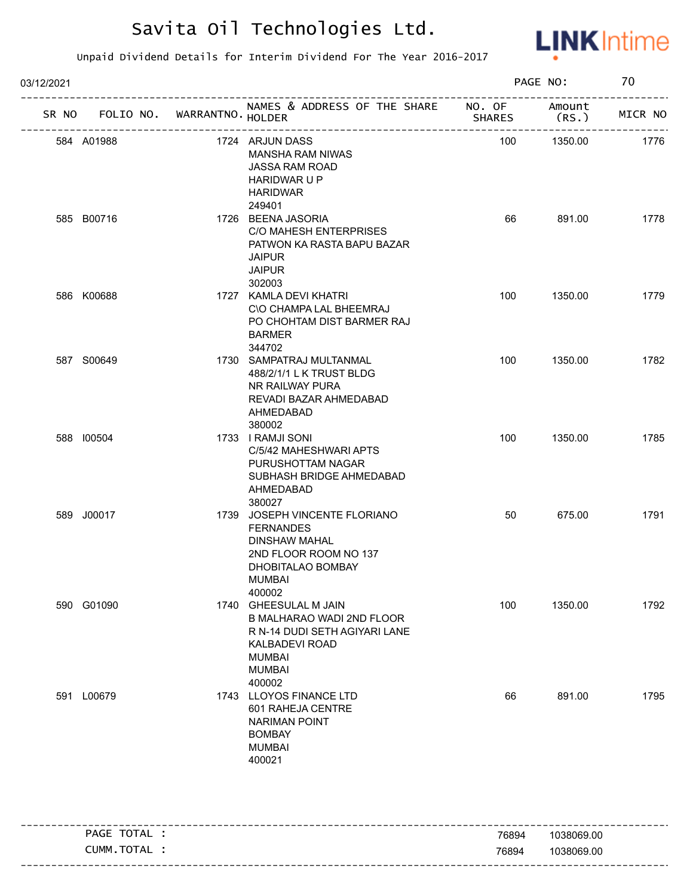# Savita Oil Technologies Ltd.

Unpaid Dividend Details for Interim Dividend For The Year 2016-2017

03/12/2021

| SR NO | FOLIO NO. | WARRANTNO. | NAMES & ADDRESS OF THE SHARE HOLDER | NO. OF SHARES | Amount (RS.) | MICR NO |
|---|---|---|---|---|---|---|
| 584 | A01988 | 1724 | ARJUN DASS<br>MANSHA RAM NIWAS<br>JASSA RAM ROAD<br>HARIDWAR U P<br>HARIDWAR<br>249401 | 100 | 1350.00 | 1776 |
| 585 | B00716 | 1726 | BEENA JASORIA<br>C/O MAHESH ENTERPRISES<br>PATWON KA RASTA BAPU BAZAR<br>JAIPUR<br>JAIPUR<br>302003 | 66 | 891.00 | 1778 |
| 586 | K00688 | 1727 | KAMLA DEVI KHATRI<br>C\O CHAMPA LAL BHEEMRAJ<br>PO CHOHTAM DIST BARMER RAJ<br>BARMER<br>344702 | 100 | 1350.00 | 1779 |
| 587 | S00649 | 1730 | SAMPATRAJ MULTANMAL<br>488/2/1/1 L K TRUST BLDG<br>NR RAILWAY PURA<br>REVADI BAZAR AHMEDABAD<br>AHMEDABAD<br>380002 | 100 | 1350.00 | 1782 |
| 588 | I00504 | 1733 | I RAMJI SONI<br>C/5/42 MAHESHWARI APTS<br>PURUSHOTTAM NAGAR<br>SUBHASH BRIDGE AHMEDABAD<br>AHMEDABAD<br>380027 | 100 | 1350.00 | 1785 |
| 589 | J00017 | 1739 | JOSEPH VINCENTE FLORIANO FERNANDES<br>DINSHAW MAHAL<br>2ND FLOOR ROOM NO 137<br>DHOBITALAO BOMBAY<br>MUMBAI<br>400002 | 50 | 675.00 | 1791 |
| 590 | G01090 | 1740 | GHEESULAL M JAIN<br>B MALHARAO WADI 2ND FLOOR<br>R N-14 DUDI SETH AGIYARI LANE<br>KALBADEVI ROAD<br>MUMBAI<br>MUMBAI<br>400002 | 100 | 1350.00 | 1792 |
| 591 | L00679 | 1743 | LLOYOS FINANCE LTD<br>601 RAHEJA CENTRE<br>NARIMAN POINT<br>BOMBAY<br>MUMBAI<br>400021 | 66 | 891.00 | 1795 |

| | NO. OF SHARES | Amount (RS.) |
|---|---|---|
| PAGE TOTAL : | 76894 | 1038069.00 |
| CUMM.TOTAL : | 76894 | 1038069.00 |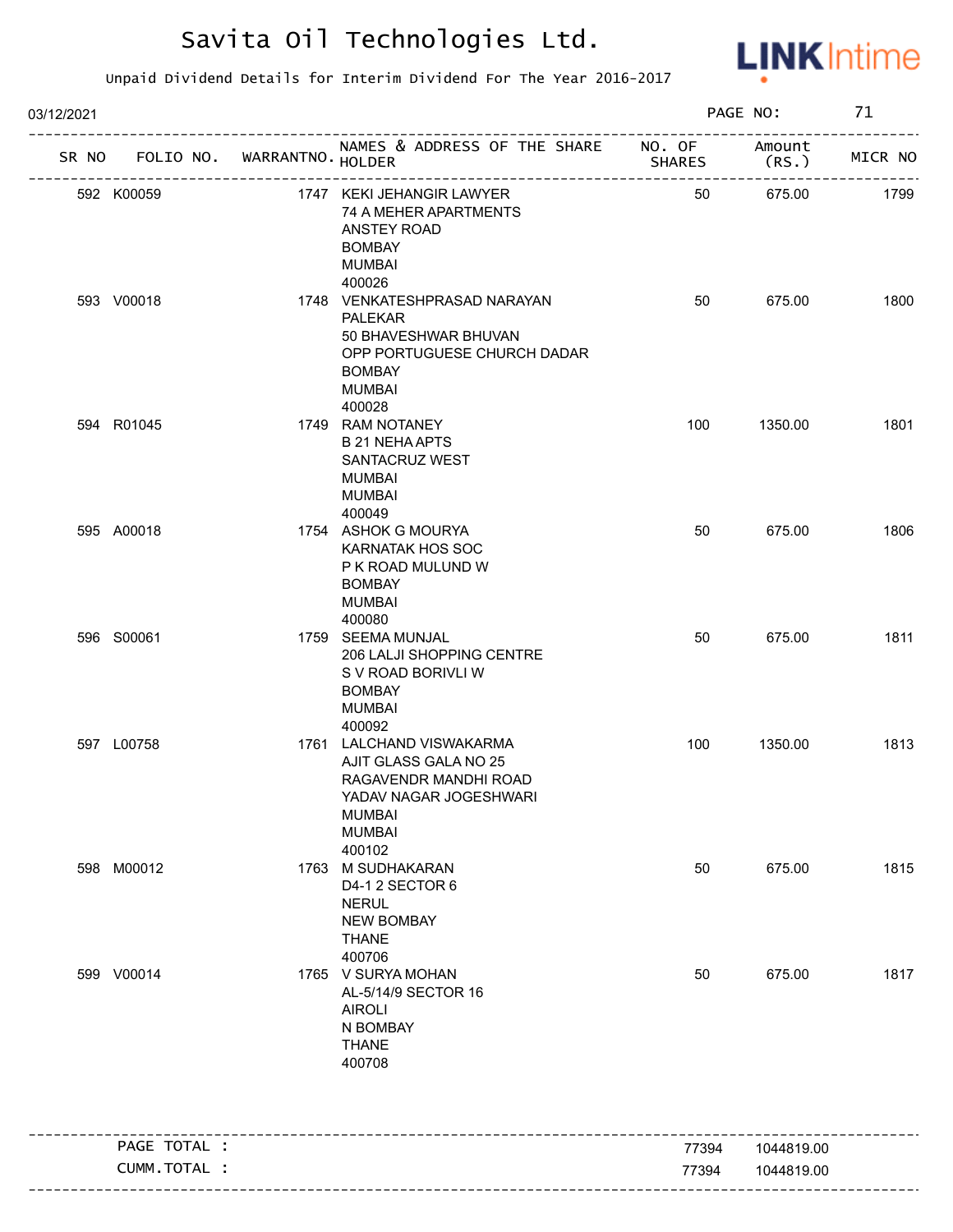# Savita Oil Technologies Ltd.

Unpaid Dividend Details for Interim Dividend For The Year 2016-2017

03/12/2021

| SR NO | FOLIO NO. | WARRANTNO. | NAMES & ADDRESS OF THE SHARE HOLDER | NO. OF SHARES | Amount (RS.) | MICR NO |
|---|---|---|---|---|---|---|
| 592 | K00059 | 1747 | KEKI JEHANGIR LAWYER<br>74 A MEHER APARTMENTS<br>ANSTEY ROAD<br>BOMBAY<br>MUMBAI<br>400026 | 50 | 675.00 | 1799 |
| 593 | V00018 | 1748 | VENKATESHPRASAD NARAYAN PALEKAR<br>50 BHAVESHWAR BHUVAN<br>OPP PORTUGUESE CHURCH DADAR<br>BOMBAY<br>MUMBAI<br>400028 | 50 | 675.00 | 1800 |
| 594 | R01045 | 1749 | RAM NOTANEY<br>B 21 NEHA APTS<br>SANTACRUZ WEST<br>MUMBAI<br>MUMBAI<br>400049 | 100 | 1350.00 | 1801 |
| 595 | A00018 | 1754 | ASHOK G MOURYA<br>KARNATAK HOS SOC<br>P K ROAD MULUND W<br>BOMBAY<br>MUMBAI<br>400080 | 50 | 675.00 | 1806 |
| 596 | S00061 | 1759 | SEEMA MUNJAL<br>206 LALJI SHOPPING CENTRE<br>S V ROAD BORIVLI W<br>BOMBAY<br>MUMBAI<br>400092 | 50 | 675.00 | 1811 |
| 597 | L00758 | 1761 | LALCHAND VISWAKARMA<br>AJIT GLASS GALA NO 25<br>RAGAVENDR MANDHI ROAD<br>YADAV NAGAR JOGESHWARI<br>MUMBAI<br>MUMBAI<br>400102 | 100 | 1350.00 | 1813 |
| 598 | M00012 | 1763 | M SUDHAKARAN<br>D4-1 2 SECTOR 6<br>NERUL<br>NEW BOMBAY<br>THANE<br>400706 | 50 | 675.00 | 1815 |
| 599 | V00014 | 1765 | V SURYA MOHAN<br>AL-5/14/9 SECTOR 16<br>AIROLI<br>N BOMBAY<br>THANE<br>400708 | 50 | 675.00 | 1817 |
| | PAGE TOTAL : | | | 77394 | 1044819.00 | |
| | CUMM.TOTAL : | | | 77394 | 1044819.00 | |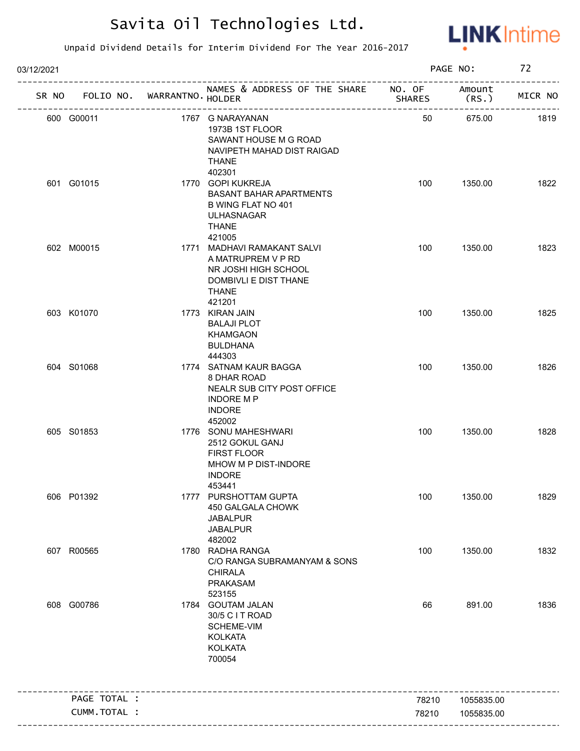# Savita Oil Technologies Ltd.

Unpaid Dividend Details for Interim Dividend For The Year 2016-2017

03/12/2021 PAGE NO: 72

| SR NO | FOLIO NO. | WARRANTNO. | NAMES & ADDRESS OF THE SHARE HOLDER | NO. OF SHARES | Amount (RS.) | MICR NO |
|---|---|---|---|---|---|---|
| 600 | G00011 | 1767 | G NARAYANAN<br>1973B 1ST FLOOR<br>SAWANT HOUSE M G ROAD<br>NAVIPETH MAHAD DIST RAIGAD<br>THANE<br>402301 | 50 | 675.00 | 1819 |
| 601 | G01015 | 1770 | GOPI KUKREJA<br>BASANT BAHAR APARTMENTS<br>B WING FLAT NO 401<br>ULHASNAGAR<br>THANE<br>421005 | 100 | 1350.00 | 1822 |
| 602 | M00015 | 1771 | MADHAVI RAMAKANT SALVI<br>A MATRUPREM V P RD<br>NR JOSHI HIGH SCHOOL<br>DOMBIVLI E DIST THANE<br>THANE<br>421201 | 100 | 1350.00 | 1823 |
| 603 | K01070 | 1773 | KIRAN JAIN<br>BALAJI PLOT<br>KHAMGAON<br>BULDHANA<br>444303 | 100 | 1350.00 | 1825 |
| 604 | S01068 | 1774 | SATNAM KAUR BAGGA<br>8 DHAR ROAD<br>NEALR SUB CITY POST OFFICE<br>INDORE M P<br>INDORE<br>452002 | 100 | 1350.00 | 1826 |
| 605 | S01853 | 1776 | SONU MAHESHWARI<br>2512 GOKUL GANJ<br>FIRST FLOOR<br>MHOW M P DIST-INDORE<br>INDORE<br>453441 | 100 | 1350.00 | 1828 |
| 606 | P01392 | 1777 | PURSHOTTAM GUPTA<br>450 GALGALA CHOWK<br>JABALPUR<br>JABALPUR<br>482002 | 100 | 1350.00 | 1829 |
| 607 | R00565 | 1780 | RADHA RANGA<br>C/O RANGA SUBRAMANYAM & SONS<br>CHIRALA<br>PRAKASAM<br>523155 | 100 | 1350.00 | 1832 |
| 608 | G00786 | 1784 | GOUTAM JALAN<br>30/5 C I T ROAD<br>SCHEME-VIM<br>KOLKATA<br>KOLKATA<br>700054 | 66 | 891.00 | 1836 |
| | PAGE TOTAL : | | | 78210 | 1055835.00 | |
| | CUMM.TOTAL : | | | 78210 | 1055835.00 | |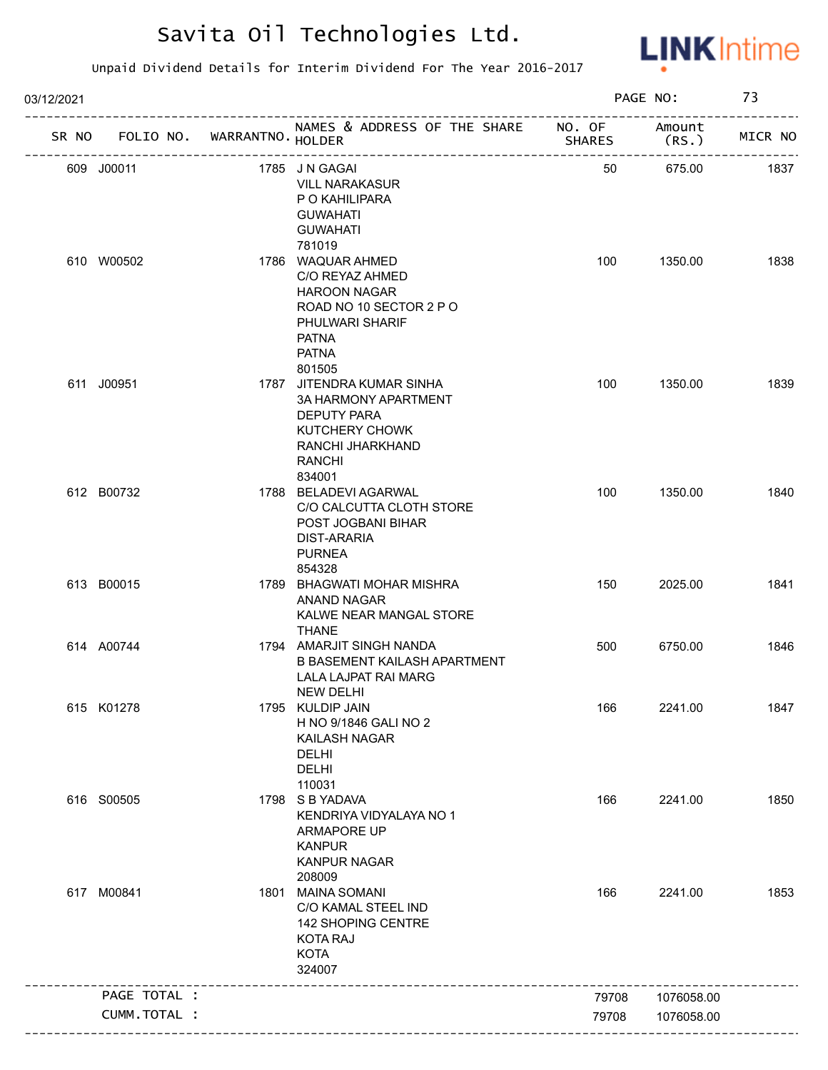# Savita Oil Technologies Ltd.

Unpaid Dividend Details for Interim Dividend For The Year 2016-2017

03/12/2021

| SR NO | FOLIO NO. | WARRANTNO. | NAMES & ADDRESS OF THE SHARE HOLDER | NO. OF SHARES | Amount (RS.) | MICR NO |
|---|---|---|---|---|---|---|
| 609 | J00011 | 1785 | J N GAGAI<br>VILL NARAKASUR<br>P O KAHILIPARA<br>GUWAHATI<br>GUWAHATI<br>781019 | 50 | 675.00 | 1837 |
| 610 | W00502 | 1786 | WAQUAR AHMED<br>C/O REYAZ AHMED<br>HAROON NAGAR<br>ROAD NO 10 SECTOR 2 P O<br>PHULWARI SHARIF<br>PATNA<br>PATNA<br>801505 | 100 | 1350.00 | 1838 |
| 611 | J00951 | 1787 | JITENDRA KUMAR SINHA<br>3A HARMONY APARTMENT<br>DEPUTY PARA<br>KUTCHERY CHOWK<br>RANCHI JHARKHAND<br>RANCHI<br>834001 | 100 | 1350.00 | 1839 |
| 612 | B00732 | 1788 | BELADEVI AGARWAL<br>C/O CALCUTTA CLOTH STORE<br>POST JOGBANI BIHAR<br>DIST-ARARIA<br>PURNEA<br>854328 | 100 | 1350.00 | 1840 |
| 613 | B00015 | 1789 | BHAGWATI MOHAR MISHRA<br>ANAND NAGAR<br>KALWE NEAR MANGAL STORE<br>THANE | 150 | 2025.00 | 1841 |
| 614 | A00744 | 1794 | AMARJIT SINGH NANDA<br>B BASEMENT KAILASH APARTMENT<br>LALA LAJPAT RAI MARG<br>NEW DELHI | 500 | 6750.00 | 1846 |
| 615 | K01278 | 1795 | KULDIP JAIN<br>H NO 9/1846 GALI NO 2<br>KAILASH NAGAR<br>DELHI<br>DELHI<br>110031 | 166 | 2241.00 | 1847 |
| 616 | S00505 | 1798 | S B YADAVA<br>KENDRIYA VIDYALAYA NO 1<br>ARMAPORE UP<br>KANPUR<br>KANPUR NAGAR<br>208009 | 166 | 2241.00 | 1850 |
| 617 | M00841 | 1801 | MAINA SOMANI<br>C/O KAMAL STEEL IND<br>142 SHOPING CENTRE<br>KOTA RAJ<br>KOTA<br>324007 | 166 | 2241.00 | 1853 |
| | PAGE TOTAL : | | | 79708 | 1076058.00 | |
| | CUMM.TOTAL : | | | 79708 | 1076058.00 | |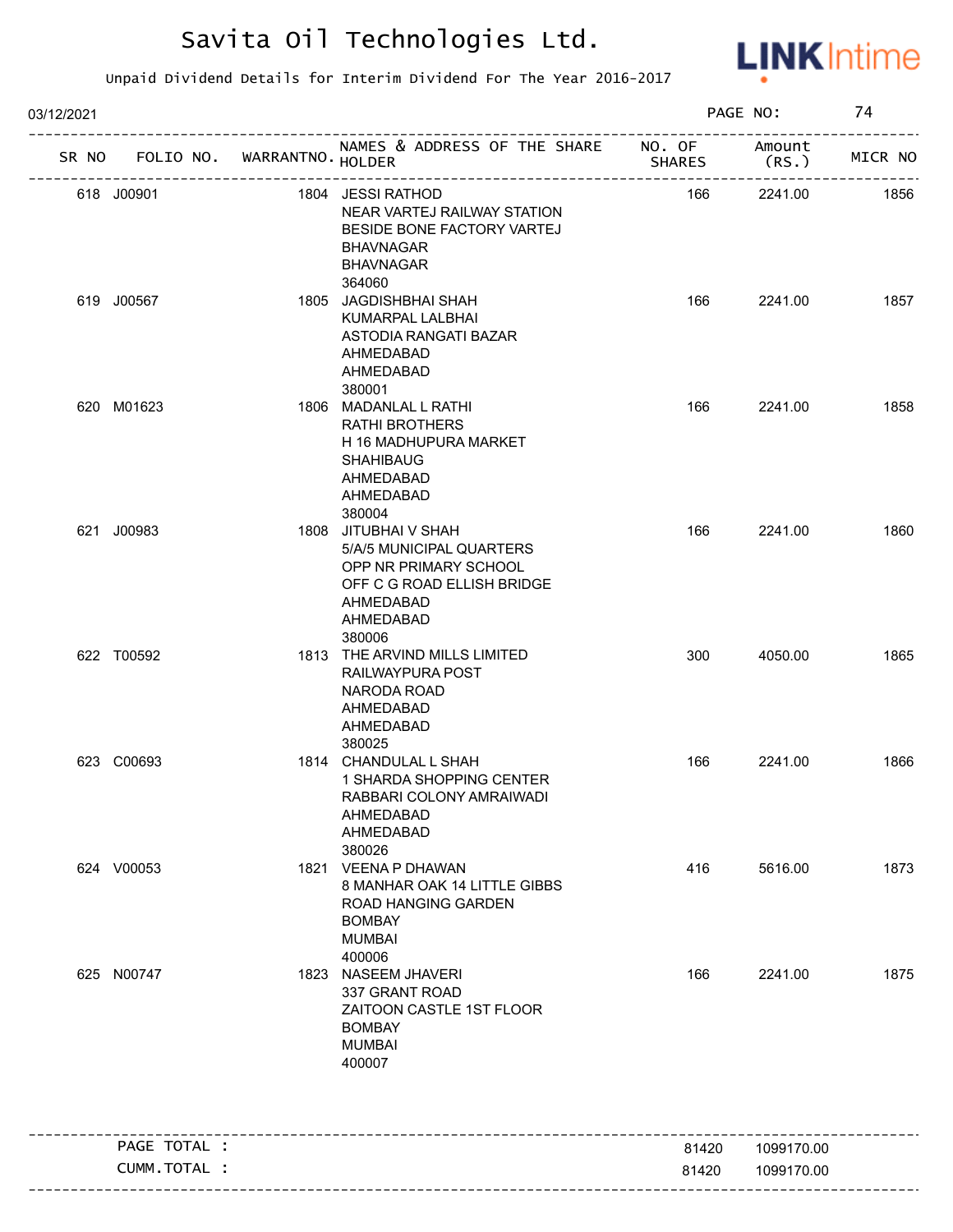# Savita Oil Technologies Ltd.

Unpaid Dividend Details for Interim Dividend For The Year 2016-2017

03/12/2021

| SR NO | FOLIO NO. | WARRANTNO. | NAMES & ADDRESS OF THE SHARE HOLDER | NO. OF SHARES | Amount (RS.) | MICR NO |
|---|---|---|---|---|---|---|
| 618 | J00901 | 1804 | JESSI RATHOD NEAR VARTEJ RAILWAY STATION BESIDE BONE FACTORY VARTEJ BHAVNAGAR BHAVNAGAR 364060 | 166 | 2241.00 | 1856 |
| 619 | J00567 | 1805 | JAGDISHBHAI SHAH KUMARPAL LALBHAI ASTODIA RANGATI BAZAR AHMEDABAD AHMEDABAD 380001 | 166 | 2241.00 | 1857 |
| 620 | M01623 | 1806 | MADANLAL L RATHI RATHI BROTHERS H 16 MADHUPURA MARKET SHAHIBAUG AHMEDABAD AHMEDABAD 380004 | 166 | 2241.00 | 1858 |
| 621 | J00983 | 1808 | JITUBHAI V SHAH 5/A/5 MUNICIPAL QUARTERS OPP NR PRIMARY SCHOOL OFF C G ROAD ELLISH BRIDGE AHMEDABAD AHMEDABAD 380006 | 166 | 2241.00 | 1860 |
| 622 | T00592 | 1813 | THE ARVIND MILLS LIMITED RAILWAYPURA POST NARODA ROAD AHMEDABAD AHMEDABAD 380025 | 300 | 4050.00 | 1865 |
| 623 | C00693 | 1814 | CHANDULAL L SHAH 1 SHARDA SHOPPING CENTER RABBARI COLONY AMRAIWADI AHMEDABAD AHMEDABAD 380026 | 166 | 2241.00 | 1866 |
| 624 | V00053 | 1821 | VEENA P DHAWAN 8 MANHAR OAK 14 LITTLE GIBBS ROAD HANGING GARDEN BOMBAY MUMBAI 400006 | 416 | 5616.00 | 1873 |
| 625 | N00747 | 1823 | NASEEM JHAVERI 337 GRANT ROAD ZAITOON CASTLE 1ST FLOOR BOMBAY MUMBAI 400007 | 166 | 2241.00 | 1875 |

| | NO. OF SHARES | Amount (RS.) |
|---|---|---|
| PAGE TOTAL : | 81420 | 1099170.00 |
| CUMM.TOTAL : | 81420 | 1099170.00 |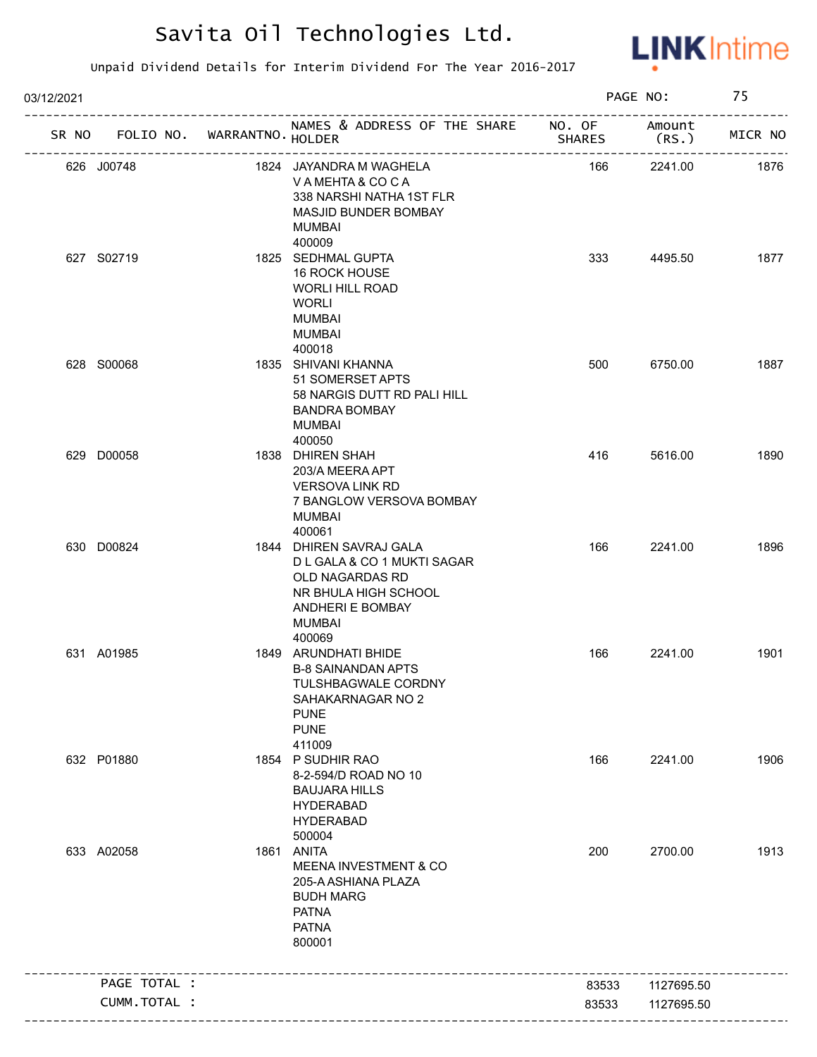# Savita Oil Technologies Ltd.

Unpaid Dividend Details for Interim Dividend For The Year 2016-2017

03/12/2021

| SR NO | FOLIO NO. | WARRANTNO. | NAMES & ADDRESS OF THE SHARE HOLDER | NO. OF SHARES | Amount (RS.) | MICR NO |
|---|---|---|---|---|---|---|
| 626 | J00748 | 1824 | JAYANDRA M WAGHELA<br>V A MEHTA & CO C A<br>338 NARSHI NATHA 1ST FLR<br>MASJID BUNDER BOMBAY<br>MUMBAI<br>400009 | 166 | 2241.00 | 1876 |
| 627 | S02719 | 1825 | SEDHMAL GUPTA<br>16 ROCK HOUSE<br>WORLI HILL ROAD<br>WORLI<br>MUMBAI<br>MUMBAI<br>400018 | 333 | 4495.50 | 1877 |
| 628 | S00068 | 1835 | SHIVANI KHANNA<br>51 SOMERSET APTS<br>58 NARGIS DUTT RD PALI HILL<br>BANDRA BOMBAY<br>MUMBAI<br>400050 | 500 | 6750.00 | 1887 |
| 629 | D00058 | 1838 | DHIREN SHAH<br>203/A MEERA APT<br>VERSOVA LINK RD<br>7 BANGLOW VERSOVA BOMBAY<br>MUMBAI<br>400061 | 416 | 5616.00 | 1890 |
| 630 | D00824 | 1844 | DHIREN SAVRAJ GALA<br>D L GALA & CO 1 MUKTI SAGAR<br>OLD NAGARDAS RD<br>NR BHULA HIGH SCHOOL<br>ANDHERI E BOMBAY<br>MUMBAI<br>400069 | 166 | 2241.00 | 1896 |
| 631 | A01985 | 1849 | ARUNDHATI BHIDE<br>B-8 SAINANDAN APTS<br>TULSHBAGWALE CORDNY<br>SAHAKARNAGAR NO 2<br>PUNE<br>PUNE<br>411009 | 166 | 2241.00 | 1901 |
| 632 | P01880 | 1854 | P SUDHIR RAO<br>8-2-594/D ROAD NO 10<br>BAUJARA HILLS<br>HYDERABAD<br>HYDERABAD<br>500004 | 166 | 2241.00 | 1906 |
| 633 | A02058 | 1861 | ANITA<br>MEENA INVESTMENT & CO<br>205-A ASHIANA PLAZA<br>BUDH MARG<br>PATNA<br>PATNA<br>800001 | 200 | 2700.00 | 1913 |
| | PAGE TOTAL : | | | 83533 | 1127695.50 | |
| | CUMM.TOTAL : | | | 83533 | 1127695.50 | |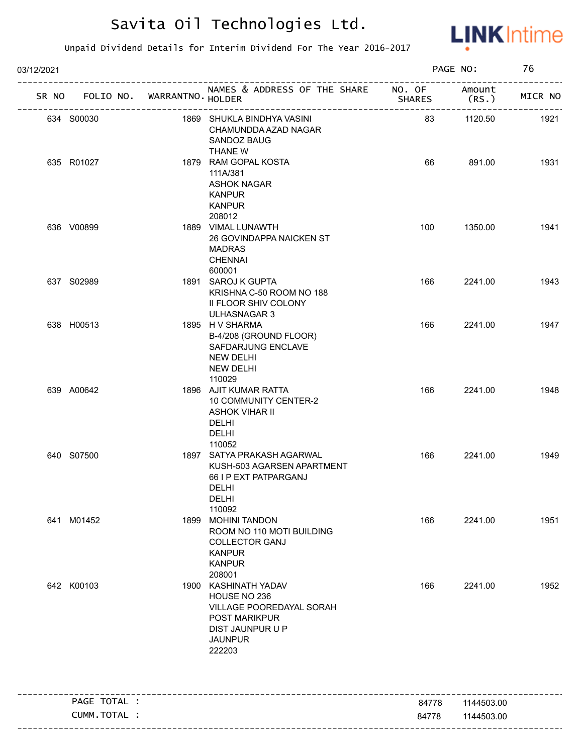# Savita Oil Technologies Ltd.

Unpaid Dividend Details for Interim Dividend For The Year 2016-2017

03/12/2021

PAGE NO: 76

| SR NO | FOLIO NO. | WARRANTNO. | NAMES & ADDRESS OF THE SHARE HOLDER | NO. OF SHARES | Amount (RS.) | MICR NO |
|---|---|---|---|---|---|---|
| 634 | S00030 | 1869 | SHUKLA BINDHYA VASINI<br>CHAMUNDDA AZAD NAGAR<br>SANDOZ BAUG<br>THANE W | 83 | 1120.50 | 1921 |
| 635 | R01027 | 1879 | RAM GOPAL KOSTA<br>111A/381<br>ASHOK NAGAR<br>KANPUR<br>KANPUR<br>208012 | 66 | 891.00 | 1931 |
| 636 | V00899 | 1889 | VIMAL LUNAWTH<br>26 GOVINDAPPA NAICKEN ST<br>MADRAS<br>CHENNAI<br>600001 | 100 | 1350.00 | 1941 |
| 637 | S02989 | 1891 | SAROJ K GUPTA<br>KRISHNA C-50 ROOM NO 188<br>II FLOOR SHIV COLONY<br>ULHASNAGAR 3 | 166 | 2241.00 | 1943 |
| 638 | H00513 | 1895 | H V SHARMA<br>B-4/208 (GROUND FLOOR)<br>SAFDARJUNG ENCLAVE<br>NEW DELHI<br>NEW DELHI<br>110029 | 166 | 2241.00 | 1947 |
| 639 | A00642 | 1896 | AJIT KUMAR RATTA<br>10 COMMUNITY CENTER-2<br>ASHOK VIHAR II<br>DELHI<br>DELHI<br>110052 | 166 | 2241.00 | 1948 |
| 640 | S07500 | 1897 | SATYA PRAKASH AGARWAL<br>KUSH-503 AGARSEN APARTMENT<br>66 I P EXT PATPARGANJ<br>DELHI<br>DELHI<br>110092 | 166 | 2241.00 | 1949 |
| 641 | M01452 | 1899 | MOHINI TANDON<br>ROOM NO 110 MOTI BUILDING<br>COLLECTOR GANJ<br>KANPUR<br>KANPUR<br>208001 | 166 | 2241.00 | 1951 |
| 642 | K00103 | 1900 | KASHINATH YADAV<br>HOUSE NO 236<br>VILLAGE POOREDAYAL SORAH<br>POST MARIKPUR<br>DIST JAUNPUR U P<br>JAUNPUR<br>222203 | 166 | 2241.00 | 1952 |

| | NO. OF SHARES | Amount (RS.) |
|---|---|---|
| PAGE TOTAL : | 84778 | 1144503.00 |
| CUMM.TOTAL : | 84778 | 1144503.00 |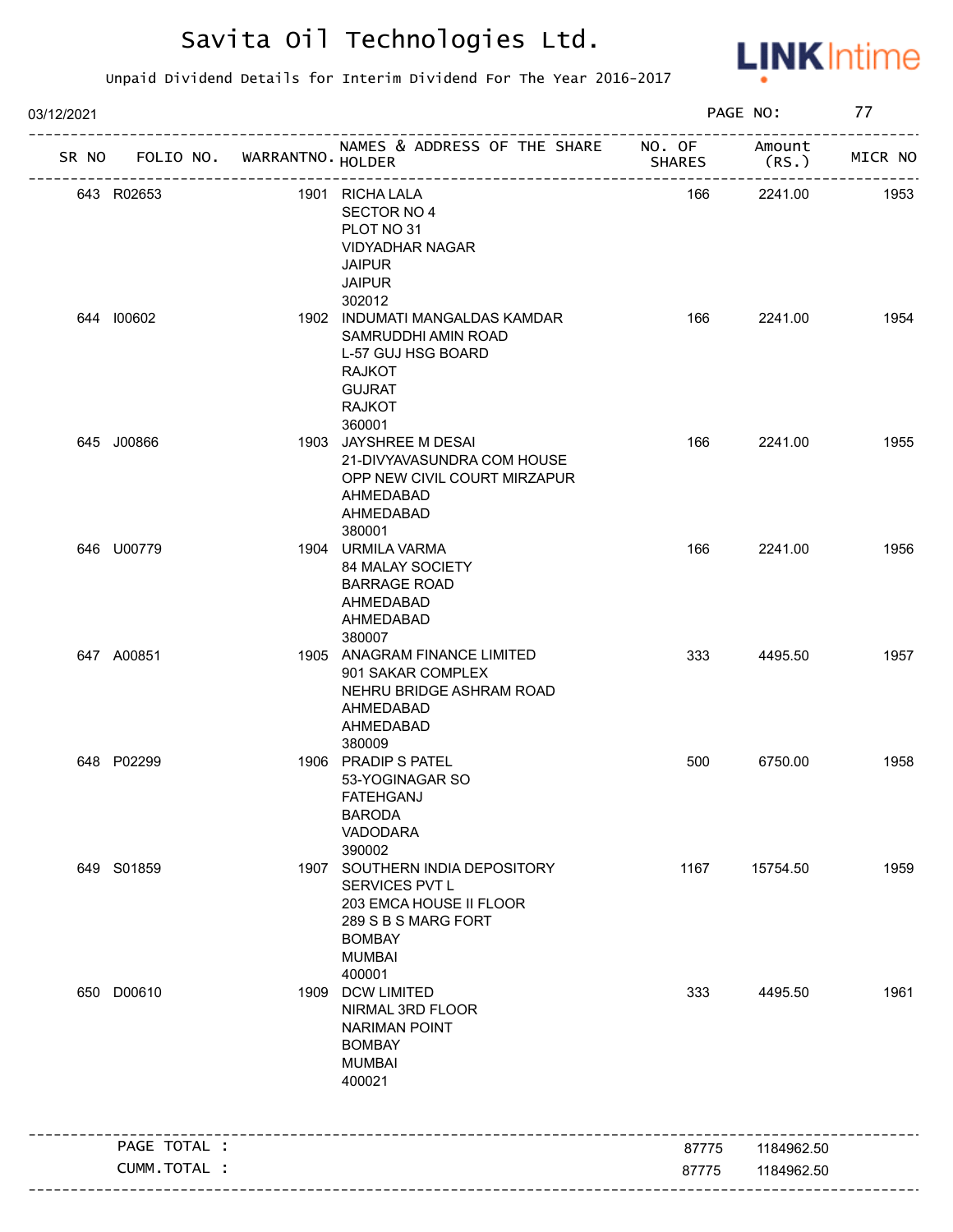# Savita Oil Technologies Ltd.

Unpaid Dividend Details for Interim Dividend For The Year 2016-2017

03/12/2021

| SR NO | FOLIO NO. | WARRANTNO. | NAMES & ADDRESS OF THE SHARE HOLDER | NO. OF SHARES | Amount (RS.) | MICR NO |
|---|---|---|---|---|---|---|
| 643 | R02653 | 1901 | RICHA LALA<br>SECTOR NO 4<br>PLOT NO 31<br>VIDYADHAR NAGAR<br>JAIPUR<br>JAIPUR<br>302012 | 166 | 2241.00 | 1953 |
| 644 | I00602 | 1902 | INDUMATI MANGALDAS KAMDAR<br>SAMRUDDHI AMIN ROAD<br>L-57 GUJ HSG BOARD<br>RAJKOT<br>GUJRAT<br>RAJKOT<br>360001 | 166 | 2241.00 | 1954 |
| 645 | J00866 | 1903 | JAYSHREE M DESAI<br>21-DIVYAVASUNDRA COM HOUSE<br>OPP NEW CIVIL COURT MIRZAPUR<br>AHMEDABAD<br>AHMEDABAD<br>380001 | 166 | 2241.00 | 1955 |
| 646 | U00779 | 1904 | URMILA VARMA<br>84 MALAY SOCIETY<br>BARRAGE ROAD<br>AHMEDABAD<br>AHMEDABAD<br>380007 | 166 | 2241.00 | 1956 |
| 647 | A00851 | 1905 | ANAGRAM FINANCE LIMITED<br>901 SAKAR COMPLEX<br>NEHRU BRIDGE ASHRAM ROAD<br>AHMEDABAD<br>AHMEDABAD<br>380009 | 333 | 4495.50 | 1957 |
| 648 | P02299 | 1906 | PRADIP S PATEL<br>53-YOGINAGAR SO<br>FATEHGANJ<br>BARODA<br>VADODARA<br>390002 | 500 | 6750.00 | 1958 |
| 649 | S01859 | 1907 | SOUTHERN INDIA DEPOSITORY<br>SERVICES PVT L<br>203 EMCA HOUSE II FLOOR<br>289 S B S MARG FORT<br>BOMBAY<br>MUMBAI<br>400001 | 1167 | 15754.50 | 1959 |
| 650 | D00610 | 1909 | DCW LIMITED<br>NIRMAL 3RD FLOOR<br>NARIMAN POINT<br>BOMBAY<br>MUMBAI<br>400021 | 333 | 4495.50 | 1961 |
| | PAGE TOTAL : | | | 87775 | 1184962.50 | |
| | CUMM.TOTAL : | | | 87775 | 1184962.50 | |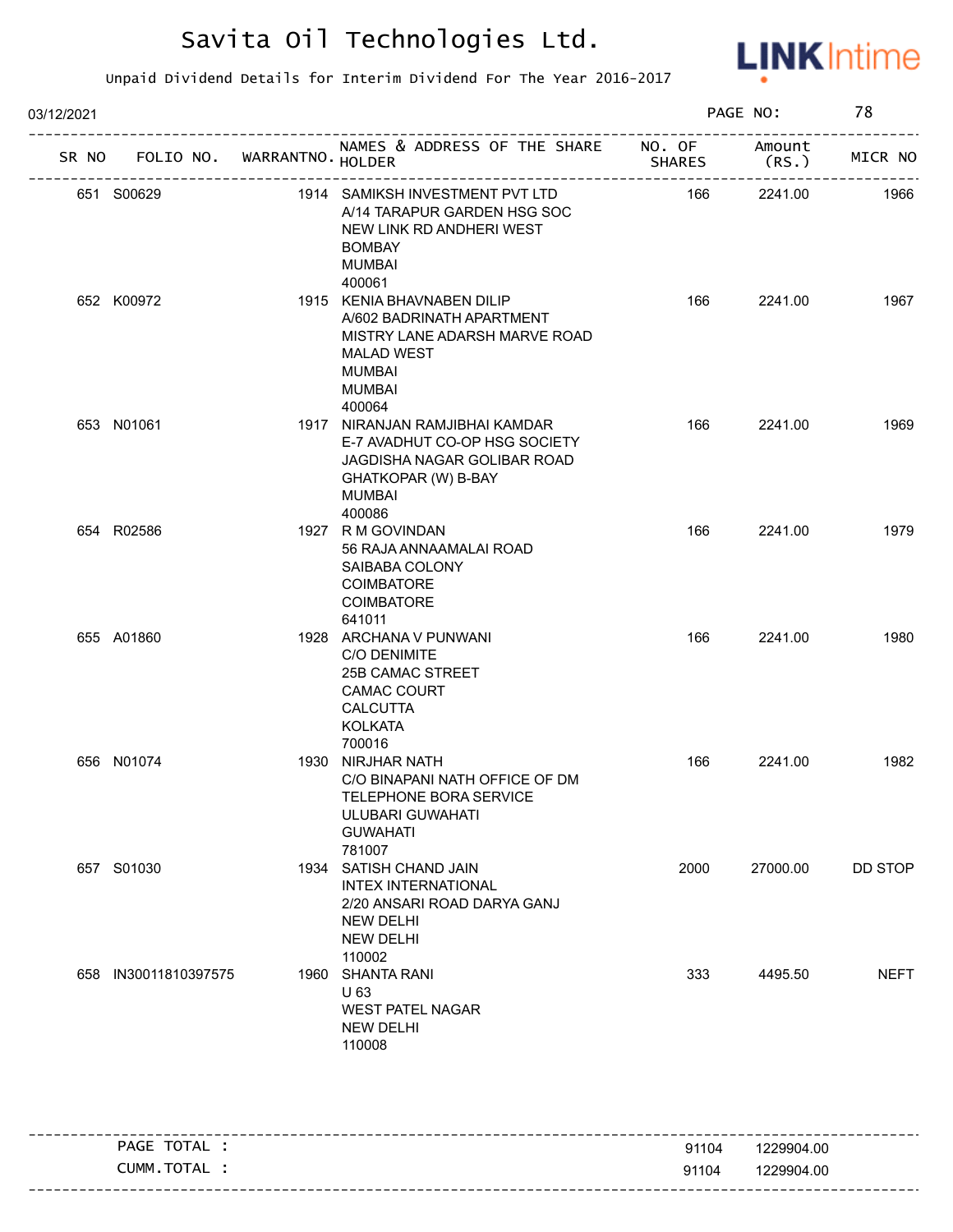# Savita Oil Technologies Ltd.

Unpaid Dividend Details for Interim Dividend For The Year 2016-2017

03/12/2021

| SR NO | FOLIO NO. | WARRANTNO. | NAMES & ADDRESS OF THE SHARE HOLDER | NO. OF SHARES | Amount (RS.) | MICR NO |
|---|---|---|---|---|---|---|
| 651 | S00629 | 1914 | SAMIKSH INVESTMENT PVT LTD A/14 TARAPUR GARDEN HSG SOC NEW LINK RD ANDHERI WEST BOMBAY MUMBAI 400061 | 166 | 2241.00 | 1966 |
| 652 | K00972 | 1915 | KENIA BHAVNABEN DILIP A/602 BADRINATH APARTMENT MISTRY LANE ADARSH MARVE ROAD MALAD WEST MUMBAI MUMBAI 400064 | 166 | 2241.00 | 1967 |
| 653 | N01061 | 1917 | NIRANJAN RAMJIBHAI KAMDAR E-7 AVADHUT CO-OP HSG SOCIETY JAGDISHA NAGAR GOLIBAR ROAD GHATKOPAR (W) B-BAY MUMBAI 400086 | 166 | 2241.00 | 1969 |
| 654 | R02586 | 1927 | R M GOVINDAN 56 RAJA ANNAAMALAI ROAD SAIBABA COLONY COIMBATORE COIMBATORE 641011 | 166 | 2241.00 | 1979 |
| 655 | A01860 | 1928 | ARCHANA V PUNWANI C/O DENIMITE 25B CAMAC STREET CAMAC COURT CALCUTTA KOLKATA 700016 | 166 | 2241.00 | 1980 |
| 656 | N01074 | 1930 | NIRJHAR NATH C/O BINAPANI NATH OFFICE OF DM TELEPHONE BORA SERVICE ULUBARI GUWAHATI GUWAHATI 781007 | 166 | 2241.00 | 1982 |
| 657 | S01030 | 1934 | SATISH CHAND JAIN INTEX INTERNATIONAL 2/20 ANSARI ROAD DARYA GANJ NEW DELHI NEW DELHI 110002 | 2000 | 27000.00 | DD STOP |
| 658 | IN30011810397575 | 1960 | SHANTA RANI U 63 WEST PATEL NAGAR NEW DELHI 110008 | 333 | 4495.50 | NEFT |

| | NO. OF SHARES | Amount (RS.) |
|---|---|---|
| PAGE TOTAL : | 91104 | 1229904.00 |
| CUMM.TOTAL : | 91104 | 1229904.00 |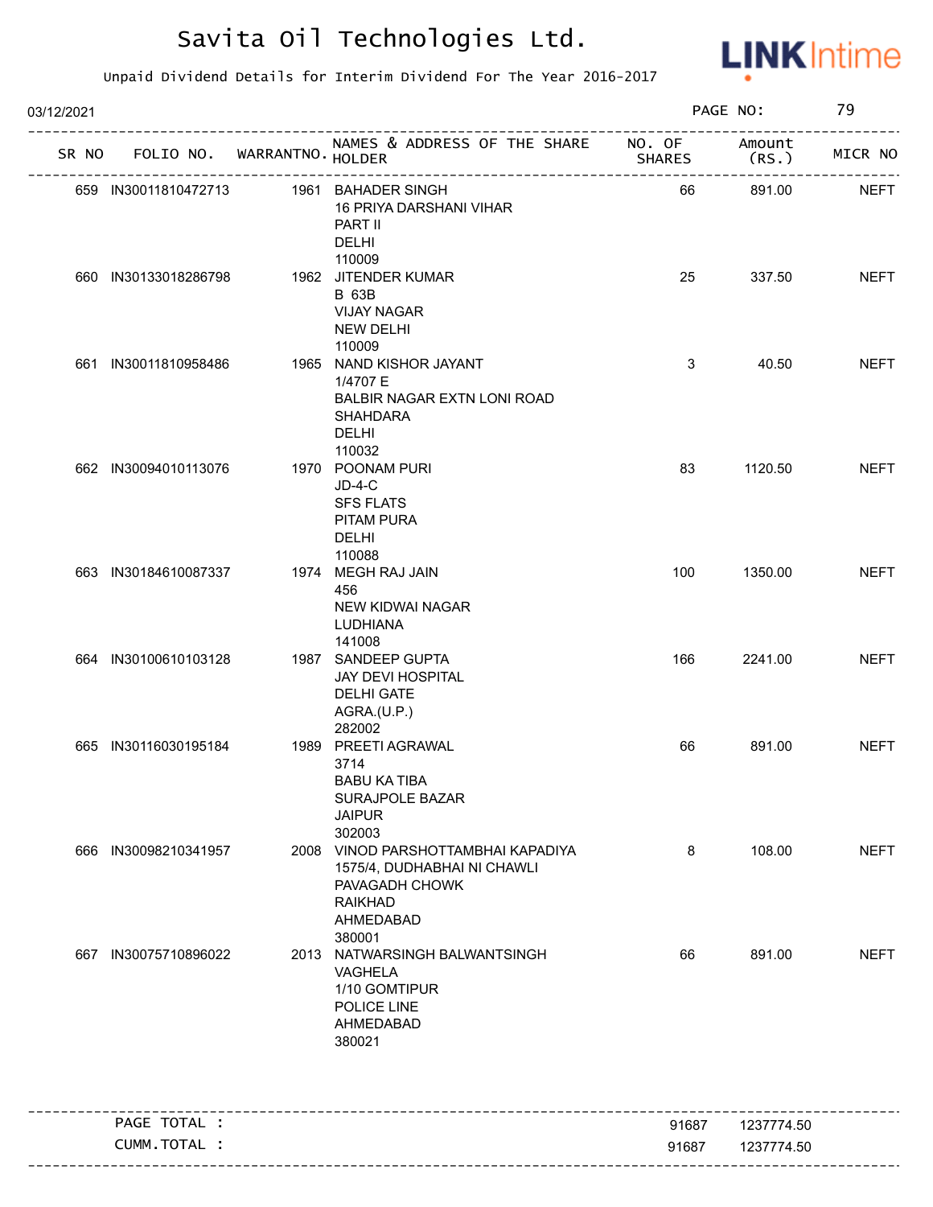# Savita Oil Technologies Ltd.

Unpaid Dividend Details for Interim Dividend For The Year 2016-2017

03/12/2021 PAGE NO: 79

| SR NO | FOLIO NO. | WARRANTNO. | NAMES & ADDRESS OF THE SHARE HOLDER | NO. OF SHARES | Amount (RS.) | MICR NO |
|---|---|---|---|---|---|---|
| 659 | IN30011810472713 | 1961 | BAHADER SINGH 16 PRIYA DARSHANI VIHAR PART II DELHI 110009 | 66 | 891.00 | NEFT |
| 660 | IN30133018286798 | 1962 | JITENDER KUMAR B 63B VIJAY NAGAR NEW DELHI 110009 | 25 | 337.50 | NEFT |
| 661 | IN30011810958486 | 1965 | NAND KISHOR JAYANT 1/4707 E BALBIR NAGAR EXTN LONI ROAD SHAHDARA DELHI 110032 | 3 | 40.50 | NEFT |
| 662 | IN30094010113076 | 1970 | POONAM PURI JD-4-C SFS FLATS PITAM PURA DELHI 110088 | 83 | 1120.50 | NEFT |
| 663 | IN30184610087337 | 1974 | MEGH RAJ JAIN 456 NEW KIDWAI NAGAR LUDHIANA 141008 | 100 | 1350.00 | NEFT |
| 664 | IN30100610103128 | 1987 | SANDEEP GUPTA JAY DEVI HOSPITAL DELHI GATE AGRA.(U.P.) 282002 | 166 | 2241.00 | NEFT |
| 665 | IN30116030195184 | 1989 | PREETI AGRAWAL 3714 BABU KA TIBA SURAJPOLE BAZAR JAIPUR 302003 | 66 | 891.00 | NEFT |
| 666 | IN30098210341957 | 2008 | VINOD PARSHOTTAMBHAI KAPADIYA 1575/4, DUDHABHAI NI CHAWLI PAVAGADH CHOWK RAIKHAD AHMEDABAD 380001 | 8 | 108.00 | NEFT |
| 667 | IN30075710896022 | 2013 | NATWARSINGH BALWANTSINGH VAGHELA 1/10 GOMTIPUR POLICE LINE AHMEDABAD 380021 | 66 | 891.00 | NEFT |

| | | |
|---|---|---|
| PAGE TOTAL : | 91687 | 1237774.50 |
| CUMM.TOTAL : | 91687 | 1237774.50 |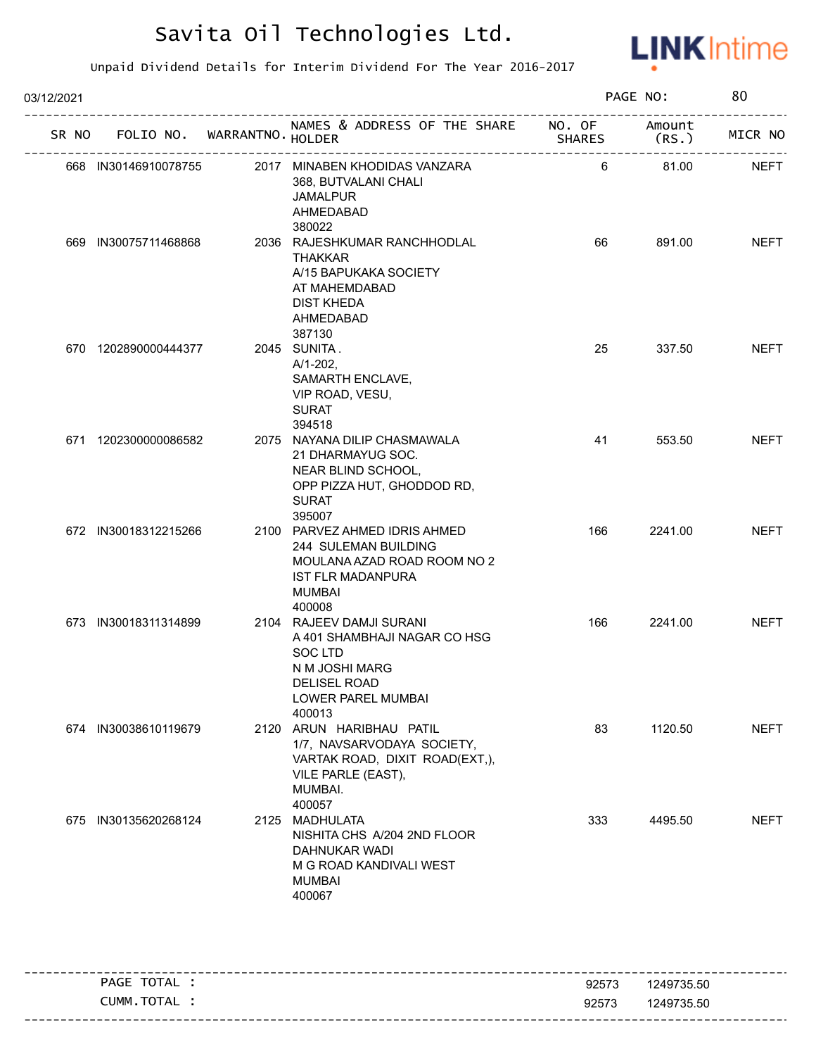# Savita Oil Technologies Ltd.

Unpaid Dividend Details for Interim Dividend For The Year 2016-2017

03/12/2021

| SR NO | FOLIO NO. | WARRANTNO. | NAMES & ADDRESS OF THE SHARE HOLDER | NO. OF SHARES | Amount (RS.) | MICR NO |
|---|---|---|---|---|---|---|
| 668 | IN30146910078755 | 2017 | MINABEN KHODIDAS VANZARA 368, BUTVALANI CHALI JAMALPUR AHMEDABAD 380022 | 6 | 81.00 | NEFT |
| 669 | IN30075711468868 | 2036 | RAJESHKUMAR RANCHHODLAL THAKKAR A/15 BAPUKAKA SOCIETY AT MAHEMDABAD DIST KHEDA AHMEDABAD 387130 | 66 | 891.00 | NEFT |
| 670 | 1202890000444377 | 2045 | SUNITA . A/1-202, SAMARTH ENCLAVE, VIP ROAD, VESU, SURAT 394518 | 25 | 337.50 | NEFT |
| 671 | 1202300000086582 | 2075 | NAYANA DILIP CHASMAWALA 21 DHARMAYUG SOC. NEAR BLIND SCHOOL, OPP PIZZA HUT, GHODDOD RD, SURAT 395007 | 41 | 553.50 | NEFT |
| 672 | IN30018312215266 | 2100 | PARVEZ AHMED IDRIS AHMED 244 SULEMAN BUILDING MOULANA AZAD ROAD ROOM NO 2 IST FLR MADANPURA MUMBAI 400008 | 166 | 2241.00 | NEFT |
| 673 | IN30018311314899 | 2104 | RAJEEV DAMJI SURANI A 401 SHAMBHAJI NAGAR CO HSG SOC LTD N M JOSHI MARG DELISEL ROAD LOWER PAREL MUMBAI 400013 | 166 | 2241.00 | NEFT |
| 674 | IN30038610119679 | 2120 | ARUN HARIBHAU PATIL 1/7, NAVSARVODAYA SOCIETY, VARTAK ROAD, DIXIT ROAD(EXT,), VILE PARLE (EAST), MUMBAI. 400057 | 83 | 1120.50 | NEFT |
| 675 | IN30135620268124 | 2125 | MADHULATA NISHITA CHS A/204 2ND FLOOR DAHNUKAR WADI M G ROAD KANDIVALI WEST MUMBAI 400067 | 333 | 4495.50 | NEFT |

| | NO. OF SHARES | Amount (RS.) |
|---|---|---|
| PAGE TOTAL : | 92573 | 1249735.50 |
| CUMM.TOTAL : | 92573 | 1249735.50 |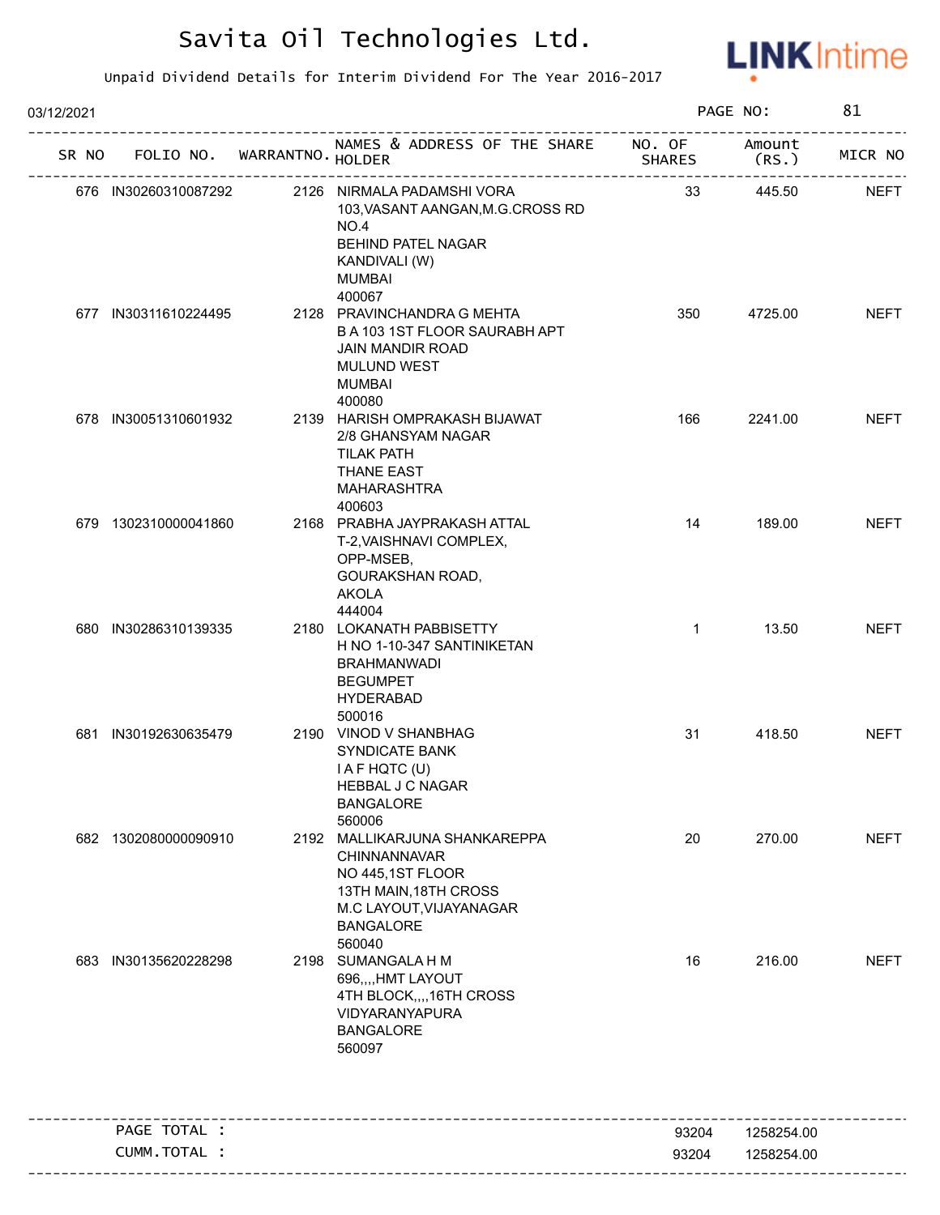# Savita Oil Technologies Ltd.

Unpaid Dividend Details for Interim Dividend For The Year 2016-2017

03/12/2021

| SR NO | FOLIO NO. | WARRANTNO. | NAMES & ADDRESS OF THE SHARE HOLDER | NO. OF SHARES | Amount (RS.) | MICR NO |
|---|---|---|---|---|---|---|
| 676 | IN30260310087292 | 2126 | NIRMALA PADAMSHI VORA<br>103,VASANT AANGAN,M.G.CROSS RD<br>NO.4<br>BEHIND PATEL NAGAR<br>KANDIVALI (W)<br>MUMBAI<br>400067 | 33 | 445.50 | NEFT |
| 677 | IN30311610224495 | 2128 | PRAVINCHANDRA G MEHTA<br>B A 103 1ST FLOOR SAURABH APT<br>JAIN MANDIR ROAD<br>MULUND WEST<br>MUMBAI<br>400080 | 350 | 4725.00 | NEFT |
| 678 | IN30051310601932 | 2139 | HARISH OMPRAKASH BIJAWAT<br>2/8 GHANSYAM NAGAR<br>TILAK PATH<br>THANE EAST<br>MAHARASHTRA<br>400603 | 166 | 2241.00 | NEFT |
| 679 | 1302310000041860 | 2168 | PRABHA JAYPRAKASH ATTAL<br>T-2,VAISHNAVI COMPLEX,<br>OPP-MSEB,<br>GOURAKSHAN ROAD,<br>AKOLA<br>444004 | 14 | 189.00 | NEFT |
| 680 | IN30286310139335 | 2180 | LOKANATH PABBISETTY<br>H NO 1-10-347 SANTINIKETAN<br>BRAHMANWADI<br>BEGUMPET<br>HYDERABAD<br>500016 | 1 | 13.50 | NEFT |
| 681 | IN30192630635479 | 2190 | VINOD V SHANBHAG<br>SYNDICATE BANK<br>I A F HQTC (U)<br>HEBBAL J C NAGAR<br>BANGALORE<br>560006 | 31 | 418.50 | NEFT |
| 682 | 1302080000090910 | 2192 | MALLIKARJUNA SHANKAREPPA<br>CHINNANNAVAR<br>NO 445,1ST FLOOR<br>13TH MAIN,18TH CROSS<br>M.C LAYOUT,VIJAYANAGAR<br>BANGALORE<br>560040 | 20 | 270.00 | NEFT |
| 683 | IN30135620228298 | 2198 | SUMANGALA H M<br>696,,,,HMT LAYOUT<br>4TH BLOCK,,,,16TH CROSS<br>VIDYARANYAPURA<br>BANGALORE<br>560097 | 16 | 216.00 | NEFT |

| | NO. OF SHARES | Amount (RS.) |
|---|---|---|
| PAGE TOTAL : | 93204 | 1258254.00 |
| CUMM.TOTAL : | 93204 | 1258254.00 |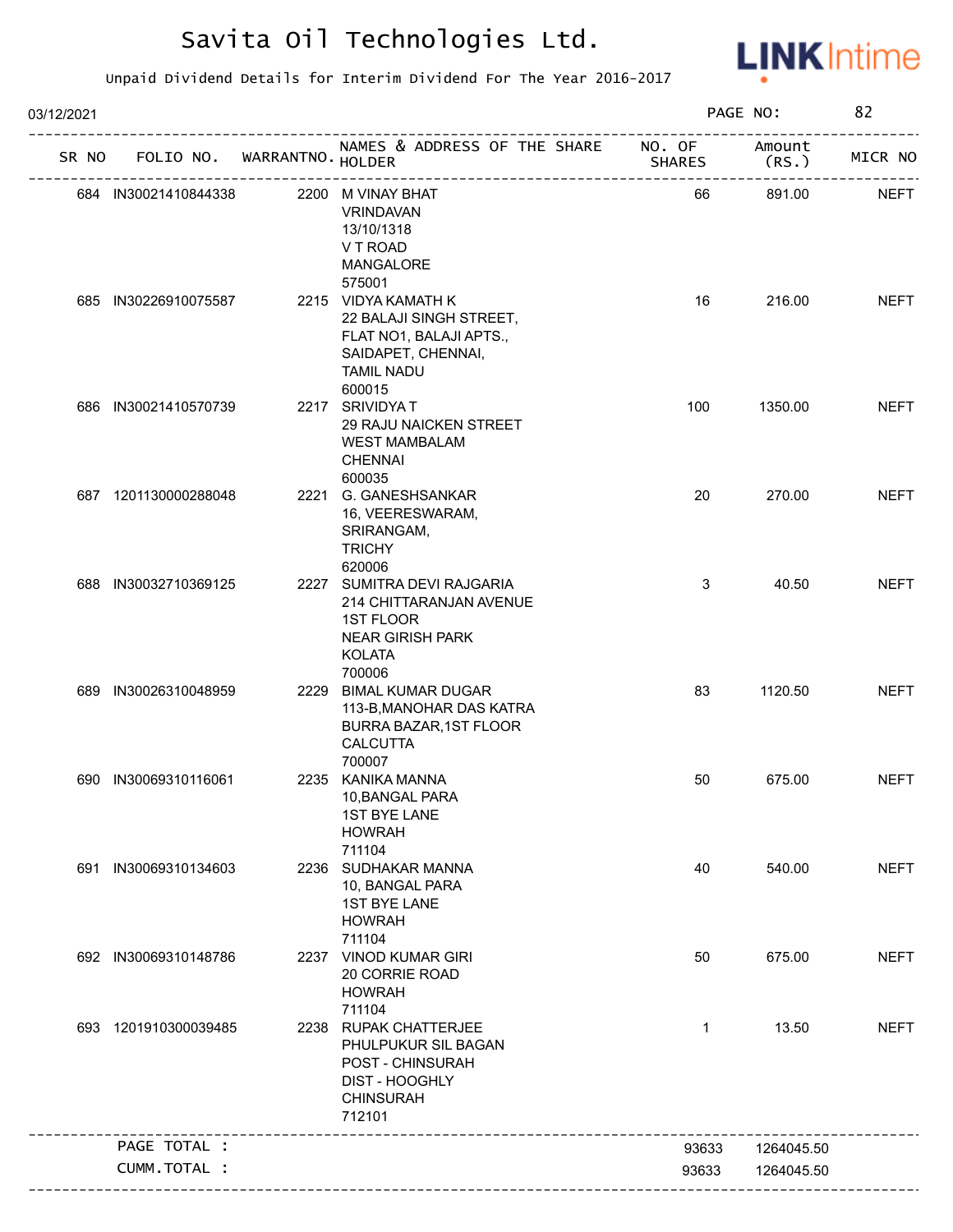# Savita Oil Technologies Ltd.

Unpaid Dividend Details for Interim Dividend For The Year 2016-2017

03/12/2021

| SR NO | FOLIO NO. | WARRANTNO. | NAMES & ADDRESS OF THE SHARE HOLDER | NO. OF SHARES | Amount (RS.) | MICR NO |
|---|---|---|---|---|---|---|
| 684 | IN30021410844338 | 2200 | M VINAY BHAT<br>VRINDAVAN<br>13/10/1318<br>V T ROAD<br>MANGALORE<br>575001 | 66 | 891.00 | NEFT |
| 685 | IN30226910075587 | 2215 | VIDYA KAMATH K<br>22 BALAJI SINGH STREET,<br>FLAT NO1, BALAJI APTS.,<br>SAIDAPET, CHENNAI,<br>TAMIL NADU<br>600015 | 16 | 216.00 | NEFT |
| 686 | IN30021410570739 | 2217 | SRIVIDYA T<br>29 RAJU NAICKEN STREET<br>WEST MAMBALAM<br>CHENNAI<br>600035 | 100 | 1350.00 | NEFT |
| 687 | 1201130000288048 | 2221 | G. GANESHSANKAR<br>16, VEERESWARAM,<br>SRIRANGAM,<br>TRICHY<br>620006 | 20 | 270.00 | NEFT |
| 688 | IN30032710369125 | 2227 | SUMITRA DEVI RAJGARIA<br>214 CHITTARANJAN AVENUE<br>1ST FLOOR<br>NEAR GIRISH PARK<br>KOLATA<br>700006 | 3 | 40.50 | NEFT |
| 689 | IN30026310048959 | 2229 | BIMAL KUMAR DUGAR<br>113-B,MANOHAR DAS KATRA<br>BURRA BAZAR,1ST FLOOR<br>CALCUTTA<br>700007 | 83 | 1120.50 | NEFT |
| 690 | IN30069310116061 | 2235 | KANIKA MANNA<br>10,BANGAL PARA<br>1ST BYE LANE<br>HOWRAH<br>711104 | 50 | 675.00 | NEFT |
| 691 | IN30069310134603 | 2236 | SUDHAKAR MANNA<br>10, BANGAL PARA<br>1ST BYE LANE<br>HOWRAH<br>711104 | 40 | 540.00 | NEFT |
| 692 | IN30069310148786 | 2237 | VINOD KUMAR GIRI<br>20 CORRIE ROAD<br>HOWRAH<br>711104 | 50 | 675.00 | NEFT |
| 693 | 1201910300039485 | 2238 | RUPAK CHATTERJEE<br>PHULPUKUR SIL BAGAN<br>POST - CHINSURAH<br>DIST - HOOGHLY<br>CHINSURAH<br>712101 | 1 | 13.50 | NEFT |
| | PAGE TOTAL : | | | 93633 | 1264045.50 | |
| | CUMM.TOTAL : | | | 93633 | 1264045.50 | |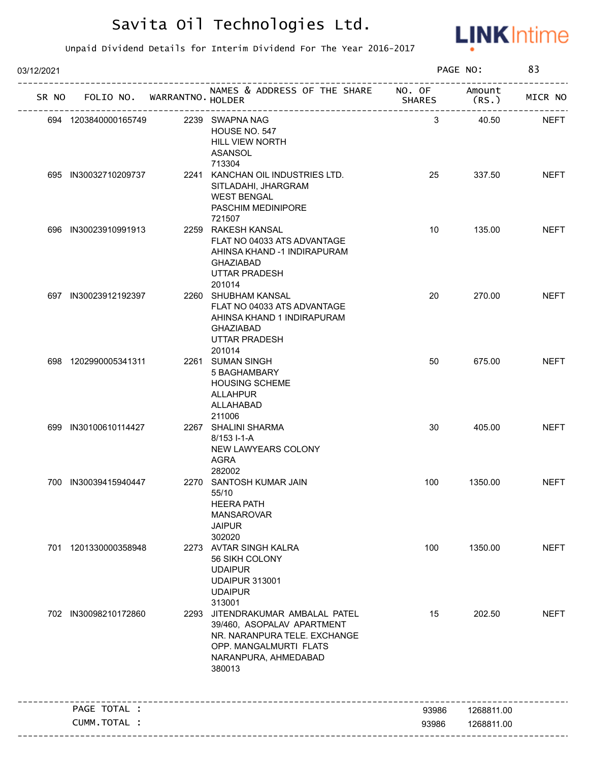# Savita Oil Technologies Ltd.

Unpaid Dividend Details for Interim Dividend For The Year 2016-2017

03/12/2021 PAGE NO: 83

| SR NO | FOLIO NO. | WARRANTNO. | NAMES & ADDRESS OF THE SHARE HOLDER | NO. OF SHARES | Amount (RS.) | MICR NO |
|---|---|---|---|---|---|---|
| 694 | 1203840000165749 | 2239 | SWAPNA NAG<br>HOUSE NO. 547<br>HILL VIEW NORTH<br>ASANSOL<br>713304 | 3 | 40.50 | NEFT |
| 695 | IN30032710209737 | 2241 | KANCHAN OIL INDUSTRIES LTD.<br>SITLADAHI, JHARGRAM<br>WEST BENGAL<br>PASCHIM MEDINIPORE<br>721507 | 25 | 337.50 | NEFT |
| 696 | IN30023910991913 | 2259 | RAKESH KANSAL<br>FLAT NO 04033 ATS ADVANTAGE<br>AHINSA KHAND -1 INDIRAPURAM<br>GHAZIABAD<br>UTTAR PRADESH<br>201014 | 10 | 135.00 | NEFT |
| 697 | IN30023912192397 | 2260 | SHUBHAM KANSAL<br>FLAT NO 04033 ATS ADVANTAGE<br>AHINSA KHAND 1 INDIRAPURAM<br>GHAZIABAD<br>UTTAR PRADESH<br>201014 | 20 | 270.00 | NEFT |
| 698 | 1202990005341311 | 2261 | SUMAN SINGH<br>5 BAGHAMBARY<br>HOUSING SCHEME<br>ALLAHPUR<br>ALLAHABAD<br>211006 | 50 | 675.00 | NEFT |
| 699 | IN30100610114427 | 2267 | SHALINI SHARMA<br>8/153 I-1-A<br>NEW LAWYEARS COLONY<br>AGRA<br>282002 | 30 | 405.00 | NEFT |
| 700 | IN30039415940447 | 2270 | SANTOSH KUMAR JAIN<br>55/10<br>HEERA PATH<br>MANSAROVAR<br>JAIPUR<br>302020 | 100 | 1350.00 | NEFT |
| 701 | 1201330000358948 | 2273 | AVTAR SINGH KALRA<br>56 SIKH COLONY<br>UDAIPUR<br>UDAIPUR 313001<br>UDAIPUR<br>313001 | 100 | 1350.00 | NEFT |
| 702 | IN30098210172860 | 2293 | JITENDRAKUMAR AMBALAL PATEL<br>39/460, ASOPALAV APARTMENT<br>NR. NARANPURA TELE. EXCHANGE<br>OPP. MANGALMURTI FLATS<br>NARANPURA, AHMEDABAD<br>380013 | 15 | 202.50 | NEFT |

| | | |
|---|---|---|
| PAGE TOTAL : | 93986 | 1268811.00 |
| CUMM.TOTAL : | 93986 | 1268811.00 |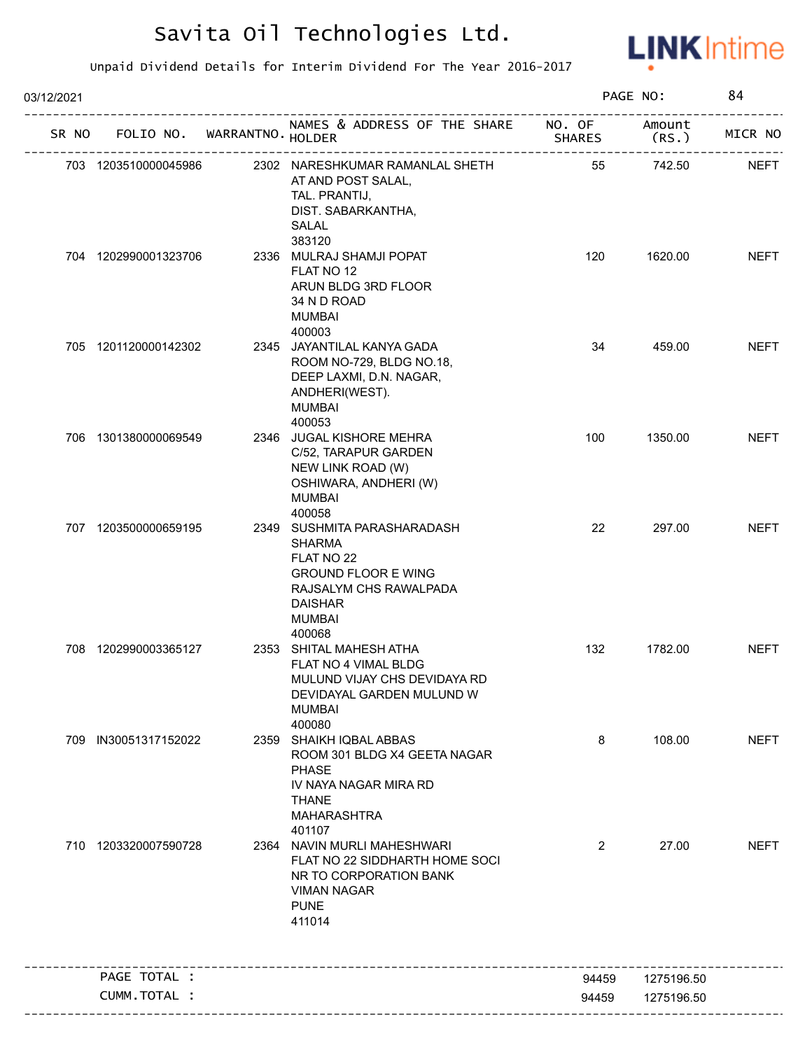# Savita Oil Technologies Ltd.

Unpaid Dividend Details for Interim Dividend For The Year 2016-2017

03/12/2021 PAGE NO: 84

| SR NO | FOLIO NO. | WARRANTNO. | NAMES & ADDRESS OF THE SHARE HOLDER | NO. OF SHARES | Amount (RS.) | MICR NO |
|---|---|---|---|---|---|---|
| 703 | 1203510000045986 | 2302 | NARESHKUMAR RAMANLAL SHETH<br>AT AND POST SALAL,<br>TAL. PRANTIJ,<br>DIST. SABARKANTHA,<br>SALAL<br>383120 | 55 | 742.50 | NEFT |
| 704 | 1202990001323706 | 2336 | MULRAJ SHAMJI POPAT<br>FLAT NO 12<br>ARUN BLDG 3RD FLOOR<br>34 N D ROAD<br>MUMBAI<br>400003 | 120 | 1620.00 | NEFT |
| 705 | 1201120000142302 | 2345 | JAYANTILAL KANYA GADA<br>ROOM NO-729, BLDG NO.18,<br>DEEP LAXMI, D.N. NAGAR,<br>ANDHERI(WEST).<br>MUMBAI<br>400053 | 34 | 459.00 | NEFT |
| 706 | 1301380000069549 | 2346 | JUGAL KISHORE MEHRA<br>C/52, TARAPUR GARDEN<br>NEW LINK ROAD (W)<br>OSHIWARA, ANDHERI (W)<br>MUMBAI<br>400058 | 100 | 1350.00 | NEFT |
| 707 | 1203500000659195 | 2349 | SUSHMITA PARASHARADASH<br>SHARMA<br>FLAT NO 22<br>GROUND FLOOR E WING<br>RAJSALYM CHS RAWALPADA<br>DAISHAR<br>MUMBAI<br>400068 | 22 | 297.00 | NEFT |
| 708 | 1202990003365127 | 2353 | SHITAL MAHESH ATHA<br>FLAT NO 4 VIMAL BLDG<br>MULUND VIJAY CHS DEVIDAYA RD<br>DEVIDAYAL GARDEN MULUND W<br>MUMBAI<br>400080 | 132 | 1782.00 | NEFT |
| 709 | IN30051317152022 | 2359 | SHAIKH IQBAL ABBAS<br>ROOM 301 BLDG X4 GEETA NAGAR<br>PHASE<br>IV NAYA NAGAR MIRA RD<br>THANE<br>MAHARASHTRA<br>401107 | 8 | 108.00 | NEFT |
| 710 | 1203320007590728 | 2364 | NAVIN MURLI MAHESHWARI<br>FLAT NO 22 SIDDHARTH HOME SOCI<br>NR TO CORPORATION BANK<br>VIMAN NAGAR<br>PUNE<br>411014 | 2 | 27.00 | NEFT |
| | PAGE TOTAL : | | | 94459 | 1275196.50 | |
| | CUMM.TOTAL : | | | 94459 | 1275196.50 | |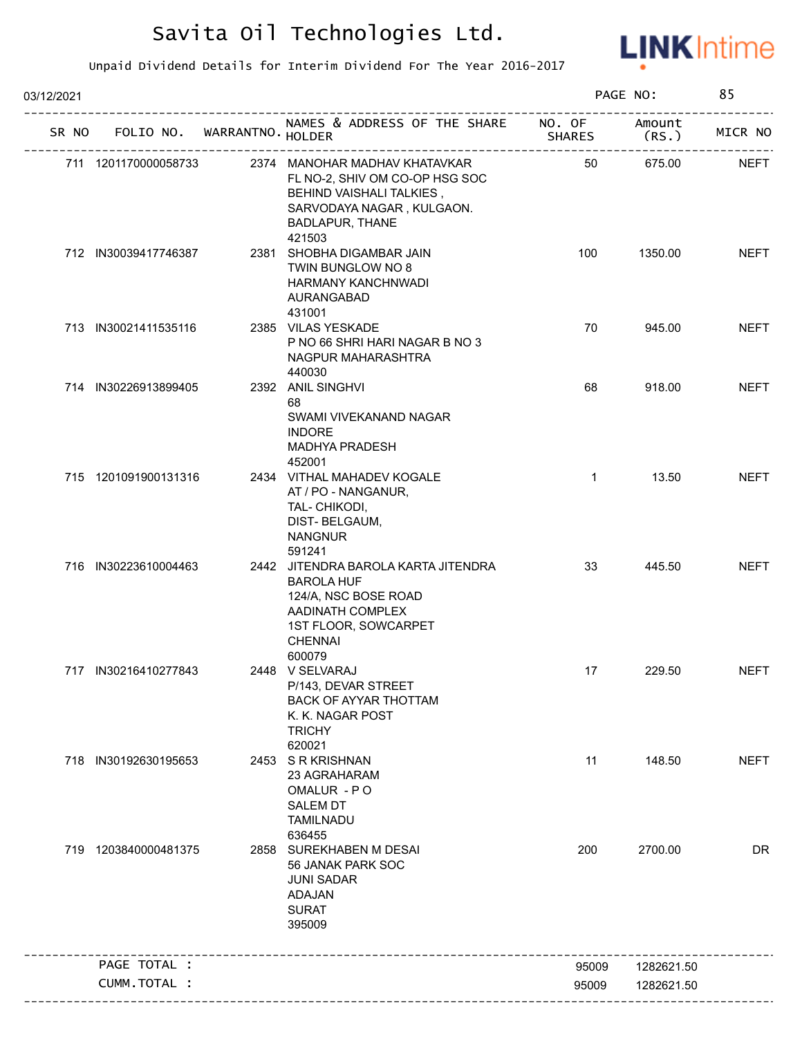# Savita Oil Technologies Ltd.

Unpaid Dividend Details for Interim Dividend For The Year 2016-2017

03/12/2021

| SR NO | FOLIO NO. | WARRANTNO. | NAMES & ADDRESS OF THE SHARE HOLDER | NO. OF SHARES | Amount (RS.) | MICR NO |
|---|---|---|---|---|---|---|
| 711 | 1201170000058733 | 2374 | MANOHAR MADHAV KHATAVKAR FL NO-2, SHIV OM CO-OP HSG SOC BEHIND VAISHALI TALKIES , SARVODAYA NAGAR , KULGAON. BADLAPUR, THANE 421503 | 50 | 675.00 | NEFT |
| 712 | IN30039417746387 | 2381 | SHOBHA DIGAMBAR JAIN TWIN BUNGLOW NO 8 HARMANY KANCHNWADI AURANGABAD 431001 | 100 | 1350.00 | NEFT |
| 713 | IN30021411535116 | 2385 | VILAS YESKADE P NO 66 SHRI HARI NAGAR B NO 3 NAGPUR MAHARASHTRA 440030 | 70 | 945.00 | NEFT |
| 714 | IN30226913899405 | 2392 | ANIL SINGHVI 68 SWAMI VIVEKANAND NAGAR INDORE MADHYA PRADESH 452001 | 68 | 918.00 | NEFT |
| 715 | 1201091900131316 | 2434 | VITHAL MAHADEV KOGALE AT / PO - NANGANUR, TAL- CHIKODI, DIST- BELGAUM, NANGNUR 591241 | 1 | 13.50 | NEFT |
| 716 | IN30223610004463 | 2442 | JITENDRA BAROLA KARTA JITENDRA BAROLA HUF 124/A, NSC BOSE ROAD AADINATH COMPLEX 1ST FLOOR, SOWCARPET CHENNAI 600079 | 33 | 445.50 | NEFT |
| 717 | IN30216410277843 | 2448 | V SELVARAJ P/143, DEVAR STREET BACK OF AYYAR THOTTAM K. K. NAGAR POST TRICHY 620021 | 17 | 229.50 | NEFT |
| 718 | IN30192630195653 | 2453 | S R KRISHNAN 23 AGRAHARAM OMALUR - P O SALEM DT TAMILNADU 636455 | 11 | 148.50 | NEFT |
| 719 | 1203840000481375 | 2858 | SUREKHABEN M DESAI 56 JANAK PARK SOC JUNI SADAR ADAJAN SURAT 395009 | 200 | 2700.00 | DR |

| | NO. OF SHARES | Amount (RS.) |
|---|---|---|
| PAGE TOTAL : | 95009 | 1282621.50 |
| CUMM.TOTAL : | 95009 | 1282621.50 |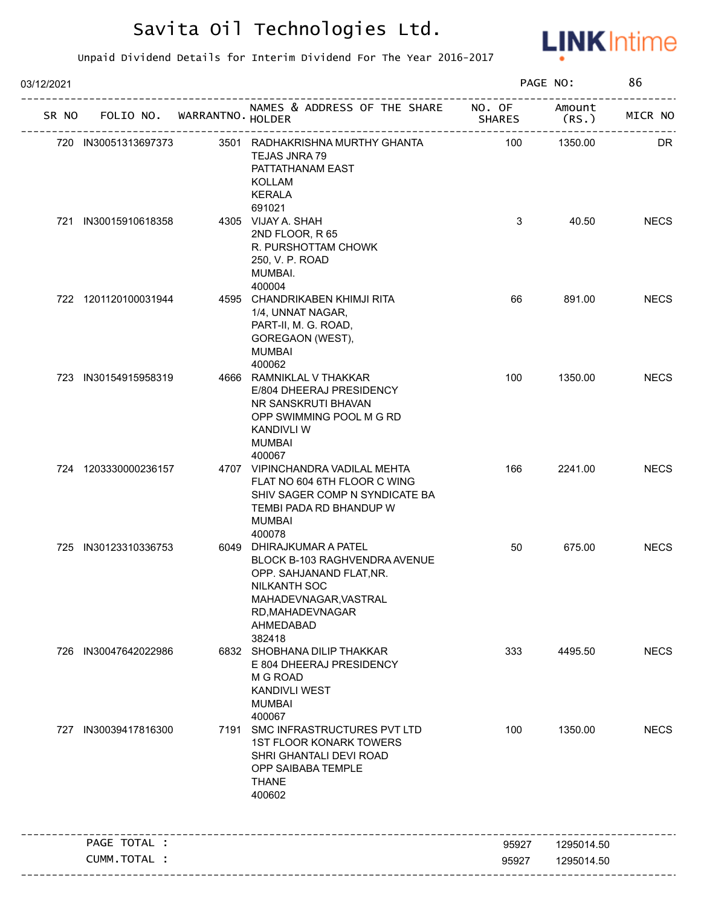# Savita Oil Technologies Ltd.

Unpaid Dividend Details for Interim Dividend For The Year 2016-2017

03/12/2021 PAGE NO: 86

| SR NO | FOLIO NO. | WARRANTNO. | NAMES & ADDRESS OF THE SHARE HOLDER | NO. OF SHARES | Amount (RS.) | MICR NO |
|---|---|---|---|---|---|---|
| 720 | IN30051313697373 | 3501 | RADHAKRISHNA MURTHY GHANTA TEJAS JNRA 79 PATTATHANAM EAST KOLLAM KERALA 691021 | 100 | 1350.00 | DR |
| 721 | IN30015910618358 | 4305 | VIJAY A. SHAH 2ND FLOOR, R 65 R. PURSHOTTAM CHOWK 250, V. P. ROAD MUMBAI. 400004 | 3 | 40.50 | NECS |
| 722 | 1201120100031944 | 4595 | CHANDRIKABEN KHIMJI RITA 1/4, UNNAT NAGAR, PART-II, M. G. ROAD, GOREGAON (WEST), MUMBAI 400062 | 66 | 891.00 | NECS |
| 723 | IN30154915958319 | 4666 | RAMNIKLAL V THAKKAR E/804 DHEERAJ PRESIDENCY NR SANSKRUTI BHAVAN OPP SWIMMING POOL M G RD KANDIVLI W MUMBAI 400067 | 100 | 1350.00 | NECS |
| 724 | 1203330000236157 | 4707 | VIPINCHANDRA VADILAL MEHTA FLAT NO 604 6TH FLOOR C WING SHIV SAGER COMP N SYNDICATE BA TEMBI PADA RD BHANDUP W MUMBAI 400078 | 166 | 2241.00 | NECS |
| 725 | IN30123310336753 | 6049 | DHIRAJKUMAR A PATEL BLOCK B-103 RAGHVENDRA AVENUE OPP. SAHJANAND FLAT,NR. NILKANTH SOC MAHADEVNAGAR,VASTRAL RD,MAHADEVNAGAR AHMEDABAD 382418 | 50 | 675.00 | NECS |
| 726 | IN30047642022986 | 6832 | SHOBHANA DILIP THAKKAR E 804 DHEERAJ PRESIDENCY M G ROAD KANDIVLI WEST MUMBAI 400067 | 333 | 4495.50 | NECS |
| 727 | IN30039417816300 | 7191 | SMC INFRASTRUCTURES PVT LTD 1ST FLOOR KONARK TOWERS SHRI GHANTALI DEVI ROAD OPP SAIBABA TEMPLE THANE 400602 | 100 | 1350.00 | NECS |

| | | |
|---|---|---|
| PAGE TOTAL : | 95927 | 1295014.50 |
| CUMM.TOTAL : | 95927 | 1295014.50 |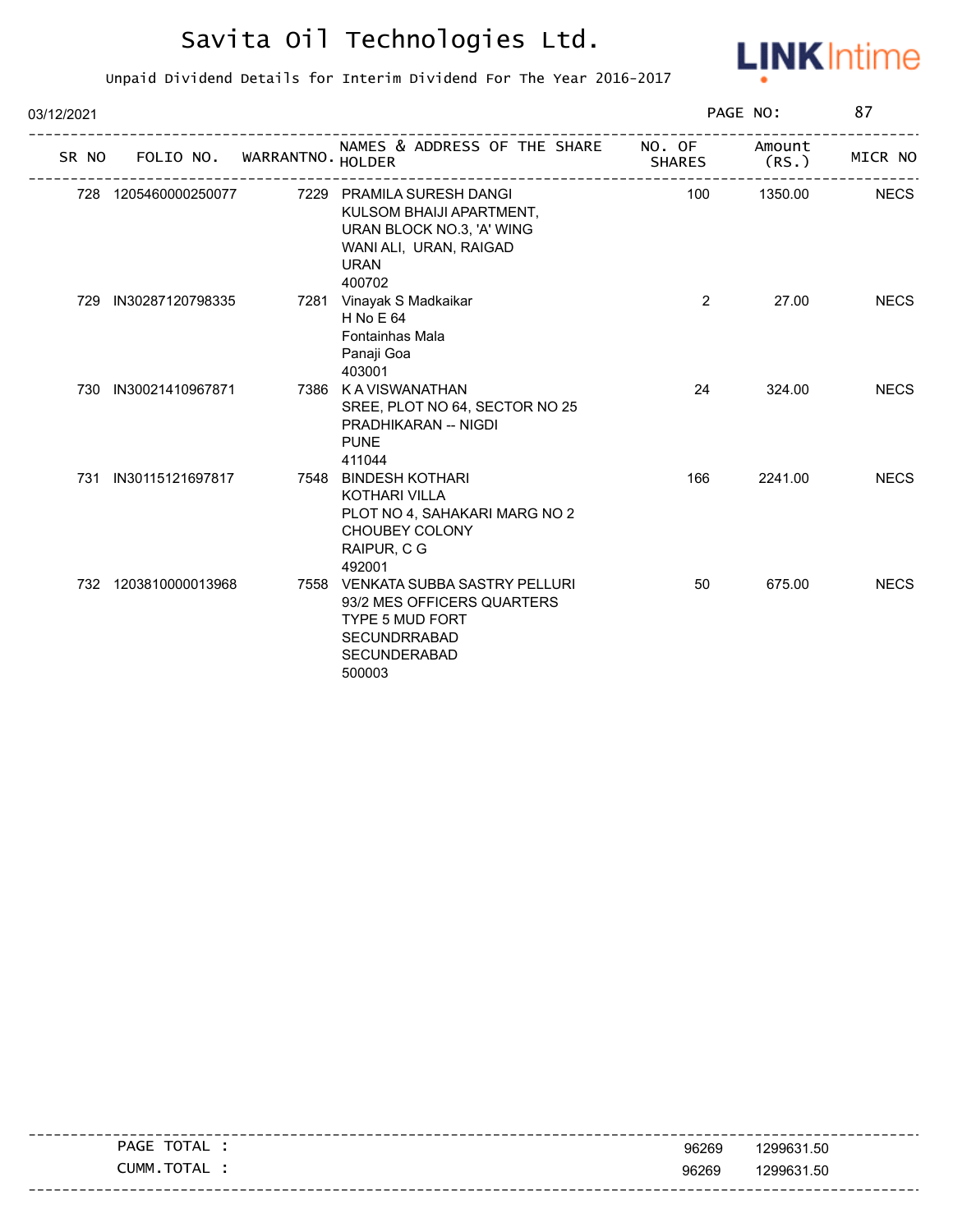# Savita Oil Technologies Ltd.

Unpaid Dividend Details for Interim Dividend For The Year 2016-2017

03/12/2021

| SR NO | FOLIO NO. | WARRANTNO. | NAMES & ADDRESS OF THE SHARE HOLDER | NO. OF SHARES | Amount (RS.) | MICR NO |
|---|---|---|---|---|---|---|
| 728 | 1205460000250077 | 7229 | PRAMILA SURESH DANGI<br>KULSOM BHAIJI APARTMENT,<br>URAN BLOCK NO.3, 'A' WING<br>WANI ALI, URAN, RAIGAD<br>URAN<br>400702 | 100 | 1350.00 | NECS |
| 729 | IN30287120798335 | 7281 | Vinayak S Madkaikar<br>H No E 64<br>Fontainhas Mala<br>Panaji Goa<br>403001 | 2 | 27.00 | NECS |
| 730 | IN30021410967871 | 7386 | K A VISWANATHAN<br>SREE, PLOT NO 64, SECTOR NO 25<br>PRADHIKARAN -- NIGDI<br>PUNE<br>411044 | 24 | 324.00 | NECS |
| 731 | IN30115121697817 | 7548 | BINDESH KOTHARI<br>KOTHARI VILLA<br>PLOT NO 4, SAHAKARI MARG NO 2<br>CHOUBEY COLONY<br>RAIPUR, C G<br>492001 | 166 | 2241.00 | NECS |
| 732 | 1203810000013968 | 7558 | VENKATA SUBBA SASTRY PELLURI<br>93/2 MES OFFICERS QUARTERS<br>TYPE 5 MUD FORT<br>SECUNDRRABAD<br>SECUNDERABAD<br>500003 | 50 | 675.00 | NECS |

| | | |
|---|---|---|
| PAGE TOTAL : | 96269 | 1299631.50 |
| CUMM.TOTAL : | 96269 | 1299631.50 |